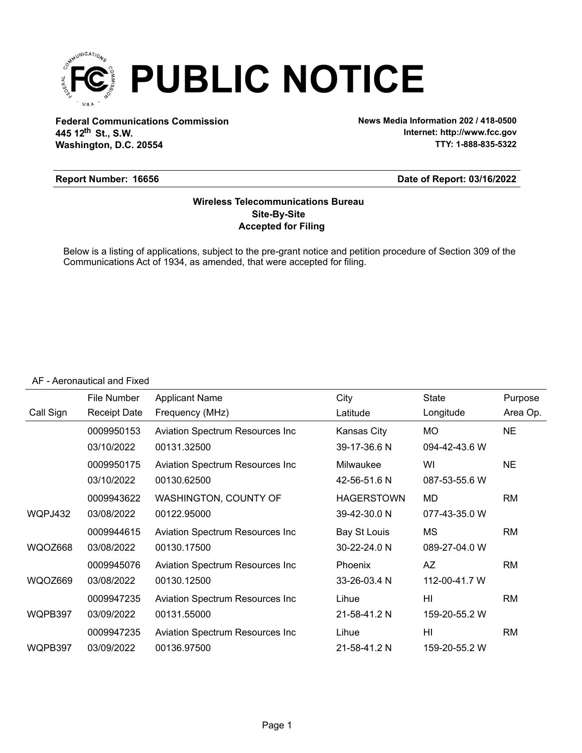# PUBLIC NOTICE

**Federal Communications Commission**
**445 12th St., S.W.**
**Washington, D.C. 20554**

**News Media Information 202 / 418-0500**
**Internet: http://www.fcc.gov**
**TTY: 1-888-835-5322**

**Report Number: 16656** | **Date of Report: 03/16/2022**

**Wireless Telecommunications Bureau**
**Site-By-Site**
**Accepted for Filing**

Below is a listing of applications, subject to the pre-grant notice and petition procedure of Section 309 of the Communications Act of 1934, as amended, that were accepted for filing.

AF - Aeronautical and Fixed

| Call Sign | File Number / Receipt Date | Applicant Name / Frequency (MHz) | City / Latitude | State / Longitude | Purpose / Area Op. |
|---|---|---|---|---|---|
| | 0009950153 | Aviation Spectrum Resources Inc | Kansas City | MO | NE |
| | 03/10/2022 | 00131.32500 | 39-17-36.6 N | 094-42-43.6 W | |
| | 0009950175 | Aviation Spectrum Resources Inc | Milwaukee | WI | NE |
| | 03/10/2022 | 00130.62500 | 42-56-51.6 N | 087-53-55.6 W | |
| | 0009943622 | WASHINGTON, COUNTY OF | HAGERSTOWN | MD | RM |
| WQPJ432 | 03/08/2022 | 00122.95000 | 39-42-30.0 N | 077-43-35.0 W | |
| | 0009944615 | Aviation Spectrum Resources Inc | Bay St Louis | MS | RM |
| WQOZ668 | 03/08/2022 | 00130.17500 | 30-22-24.0 N | 089-27-04.0 W | |
| | 0009945076 | Aviation Spectrum Resources Inc | Phoenix | AZ | RM |
| WQOZ669 | 03/08/2022 | 00130.12500 | 33-26-03.4 N | 112-00-41.7 W | |
| | 0009947235 | Aviation Spectrum Resources Inc | Lihue | HI | RM |
| WQPB397 | 03/09/2022 | 00131.55000 | 21-58-41.2 N | 159-20-55.2 W | |
| | 0009947235 | Aviation Spectrum Resources Inc | Lihue | HI | RM |
| WQPB397 | 03/09/2022 | 00136.97500 | 21-58-41.2 N | 159-20-55.2 W | |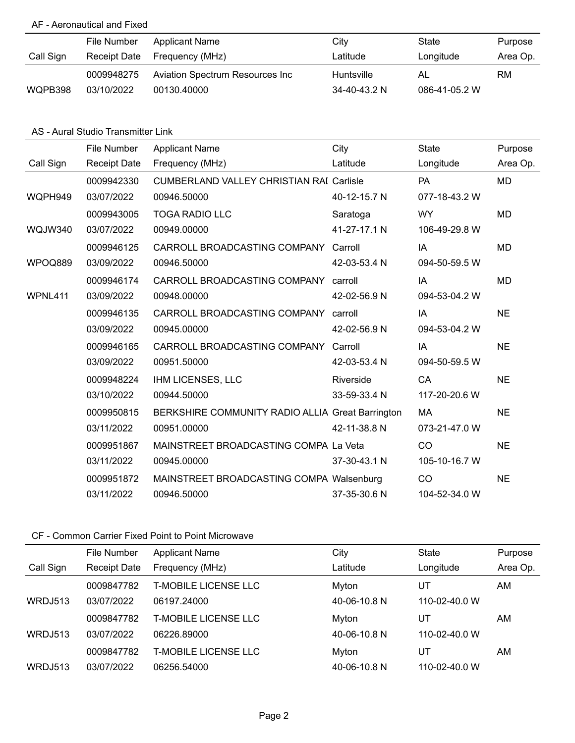AF - Aeronautical and Fixed

| Call Sign | File Number / Receipt Date | Applicant Name / Frequency (MHz) | City / Latitude | State / Longitude | Purpose / Area Op. |
|---|---|---|---|---|---|
| | 0009948275 | Aviation Spectrum Resources Inc | Huntsville | AL | RM |
| WQPB398 | 03/10/2022 | 00130.40000 | 34-40-43.2 N | 086-41-05.2 W | |

AS - Aural Studio Transmitter Link

| Call Sign | File Number / Receipt Date | Applicant Name / Frequency (MHz) | City / Latitude | State / Longitude | Purpose / Area Op. |
|---|---|---|---|---|---|
| | 0009942330 | CUMBERLAND VALLEY CHRISTIAN RAI | Carlisle | PA | MD |
| WQPH949 | 03/07/2022 | 00946.50000 | 40-12-15.7 N | 077-18-43.2 W | |
| | 0009943005 | TOGA RADIO LLC | Saratoga | WY | MD |
| WQJW340 | 03/07/2022 | 00949.00000 | 41-27-17.1 N | 106-49-29.8 W | |
| | 0009946125 | CARROLL BROADCASTING COMPANY | Carroll | IA | MD |
| WPOQ889 | 03/09/2022 | 00946.50000 | 42-03-53.4 N | 094-50-59.5 W | |
| | 0009946174 | CARROLL BROADCASTING COMPANY | carroll | IA | MD |
| WPNL411 | 03/09/2022 | 00948.00000 | 42-02-56.9 N | 094-53-04.2 W | |
| | 0009946135 | CARROLL BROADCASTING COMPANY | carroll | IA | NE |
| | 03/09/2022 | 00945.00000 | 42-02-56.9 N | 094-53-04.2 W | |
| | 0009946165 | CARROLL BROADCASTING COMPANY | Carroll | IA | NE |
| | 03/09/2022 | 00951.50000 | 42-03-53.4 N | 094-50-59.5 W | |
| | 0009948224 | IHM LICENSES, LLC | Riverside | CA | NE |
| | 03/10/2022 | 00944.50000 | 33-59-33.4 N | 117-20-20.6 W | |
| | 0009950815 | BERKSHIRE COMMUNITY RADIO ALLIA | Great Barrington | MA | NE |
| | 03/11/2022 | 00951.00000 | 42-11-38.8 N | 073-21-47.0 W | |
| | 0009951867 | MAINSTREET BROADCASTING COMPA | La Veta | CO | NE |
| | 03/11/2022 | 00945.00000 | 37-30-43.1 N | 105-10-16.7 W | |
| | 0009951872 | MAINSTREET BROADCASTING COMPA | Walsenburg | CO | NE |
| | 03/11/2022 | 00946.50000 | 37-35-30.6 N | 104-52-34.0 W | |

CF - Common Carrier Fixed Point to Point Microwave

| Call Sign | File Number / Receipt Date | Applicant Name / Frequency (MHz) | City / Latitude | State / Longitude | Purpose / Area Op. |
|---|---|---|---|---|---|
| | 0009847782 | T-MOBILE LICENSE LLC | Myton | UT | AM |
| WRDJ513 | 03/07/2022 | 06197.24000 | 40-06-10.8 N | 110-02-40.0 W | |
| | 0009847782 | T-MOBILE LICENSE LLC | Myton | UT | AM |
| WRDJ513 | 03/07/2022 | 06226.89000 | 40-06-10.8 N | 110-02-40.0 W | |
| | 0009847782 | T-MOBILE LICENSE LLC | Myton | UT | AM |
| WRDJ513 | 03/07/2022 | 06256.54000 | 40-06-10.8 N | 110-02-40.0 W | |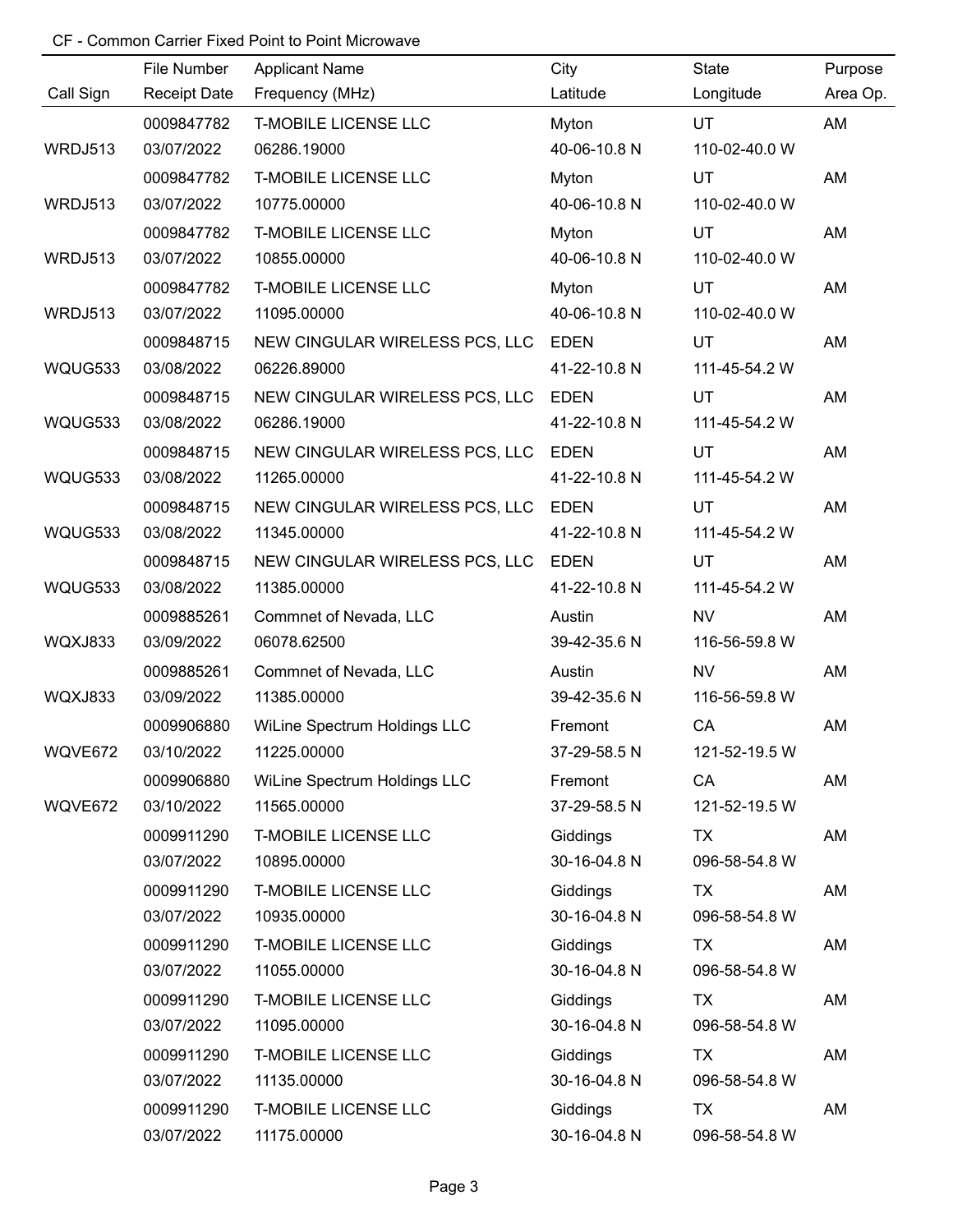CF - Common Carrier Fixed Point to Point Microwave

| Call Sign | File Number / Receipt Date | Applicant Name / Frequency (MHz) | City / Latitude | State / Longitude | Purpose / Area Op. |
|---|---|---|---|---|---|
| | 0009847782 | T-MOBILE LICENSE LLC | Myton | UT | AM |
| WRDJ513 | 03/07/2022 | 06286.19000 | 40-06-10.8 N | 110-02-40.0 W | |
| | 0009847782 | T-MOBILE LICENSE LLC | Myton | UT | AM |
| WRDJ513 | 03/07/2022 | 10775.00000 | 40-06-10.8 N | 110-02-40.0 W | |
| | 0009847782 | T-MOBILE LICENSE LLC | Myton | UT | AM |
| WRDJ513 | 03/07/2022 | 10855.00000 | 40-06-10.8 N | 110-02-40.0 W | |
| | 0009847782 | T-MOBILE LICENSE LLC | Myton | UT | AM |
| WRDJ513 | 03/07/2022 | 11095.00000 | 40-06-10.8 N | 110-02-40.0 W | |
| | 0009848715 | NEW CINGULAR WIRELESS PCS, LLC | EDEN | UT | AM |
| WQUG533 | 03/08/2022 | 06226.89000 | 41-22-10.8 N | 111-45-54.2 W | |
| | 0009848715 | NEW CINGULAR WIRELESS PCS, LLC | EDEN | UT | AM |
| WQUG533 | 03/08/2022 | 06286.19000 | 41-22-10.8 N | 111-45-54.2 W | |
| | 0009848715 | NEW CINGULAR WIRELESS PCS, LLC | EDEN | UT | AM |
| WQUG533 | 03/08/2022 | 11265.00000 | 41-22-10.8 N | 111-45-54.2 W | |
| | 0009848715 | NEW CINGULAR WIRELESS PCS, LLC | EDEN | UT | AM |
| WQUG533 | 03/08/2022 | 11345.00000 | 41-22-10.8 N | 111-45-54.2 W | |
| | 0009848715 | NEW CINGULAR WIRELESS PCS, LLC | EDEN | UT | AM |
| WQUG533 | 03/08/2022 | 11385.00000 | 41-22-10.8 N | 111-45-54.2 W | |
| | 0009885261 | Commnet of Nevada, LLC | Austin | NV | AM |
| WQXJ833 | 03/09/2022 | 06078.62500 | 39-42-35.6 N | 116-56-59.8 W | |
| | 0009885261 | Commnet of Nevada, LLC | Austin | NV | AM |
| WQXJ833 | 03/09/2022 | 11385.00000 | 39-42-35.6 N | 116-56-59.8 W | |
| | 0009906880 | WiLine Spectrum Holdings LLC | Fremont | CA | AM |
| WQVE672 | 03/10/2022 | 11225.00000 | 37-29-58.5 N | 121-52-19.5 W | |
| | 0009906880 | WiLine Spectrum Holdings LLC | Fremont | CA | AM |
| WQVE672 | 03/10/2022 | 11565.00000 | 37-29-58.5 N | 121-52-19.5 W | |
| | 0009911290 | T-MOBILE LICENSE LLC | Giddings | TX | AM |
| | 03/07/2022 | 10895.00000 | 30-16-04.8 N | 096-58-54.8 W | |
| | 0009911290 | T-MOBILE LICENSE LLC | Giddings | TX | AM |
| | 03/07/2022 | 10935.00000 | 30-16-04.8 N | 096-58-54.8 W | |
| | 0009911290 | T-MOBILE LICENSE LLC | Giddings | TX | AM |
| | 03/07/2022 | 11055.00000 | 30-16-04.8 N | 096-58-54.8 W | |
| | 0009911290 | T-MOBILE LICENSE LLC | Giddings | TX | AM |
| | 03/07/2022 | 11095.00000 | 30-16-04.8 N | 096-58-54.8 W | |
| | 0009911290 | T-MOBILE LICENSE LLC | Giddings | TX | AM |
| | 03/07/2022 | 11135.00000 | 30-16-04.8 N | 096-58-54.8 W | |
| | 0009911290 | T-MOBILE LICENSE LLC | Giddings | TX | AM |
| | 03/07/2022 | 11175.00000 | 30-16-04.8 N | 096-58-54.8 W | |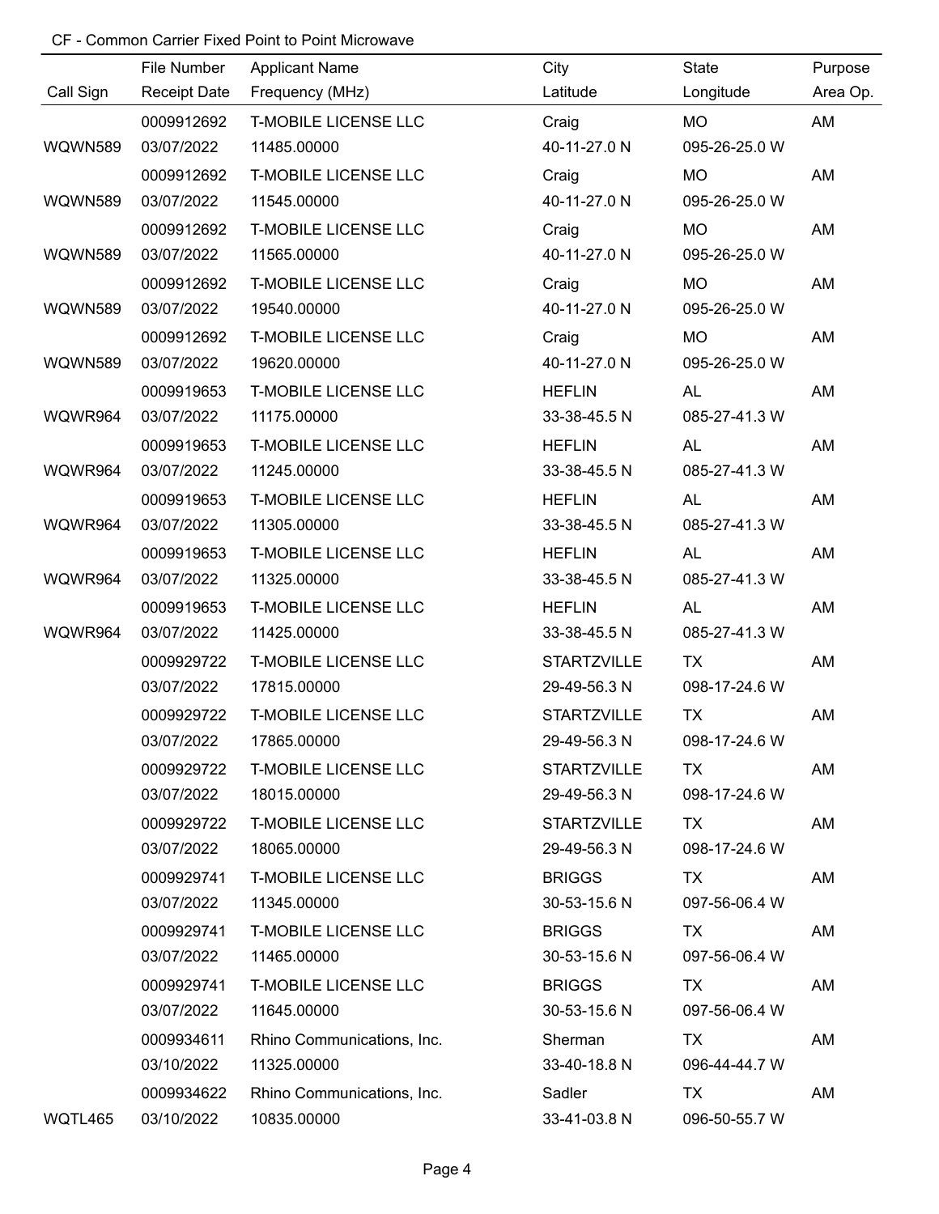CF - Common Carrier Fixed Point to Point Microwave

| Call Sign | File Number / Receipt Date | Applicant Name / Frequency (MHz) | City / Latitude | State / Longitude | Purpose / Area Op. |
|---|---|---|---|---|---|
| | 0009912692 | T-MOBILE LICENSE LLC | Craig | MO | AM |
| WQWN589 | 03/07/2022 | 11485.00000 | 40-11-27.0 N | 095-26-25.0 W | |
| | 0009912692 | T-MOBILE LICENSE LLC | Craig | MO | AM |
| WQWN589 | 03/07/2022 | 11545.00000 | 40-11-27.0 N | 095-26-25.0 W | |
| | 0009912692 | T-MOBILE LICENSE LLC | Craig | MO | AM |
| WQWN589 | 03/07/2022 | 11565.00000 | 40-11-27.0 N | 095-26-25.0 W | |
| | 0009912692 | T-MOBILE LICENSE LLC | Craig | MO | AM |
| WQWN589 | 03/07/2022 | 19540.00000 | 40-11-27.0 N | 095-26-25.0 W | |
| | 0009912692 | T-MOBILE LICENSE LLC | Craig | MO | AM |
| WQWN589 | 03/07/2022 | 19620.00000 | 40-11-27.0 N | 095-26-25.0 W | |
| | 0009919653 | T-MOBILE LICENSE LLC | HEFLIN | AL | AM |
| WQWR964 | 03/07/2022 | 11175.00000 | 33-38-45.5 N | 085-27-41.3 W | |
| | 0009919653 | T-MOBILE LICENSE LLC | HEFLIN | AL | AM |
| WQWR964 | 03/07/2022 | 11245.00000 | 33-38-45.5 N | 085-27-41.3 W | |
| | 0009919653 | T-MOBILE LICENSE LLC | HEFLIN | AL | AM |
| WQWR964 | 03/07/2022 | 11305.00000 | 33-38-45.5 N | 085-27-41.3 W | |
| | 0009919653 | T-MOBILE LICENSE LLC | HEFLIN | AL | AM |
| WQWR964 | 03/07/2022 | 11325.00000 | 33-38-45.5 N | 085-27-41.3 W | |
| | 0009919653 | T-MOBILE LICENSE LLC | HEFLIN | AL | AM |
| WQWR964 | 03/07/2022 | 11425.00000 | 33-38-45.5 N | 085-27-41.3 W | |
| | 0009929722 | T-MOBILE LICENSE LLC | STARTZVILLE | TX | AM |
| | 03/07/2022 | 17815.00000 | 29-49-56.3 N | 098-17-24.6 W | |
| | 0009929722 | T-MOBILE LICENSE LLC | STARTZVILLE | TX | AM |
| | 03/07/2022 | 17865.00000 | 29-49-56.3 N | 098-17-24.6 W | |
| | 0009929722 | T-MOBILE LICENSE LLC | STARTZVILLE | TX | AM |
| | 03/07/2022 | 18015.00000 | 29-49-56.3 N | 098-17-24.6 W | |
| | 0009929722 | T-MOBILE LICENSE LLC | STARTZVILLE | TX | AM |
| | 03/07/2022 | 18065.00000 | 29-49-56.3 N | 098-17-24.6 W | |
| | 0009929741 | T-MOBILE LICENSE LLC | BRIGGS | TX | AM |
| | 03/07/2022 | 11345.00000 | 30-53-15.6 N | 097-56-06.4 W | |
| | 0009929741 | T-MOBILE LICENSE LLC | BRIGGS | TX | AM |
| | 03/07/2022 | 11465.00000 | 30-53-15.6 N | 097-56-06.4 W | |
| | 0009929741 | T-MOBILE LICENSE LLC | BRIGGS | TX | AM |
| | 03/07/2022 | 11645.00000 | 30-53-15.6 N | 097-56-06.4 W | |
| | 0009934611 | Rhino Communications, Inc. | Sherman | TX | AM |
| | 03/10/2022 | 11325.00000 | 33-40-18.8 N | 096-44-44.7 W | |
| | 0009934622 | Rhino Communications, Inc. | Sadler | TX | AM |
| WQTL465 | 03/10/2022 | 10835.00000 | 33-41-03.8 N | 096-50-55.7 W | |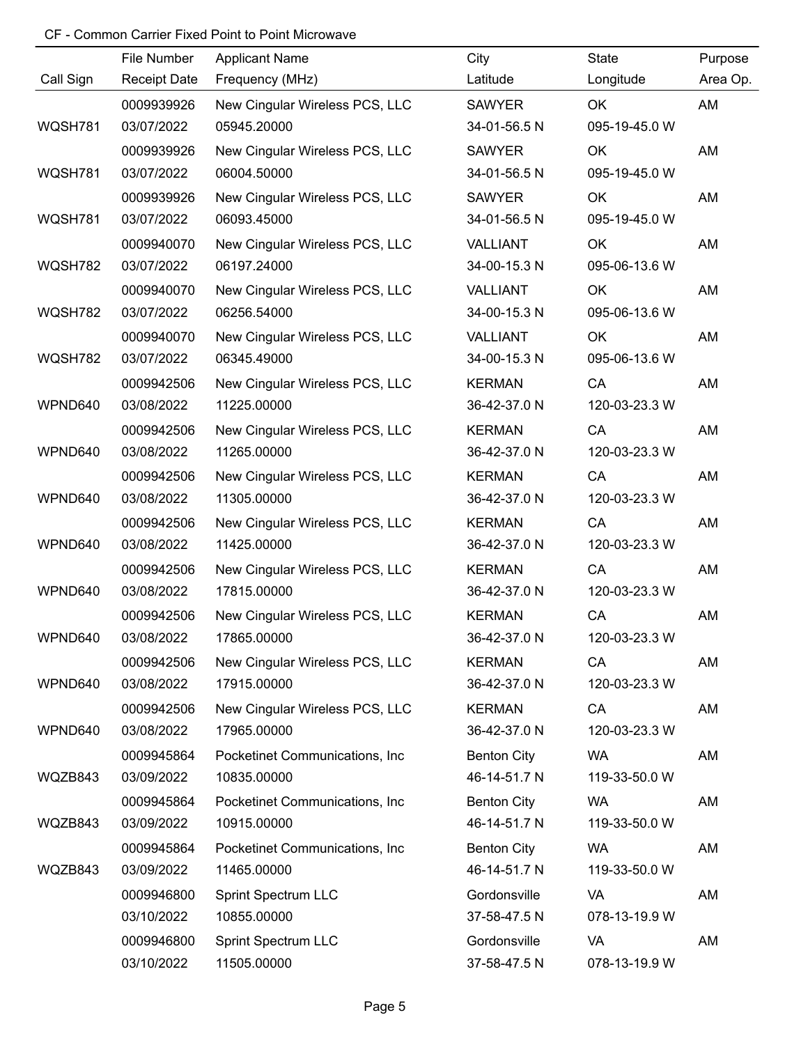CF - Common Carrier Fixed Point to Point Microwave

| Call Sign | File Number<br>Receipt Date | Applicant Name<br>Frequency (MHz) | City<br>Latitude | State<br>Longitude | Purpose<br>Area Op. |
|---|---|---|---|---|---|
| WQSH781 | 0009939926<br>03/07/2022 | New Cingular Wireless PCS, LLC<br>05945.20000 | SAWYER<br>34-01-56.5 N | OK<br>095-19-45.0 W | AM |
| WQSH781 | 0009939926<br>03/07/2022 | New Cingular Wireless PCS, LLC<br>06004.50000 | SAWYER<br>34-01-56.5 N | OK<br>095-19-45.0 W | AM |
| WQSH781 | 0009939926<br>03/07/2022 | New Cingular Wireless PCS, LLC<br>06093.45000 | SAWYER<br>34-01-56.5 N | OK<br>095-19-45.0 W | AM |
| WQSH782 | 0009940070<br>03/07/2022 | New Cingular Wireless PCS, LLC<br>06197.24000 | VALLIANT<br>34-00-15.3 N | OK<br>095-06-13.6 W | AM |
| WQSH782 | 0009940070<br>03/07/2022 | New Cingular Wireless PCS, LLC<br>06256.54000 | VALLIANT<br>34-00-15.3 N | OK<br>095-06-13.6 W | AM |
| WQSH782 | 0009940070<br>03/07/2022 | New Cingular Wireless PCS, LLC<br>06345.49000 | VALLIANT<br>34-00-15.3 N | OK<br>095-06-13.6 W | AM |
| WPND640 | 0009942506<br>03/08/2022 | New Cingular Wireless PCS, LLC<br>11225.00000 | KERMAN<br>36-42-37.0 N | CA<br>120-03-23.3 W | AM |
| WPND640 | 0009942506<br>03/08/2022 | New Cingular Wireless PCS, LLC<br>11265.00000 | KERMAN<br>36-42-37.0 N | CA<br>120-03-23.3 W | AM |
| WPND640 | 0009942506<br>03/08/2022 | New Cingular Wireless PCS, LLC<br>11305.00000 | KERMAN<br>36-42-37.0 N | CA<br>120-03-23.3 W | AM |
| WPND640 | 0009942506<br>03/08/2022 | New Cingular Wireless PCS, LLC<br>11425.00000 | KERMAN<br>36-42-37.0 N | CA<br>120-03-23.3 W | AM |
| WPND640 | 0009942506<br>03/08/2022 | New Cingular Wireless PCS, LLC<br>17815.00000 | KERMAN<br>36-42-37.0 N | CA<br>120-03-23.3 W | AM |
| WPND640 | 0009942506<br>03/08/2022 | New Cingular Wireless PCS, LLC<br>17865.00000 | KERMAN<br>36-42-37.0 N | CA<br>120-03-23.3 W | AM |
| WPND640 | 0009942506<br>03/08/2022 | New Cingular Wireless PCS, LLC<br>17915.00000 | KERMAN<br>36-42-37.0 N | CA<br>120-03-23.3 W | AM |
| WPND640 | 0009942506<br>03/08/2022 | New Cingular Wireless PCS, LLC<br>17965.00000 | KERMAN<br>36-42-37.0 N | CA<br>120-03-23.3 W | AM |
| WQZB843 | 0009945864<br>03/09/2022 | Pocketinet Communications, Inc<br>10835.00000 | Benton City<br>46-14-51.7 N | WA<br>119-33-50.0 W | AM |
| WQZB843 | 0009945864<br>03/09/2022 | Pocketinet Communications, Inc<br>10915.00000 | Benton City<br>46-14-51.7 N | WA<br>119-33-50.0 W | AM |
| WQZB843 | 0009945864<br>03/09/2022 | Pocketinet Communications, Inc<br>11465.00000 | Benton City<br>46-14-51.7 N | WA<br>119-33-50.0 W | AM |
| | 0009946800<br>03/10/2022 | Sprint Spectrum LLC<br>10855.00000 | Gordonsville<br>37-58-47.5 N | VA<br>078-13-19.9 W | AM |
| | 0009946800<br>03/10/2022 | Sprint Spectrum LLC<br>11505.00000 | Gordonsville<br>37-58-47.5 N | VA<br>078-13-19.9 W | AM |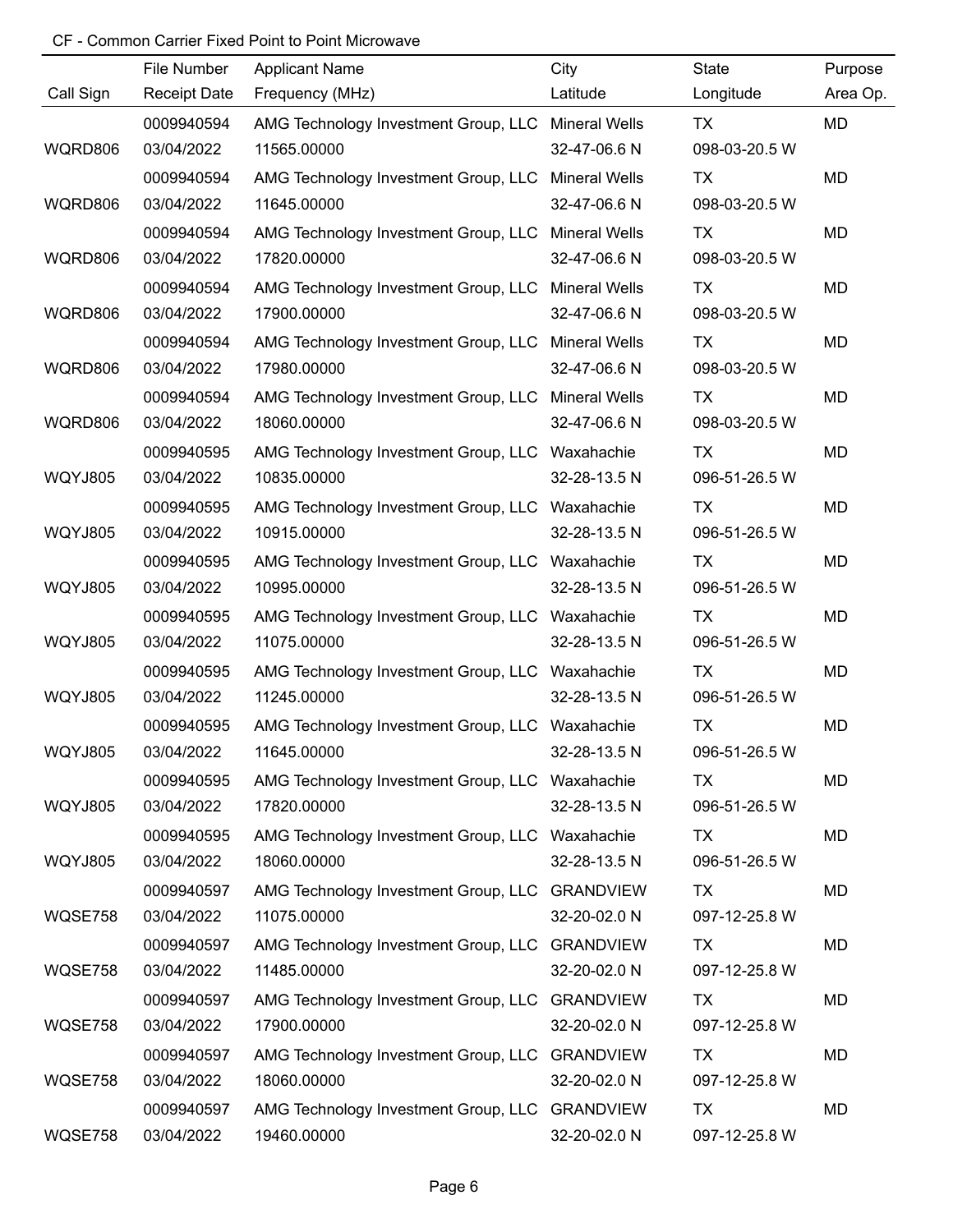CF - Common Carrier Fixed Point to Point Microwave

| Call Sign | File Number / Receipt Date | Applicant Name / Frequency (MHz) | City / Latitude | State / Longitude | Purpose / Area Op. |
|---|---|---|---|---|---|
| | 0009940594 | AMG Technology Investment Group, LLC | Mineral Wells | TX | MD |
| WQRD806 | 03/04/2022 | 11565.00000 | 32-47-06.6 N | 098-03-20.5 W | |
| | 0009940594 | AMG Technology Investment Group, LLC | Mineral Wells | TX | MD |
| WQRD806 | 03/04/2022 | 11645.00000 | 32-47-06.6 N | 098-03-20.5 W | |
| | 0009940594 | AMG Technology Investment Group, LLC | Mineral Wells | TX | MD |
| WQRD806 | 03/04/2022 | 17820.00000 | 32-47-06.6 N | 098-03-20.5 W | |
| | 0009940594 | AMG Technology Investment Group, LLC | Mineral Wells | TX | MD |
| WQRD806 | 03/04/2022 | 17900.00000 | 32-47-06.6 N | 098-03-20.5 W | |
| | 0009940594 | AMG Technology Investment Group, LLC | Mineral Wells | TX | MD |
| WQRD806 | 03/04/2022 | 17980.00000 | 32-47-06.6 N | 098-03-20.5 W | |
| | 0009940594 | AMG Technology Investment Group, LLC | Mineral Wells | TX | MD |
| WQRD806 | 03/04/2022 | 18060.00000 | 32-47-06.6 N | 098-03-20.5 W | |
| | 0009940595 | AMG Technology Investment Group, LLC | Waxahachie | TX | MD |
| WQYJ805 | 03/04/2022 | 10835.00000 | 32-28-13.5 N | 096-51-26.5 W | |
| | 0009940595 | AMG Technology Investment Group, LLC | Waxahachie | TX | MD |
| WQYJ805 | 03/04/2022 | 10915.00000 | 32-28-13.5 N | 096-51-26.5 W | |
| | 0009940595 | AMG Technology Investment Group, LLC | Waxahachie | TX | MD |
| WQYJ805 | 03/04/2022 | 10995.00000 | 32-28-13.5 N | 096-51-26.5 W | |
| | 0009940595 | AMG Technology Investment Group, LLC | Waxahachie | TX | MD |
| WQYJ805 | 03/04/2022 | 11075.00000 | 32-28-13.5 N | 096-51-26.5 W | |
| | 0009940595 | AMG Technology Investment Group, LLC | Waxahachie | TX | MD |
| WQYJ805 | 03/04/2022 | 11245.00000 | 32-28-13.5 N | 096-51-26.5 W | |
| | 0009940595 | AMG Technology Investment Group, LLC | Waxahachie | TX | MD |
| WQYJ805 | 03/04/2022 | 11645.00000 | 32-28-13.5 N | 096-51-26.5 W | |
| | 0009940595 | AMG Technology Investment Group, LLC | Waxahachie | TX | MD |
| WQYJ805 | 03/04/2022 | 17820.00000 | 32-28-13.5 N | 096-51-26.5 W | |
| | 0009940595 | AMG Technology Investment Group, LLC | Waxahachie | TX | MD |
| WQYJ805 | 03/04/2022 | 18060.00000 | 32-28-13.5 N | 096-51-26.5 W | |
| | 0009940597 | AMG Technology Investment Group, LLC | GRANDVIEW | TX | MD |
| WQSE758 | 03/04/2022 | 11075.00000 | 32-20-02.0 N | 097-12-25.8 W | |
| | 0009940597 | AMG Technology Investment Group, LLC | GRANDVIEW | TX | MD |
| WQSE758 | 03/04/2022 | 11485.00000 | 32-20-02.0 N | 097-12-25.8 W | |
| | 0009940597 | AMG Technology Investment Group, LLC | GRANDVIEW | TX | MD |
| WQSE758 | 03/04/2022 | 17900.00000 | 32-20-02.0 N | 097-12-25.8 W | |
| | 0009940597 | AMG Technology Investment Group, LLC | GRANDVIEW | TX | MD |
| WQSE758 | 03/04/2022 | 18060.00000 | 32-20-02.0 N | 097-12-25.8 W | |
| | 0009940597 | AMG Technology Investment Group, LLC | GRANDVIEW | TX | MD |
| WQSE758 | 03/04/2022 | 19460.00000 | 32-20-02.0 N | 097-12-25.8 W | |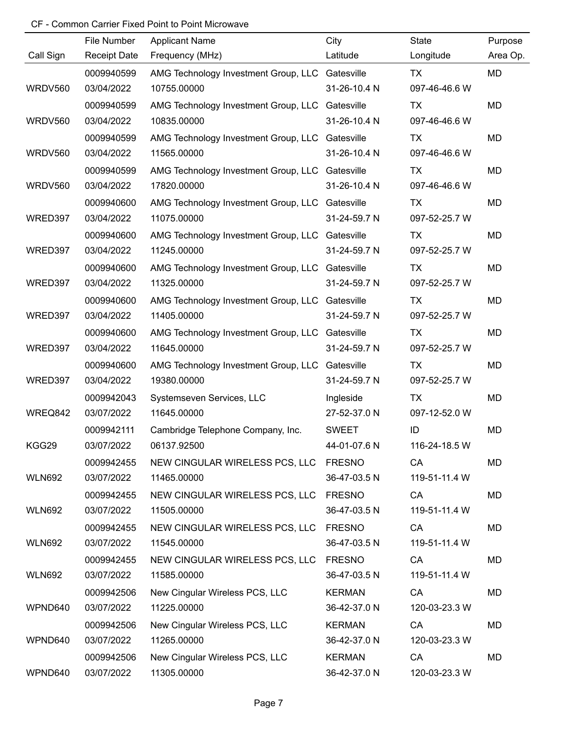CF - Common Carrier Fixed Point to Point Microwave

| Call Sign | File Number<br>Receipt Date | Applicant Name<br>Frequency (MHz) | City<br>Latitude | State<br>Longitude | Purpose<br>Area Op. |
|---|---|---|---|---|---|
| WRDV560 | 0009940599<br>03/04/2022 | AMG Technology Investment Group, LLC<br>10755.00000 | Gatesville<br>31-26-10.4 N | TX<br>097-46-46.6 W | MD |
| WRDV560 | 0009940599<br>03/04/2022 | AMG Technology Investment Group, LLC<br>10835.00000 | Gatesville<br>31-26-10.4 N | TX<br>097-46-46.6 W | MD |
| WRDV560 | 0009940599<br>03/04/2022 | AMG Technology Investment Group, LLC<br>11565.00000 | Gatesville<br>31-26-10.4 N | TX<br>097-46-46.6 W | MD |
| WRDV560 | 0009940599<br>03/04/2022 | AMG Technology Investment Group, LLC<br>17820.00000 | Gatesville<br>31-26-10.4 N | TX<br>097-46-46.6 W | MD |
| WRED397 | 0009940600<br>03/04/2022 | AMG Technology Investment Group, LLC<br>11075.00000 | Gatesville<br>31-24-59.7 N | TX<br>097-52-25.7 W | MD |
| WRED397 | 0009940600<br>03/04/2022 | AMG Technology Investment Group, LLC<br>11245.00000 | Gatesville<br>31-24-59.7 N | TX<br>097-52-25.7 W | MD |
| WRED397 | 0009940600<br>03/04/2022 | AMG Technology Investment Group, LLC<br>11325.00000 | Gatesville<br>31-24-59.7 N | TX<br>097-52-25.7 W | MD |
| WRED397 | 0009940600<br>03/04/2022 | AMG Technology Investment Group, LLC<br>11405.00000 | Gatesville<br>31-24-59.7 N | TX<br>097-52-25.7 W | MD |
| WRED397 | 0009940600<br>03/04/2022 | AMG Technology Investment Group, LLC<br>11645.00000 | Gatesville<br>31-24-59.7 N | TX<br>097-52-25.7 W | MD |
| WRED397 | 0009940600<br>03/04/2022 | AMG Technology Investment Group, LLC<br>19380.00000 | Gatesville<br>31-24-59.7 N | TX<br>097-52-25.7 W | MD |
| WREQ842 | 0009942043<br>03/07/2022 | Systemseven Services, LLC<br>11645.00000 | Ingleside<br>27-52-37.0 N | TX<br>097-12-52.0 W | MD |
| KGG29 | 0009942111<br>03/07/2022 | Cambridge Telephone Company, Inc.<br>06137.92500 | SWEET<br>44-01-07.6 N | ID<br>116-24-18.5 W | MD |
| WLN692 | 0009942455<br>03/07/2022 | NEW CINGULAR WIRELESS PCS, LLC<br>11465.00000 | FRESNO<br>36-47-03.5 N | CA<br>119-51-11.4 W | MD |
| WLN692 | 0009942455<br>03/07/2022 | NEW CINGULAR WIRELESS PCS, LLC<br>11505.00000 | FRESNO<br>36-47-03.5 N | CA<br>119-51-11.4 W | MD |
| WLN692 | 0009942455<br>03/07/2022 | NEW CINGULAR WIRELESS PCS, LLC<br>11545.00000 | FRESNO<br>36-47-03.5 N | CA<br>119-51-11.4 W | MD |
| WLN692 | 0009942455<br>03/07/2022 | NEW CINGULAR WIRELESS PCS, LLC<br>11585.00000 | FRESNO<br>36-47-03.5 N | CA<br>119-51-11.4 W | MD |
| WPND640 | 0009942506<br>03/07/2022 | New Cingular Wireless PCS, LLC<br>11225.00000 | KERMAN<br>36-42-37.0 N | CA<br>120-03-23.3 W | MD |
| WPND640 | 0009942506<br>03/07/2022 | New Cingular Wireless PCS, LLC<br>11265.00000 | KERMAN<br>36-42-37.0 N | CA<br>120-03-23.3 W | MD |
| WPND640 | 0009942506<br>03/07/2022 | New Cingular Wireless PCS, LLC<br>11305.00000 | KERMAN<br>36-42-37.0 N | CA<br>120-03-23.3 W | MD |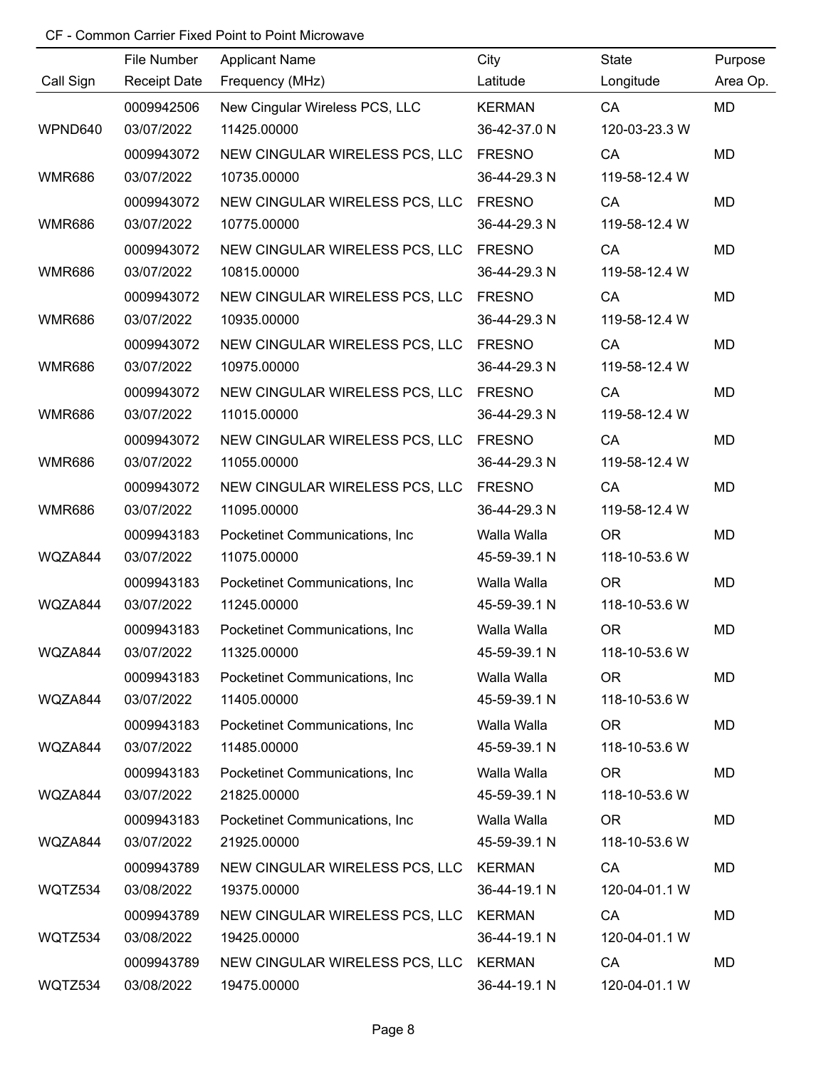CF - Common Carrier Fixed Point to Point Microwave

| Call Sign | File Number<br>Receipt Date | Applicant Name<br>Frequency (MHz) | City<br>Latitude | State<br>Longitude | Purpose<br>Area Op. |
|---|---|---|---|---|---|
| WPND640 | 0009942506<br>03/07/2022 | New Cingular Wireless PCS, LLC<br>11425.00000 | KERMAN<br>36-42-37.0 N | CA<br>120-03-23.3 W | MD |
| WMR686 | 0009943072<br>03/07/2022 | NEW CINGULAR WIRELESS PCS, LLC<br>10735.00000 | FRESNO<br>36-44-29.3 N | CA<br>119-58-12.4 W | MD |
| WMR686 | 0009943072<br>03/07/2022 | NEW CINGULAR WIRELESS PCS, LLC<br>10775.00000 | FRESNO<br>36-44-29.3 N | CA<br>119-58-12.4 W | MD |
| WMR686 | 0009943072<br>03/07/2022 | NEW CINGULAR WIRELESS PCS, LLC<br>10815.00000 | FRESNO<br>36-44-29.3 N | CA<br>119-58-12.4 W | MD |
| WMR686 | 0009943072<br>03/07/2022 | NEW CINGULAR WIRELESS PCS, LLC<br>10935.00000 | FRESNO<br>36-44-29.3 N | CA<br>119-58-12.4 W | MD |
| WMR686 | 0009943072<br>03/07/2022 | NEW CINGULAR WIRELESS PCS, LLC<br>10975.00000 | FRESNO<br>36-44-29.3 N | CA<br>119-58-12.4 W | MD |
| WMR686 | 0009943072<br>03/07/2022 | NEW CINGULAR WIRELESS PCS, LLC<br>11015.00000 | FRESNO<br>36-44-29.3 N | CA<br>119-58-12.4 W | MD |
| WMR686 | 0009943072<br>03/07/2022 | NEW CINGULAR WIRELESS PCS, LLC<br>11055.00000 | FRESNO<br>36-44-29.3 N | CA<br>119-58-12.4 W | MD |
| WMR686 | 0009943072<br>03/07/2022 | NEW CINGULAR WIRELESS PCS, LLC<br>11095.00000 | FRESNO<br>36-44-29.3 N | CA<br>119-58-12.4 W | MD |
| WQZA844 | 0009943183<br>03/07/2022 | Pocketinet Communications, Inc<br>11075.00000 | Walla Walla<br>45-59-39.1 N | OR<br>118-10-53.6 W | MD |
| WQZA844 | 0009943183<br>03/07/2022 | Pocketinet Communications, Inc<br>11245.00000 | Walla Walla<br>45-59-39.1 N | OR<br>118-10-53.6 W | MD |
| WQZA844 | 0009943183<br>03/07/2022 | Pocketinet Communications, Inc<br>11325.00000 | Walla Walla<br>45-59-39.1 N | OR<br>118-10-53.6 W | MD |
| WQZA844 | 0009943183<br>03/07/2022 | Pocketinet Communications, Inc<br>11405.00000 | Walla Walla<br>45-59-39.1 N | OR<br>118-10-53.6 W | MD |
| WQZA844 | 0009943183<br>03/07/2022 | Pocketinet Communications, Inc<br>11485.00000 | Walla Walla<br>45-59-39.1 N | OR<br>118-10-53.6 W | MD |
| WQZA844 | 0009943183<br>03/07/2022 | Pocketinet Communications, Inc<br>21825.00000 | Walla Walla<br>45-59-39.1 N | OR<br>118-10-53.6 W | MD |
| WQZA844 | 0009943183<br>03/07/2022 | Pocketinet Communications, Inc<br>21925.00000 | Walla Walla<br>45-59-39.1 N | OR<br>118-10-53.6 W | MD |
| WQTZ534 | 0009943789<br>03/08/2022 | NEW CINGULAR WIRELESS PCS, LLC<br>19375.00000 | KERMAN<br>36-44-19.1 N | CA<br>120-04-01.1 W | MD |
| WQTZ534 | 0009943789<br>03/08/2022 | NEW CINGULAR WIRELESS PCS, LLC<br>19425.00000 | KERMAN<br>36-44-19.1 N | CA<br>120-04-01.1 W | MD |
| WQTZ534 | 0009943789<br>03/08/2022 | NEW CINGULAR WIRELESS PCS, LLC<br>19475.00000 | KERMAN<br>36-44-19.1 N | CA<br>120-04-01.1 W | MD |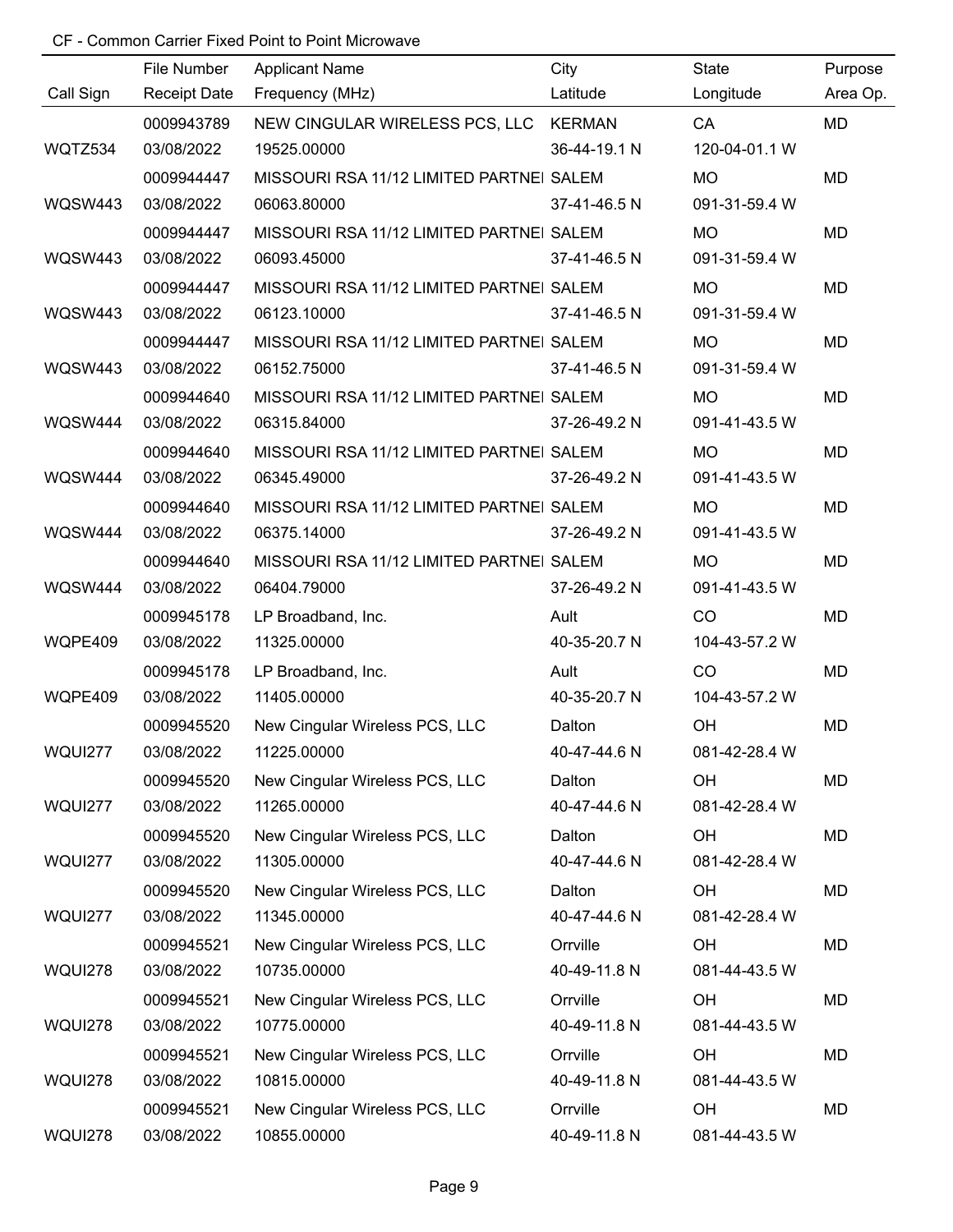CF - Common Carrier Fixed Point to Point Microwave

| Call Sign | File Number<br>Receipt Date | Applicant Name<br>Frequency (MHz) | City<br>Latitude | State<br>Longitude | Purpose<br>Area Op. |
|---|---|---|---|---|---|
| WQTZ534 | 0009943789<br>03/08/2022 | NEW CINGULAR WIRELESS PCS, LLC<br>19525.00000 | KERMAN<br>36-44-19.1 N | CA<br>120-04-01.1 W | MD |
| WQSW443 | 0009944447<br>03/08/2022 | MISSOURI RSA 11/12 LIMITED PARTNEI<br>06063.80000 | SALEM<br>37-41-46.5 N | MO<br>091-31-59.4 W | MD |
| WQSW443 | 0009944447<br>03/08/2022 | MISSOURI RSA 11/12 LIMITED PARTNEI<br>06093.45000 | SALEM<br>37-41-46.5 N | MO<br>091-31-59.4 W | MD |
| WQSW443 | 0009944447<br>03/08/2022 | MISSOURI RSA 11/12 LIMITED PARTNEI<br>06123.10000 | SALEM<br>37-41-46.5 N | MO<br>091-31-59.4 W | MD |
| WQSW443 | 0009944447<br>03/08/2022 | MISSOURI RSA 11/12 LIMITED PARTNEI<br>06152.75000 | SALEM<br>37-41-46.5 N | MO<br>091-31-59.4 W | MD |
| WQSW444 | 0009944640<br>03/08/2022 | MISSOURI RSA 11/12 LIMITED PARTNEI<br>06315.84000 | SALEM<br>37-26-49.2 N | MO<br>091-41-43.5 W | MD |
| WQSW444 | 0009944640<br>03/08/2022 | MISSOURI RSA 11/12 LIMITED PARTNEI<br>06345.49000 | SALEM<br>37-26-49.2 N | MO<br>091-41-43.5 W | MD |
| WQSW444 | 0009944640<br>03/08/2022 | MISSOURI RSA 11/12 LIMITED PARTNEI<br>06375.14000 | SALEM<br>37-26-49.2 N | MO<br>091-41-43.5 W | MD |
| WQSW444 | 0009944640<br>03/08/2022 | MISSOURI RSA 11/12 LIMITED PARTNEI<br>06404.79000 | SALEM<br>37-26-49.2 N | MO<br>091-41-43.5 W | MD |
| WQPE409 | 0009945178<br>03/08/2022 | LP Broadband, Inc.<br>11325.00000 | Ault<br>40-35-20.7 N | CO<br>104-43-57.2 W | MD |
| WQPE409 | 0009945178<br>03/08/2022 | LP Broadband, Inc.<br>11405.00000 | Ault<br>40-35-20.7 N | CO<br>104-43-57.2 W | MD |
| WQUI277 | 0009945520<br>03/08/2022 | New Cingular Wireless PCS, LLC<br>11225.00000 | Dalton<br>40-47-44.6 N | OH<br>081-42-28.4 W | MD |
| WQUI277 | 0009945520<br>03/08/2022 | New Cingular Wireless PCS, LLC<br>11265.00000 | Dalton<br>40-47-44.6 N | OH<br>081-42-28.4 W | MD |
| WQUI277 | 0009945520<br>03/08/2022 | New Cingular Wireless PCS, LLC<br>11305.00000 | Dalton<br>40-47-44.6 N | OH<br>081-42-28.4 W | MD |
| WQUI277 | 0009945520<br>03/08/2022 | New Cingular Wireless PCS, LLC<br>11345.00000 | Dalton<br>40-47-44.6 N | OH<br>081-42-28.4 W | MD |
| WQUI278 | 0009945521<br>03/08/2022 | New Cingular Wireless PCS, LLC<br>10735.00000 | Orrville<br>40-49-11.8 N | OH<br>081-44-43.5 W | MD |
| WQUI278 | 0009945521<br>03/08/2022 | New Cingular Wireless PCS, LLC<br>10775.00000 | Orrville<br>40-49-11.8 N | OH<br>081-44-43.5 W | MD |
| WQUI278 | 0009945521<br>03/08/2022 | New Cingular Wireless PCS, LLC<br>10815.00000 | Orrville<br>40-49-11.8 N | OH<br>081-44-43.5 W | MD |
| WQUI278 | 0009945521<br>03/08/2022 | New Cingular Wireless PCS, LLC<br>10855.00000 | Orrville<br>40-49-11.8 N | OH<br>081-44-43.5 W | MD |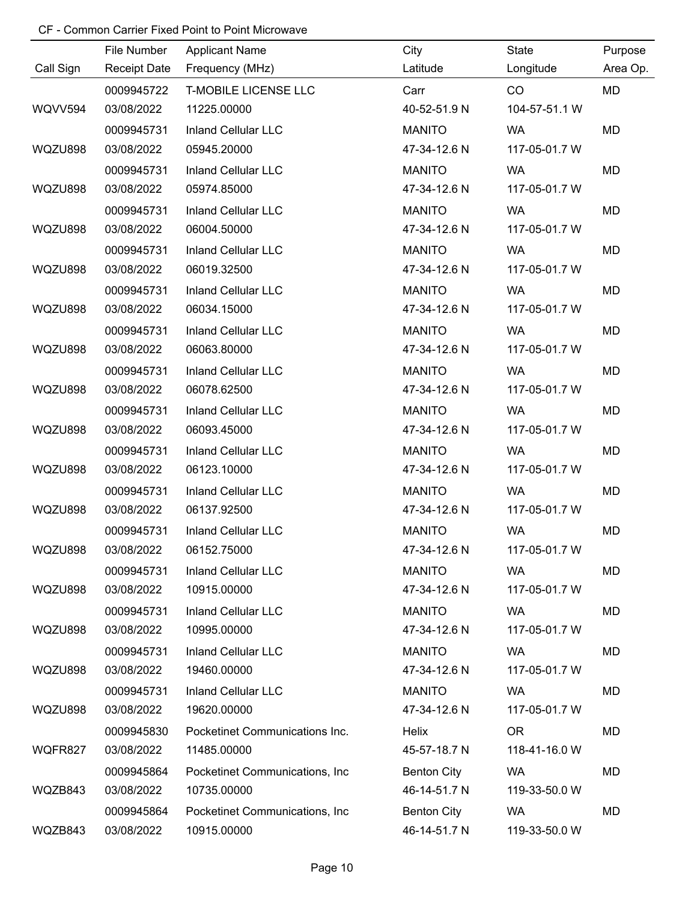CF - Common Carrier Fixed Point to Point Microwave

| Call Sign | File Number<br>Receipt Date | Applicant Name<br>Frequency (MHz) | City<br>Latitude | State<br>Longitude | Purpose<br>Area Op. |
|---|---|---|---|---|---|
| WQVV594 | 0009945722<br>03/08/2022 | T-MOBILE LICENSE LLC<br>11225.00000 | Carr<br>40-52-51.9 N | CO<br>104-57-51.1 W | MD |
| WQZU898 | 0009945731<br>03/08/2022 | Inland Cellular LLC<br>05945.20000 | MANITO<br>47-34-12.6 N | WA<br>117-05-01.7 W | MD |
| WQZU898 | 0009945731<br>03/08/2022 | Inland Cellular LLC<br>05974.85000 | MANITO<br>47-34-12.6 N | WA<br>117-05-01.7 W | MD |
| WQZU898 | 0009945731<br>03/08/2022 | Inland Cellular LLC<br>06004.50000 | MANITO<br>47-34-12.6 N | WA<br>117-05-01.7 W | MD |
| WQZU898 | 0009945731<br>03/08/2022 | Inland Cellular LLC<br>06019.32500 | MANITO<br>47-34-12.6 N | WA<br>117-05-01.7 W | MD |
| WQZU898 | 0009945731<br>03/08/2022 | Inland Cellular LLC<br>06034.15000 | MANITO<br>47-34-12.6 N | WA<br>117-05-01.7 W | MD |
| WQZU898 | 0009945731<br>03/08/2022 | Inland Cellular LLC<br>06063.80000 | MANITO<br>47-34-12.6 N | WA<br>117-05-01.7 W | MD |
| WQZU898 | 0009945731<br>03/08/2022 | Inland Cellular LLC<br>06078.62500 | MANITO<br>47-34-12.6 N | WA<br>117-05-01.7 W | MD |
| WQZU898 | 0009945731<br>03/08/2022 | Inland Cellular LLC<br>06093.45000 | MANITO<br>47-34-12.6 N | WA<br>117-05-01.7 W | MD |
| WQZU898 | 0009945731<br>03/08/2022 | Inland Cellular LLC<br>06123.10000 | MANITO<br>47-34-12.6 N | WA<br>117-05-01.7 W | MD |
| WQZU898 | 0009945731<br>03/08/2022 | Inland Cellular LLC<br>06137.92500 | MANITO<br>47-34-12.6 N | WA<br>117-05-01.7 W | MD |
| WQZU898 | 0009945731<br>03/08/2022 | Inland Cellular LLC<br>06152.75000 | MANITO<br>47-34-12.6 N | WA<br>117-05-01.7 W | MD |
| WQZU898 | 0009945731<br>03/08/2022 | Inland Cellular LLC<br>10915.00000 | MANITO<br>47-34-12.6 N | WA<br>117-05-01.7 W | MD |
| WQZU898 | 0009945731<br>03/08/2022 | Inland Cellular LLC<br>10995.00000 | MANITO<br>47-34-12.6 N | WA<br>117-05-01.7 W | MD |
| WQZU898 | 0009945731<br>03/08/2022 | Inland Cellular LLC<br>19460.00000 | MANITO<br>47-34-12.6 N | WA<br>117-05-01.7 W | MD |
| WQZU898 | 0009945731<br>03/08/2022 | Inland Cellular LLC<br>19620.00000 | MANITO<br>47-34-12.6 N | WA<br>117-05-01.7 W | MD |
| WQFR827 | 0009945830<br>03/08/2022 | Pocketinet Communications Inc.<br>11485.00000 | Helix<br>45-57-18.7 N | OR<br>118-41-16.0 W | MD |
| WQZB843 | 0009945864<br>03/08/2022 | Pocketinet Communications, Inc<br>10735.00000 | Benton City<br>46-14-51.7 N | WA<br>119-33-50.0 W | MD |
| WQZB843 | 0009945864<br>03/08/2022 | Pocketinet Communications, Inc<br>10915.00000 | Benton City<br>46-14-51.7 N | WA<br>119-33-50.0 W | MD |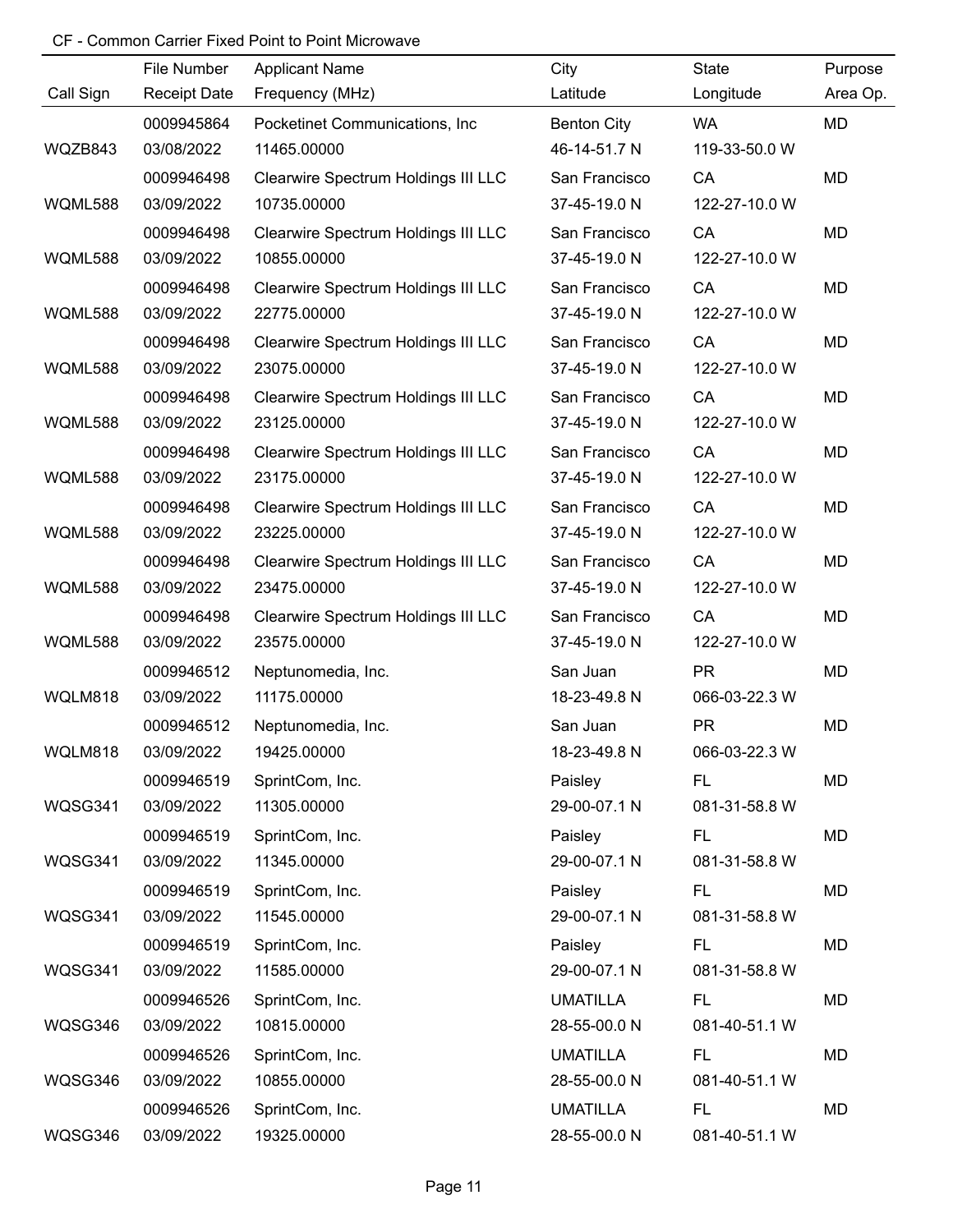CF - Common Carrier Fixed Point to Point Microwave

| Call Sign | File Number<br>Receipt Date | Applicant Name<br>Frequency (MHz) | City<br>Latitude | State<br>Longitude | Purpose<br>Area Op. |
|---|---|---|---|---|---|
| WQZB843 | 0009945864<br>03/08/2022 | Pocketinet Communications, Inc<br>11465.00000 | Benton City<br>46-14-51.7 N | WA<br>119-33-50.0 W | MD |
| WQML588 | 0009946498<br>03/09/2022 | Clearwire Spectrum Holdings III LLC<br>10735.00000 | San Francisco<br>37-45-19.0 N | CA<br>122-27-10.0 W | MD |
| WQML588 | 0009946498<br>03/09/2022 | Clearwire Spectrum Holdings III LLC<br>10855.00000 | San Francisco<br>37-45-19.0 N | CA<br>122-27-10.0 W | MD |
| WQML588 | 0009946498<br>03/09/2022 | Clearwire Spectrum Holdings III LLC<br>22775.00000 | San Francisco<br>37-45-19.0 N | CA<br>122-27-10.0 W | MD |
| WQML588 | 0009946498<br>03/09/2022 | Clearwire Spectrum Holdings III LLC<br>23075.00000 | San Francisco<br>37-45-19.0 N | CA<br>122-27-10.0 W | MD |
| WQML588 | 0009946498<br>03/09/2022 | Clearwire Spectrum Holdings III LLC<br>23125.00000 | San Francisco<br>37-45-19.0 N | CA<br>122-27-10.0 W | MD |
| WQML588 | 0009946498<br>03/09/2022 | Clearwire Spectrum Holdings III LLC<br>23175.00000 | San Francisco<br>37-45-19.0 N | CA<br>122-27-10.0 W | MD |
| WQML588 | 0009946498<br>03/09/2022 | Clearwire Spectrum Holdings III LLC<br>23225.00000 | San Francisco<br>37-45-19.0 N | CA<br>122-27-10.0 W | MD |
| WQML588 | 0009946498<br>03/09/2022 | Clearwire Spectrum Holdings III LLC<br>23475.00000 | San Francisco<br>37-45-19.0 N | CA<br>122-27-10.0 W | MD |
| WQML588 | 0009946498<br>03/09/2022 | Clearwire Spectrum Holdings III LLC<br>23575.00000 | San Francisco<br>37-45-19.0 N | CA<br>122-27-10.0 W | MD |
| WQLM818 | 0009946512<br>03/09/2022 | Neptunomedia, Inc.<br>11175.00000 | San Juan<br>18-23-49.8 N | PR<br>066-03-22.3 W | MD |
| WQLM818 | 0009946512<br>03/09/2022 | Neptunomedia, Inc.<br>19425.00000 | San Juan<br>18-23-49.8 N | PR<br>066-03-22.3 W | MD |
| WQSG341 | 0009946519<br>03/09/2022 | SprintCom, Inc.<br>11305.00000 | Paisley<br>29-00-07.1 N | FL<br>081-31-58.8 W | MD |
| WQSG341 | 0009946519<br>03/09/2022 | SprintCom, Inc.<br>11345.00000 | Paisley<br>29-00-07.1 N | FL<br>081-31-58.8 W | MD |
| WQSG341 | 0009946519<br>03/09/2022 | SprintCom, Inc.<br>11545.00000 | Paisley<br>29-00-07.1 N | FL<br>081-31-58.8 W | MD |
| WQSG341 | 0009946519<br>03/09/2022 | SprintCom, Inc.<br>11585.00000 | Paisley<br>29-00-07.1 N | FL<br>081-31-58.8 W | MD |
| WQSG346 | 0009946526<br>03/09/2022 | SprintCom, Inc.<br>10815.00000 | UMATILLA<br>28-55-00.0 N | FL<br>081-40-51.1 W | MD |
| WQSG346 | 0009946526<br>03/09/2022 | SprintCom, Inc.<br>10855.00000 | UMATILLA<br>28-55-00.0 N | FL<br>081-40-51.1 W | MD |
| WQSG346 | 0009946526<br>03/09/2022 | SprintCom, Inc.<br>19325.00000 | UMATILLA<br>28-55-00.0 N | FL<br>081-40-51.1 W | MD |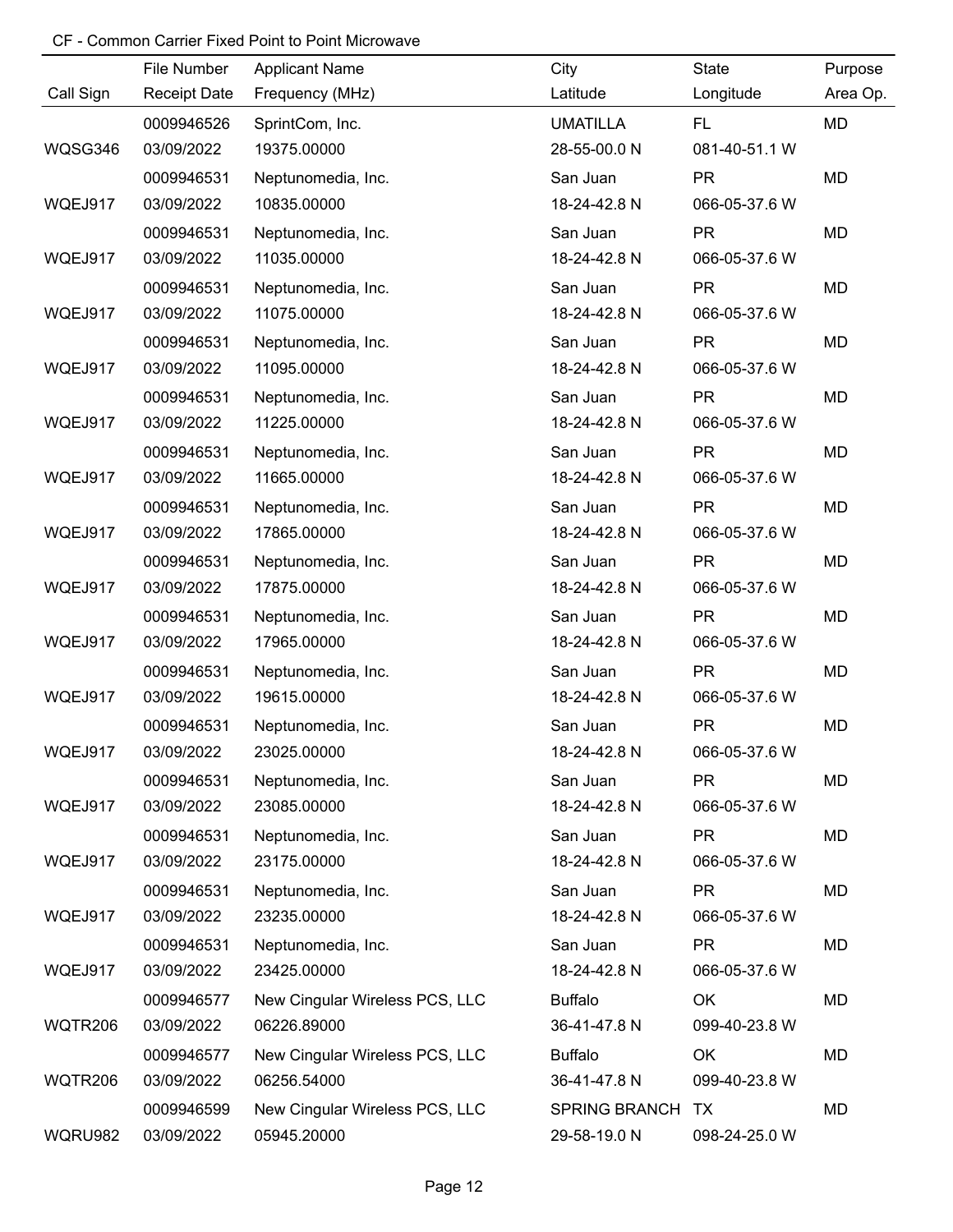CF - Common Carrier Fixed Point to Point Microwave

| Call Sign | File Number / Receipt Date | Applicant Name / Frequency (MHz) | City / Latitude | State / Longitude | Purpose / Area Op. |
|---|---|---|---|---|---|
| | 0009946526 | SprintCom, Inc. | UMATILLA | FL | MD |
| WQSG346 | 03/09/2022 | 19375.00000 | 28-55-00.0 N | 081-40-51.1 W | |
| | 0009946531 | Neptunomedia, Inc. | San Juan | PR | MD |
| WQEJ917 | 03/09/2022 | 10835.00000 | 18-24-42.8 N | 066-05-37.6 W | |
| | 0009946531 | Neptunomedia, Inc. | San Juan | PR | MD |
| WQEJ917 | 03/09/2022 | 11035.00000 | 18-24-42.8 N | 066-05-37.6 W | |
| | 0009946531 | Neptunomedia, Inc. | San Juan | PR | MD |
| WQEJ917 | 03/09/2022 | 11075.00000 | 18-24-42.8 N | 066-05-37.6 W | |
| | 0009946531 | Neptunomedia, Inc. | San Juan | PR | MD |
| WQEJ917 | 03/09/2022 | 11095.00000 | 18-24-42.8 N | 066-05-37.6 W | |
| | 0009946531 | Neptunomedia, Inc. | San Juan | PR | MD |
| WQEJ917 | 03/09/2022 | 11225.00000 | 18-24-42.8 N | 066-05-37.6 W | |
| | 0009946531 | Neptunomedia, Inc. | San Juan | PR | MD |
| WQEJ917 | 03/09/2022 | 11665.00000 | 18-24-42.8 N | 066-05-37.6 W | |
| | 0009946531 | Neptunomedia, Inc. | San Juan | PR | MD |
| WQEJ917 | 03/09/2022 | 17865.00000 | 18-24-42.8 N | 066-05-37.6 W | |
| | 0009946531 | Neptunomedia, Inc. | San Juan | PR | MD |
| WQEJ917 | 03/09/2022 | 17875.00000 | 18-24-42.8 N | 066-05-37.6 W | |
| | 0009946531 | Neptunomedia, Inc. | San Juan | PR | MD |
| WQEJ917 | 03/09/2022 | 17965.00000 | 18-24-42.8 N | 066-05-37.6 W | |
| | 0009946531 | Neptunomedia, Inc. | San Juan | PR | MD |
| WQEJ917 | 03/09/2022 | 19615.00000 | 18-24-42.8 N | 066-05-37.6 W | |
| | 0009946531 | Neptunomedia, Inc. | San Juan | PR | MD |
| WQEJ917 | 03/09/2022 | 23025.00000 | 18-24-42.8 N | 066-05-37.6 W | |
| | 0009946531 | Neptunomedia, Inc. | San Juan | PR | MD |
| WQEJ917 | 03/09/2022 | 23085.00000 | 18-24-42.8 N | 066-05-37.6 W | |
| | 0009946531 | Neptunomedia, Inc. | San Juan | PR | MD |
| WQEJ917 | 03/09/2022 | 23175.00000 | 18-24-42.8 N | 066-05-37.6 W | |
| | 0009946531 | Neptunomedia, Inc. | San Juan | PR | MD |
| WQEJ917 | 03/09/2022 | 23235.00000 | 18-24-42.8 N | 066-05-37.6 W | |
| | 0009946531 | Neptunomedia, Inc. | San Juan | PR | MD |
| WQEJ917 | 03/09/2022 | 23425.00000 | 18-24-42.8 N | 066-05-37.6 W | |
| | 0009946577 | New Cingular Wireless PCS, LLC | Buffalo | OK | MD |
| WQTR206 | 03/09/2022 | 06226.89000 | 36-41-47.8 N | 099-40-23.8 W | |
| | 0009946577 | New Cingular Wireless PCS, LLC | Buffalo | OK | MD |
| WQTR206 | 03/09/2022 | 06256.54000 | 36-41-47.8 N | 099-40-23.8 W | |
| | 0009946599 | New Cingular Wireless PCS, LLC | SPRING BRANCH | TX | MD |
| WQRU982 | 03/09/2022 | 05945.20000 | 29-58-19.0 N | 098-24-25.0 W | |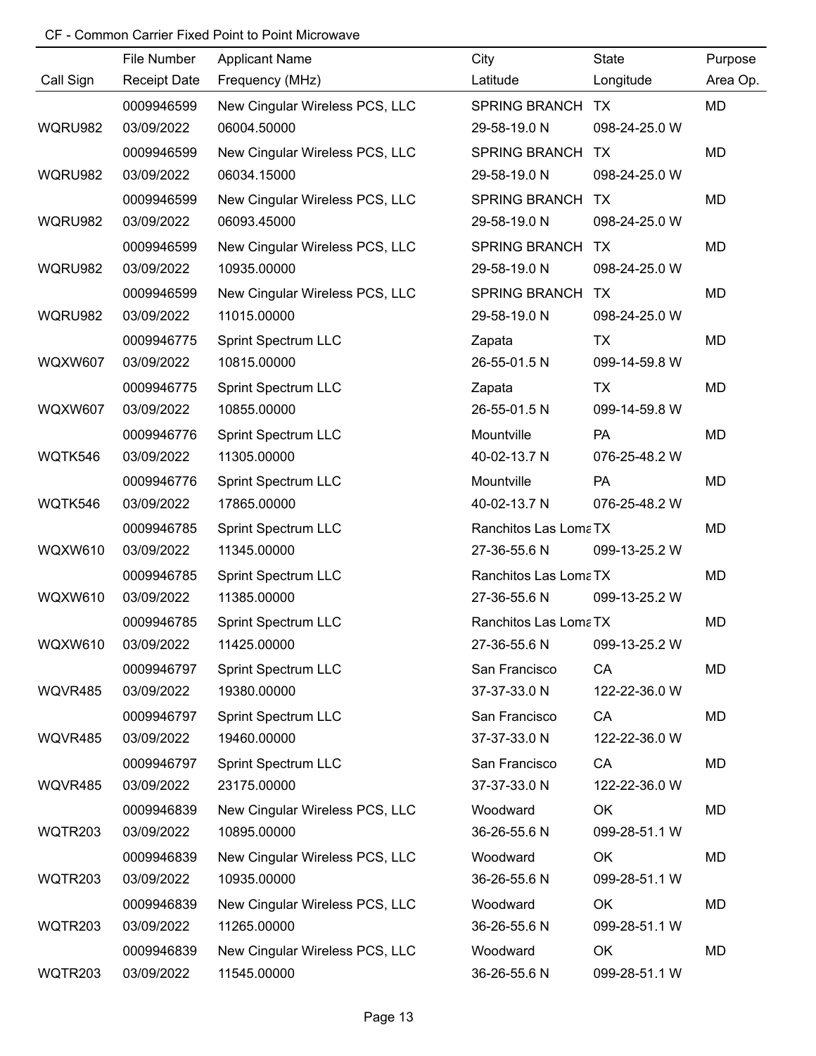CF - Common Carrier Fixed Point to Point Microwave

| Call Sign | File Number / Receipt Date | Applicant Name / Frequency (MHz) | City / Latitude | State / Longitude | Purpose / Area Op. |
|---|---|---|---|---|---|
| | 0009946599 | New Cingular Wireless PCS, LLC | SPRING BRANCH | TX | MD |
| WQRU982 | 03/09/2022 | 06004.50000 | 29-58-19.0 N | 098-24-25.0 W | |
| | 0009946599 | New Cingular Wireless PCS, LLC | SPRING BRANCH | TX | MD |
| WQRU982 | 03/09/2022 | 06034.15000 | 29-58-19.0 N | 098-24-25.0 W | |
| | 0009946599 | New Cingular Wireless PCS, LLC | SPRING BRANCH | TX | MD |
| WQRU982 | 03/09/2022 | 06093.45000 | 29-58-19.0 N | 098-24-25.0 W | |
| | 0009946599 | New Cingular Wireless PCS, LLC | SPRING BRANCH | TX | MD |
| WQRU982 | 03/09/2022 | 10935.00000 | 29-58-19.0 N | 098-24-25.0 W | |
| | 0009946599 | New Cingular Wireless PCS, LLC | SPRING BRANCH | TX | MD |
| WQRU982 | 03/09/2022 | 11015.00000 | 29-58-19.0 N | 098-24-25.0 W | |
| | 0009946775 | Sprint Spectrum LLC | Zapata | TX | MD |
| WQXW607 | 03/09/2022 | 10815.00000 | 26-55-01.5 N | 099-14-59.8 W | |
| | 0009946775 | Sprint Spectrum LLC | Zapata | TX | MD |
| WQXW607 | 03/09/2022 | 10855.00000 | 26-55-01.5 N | 099-14-59.8 W | |
| | 0009946776 | Sprint Spectrum LLC | Mountville | PA | MD |
| WQTK546 | 03/09/2022 | 11305.00000 | 40-02-13.7 N | 076-25-48.2 W | |
| | 0009946776 | Sprint Spectrum LLC | Mountville | PA | MD |
| WQTK546 | 03/09/2022 | 17865.00000 | 40-02-13.7 N | 076-25-48.2 W | |
| | 0009946785 | Sprint Spectrum LLC | Ranchitos Las Loma | TX | MD |
| WQXW610 | 03/09/2022 | 11345.00000 | 27-36-55.6 N | 099-13-25.2 W | |
| | 0009946785 | Sprint Spectrum LLC | Ranchitos Las Loma | TX | MD |
| WQXW610 | 03/09/2022 | 11385.00000 | 27-36-55.6 N | 099-13-25.2 W | |
| | 0009946785 | Sprint Spectrum LLC | Ranchitos Las Loma | TX | MD |
| WQXW610 | 03/09/2022 | 11425.00000 | 27-36-55.6 N | 099-13-25.2 W | |
| | 0009946797 | Sprint Spectrum LLC | San Francisco | CA | MD |
| WQVR485 | 03/09/2022 | 19380.00000 | 37-37-33.0 N | 122-22-36.0 W | |
| | 0009946797 | Sprint Spectrum LLC | San Francisco | CA | MD |
| WQVR485 | 03/09/2022 | 19460.00000 | 37-37-33.0 N | 122-22-36.0 W | |
| | 0009946797 | Sprint Spectrum LLC | San Francisco | CA | MD |
| WQVR485 | 03/09/2022 | 23175.00000 | 37-37-33.0 N | 122-22-36.0 W | |
| | 0009946839 | New Cingular Wireless PCS, LLC | Woodward | OK | MD |
| WQTR203 | 03/09/2022 | 10895.00000 | 36-26-55.6 N | 099-28-51.1 W | |
| | 0009946839 | New Cingular Wireless PCS, LLC | Woodward | OK | MD |
| WQTR203 | 03/09/2022 | 10935.00000 | 36-26-55.6 N | 099-28-51.1 W | |
| | 0009946839 | New Cingular Wireless PCS, LLC | Woodward | OK | MD |
| WQTR203 | 03/09/2022 | 11265.00000 | 36-26-55.6 N | 099-28-51.1 W | |
| | 0009946839 | New Cingular Wireless PCS, LLC | Woodward | OK | MD |
| WQTR203 | 03/09/2022 | 11545.00000 | 36-26-55.6 N | 099-28-51.1 W | |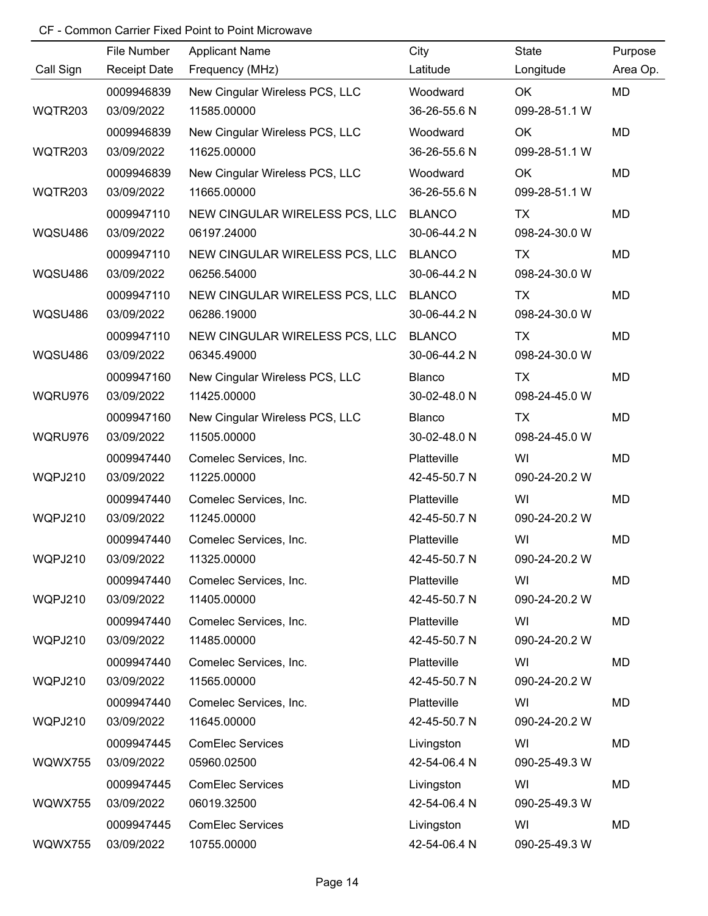CF - Common Carrier Fixed Point to Point Microwave

| Call Sign | File Number<br>Receipt Date | Applicant Name<br>Frequency (MHz) | City<br>Latitude | State<br>Longitude | Purpose<br>Area Op. |
|---|---|---|---|---|---|
| WQTR203 | 0009946839<br>03/09/2022 | New Cingular Wireless PCS, LLC<br>11585.00000 | Woodward<br>36-26-55.6 N | OK<br>099-28-51.1 W | MD |
| WQTR203 | 0009946839<br>03/09/2022 | New Cingular Wireless PCS, LLC<br>11625.00000 | Woodward<br>36-26-55.6 N | OK<br>099-28-51.1 W | MD |
| WQTR203 | 0009946839<br>03/09/2022 | New Cingular Wireless PCS, LLC<br>11665.00000 | Woodward<br>36-26-55.6 N | OK<br>099-28-51.1 W | MD |
| WQSU486 | 0009947110<br>03/09/2022 | NEW CINGULAR WIRELESS PCS, LLC<br>06197.24000 | BLANCO<br>30-06-44.2 N | TX<br>098-24-30.0 W | MD |
| WQSU486 | 0009947110<br>03/09/2022 | NEW CINGULAR WIRELESS PCS, LLC<br>06256.54000 | BLANCO<br>30-06-44.2 N | TX<br>098-24-30.0 W | MD |
| WQSU486 | 0009947110<br>03/09/2022 | NEW CINGULAR WIRELESS PCS, LLC<br>06286.19000 | BLANCO<br>30-06-44.2 N | TX<br>098-24-30.0 W | MD |
| WQSU486 | 0009947110<br>03/09/2022 | NEW CINGULAR WIRELESS PCS, LLC<br>06345.49000 | BLANCO<br>30-06-44.2 N | TX<br>098-24-30.0 W | MD |
| WQRU976 | 0009947160<br>03/09/2022 | New Cingular Wireless PCS, LLC<br>11425.00000 | Blanco<br>30-02-48.0 N | TX<br>098-24-45.0 W | MD |
| WQRU976 | 0009947160<br>03/09/2022 | New Cingular Wireless PCS, LLC<br>11505.00000 | Blanco<br>30-02-48.0 N | TX<br>098-24-45.0 W | MD |
| WQPJ210 | 0009947440<br>03/09/2022 | Comelec Services, Inc.<br>11225.00000 | Platteville<br>42-45-50.7 N | WI<br>090-24-20.2 W | MD |
| WQPJ210 | 0009947440<br>03/09/2022 | Comelec Services, Inc.<br>11245.00000 | Platteville<br>42-45-50.7 N | WI<br>090-24-20.2 W | MD |
| WQPJ210 | 0009947440<br>03/09/2022 | Comelec Services, Inc.<br>11325.00000 | Platteville<br>42-45-50.7 N | WI<br>090-24-20.2 W | MD |
| WQPJ210 | 0009947440<br>03/09/2022 | Comelec Services, Inc.<br>11405.00000 | Platteville<br>42-45-50.7 N | WI<br>090-24-20.2 W | MD |
| WQPJ210 | 0009947440<br>03/09/2022 | Comelec Services, Inc.<br>11485.00000 | Platteville<br>42-45-50.7 N | WI<br>090-24-20.2 W | MD |
| WQPJ210 | 0009947440<br>03/09/2022 | Comelec Services, Inc.<br>11565.00000 | Platteville<br>42-45-50.7 N | WI<br>090-24-20.2 W | MD |
| WQPJ210 | 0009947440<br>03/09/2022 | Comelec Services, Inc.<br>11645.00000 | Platteville<br>42-45-50.7 N | WI<br>090-24-20.2 W | MD |
| WQWX755 | 0009947445<br>03/09/2022 | ComElec Services<br>05960.02500 | Livingston<br>42-54-06.4 N | WI<br>090-25-49.3 W | MD |
| WQWX755 | 0009947445<br>03/09/2022 | ComElec Services<br>06019.32500 | Livingston<br>42-54-06.4 N | WI<br>090-25-49.3 W | MD |
| WQWX755 | 0009947445<br>03/09/2022 | ComElec Services<br>10755.00000 | Livingston<br>42-54-06.4 N | WI<br>090-25-49.3 W | MD |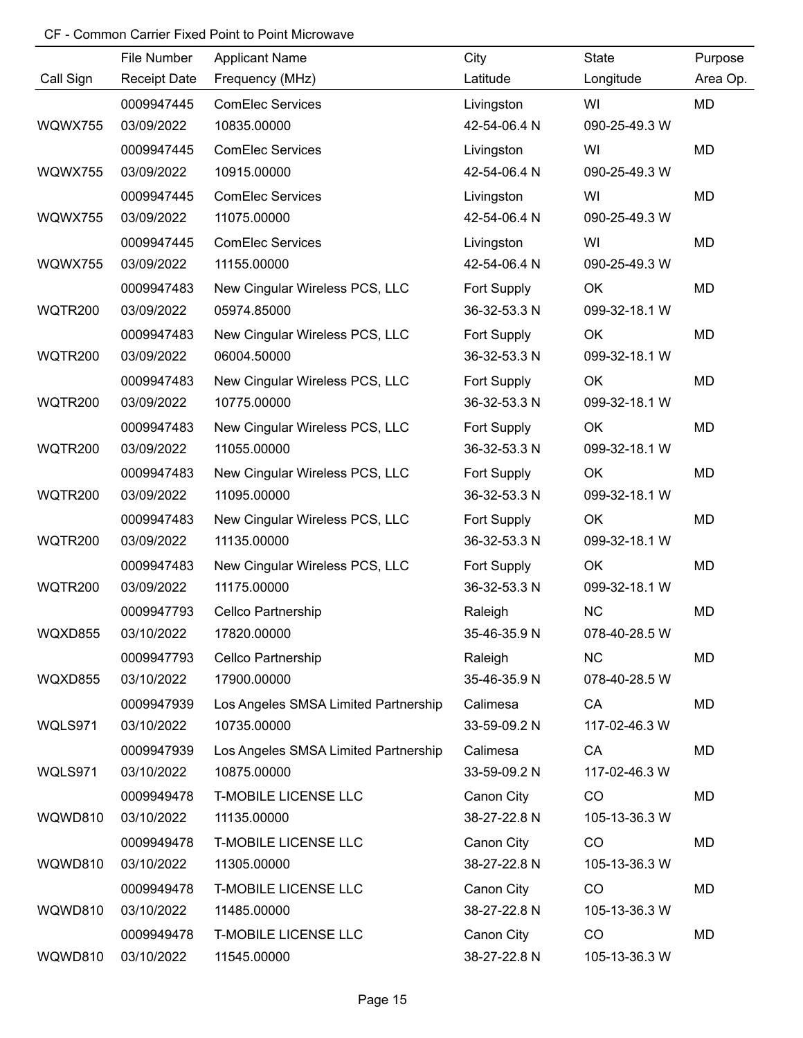CF - Common Carrier Fixed Point to Point Microwave

| Call Sign | File Number / Receipt Date | Applicant Name / Frequency (MHz) | City / Latitude | State / Longitude | Purpose / Area Op. |
|---|---|---|---|---|---|
| | 0009947445 | ComElec Services | Livingston | WI | MD |
| WQWX755 | 03/09/2022 | 10835.00000 | 42-54-06.4 N | 090-25-49.3 W | |
| | 0009947445 | ComElec Services | Livingston | WI | MD |
| WQWX755 | 03/09/2022 | 10915.00000 | 42-54-06.4 N | 090-25-49.3 W | |
| | 0009947445 | ComElec Services | Livingston | WI | MD |
| WQWX755 | 03/09/2022 | 11075.00000 | 42-54-06.4 N | 090-25-49.3 W | |
| | 0009947445 | ComElec Services | Livingston | WI | MD |
| WQWX755 | 03/09/2022 | 11155.00000 | 42-54-06.4 N | 090-25-49.3 W | |
| | 0009947483 | New Cingular Wireless PCS, LLC | Fort Supply | OK | MD |
| WQTR200 | 03/09/2022 | 05974.85000 | 36-32-53.3 N | 099-32-18.1 W | |
| | 0009947483 | New Cingular Wireless PCS, LLC | Fort Supply | OK | MD |
| WQTR200 | 03/09/2022 | 06004.50000 | 36-32-53.3 N | 099-32-18.1 W | |
| | 0009947483 | New Cingular Wireless PCS, LLC | Fort Supply | OK | MD |
| WQTR200 | 03/09/2022 | 10775.00000 | 36-32-53.3 N | 099-32-18.1 W | |
| | 0009947483 | New Cingular Wireless PCS, LLC | Fort Supply | OK | MD |
| WQTR200 | 03/09/2022 | 11055.00000 | 36-32-53.3 N | 099-32-18.1 W | |
| | 0009947483 | New Cingular Wireless PCS, LLC | Fort Supply | OK | MD |
| WQTR200 | 03/09/2022 | 11095.00000 | 36-32-53.3 N | 099-32-18.1 W | |
| | 0009947483 | New Cingular Wireless PCS, LLC | Fort Supply | OK | MD |
| WQTR200 | 03/09/2022 | 11135.00000 | 36-32-53.3 N | 099-32-18.1 W | |
| | 0009947483 | New Cingular Wireless PCS, LLC | Fort Supply | OK | MD |
| WQTR200 | 03/09/2022 | 11175.00000 | 36-32-53.3 N | 099-32-18.1 W | |
| | 0009947793 | Cellco Partnership | Raleigh | NC | MD |
| WQXD855 | 03/10/2022 | 17820.00000 | 35-46-35.9 N | 078-40-28.5 W | |
| | 0009947793 | Cellco Partnership | Raleigh | NC | MD |
| WQXD855 | 03/10/2022 | 17900.00000 | 35-46-35.9 N | 078-40-28.5 W | |
| | 0009947939 | Los Angeles SMSA Limited Partnership | Calimesa | CA | MD |
| WQLS971 | 03/10/2022 | 10735.00000 | 33-59-09.2 N | 117-02-46.3 W | |
| | 0009947939 | Los Angeles SMSA Limited Partnership | Calimesa | CA | MD |
| WQLS971 | 03/10/2022 | 10875.00000 | 33-59-09.2 N | 117-02-46.3 W | |
| | 0009949478 | T-MOBILE LICENSE LLC | Canon City | CO | MD |
| WQWD810 | 03/10/2022 | 11135.00000 | 38-27-22.8 N | 105-13-36.3 W | |
| | 0009949478 | T-MOBILE LICENSE LLC | Canon City | CO | MD |
| WQWD810 | 03/10/2022 | 11305.00000 | 38-27-22.8 N | 105-13-36.3 W | |
| | 0009949478 | T-MOBILE LICENSE LLC | Canon City | CO | MD |
| WQWD810 | 03/10/2022 | 11485.00000 | 38-27-22.8 N | 105-13-36.3 W | |
| | 0009949478 | T-MOBILE LICENSE LLC | Canon City | CO | MD |
| WQWD810 | 03/10/2022 | 11545.00000 | 38-27-22.8 N | 105-13-36.3 W | |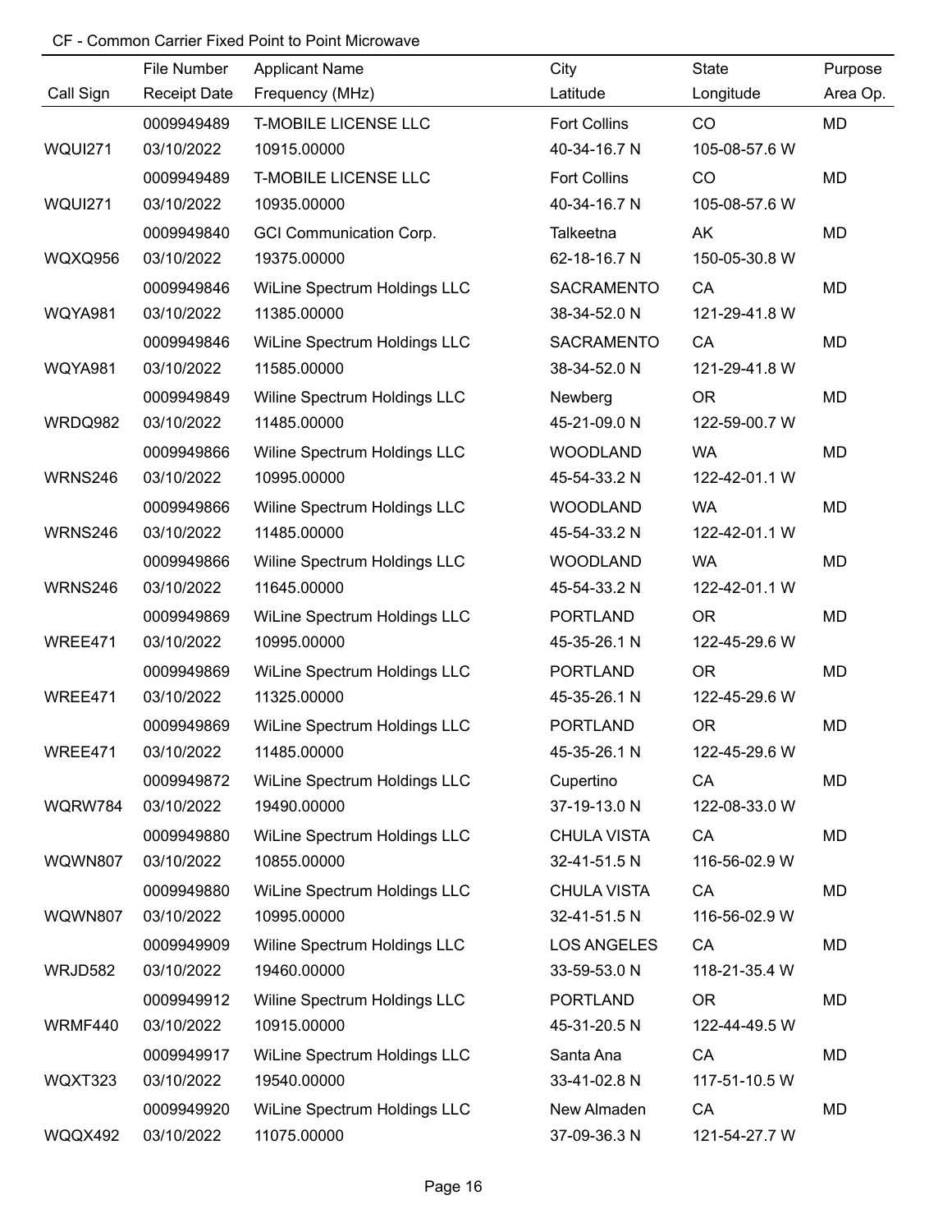CF - Common Carrier Fixed Point to Point Microwave

| Call Sign | File Number<br>Receipt Date | Applicant Name<br>Frequency (MHz) | City<br>Latitude | State<br>Longitude | Purpose<br>Area Op. |
|---|---|---|---|---|---|
| WQUI271 | 0009949489<br>03/10/2022 | T-MOBILE LICENSE LLC<br>10915.00000 | Fort Collins<br>40-34-16.7 N | CO<br>105-08-57.6 W | MD |
| WQUI271 | 0009949489<br>03/10/2022 | T-MOBILE LICENSE LLC<br>10935.00000 | Fort Collins<br>40-34-16.7 N | CO<br>105-08-57.6 W | MD |
| WQXQ956 | 0009949840<br>03/10/2022 | GCI Communication Corp.<br>19375.00000 | Talkeetna<br>62-18-16.7 N | AK<br>150-05-30.8 W | MD |
| WQYA981 | 0009949846<br>03/10/2022 | WiLine Spectrum Holdings LLC<br>11385.00000 | SACRAMENTO<br>38-34-52.0 N | CA<br>121-29-41.8 W | MD |
| WQYA981 | 0009949846<br>03/10/2022 | WiLine Spectrum Holdings LLC<br>11585.00000 | SACRAMENTO<br>38-34-52.0 N | CA<br>121-29-41.8 W | MD |
| WRDQ982 | 0009949849<br>03/10/2022 | Wiline Spectrum Holdings LLC<br>11485.00000 | Newberg<br>45-21-09.0 N | OR<br>122-59-00.7 W | MD |
| WRNS246 | 0009949866<br>03/10/2022 | Wiline Spectrum Holdings LLC<br>10995.00000 | WOODLAND<br>45-54-33.2 N | WA<br>122-42-01.1 W | MD |
| WRNS246 | 0009949866<br>03/10/2022 | Wiline Spectrum Holdings LLC<br>11485.00000 | WOODLAND<br>45-54-33.2 N | WA<br>122-42-01.1 W | MD |
| WRNS246 | 0009949866<br>03/10/2022 | Wiline Spectrum Holdings LLC<br>11645.00000 | WOODLAND<br>45-54-33.2 N | WA<br>122-42-01.1 W | MD |
| WREE471 | 0009949869<br>03/10/2022 | WiLine Spectrum Holdings LLC<br>10995.00000 | PORTLAND<br>45-35-26.1 N | OR<br>122-45-29.6 W | MD |
| WREE471 | 0009949869<br>03/10/2022 | WiLine Spectrum Holdings LLC<br>11325.00000 | PORTLAND<br>45-35-26.1 N | OR<br>122-45-29.6 W | MD |
| WREE471 | 0009949869<br>03/10/2022 | WiLine Spectrum Holdings LLC<br>11485.00000 | PORTLAND<br>45-35-26.1 N | OR<br>122-45-29.6 W | MD |
| WQRW784 | 0009949872<br>03/10/2022 | WiLine Spectrum Holdings LLC<br>19490.00000 | Cupertino<br>37-19-13.0 N | CA<br>122-08-33.0 W | MD |
| WQWN807 | 0009949880<br>03/10/2022 | WiLine Spectrum Holdings LLC<br>10855.00000 | CHULA VISTA<br>32-41-51.5 N | CA<br>116-56-02.9 W | MD |
| WQWN807 | 0009949880<br>03/10/2022 | WiLine Spectrum Holdings LLC<br>10995.00000 | CHULA VISTA<br>32-41-51.5 N | CA<br>116-56-02.9 W | MD |
| WRJD582 | 0009949909<br>03/10/2022 | Wiline Spectrum Holdings LLC<br>19460.00000 | LOS ANGELES<br>33-59-53.0 N | CA<br>118-21-35.4 W | MD |
| WRMF440 | 0009949912<br>03/10/2022 | Wiline Spectrum Holdings LLC<br>10915.00000 | PORTLAND<br>45-31-20.5 N | OR<br>122-44-49.5 W | MD |
| WQXT323 | 0009949917<br>03/10/2022 | WiLine Spectrum Holdings LLC<br>19540.00000 | Santa Ana<br>33-41-02.8 N | CA<br>117-51-10.5 W | MD |
| WQQX492 | 0009949920<br>03/10/2022 | WiLine Spectrum Holdings LLC<br>11075.00000 | New Almaden<br>37-09-36.3 N | CA<br>121-54-27.7 W | MD |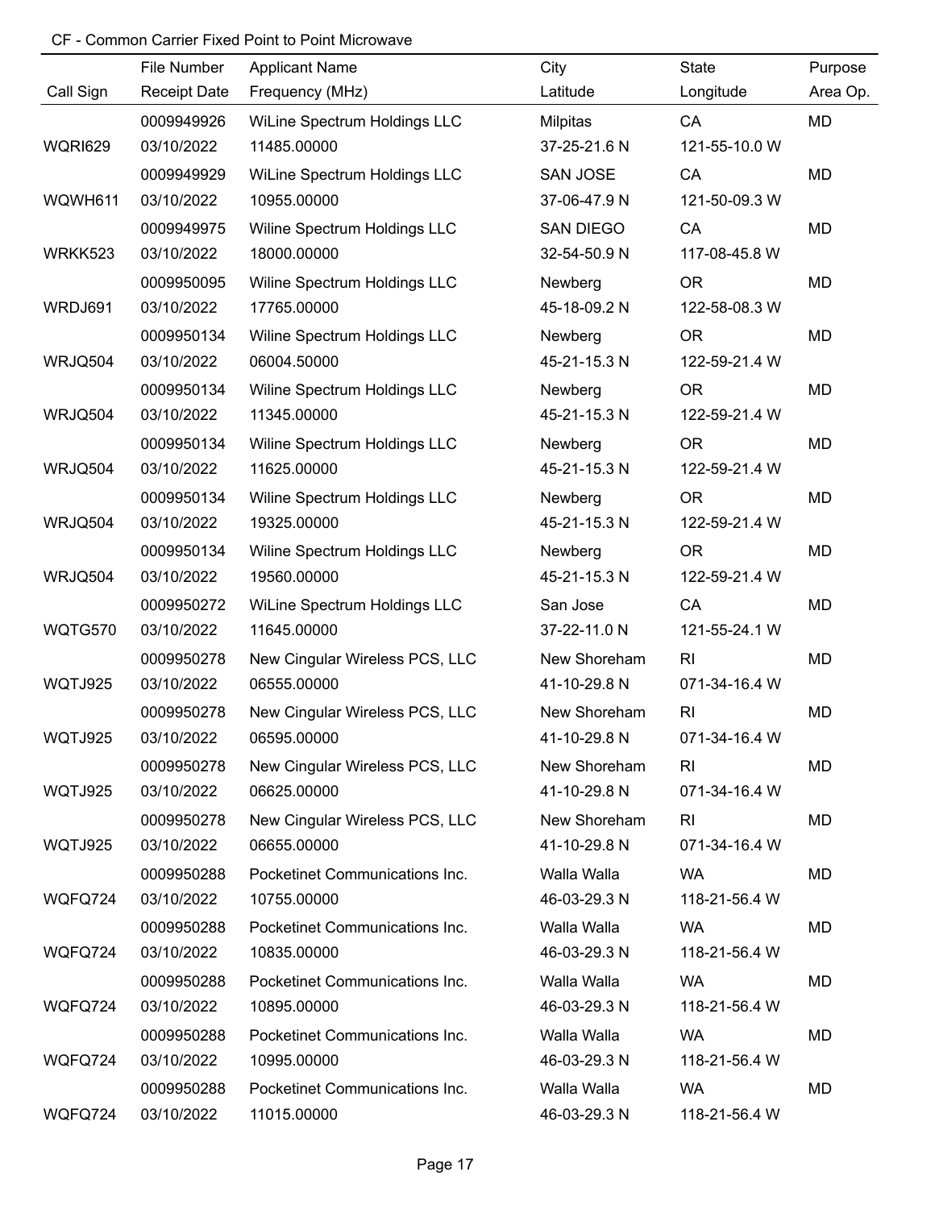CF - Common Carrier Fixed Point to Point Microwave

| Call Sign | File Number<br>Receipt Date | Applicant Name<br>Frequency (MHz) | City<br>Latitude | State<br>Longitude | Purpose<br>Area Op. |
|---|---|---|---|---|---|
| WQRI629 | 0009949926<br>03/10/2022 | WiLine Spectrum Holdings LLC<br>11485.00000 | Milpitas<br>37-25-21.6 N | CA<br>121-55-10.0 W | MD |
| WQWH611 | 0009949929<br>03/10/2022 | WiLine Spectrum Holdings LLC<br>10955.00000 | SAN JOSE<br>37-06-47.9 N | CA<br>121-50-09.3 W | MD |
| WRKK523 | 0009949975<br>03/10/2022 | Wiline Spectrum Holdings LLC<br>18000.00000 | SAN DIEGO<br>32-54-50.9 N | CA<br>117-08-45.8 W | MD |
| WRDJ691 | 0009950095<br>03/10/2022 | Wiline Spectrum Holdings LLC<br>17765.00000 | Newberg<br>45-18-09.2 N | OR<br>122-58-08.3 W | MD |
| WRJQ504 | 0009950134<br>03/10/2022 | Wiline Spectrum Holdings LLC<br>06004.50000 | Newberg<br>45-21-15.3 N | OR<br>122-59-21.4 W | MD |
| WRJQ504 | 0009950134<br>03/10/2022 | Wiline Spectrum Holdings LLC<br>11345.00000 | Newberg<br>45-21-15.3 N | OR<br>122-59-21.4 W | MD |
| WRJQ504 | 0009950134<br>03/10/2022 | Wiline Spectrum Holdings LLC<br>11625.00000 | Newberg<br>45-21-15.3 N | OR<br>122-59-21.4 W | MD |
| WRJQ504 | 0009950134<br>03/10/2022 | Wiline Spectrum Holdings LLC<br>19325.00000 | Newberg<br>45-21-15.3 N | OR<br>122-59-21.4 W | MD |
| WRJQ504 | 0009950134<br>03/10/2022 | Wiline Spectrum Holdings LLC<br>19560.00000 | Newberg<br>45-21-15.3 N | OR<br>122-59-21.4 W | MD |
| WQTG570 | 0009950272<br>03/10/2022 | WiLine Spectrum Holdings LLC<br>11645.00000 | San Jose<br>37-22-11.0 N | CA<br>121-55-24.1 W | MD |
| WQTJ925 | 0009950278<br>03/10/2022 | New Cingular Wireless PCS, LLC<br>06555.00000 | New Shoreham<br>41-10-29.8 N | RI<br>071-34-16.4 W | MD |
| WQTJ925 | 0009950278<br>03/10/2022 | New Cingular Wireless PCS, LLC<br>06595.00000 | New Shoreham<br>41-10-29.8 N | RI<br>071-34-16.4 W | MD |
| WQTJ925 | 0009950278<br>03/10/2022 | New Cingular Wireless PCS, LLC<br>06625.00000 | New Shoreham<br>41-10-29.8 N | RI<br>071-34-16.4 W | MD |
| WQTJ925 | 0009950278<br>03/10/2022 | New Cingular Wireless PCS, LLC<br>06655.00000 | New Shoreham<br>41-10-29.8 N | RI<br>071-34-16.4 W | MD |
| WQFQ724 | 0009950288<br>03/10/2022 | Pocketinet Communications Inc.<br>10755.00000 | Walla Walla<br>46-03-29.3 N | WA<br>118-21-56.4 W | MD |
| WQFQ724 | 0009950288<br>03/10/2022 | Pocketinet Communications Inc.<br>10835.00000 | Walla Walla<br>46-03-29.3 N | WA<br>118-21-56.4 W | MD |
| WQFQ724 | 0009950288<br>03/10/2022 | Pocketinet Communications Inc.<br>10895.00000 | Walla Walla<br>46-03-29.3 N | WA<br>118-21-56.4 W | MD |
| WQFQ724 | 0009950288<br>03/10/2022 | Pocketinet Communications Inc.<br>10995.00000 | Walla Walla<br>46-03-29.3 N | WA<br>118-21-56.4 W | MD |
| WQFQ724 | 0009950288<br>03/10/2022 | Pocketinet Communications Inc.<br>11015.00000 | Walla Walla<br>46-03-29.3 N | WA<br>118-21-56.4 W | MD |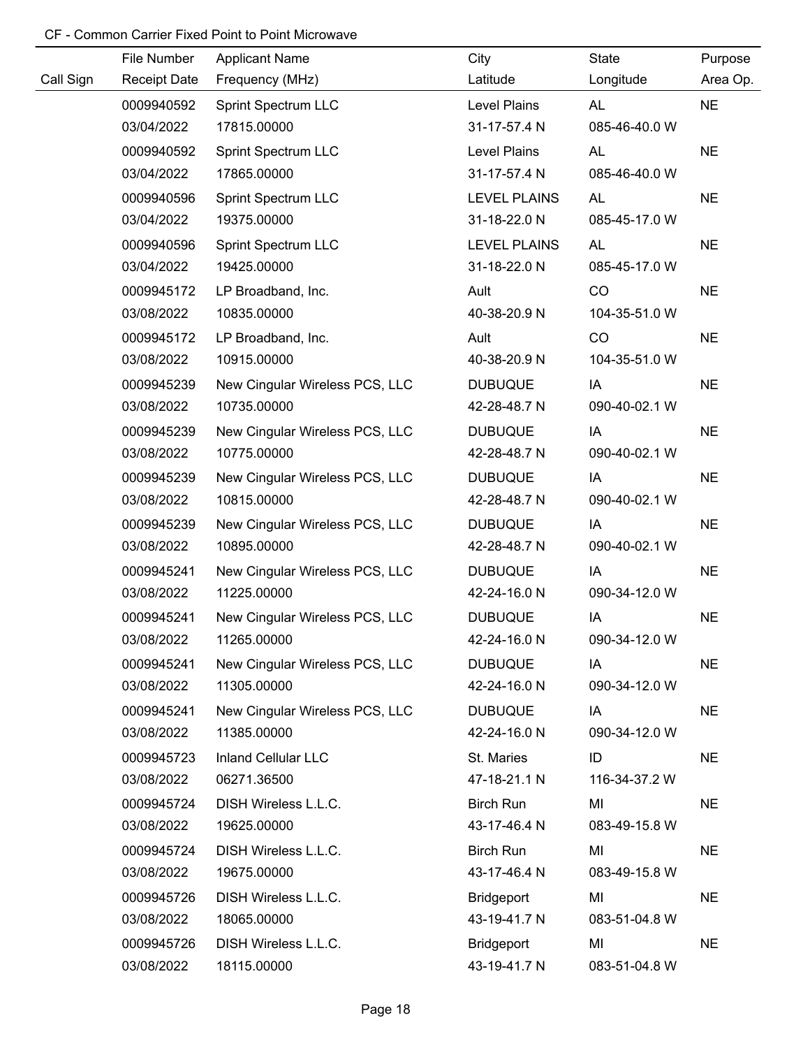CF - Common Carrier Fixed Point to Point Microwave

| Call Sign | File Number<br>Receipt Date | Applicant Name<br>Frequency (MHz) | City<br>Latitude | State<br>Longitude | Purpose<br>Area Op. |
|---|---|---|---|---|---|
| | 0009940592<br>03/04/2022 | Sprint Spectrum LLC<br>17815.00000 | Level Plains<br>31-17-57.4 N | AL<br>085-46-40.0 W | NE |
| | 0009940592<br>03/04/2022 | Sprint Spectrum LLC<br>17865.00000 | Level Plains<br>31-17-57.4 N | AL<br>085-46-40.0 W | NE |
| | 0009940596<br>03/04/2022 | Sprint Spectrum LLC<br>19375.00000 | LEVEL PLAINS<br>31-18-22.0 N | AL<br>085-45-17.0 W | NE |
| | 0009940596<br>03/04/2022 | Sprint Spectrum LLC<br>19425.00000 | LEVEL PLAINS<br>31-18-22.0 N | AL<br>085-45-17.0 W | NE |
| | 0009945172<br>03/08/2022 | LP Broadband, Inc.<br>10835.00000 | Ault<br>40-38-20.9 N | CO<br>104-35-51.0 W | NE |
| | 0009945172<br>03/08/2022 | LP Broadband, Inc.<br>10915.00000 | Ault<br>40-38-20.9 N | CO<br>104-35-51.0 W | NE |
| | 0009945239<br>03/08/2022 | New Cingular Wireless PCS, LLC<br>10735.00000 | DUBUQUE<br>42-28-48.7 N | IA<br>090-40-02.1 W | NE |
| | 0009945239<br>03/08/2022 | New Cingular Wireless PCS, LLC<br>10775.00000 | DUBUQUE<br>42-28-48.7 N | IA<br>090-40-02.1 W | NE |
| | 0009945239<br>03/08/2022 | New Cingular Wireless PCS, LLC<br>10815.00000 | DUBUQUE<br>42-28-48.7 N | IA<br>090-40-02.1 W | NE |
| | 0009945239<br>03/08/2022 | New Cingular Wireless PCS, LLC<br>10895.00000 | DUBUQUE<br>42-28-48.7 N | IA<br>090-40-02.1 W | NE |
| | 0009945241<br>03/08/2022 | New Cingular Wireless PCS, LLC<br>11225.00000 | DUBUQUE<br>42-24-16.0 N | IA<br>090-34-12.0 W | NE |
| | 0009945241<br>03/08/2022 | New Cingular Wireless PCS, LLC<br>11265.00000 | DUBUQUE<br>42-24-16.0 N | IA<br>090-34-12.0 W | NE |
| | 0009945241<br>03/08/2022 | New Cingular Wireless PCS, LLC<br>11305.00000 | DUBUQUE<br>42-24-16.0 N | IA<br>090-34-12.0 W | NE |
| | 0009945241<br>03/08/2022 | New Cingular Wireless PCS, LLC<br>11385.00000 | DUBUQUE<br>42-24-16.0 N | IA<br>090-34-12.0 W | NE |
| | 0009945723<br>03/08/2022 | Inland Cellular LLC<br>06271.36500 | St. Maries<br>47-18-21.1 N | ID<br>116-34-37.2 W | NE |
| | 0009945724<br>03/08/2022 | DISH Wireless L.L.C.<br>19625.00000 | Birch Run<br>43-17-46.4 N | MI<br>083-49-15.8 W | NE |
| | 0009945724<br>03/08/2022 | DISH Wireless L.L.C.<br>19675.00000 | Birch Run<br>43-17-46.4 N | MI<br>083-49-15.8 W | NE |
| | 0009945726<br>03/08/2022 | DISH Wireless L.L.C.<br>18065.00000 | Bridgeport<br>43-19-41.7 N | MI<br>083-51-04.8 W | NE |
| | 0009945726<br>03/08/2022 | DISH Wireless L.L.C.<br>18115.00000 | Bridgeport<br>43-19-41.7 N | MI<br>083-51-04.8 W | NE |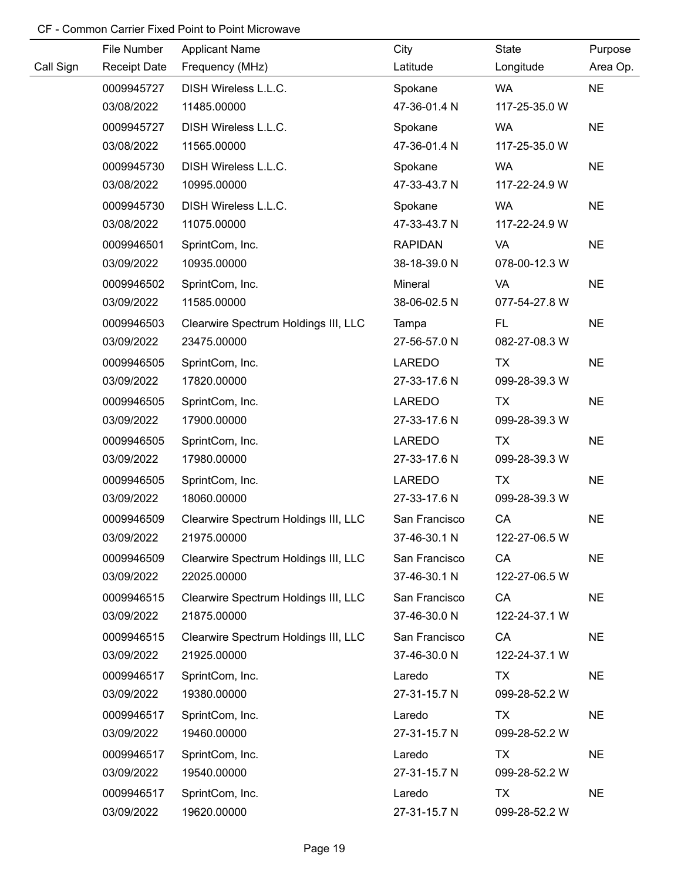CF - Common Carrier Fixed Point to Point Microwave

| Call Sign | File Number / Receipt Date | Applicant Name / Frequency (MHz) | City / Latitude | State / Longitude | Purpose / Area Op. |
|---|---|---|---|---|---|
| | 0009945727 | DISH Wireless L.L.C. | Spokane | WA | NE |
| | 03/08/2022 | 11485.00000 | 47-36-01.4 N | 117-25-35.0 W | |
| | 0009945727 | DISH Wireless L.L.C. | Spokane | WA | NE |
| | 03/08/2022 | 11565.00000 | 47-36-01.4 N | 117-25-35.0 W | |
| | 0009945730 | DISH Wireless L.L.C. | Spokane | WA | NE |
| | 03/08/2022 | 10995.00000 | 47-33-43.7 N | 117-22-24.9 W | |
| | 0009945730 | DISH Wireless L.L.C. | Spokane | WA | NE |
| | 03/08/2022 | 11075.00000 | 47-33-43.7 N | 117-22-24.9 W | |
| | 0009946501 | SprintCom, Inc. | RAPIDAN | VA | NE |
| | 03/09/2022 | 10935.00000 | 38-18-39.0 N | 078-00-12.3 W | |
| | 0009946502 | SprintCom, Inc. | Mineral | VA | NE |
| | 03/09/2022 | 11585.00000 | 38-06-02.5 N | 077-54-27.8 W | |
| | 0009946503 | Clearwire Spectrum Holdings III, LLC | Tampa | FL | NE |
| | 03/09/2022 | 23475.00000 | 27-56-57.0 N | 082-27-08.3 W | |
| | 0009946505 | SprintCom, Inc. | LAREDO | TX | NE |
| | 03/09/2022 | 17820.00000 | 27-33-17.6 N | 099-28-39.3 W | |
| | 0009946505 | SprintCom, Inc. | LAREDO | TX | NE |
| | 03/09/2022 | 17900.00000 | 27-33-17.6 N | 099-28-39.3 W | |
| | 0009946505 | SprintCom, Inc. | LAREDO | TX | NE |
| | 03/09/2022 | 17980.00000 | 27-33-17.6 N | 099-28-39.3 W | |
| | 0009946505 | SprintCom, Inc. | LAREDO | TX | NE |
| | 03/09/2022 | 18060.00000 | 27-33-17.6 N | 099-28-39.3 W | |
| | 0009946509 | Clearwire Spectrum Holdings III, LLC | San Francisco | CA | NE |
| | 03/09/2022 | 21975.00000 | 37-46-30.1 N | 122-27-06.5 W | |
| | 0009946509 | Clearwire Spectrum Holdings III, LLC | San Francisco | CA | NE |
| | 03/09/2022 | 22025.00000 | 37-46-30.1 N | 122-27-06.5 W | |
| | 0009946515 | Clearwire Spectrum Holdings III, LLC | San Francisco | CA | NE |
| | 03/09/2022 | 21875.00000 | 37-46-30.0 N | 122-24-37.1 W | |
| | 0009946515 | Clearwire Spectrum Holdings III, LLC | San Francisco | CA | NE |
| | 03/09/2022 | 21925.00000 | 37-46-30.0 N | 122-24-37.1 W | |
| | 0009946517 | SprintCom, Inc. | Laredo | TX | NE |
| | 03/09/2022 | 19380.00000 | 27-31-15.7 N | 099-28-52.2 W | |
| | 0009946517 | SprintCom, Inc. | Laredo | TX | NE |
| | 03/09/2022 | 19460.00000 | 27-31-15.7 N | 099-28-52.2 W | |
| | 0009946517 | SprintCom, Inc. | Laredo | TX | NE |
| | 03/09/2022 | 19540.00000 | 27-31-15.7 N | 099-28-52.2 W | |
| | 0009946517 | SprintCom, Inc. | Laredo | TX | NE |
| | 03/09/2022 | 19620.00000 | 27-31-15.7 N | 099-28-52.2 W | |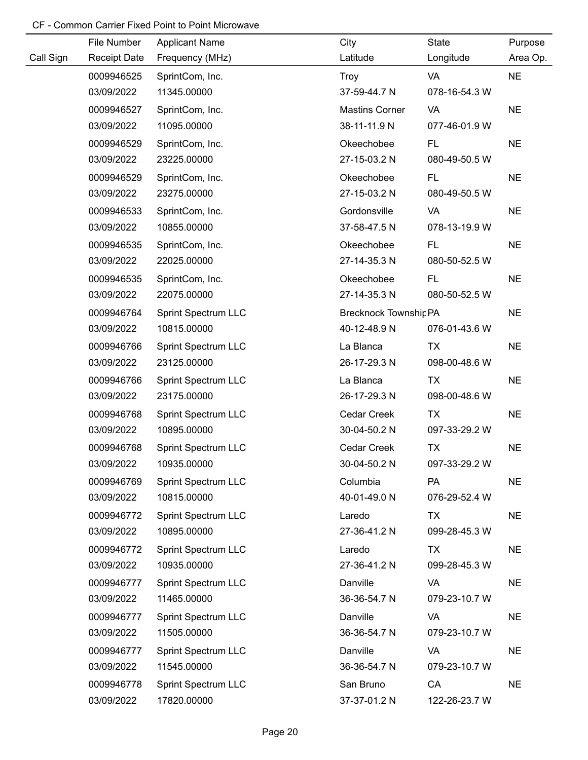CF - Common Carrier Fixed Point to Point Microwave

| Call Sign | File Number<br>Receipt Date | Applicant Name<br>Frequency (MHz) | City<br>Latitude | State<br>Longitude | Purpose<br>Area Op. |
|---|---|---|---|---|---|
| | 0009946525<br>03/09/2022 | SprintCom, Inc.<br>11345.00000 | Troy<br>37-59-44.7 N | VA<br>078-16-54.3 W | NE |
| | 0009946527<br>03/09/2022 | SprintCom, Inc.<br>11095.00000 | Mastins Corner<br>38-11-11.9 N | VA<br>077-46-01.9 W | NE |
| | 0009946529<br>03/09/2022 | SprintCom, Inc.<br>23225.00000 | Okeechobee<br>27-15-03.2 N | FL<br>080-49-50.5 W | NE |
| | 0009946529<br>03/09/2022 | SprintCom, Inc.<br>23275.00000 | Okeechobee<br>27-15-03.2 N | FL<br>080-49-50.5 W | NE |
| | 0009946533<br>03/09/2022 | SprintCom, Inc.<br>10855.00000 | Gordonsville<br>37-58-47.5 N | VA<br>078-13-19.9 W | NE |
| | 0009946535<br>03/09/2022 | SprintCom, Inc.<br>22025.00000 | Okeechobee<br>27-14-35.3 N | FL<br>080-50-52.5 W | NE |
| | 0009946535<br>03/09/2022 | SprintCom, Inc.<br>22075.00000 | Okeechobee<br>27-14-35.3 N | FL<br>080-50-52.5 W | NE |
| | 0009946764<br>03/09/2022 | Sprint Spectrum LLC<br>10815.00000 | Brecknock Townshir<br>40-12-48.9 N | PA<br>076-01-43.6 W | NE |
| | 0009946766<br>03/09/2022 | Sprint Spectrum LLC<br>23125.00000 | La Blanca<br>26-17-29.3 N | TX<br>098-00-48.6 W | NE |
| | 0009946766<br>03/09/2022 | Sprint Spectrum LLC<br>23175.00000 | La Blanca<br>26-17-29.3 N | TX<br>098-00-48.6 W | NE |
| | 0009946768<br>03/09/2022 | Sprint Spectrum LLC<br>10895.00000 | Cedar Creek<br>30-04-50.2 N | TX<br>097-33-29.2 W | NE |
| | 0009946768<br>03/09/2022 | Sprint Spectrum LLC<br>10935.00000 | Cedar Creek<br>30-04-50.2 N | TX<br>097-33-29.2 W | NE |
| | 0009946769<br>03/09/2022 | Sprint Spectrum LLC<br>10815.00000 | Columbia<br>40-01-49.0 N | PA<br>076-29-52.4 W | NE |
| | 0009946772<br>03/09/2022 | Sprint Spectrum LLC<br>10895.00000 | Laredo<br>27-36-41.2 N | TX<br>099-28-45.3 W | NE |
| | 0009946772<br>03/09/2022 | Sprint Spectrum LLC<br>10935.00000 | Laredo<br>27-36-41.2 N | TX<br>099-28-45.3 W | NE |
| | 0009946777<br>03/09/2022 | Sprint Spectrum LLC<br>11465.00000 | Danville<br>36-36-54.7 N | VA<br>079-23-10.7 W | NE |
| | 0009946777<br>03/09/2022 | Sprint Spectrum LLC<br>11505.00000 | Danville<br>36-36-54.7 N | VA<br>079-23-10.7 W | NE |
| | 0009946777<br>03/09/2022 | Sprint Spectrum LLC<br>11545.00000 | Danville<br>36-36-54.7 N | VA<br>079-23-10.7 W | NE |
| | 0009946778<br>03/09/2022 | Sprint Spectrum LLC<br>17820.00000 | San Bruno<br>37-37-01.2 N | CA<br>122-26-23.7 W | NE |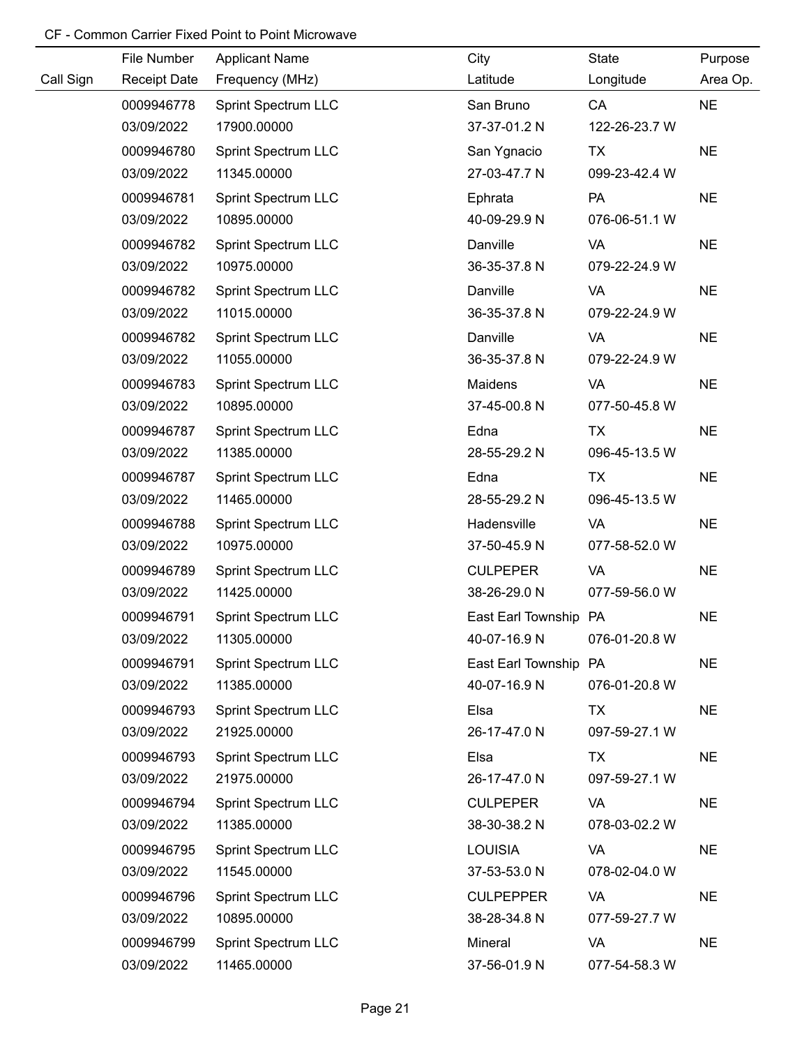CF - Common Carrier Fixed Point to Point Microwave

| Call Sign | File Number<br>Receipt Date | Applicant Name<br>Frequency (MHz) | City<br>Latitude | State<br>Longitude | Purpose<br>Area Op. |
|---|---|---|---|---|---|
| | 0009946778<br>03/09/2022 | Sprint Spectrum LLC<br>17900.00000 | San Bruno<br>37-37-01.2 N | CA<br>122-26-23.7 W | NE |
| | 0009946780<br>03/09/2022 | Sprint Spectrum LLC<br>11345.00000 | San Ygnacio<br>27-03-47.7 N | TX<br>099-23-42.4 W | NE |
| | 0009946781<br>03/09/2022 | Sprint Spectrum LLC<br>10895.00000 | Ephrata<br>40-09-29.9 N | PA<br>076-06-51.1 W | NE |
| | 0009946782<br>03/09/2022 | Sprint Spectrum LLC<br>10975.00000 | Danville<br>36-35-37.8 N | VA<br>079-22-24.9 W | NE |
| | 0009946782<br>03/09/2022 | Sprint Spectrum LLC<br>11015.00000 | Danville<br>36-35-37.8 N | VA<br>079-22-24.9 W | NE |
| | 0009946782<br>03/09/2022 | Sprint Spectrum LLC<br>11055.00000 | Danville<br>36-35-37.8 N | VA<br>079-22-24.9 W | NE |
| | 0009946783<br>03/09/2022 | Sprint Spectrum LLC<br>10895.00000 | Maidens<br>37-45-00.8 N | VA<br>077-50-45.8 W | NE |
| | 0009946787<br>03/09/2022 | Sprint Spectrum LLC<br>11385.00000 | Edna<br>28-55-29.2 N | TX<br>096-45-13.5 W | NE |
| | 0009946787<br>03/09/2022 | Sprint Spectrum LLC<br>11465.00000 | Edna<br>28-55-29.2 N | TX<br>096-45-13.5 W | NE |
| | 0009946788<br>03/09/2022 | Sprint Spectrum LLC<br>10975.00000 | Hadensville<br>37-50-45.9 N | VA<br>077-58-52.0 W | NE |
| | 0009946789<br>03/09/2022 | Sprint Spectrum LLC<br>11425.00000 | CULPEPER<br>38-26-29.0 N | VA<br>077-59-56.0 W | NE |
| | 0009946791<br>03/09/2022 | Sprint Spectrum LLC<br>11305.00000 | East Earl Township<br>40-07-16.9 N | PA<br>076-01-20.8 W | NE |
| | 0009946791<br>03/09/2022 | Sprint Spectrum LLC<br>11385.00000 | East Earl Township<br>40-07-16.9 N | PA<br>076-01-20.8 W | NE |
| | 0009946793<br>03/09/2022 | Sprint Spectrum LLC<br>21925.00000 | Elsa<br>26-17-47.0 N | TX<br>097-59-27.1 W | NE |
| | 0009946793<br>03/09/2022 | Sprint Spectrum LLC<br>21975.00000 | Elsa<br>26-17-47.0 N | TX<br>097-59-27.1 W | NE |
| | 0009946794<br>03/09/2022 | Sprint Spectrum LLC<br>11385.00000 | CULPEPER<br>38-30-38.2 N | VA<br>078-03-02.2 W | NE |
| | 0009946795<br>03/09/2022 | Sprint Spectrum LLC<br>11545.00000 | LOUISIA<br>37-53-53.0 N | VA<br>078-02-04.0 W | NE |
| | 0009946796<br>03/09/2022 | Sprint Spectrum LLC<br>10895.00000 | CULPEPPER<br>38-28-34.8 N | VA<br>077-59-27.7 W | NE |
| | 0009946799<br>03/09/2022 | Sprint Spectrum LLC<br>11465.00000 | Mineral<br>37-56-01.9 N | VA<br>077-54-58.3 W | NE |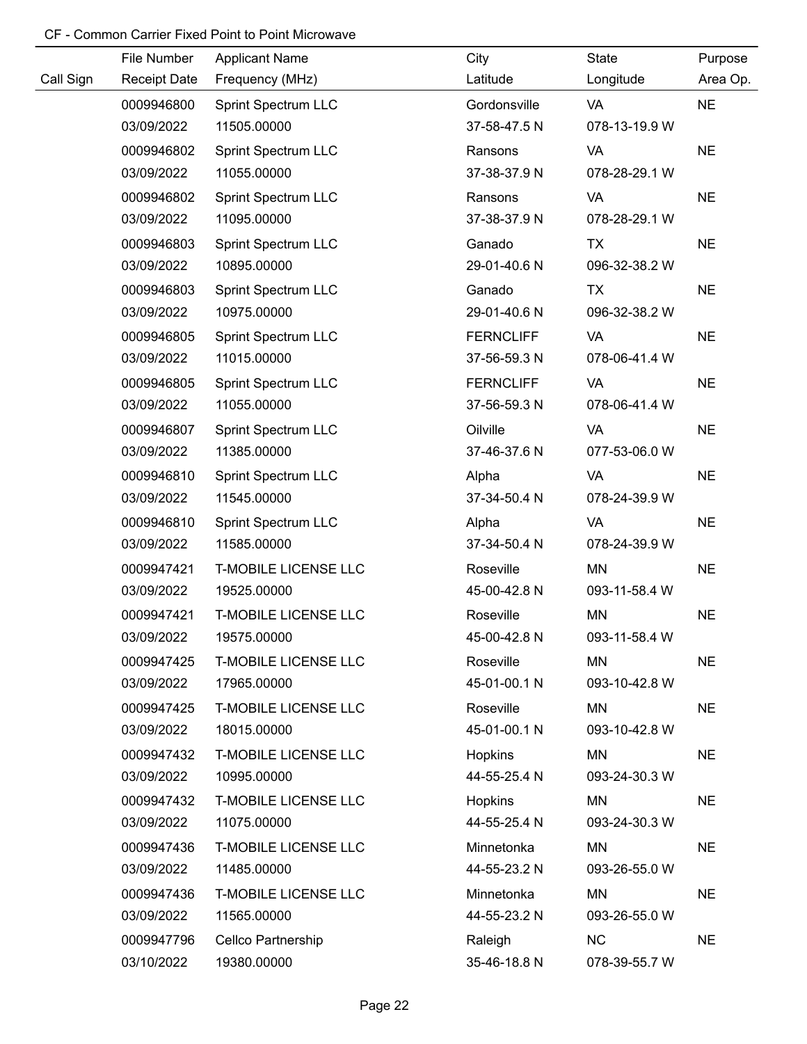CF - Common Carrier Fixed Point to Point Microwave

| Call Sign | File Number<br>Receipt Date | Applicant Name<br>Frequency (MHz) | City<br>Latitude | State<br>Longitude | Purpose<br>Area Op. |
|---|---|---|---|---|---|
| | 0009946800<br>03/09/2022 | Sprint Spectrum LLC<br>11505.00000 | Gordonsville<br>37-58-47.5 N | VA<br>078-13-19.9 W | NE |
| | 0009946802<br>03/09/2022 | Sprint Spectrum LLC<br>11055.00000 | Ransons<br>37-38-37.9 N | VA<br>078-28-29.1 W | NE |
| | 0009946802<br>03/09/2022 | Sprint Spectrum LLC<br>11095.00000 | Ransons<br>37-38-37.9 N | VA<br>078-28-29.1 W | NE |
| | 0009946803<br>03/09/2022 | Sprint Spectrum LLC<br>10895.00000 | Ganado<br>29-01-40.6 N | TX<br>096-32-38.2 W | NE |
| | 0009946803<br>03/09/2022 | Sprint Spectrum LLC<br>10975.00000 | Ganado<br>29-01-40.6 N | TX<br>096-32-38.2 W | NE |
| | 0009946805<br>03/09/2022 | Sprint Spectrum LLC<br>11015.00000 | FERNCLIFF<br>37-56-59.3 N | VA<br>078-06-41.4 W | NE |
| | 0009946805<br>03/09/2022 | Sprint Spectrum LLC<br>11055.00000 | FERNCLIFF<br>37-56-59.3 N | VA<br>078-06-41.4 W | NE |
| | 0009946807<br>03/09/2022 | Sprint Spectrum LLC<br>11385.00000 | Oilville<br>37-46-37.6 N | VA<br>077-53-06.0 W | NE |
| | 0009946810<br>03/09/2022 | Sprint Spectrum LLC<br>11545.00000 | Alpha<br>37-34-50.4 N | VA<br>078-24-39.9 W | NE |
| | 0009946810<br>03/09/2022 | Sprint Spectrum LLC<br>11585.00000 | Alpha<br>37-34-50.4 N | VA<br>078-24-39.9 W | NE |
| | 0009947421<br>03/09/2022 | T-MOBILE LICENSE LLC<br>19525.00000 | Roseville<br>45-00-42.8 N | MN<br>093-11-58.4 W | NE |
| | 0009947421<br>03/09/2022 | T-MOBILE LICENSE LLC<br>19575.00000 | Roseville<br>45-00-42.8 N | MN<br>093-11-58.4 W | NE |
| | 0009947425<br>03/09/2022 | T-MOBILE LICENSE LLC<br>17965.00000 | Roseville<br>45-01-00.1 N | MN<br>093-10-42.8 W | NE |
| | 0009947425<br>03/09/2022 | T-MOBILE LICENSE LLC<br>18015.00000 | Roseville<br>45-01-00.1 N | MN<br>093-10-42.8 W | NE |
| | 0009947432<br>03/09/2022 | T-MOBILE LICENSE LLC<br>10995.00000 | Hopkins<br>44-55-25.4 N | MN<br>093-24-30.3 W | NE |
| | 0009947432<br>03/09/2022 | T-MOBILE LICENSE LLC<br>11075.00000 | Hopkins<br>44-55-25.4 N | MN<br>093-24-30.3 W | NE |
| | 0009947436<br>03/09/2022 | T-MOBILE LICENSE LLC<br>11485.00000 | Minnetonka<br>44-55-23.2 N | MN<br>093-26-55.0 W | NE |
| | 0009947436<br>03/09/2022 | T-MOBILE LICENSE LLC<br>11565.00000 | Minnetonka<br>44-55-23.2 N | MN<br>093-26-55.0 W | NE |
| | 0009947796<br>03/10/2022 | Cellco Partnership<br>19380.00000 | Raleigh<br>35-46-18.8 N | NC<br>078-39-55.7 W | NE |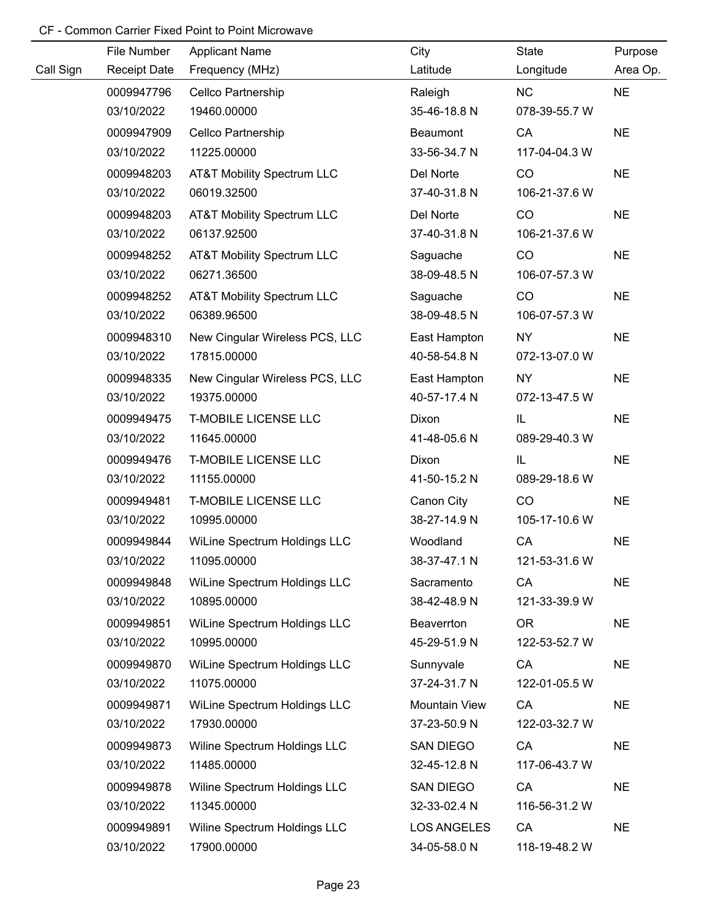CF - Common Carrier Fixed Point to Point Microwave

| Call Sign | File Number<br>Receipt Date | Applicant Name<br>Frequency (MHz) | City<br>Latitude | State<br>Longitude | Purpose<br>Area Op. |
|---|---|---|---|---|---|
| | 0009947796<br>03/10/2022 | Cellco Partnership<br>19460.00000 | Raleigh<br>35-46-18.8 N | NC<br>078-39-55.7 W | NE |
| | 0009947909<br>03/10/2022 | Cellco Partnership<br>11225.00000 | Beaumont<br>33-56-34.7 N | CA<br>117-04-04.3 W | NE |
| | 0009948203<br>03/10/2022 | AT&T Mobility Spectrum LLC<br>06019.32500 | Del Norte<br>37-40-31.8 N | CO<br>106-21-37.6 W | NE |
| | 0009948203<br>03/10/2022 | AT&T Mobility Spectrum LLC<br>06137.92500 | Del Norte<br>37-40-31.8 N | CO<br>106-21-37.6 W | NE |
| | 0009948252<br>03/10/2022 | AT&T Mobility Spectrum LLC<br>06271.36500 | Saguache<br>38-09-48.5 N | CO<br>106-07-57.3 W | NE |
| | 0009948252<br>03/10/2022 | AT&T Mobility Spectrum LLC<br>06389.96500 | Saguache<br>38-09-48.5 N | CO<br>106-07-57.3 W | NE |
| | 0009948310<br>03/10/2022 | New Cingular Wireless PCS, LLC<br>17815.00000 | East Hampton<br>40-58-54.8 N | NY<br>072-13-07.0 W | NE |
| | 0009948335<br>03/10/2022 | New Cingular Wireless PCS, LLC<br>19375.00000 | East Hampton<br>40-57-17.4 N | NY<br>072-13-47.5 W | NE |
| | 0009949475<br>03/10/2022 | T-MOBILE LICENSE LLC<br>11645.00000 | Dixon<br>41-48-05.6 N | IL<br>089-29-40.3 W | NE |
| | 0009949476<br>03/10/2022 | T-MOBILE LICENSE LLC<br>11155.00000 | Dixon<br>41-50-15.2 N | IL<br>089-29-18.6 W | NE |
| | 0009949481<br>03/10/2022 | T-MOBILE LICENSE LLC<br>10995.00000 | Canon City<br>38-27-14.9 N | CO<br>105-17-10.6 W | NE |
| | 0009949844<br>03/10/2022 | WiLine Spectrum Holdings LLC<br>11095.00000 | Woodland<br>38-37-47.1 N | CA<br>121-53-31.6 W | NE |
| | 0009949848<br>03/10/2022 | WiLine Spectrum Holdings LLC<br>10895.00000 | Sacramento<br>38-42-48.9 N | CA<br>121-33-39.9 W | NE |
| | 0009949851<br>03/10/2022 | WiLine Spectrum Holdings LLC<br>10995.00000 | Beaverrton<br>45-29-51.9 N | OR<br>122-53-52.7 W | NE |
| | 0009949870<br>03/10/2022 | WiLine Spectrum Holdings LLC<br>11075.00000 | Sunnyvale<br>37-24-31.7 N | CA<br>122-01-05.5 W | NE |
| | 0009949871<br>03/10/2022 | WiLine Spectrum Holdings LLC<br>17930.00000 | Mountain View<br>37-23-50.9 N | CA<br>122-03-32.7 W | NE |
| | 0009949873<br>03/10/2022 | Wiline Spectrum Holdings LLC<br>11485.00000 | SAN DIEGO<br>32-45-12.8 N | CA<br>117-06-43.7 W | NE |
| | 0009949878<br>03/10/2022 | Wiline Spectrum Holdings LLC<br>11345.00000 | SAN DIEGO<br>32-33-02.4 N | CA<br>116-56-31.2 W | NE |
| | 0009949891<br>03/10/2022 | Wiline Spectrum Holdings LLC<br>17900.00000 | LOS ANGELES<br>34-05-58.0 N | CA<br>118-19-48.2 W | NE |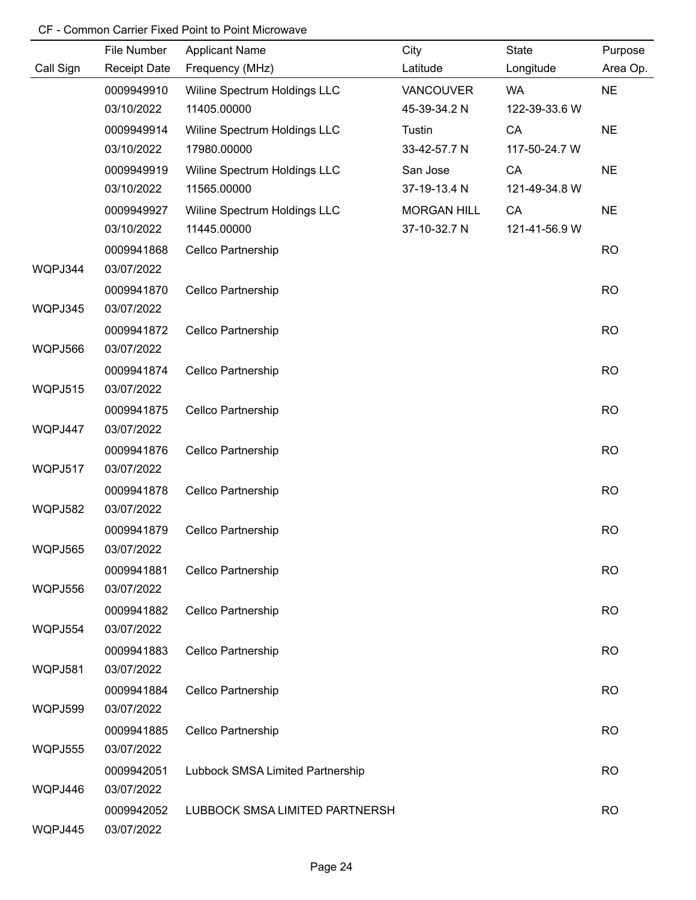CF - Common Carrier Fixed Point to Point Microwave

| Call Sign | File Number<br>Receipt Date | Applicant Name<br>Frequency (MHz) | City<br>Latitude | State<br>Longitude | Purpose<br>Area Op. |
|---|---|---|---|---|---|
| | 0009949910<br>03/10/2022 | Wiline Spectrum Holdings LLC<br>11405.00000 | VANCOUVER<br>45-39-34.2 N | WA<br>122-39-33.6 W | NE |
| | 0009949914<br>03/10/2022 | Wiline Spectrum Holdings LLC<br>17980.00000 | Tustin<br>33-42-57.7 N | CA<br>117-50-24.7 W | NE |
| | 0009949919<br>03/10/2022 | Wiline Spectrum Holdings LLC<br>11565.00000 | San Jose<br>37-19-13.4 N | CA<br>121-49-34.8 W | NE |
| | 0009949927<br>03/10/2022 | Wiline Spectrum Holdings LLC<br>11445.00000 | MORGAN HILL<br>37-10-32.7 N | CA<br>121-41-56.9 W | NE |
| WQPJ344 | 0009941868<br>03/07/2022 | Cellco Partnership | | | RO |
| WQPJ345 | 0009941870<br>03/07/2022 | Cellco Partnership | | | RO |
| WQPJ566 | 0009941872<br>03/07/2022 | Cellco Partnership | | | RO |
| WQPJ515 | 0009941874<br>03/07/2022 | Cellco Partnership | | | RO |
| WQPJ447 | 0009941875<br>03/07/2022 | Cellco Partnership | | | RO |
| WQPJ517 | 0009941876<br>03/07/2022 | Cellco Partnership | | | RO |
| WQPJ582 | 0009941878<br>03/07/2022 | Cellco Partnership | | | RO |
| WQPJ565 | 0009941879<br>03/07/2022 | Cellco Partnership | | | RO |
| WQPJ556 | 0009941881<br>03/07/2022 | Cellco Partnership | | | RO |
| WQPJ554 | 0009941882<br>03/07/2022 | Cellco Partnership | | | RO |
| WQPJ581 | 0009941883<br>03/07/2022 | Cellco Partnership | | | RO |
| WQPJ599 | 0009941884<br>03/07/2022 | Cellco Partnership | | | RO |
| WQPJ555 | 0009941885<br>03/07/2022 | Cellco Partnership | | | RO |
| WQPJ446 | 0009942051<br>03/07/2022 | Lubbock SMSA Limited Partnership | | | RO |
| WQPJ445 | 0009942052<br>03/07/2022 | LUBBOCK SMSA LIMITED PARTNERSH | | | RO |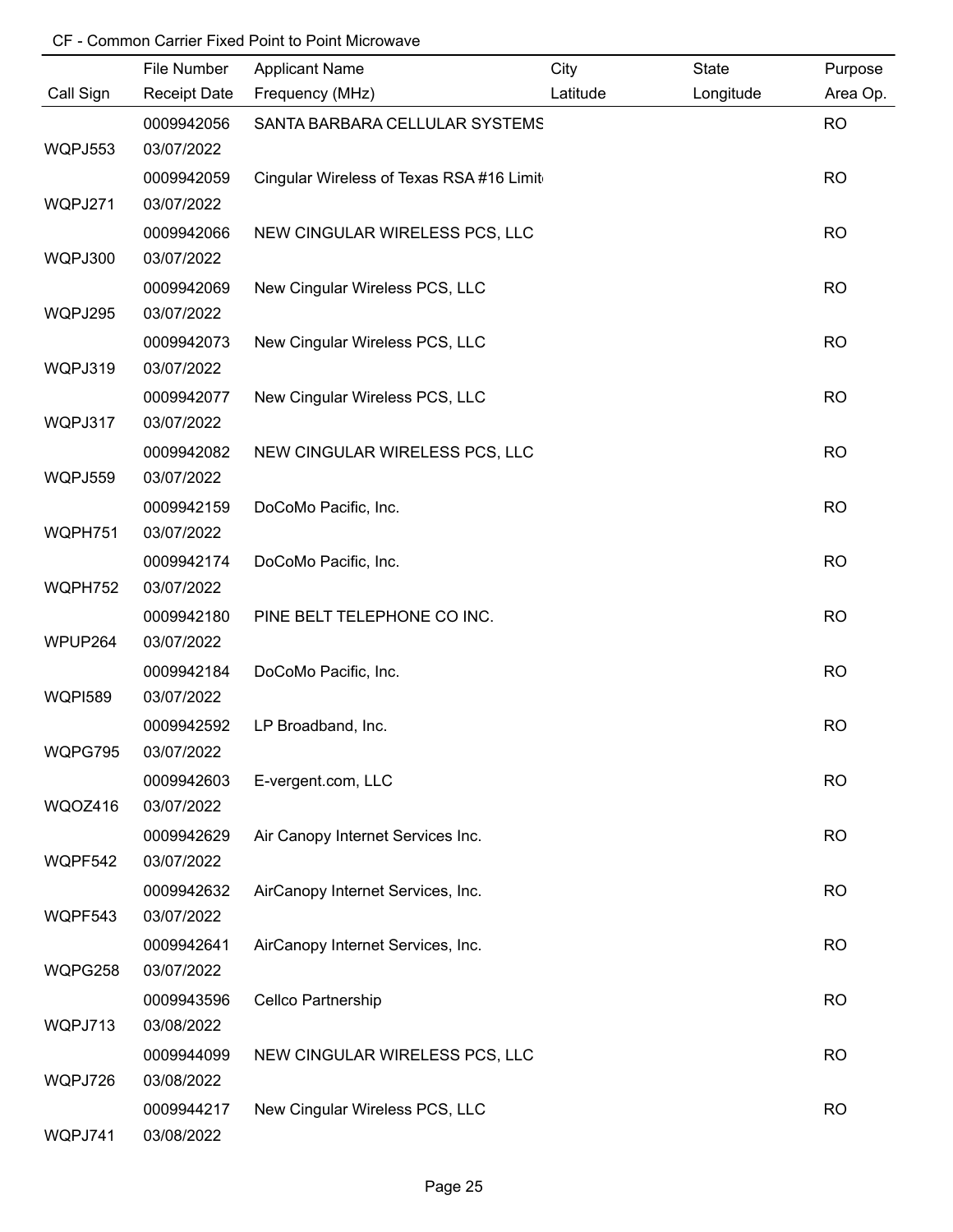CF - Common Carrier Fixed Point to Point Microwave

| Call Sign | File Number / Receipt Date | Applicant Name / Frequency (MHz) | City / Latitude | State / Longitude | Purpose / Area Op. |
|---|---|---|---|---|---|
| WQPJ553 | 0009942056<br>03/07/2022 | SANTA BARBARA CELLULAR SYSTEMS | | | RO |
| WQPJ271 | 0009942059<br>03/07/2022 | Cingular Wireless of Texas RSA #16 Limit | | | RO |
| WQPJ300 | 0009942066<br>03/07/2022 | NEW CINGULAR WIRELESS PCS, LLC | | | RO |
| WQPJ295 | 0009942069<br>03/07/2022 | New Cingular Wireless PCS, LLC | | | RO |
| WQPJ319 | 0009942073<br>03/07/2022 | New Cingular Wireless PCS, LLC | | | RO |
| WQPJ317 | 0009942077<br>03/07/2022 | New Cingular Wireless PCS, LLC | | | RO |
| WQPJ559 | 0009942082<br>03/07/2022 | NEW CINGULAR WIRELESS PCS, LLC | | | RO |
| WQPH751 | 0009942159<br>03/07/2022 | DoCoMo Pacific, Inc. | | | RO |
| WQPH752 | 0009942174<br>03/07/2022 | DoCoMo Pacific, Inc. | | | RO |
| WPUP264 | 0009942180<br>03/07/2022 | PINE BELT TELEPHONE CO INC. | | | RO |
| WQPI589 | 0009942184<br>03/07/2022 | DoCoMo Pacific, Inc. | | | RO |
| WQPG795 | 0009942592<br>03/07/2022 | LP Broadband, Inc. | | | RO |
| WQOZ416 | 0009942603<br>03/07/2022 | E-vergent.com, LLC | | | RO |
| WQPF542 | 0009942629<br>03/07/2022 | Air Canopy Internet Services Inc. | | | RO |
| WQPF543 | 0009942632<br>03/07/2022 | AirCanopy Internet Services, Inc. | | | RO |
| WQPG258 | 0009942641<br>03/07/2022 | AirCanopy Internet Services, Inc. | | | RO |
| WQPJ713 | 0009943596<br>03/08/2022 | Cellco Partnership | | | RO |
| WQPJ726 | 0009944099<br>03/08/2022 | NEW CINGULAR WIRELESS PCS, LLC | | | RO |
| WQPJ741 | 0009944217<br>03/08/2022 | New Cingular Wireless PCS, LLC | | | RO |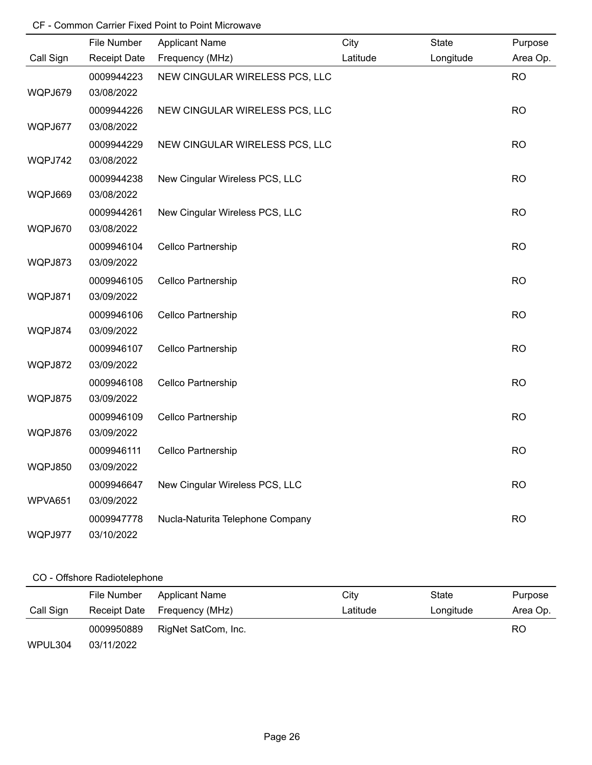## CF - Common Carrier Fixed Point to Point Microwave

| Call Sign | File Number / Receipt Date | Applicant Name / Frequency (MHz) | City / Latitude | State / Longitude | Purpose / Area Op. |
|---|---|---|---|---|---|
| WQPJ679 | 0009944223 / 03/08/2022 | NEW CINGULAR WIRELESS PCS, LLC | | | RO |
| WQPJ677 | 0009944226 / 03/08/2022 | NEW CINGULAR WIRELESS PCS, LLC | | | RO |
| WQPJ742 | 0009944229 / 03/08/2022 | NEW CINGULAR WIRELESS PCS, LLC | | | RO |
| WQPJ669 | 0009944238 / 03/08/2022 | New Cingular Wireless PCS, LLC | | | RO |
| WQPJ670 | 0009944261 / 03/08/2022 | New Cingular Wireless PCS, LLC | | | RO |
| WQPJ873 | 0009946104 / 03/09/2022 | Cellco Partnership | | | RO |
| WQPJ871 | 0009946105 / 03/09/2022 | Cellco Partnership | | | RO |
| WQPJ874 | 0009946106 / 03/09/2022 | Cellco Partnership | | | RO |
| WQPJ872 | 0009946107 / 03/09/2022 | Cellco Partnership | | | RO |
| WQPJ875 | 0009946108 / 03/09/2022 | Cellco Partnership | | | RO |
| WQPJ876 | 0009946109 / 03/09/2022 | Cellco Partnership | | | RO |
| WQPJ850 | 0009946111 / 03/09/2022 | Cellco Partnership | | | RO |
| WPVA651 | 0009946647 / 03/09/2022 | New Cingular Wireless PCS, LLC | | | RO |
| WQPJ977 | 0009947778 / 03/10/2022 | Nucla-Naturita Telephone Company | | | RO |

## CO - Offshore Radiotelephone

| Call Sign | File Number / Receipt Date | Applicant Name / Frequency (MHz) | City / Latitude | State / Longitude | Purpose / Area Op. |
|---|---|---|---|---|---|
| WPUL304 | 0009950889 / 03/11/2022 | RigNet SatCom, Inc. | | | RO |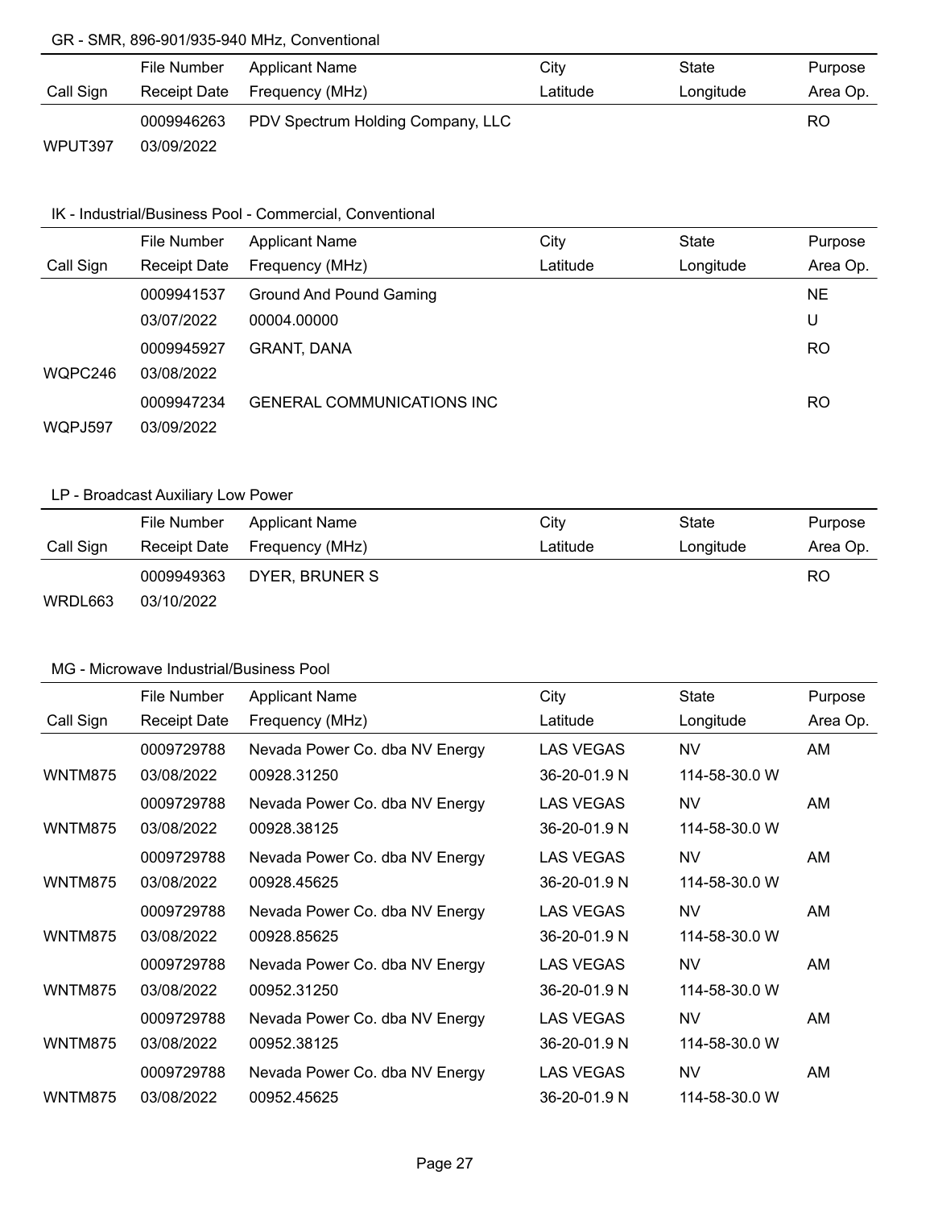GR - SMR, 896-901/935-940 MHz, Conventional

| Call Sign | File Number<br>Receipt Date | Applicant Name<br>Frequency (MHz) | City<br>Latitude | State<br>Longitude | Purpose<br>Area Op. |
|---|---|---|---|---|---|
| WPUT397 | 0009946263<br>03/09/2022 | PDV Spectrum Holding Company, LLC | | | RO |

IK - Industrial/Business Pool - Commercial, Conventional

| Call Sign | File Number<br>Receipt Date | Applicant Name<br>Frequency (MHz) | City<br>Latitude | State<br>Longitude | Purpose<br>Area Op. |
|---|---|---|---|---|---|
| | 0009941537<br>03/07/2022 | Ground And Pound Gaming<br>00004.00000 | | | NE<br>U |
| WQPC246 | 0009945927<br>03/08/2022 | GRANT, DANA | | | RO |
| WQPJ597 | 0009947234<br>03/09/2022 | GENERAL COMMUNICATIONS INC | | | RO |

LP - Broadcast Auxiliary Low Power

| Call Sign | File Number<br>Receipt Date | Applicant Name<br>Frequency (MHz) | City<br>Latitude | State<br>Longitude | Purpose<br>Area Op. |
|---|---|---|---|---|---|
| WRDL663 | 0009949363<br>03/10/2022 | DYER, BRUNER S | | | RO |

MG - Microwave Industrial/Business Pool

| Call Sign | File Number<br>Receipt Date | Applicant Name<br>Frequency (MHz) | City<br>Latitude | State<br>Longitude | Purpose<br>Area Op. |
|---|---|---|---|---|---|
| WNTM875 | 0009729788<br>03/08/2022 | Nevada Power Co. dba NV Energy<br>00928.31250 | LAS VEGAS<br>36-20-01.9 N | NV<br>114-58-30.0 W | AM |
| WNTM875 | 0009729788<br>03/08/2022 | Nevada Power Co. dba NV Energy<br>00928.38125 | LAS VEGAS<br>36-20-01.9 N | NV<br>114-58-30.0 W | AM |
| WNTM875 | 0009729788<br>03/08/2022 | Nevada Power Co. dba NV Energy<br>00928.45625 | LAS VEGAS<br>36-20-01.9 N | NV<br>114-58-30.0 W | AM |
| WNTM875 | 0009729788<br>03/08/2022 | Nevada Power Co. dba NV Energy<br>00928.85625 | LAS VEGAS<br>36-20-01.9 N | NV<br>114-58-30.0 W | AM |
| WNTM875 | 0009729788<br>03/08/2022 | Nevada Power Co. dba NV Energy<br>00952.31250 | LAS VEGAS<br>36-20-01.9 N | NV<br>114-58-30.0 W | AM |
| WNTM875 | 0009729788<br>03/08/2022 | Nevada Power Co. dba NV Energy<br>00952.38125 | LAS VEGAS<br>36-20-01.9 N | NV<br>114-58-30.0 W | AM |
| WNTM875 | 0009729788<br>03/08/2022 | Nevada Power Co. dba NV Energy<br>00952.45625 | LAS VEGAS<br>36-20-01.9 N | NV<br>114-58-30.0 W | AM |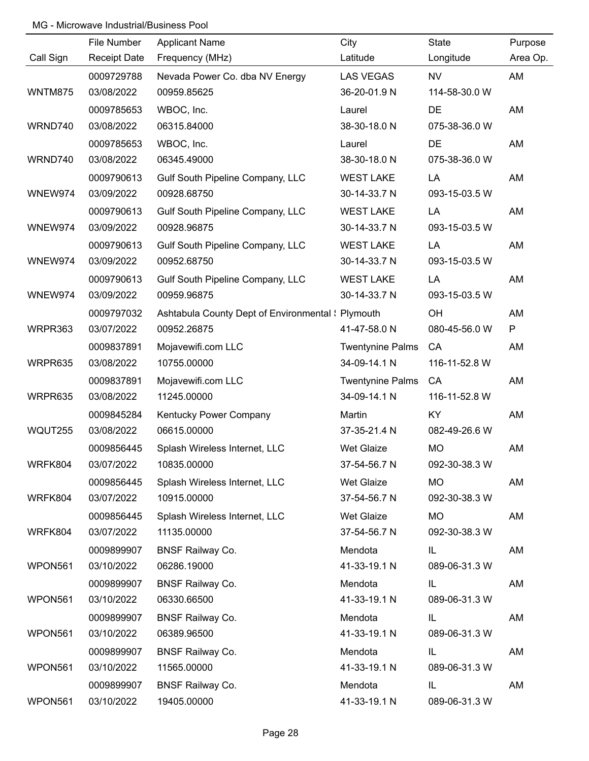MG - Microwave Industrial/Business Pool

| Call Sign | File Number / Receipt Date | Applicant Name / Frequency (MHz) | City / Latitude | State / Longitude | Purpose / Area Op. |
|---|---|---|---|---|---|
| | 0009729788 | Nevada Power Co. dba NV Energy | LAS VEGAS | NV | AM |
| WNTM875 | 03/08/2022 | 00959.85625 | 36-20-01.9 N | 114-58-30.0 W | |
| | 0009785653 | WBOC, Inc. | Laurel | DE | AM |
| WRND740 | 03/08/2022 | 06315.84000 | 38-30-18.0 N | 075-38-36.0 W | |
| | 0009785653 | WBOC, Inc. | Laurel | DE | AM |
| WRND740 | 03/08/2022 | 06345.49000 | 38-30-18.0 N | 075-38-36.0 W | |
| | 0009790613 | Gulf South Pipeline Company, LLC | WEST LAKE | LA | AM |
| WNEW974 | 03/09/2022 | 00928.68750 | 30-14-33.7 N | 093-15-03.5 W | |
| | 0009790613 | Gulf South Pipeline Company, LLC | WEST LAKE | LA | AM |
| WNEW974 | 03/09/2022 | 00928.96875 | 30-14-33.7 N | 093-15-03.5 W | |
| | 0009790613 | Gulf South Pipeline Company, LLC | WEST LAKE | LA | AM |
| WNEW974 | 03/09/2022 | 00952.68750 | 30-14-33.7 N | 093-15-03.5 W | |
| | 0009790613 | Gulf South Pipeline Company, LLC | WEST LAKE | LA | AM |
| WNEW974 | 03/09/2022 | 00959.96875 | 30-14-33.7 N | 093-15-03.5 W | |
| | 0009797032 | Ashtabula County Dept of Environmental S | Plymouth | OH | AM |
| WRPR363 | 03/07/2022 | 00952.26875 | 41-47-58.0 N | 080-45-56.0 W | P |
| | 0009837891 | Mojavewifi.com LLC | Twentynine Palms | CA | AM |
| WRPR635 | 03/08/2022 | 10755.00000 | 34-09-14.1 N | 116-11-52.8 W | |
| | 0009837891 | Mojavewifi.com LLC | Twentynine Palms | CA | AM |
| WRPR635 | 03/08/2022 | 11245.00000 | 34-09-14.1 N | 116-11-52.8 W | |
| | 0009845284 | Kentucky Power Company | Martin | KY | AM |
| WQUT255 | 03/08/2022 | 06615.00000 | 37-35-21.4 N | 082-49-26.6 W | |
| | 0009856445 | Splash Wireless Internet, LLC | Wet Glaize | MO | AM |
| WRFK804 | 03/07/2022 | 10835.00000 | 37-54-56.7 N | 092-30-38.3 W | |
| | 0009856445 | Splash Wireless Internet, LLC | Wet Glaize | MO | AM |
| WRFK804 | 03/07/2022 | 10915.00000 | 37-54-56.7 N | 092-30-38.3 W | |
| | 0009856445 | Splash Wireless Internet, LLC | Wet Glaize | MO | AM |
| WRFK804 | 03/07/2022 | 11135.00000 | 37-54-56.7 N | 092-30-38.3 W | |
| | 0009899907 | BNSF Railway Co. | Mendota | IL | AM |
| WPON561 | 03/10/2022 | 06286.19000 | 41-33-19.1 N | 089-06-31.3 W | |
| | 0009899907 | BNSF Railway Co. | Mendota | IL | AM |
| WPON561 | 03/10/2022 | 06330.66500 | 41-33-19.1 N | 089-06-31.3 W | |
| | 0009899907 | BNSF Railway Co. | Mendota | IL | AM |
| WPON561 | 03/10/2022 | 06389.96500 | 41-33-19.1 N | 089-06-31.3 W | |
| | 0009899907 | BNSF Railway Co. | Mendota | IL | AM |
| WPON561 | 03/10/2022 | 11565.00000 | 41-33-19.1 N | 089-06-31.3 W | |
| | 0009899907 | BNSF Railway Co. | Mendota | IL | AM |
| WPON561 | 03/10/2022 | 19405.00000 | 41-33-19.1 N | 089-06-31.3 W | |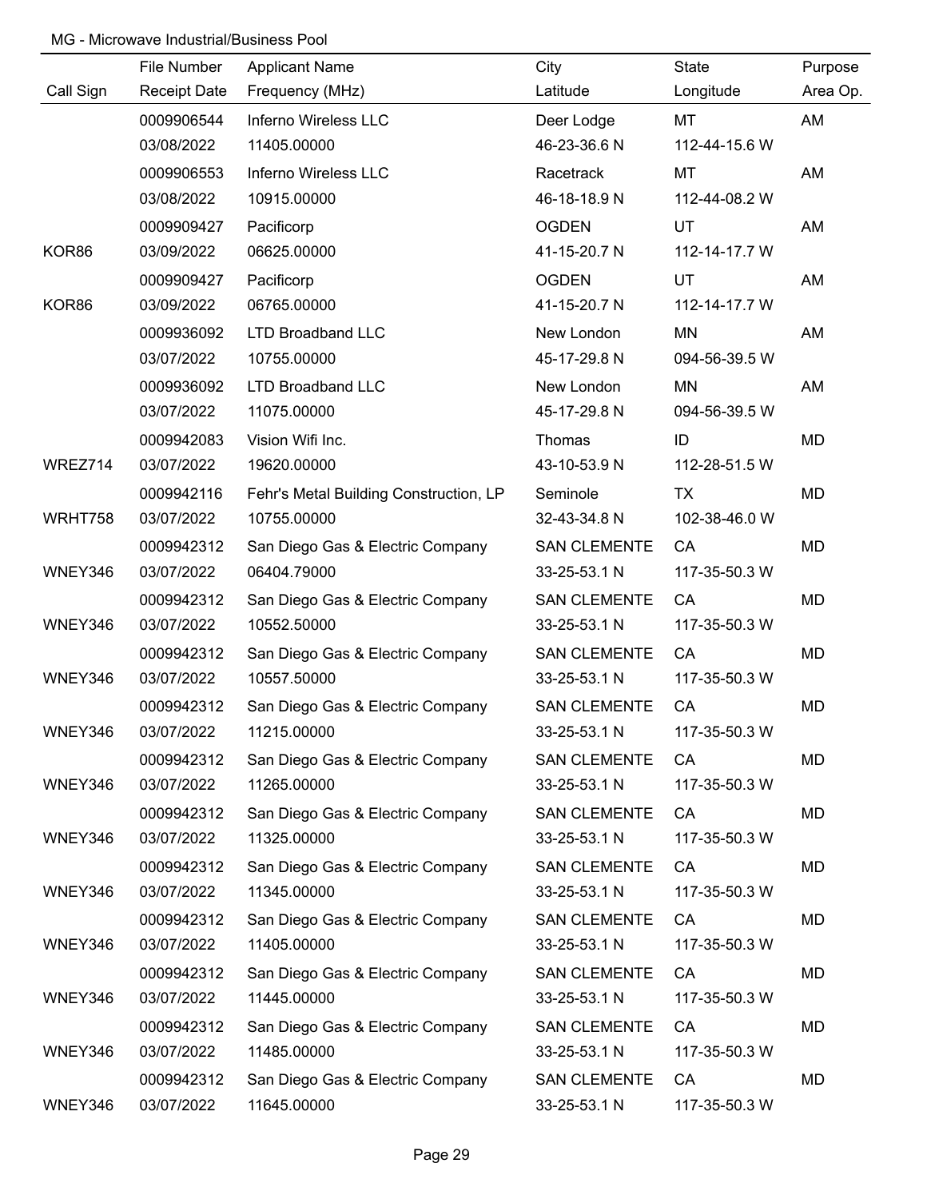MG - Microwave Industrial/Business Pool

| Call Sign | File Number<br>Receipt Date | Applicant Name<br>Frequency (MHz) | City<br>Latitude | State<br>Longitude | Purpose<br>Area Op. |
|---|---|---|---|---|---|
| | 0009906544<br>03/08/2022 | Inferno Wireless LLC<br>11405.00000 | Deer Lodge<br>46-23-36.6 N | MT<br>112-44-15.6 W | AM |
| | 0009906553<br>03/08/2022 | Inferno Wireless LLC<br>10915.00000 | Racetrack<br>46-18-18.9 N | MT<br>112-44-08.2 W | AM |
| KOR86 | 0009909427<br>03/09/2022 | Pacificorp<br>06625.00000 | OGDEN<br>41-15-20.7 N | UT<br>112-14-17.7 W | AM |
| KOR86 | 0009909427<br>03/09/2022 | Pacificorp<br>06765.00000 | OGDEN<br>41-15-20.7 N | UT<br>112-14-17.7 W | AM |
| | 0009936092<br>03/07/2022 | LTD Broadband LLC<br>10755.00000 | New London<br>45-17-29.8 N | MN<br>094-56-39.5 W | AM |
| | 0009936092<br>03/07/2022 | LTD Broadband LLC<br>11075.00000 | New London<br>45-17-29.8 N | MN<br>094-56-39.5 W | AM |
| WREZ714 | 0009942083<br>03/07/2022 | Vision Wifi Inc.<br>19620.00000 | Thomas<br>43-10-53.9 N | ID<br>112-28-51.5 W | MD |
| WRHT758 | 0009942116<br>03/07/2022 | Fehr's Metal Building Construction, LP<br>10755.00000 | Seminole<br>32-43-34.8 N | TX<br>102-38-46.0 W | MD |
| WNEY346 | 0009942312<br>03/07/2022 | San Diego Gas & Electric Company<br>06404.79000 | SAN CLEMENTE<br>33-25-53.1 N | CA<br>117-35-50.3 W | MD |
| WNEY346 | 0009942312<br>03/07/2022 | San Diego Gas & Electric Company<br>10552.50000 | SAN CLEMENTE<br>33-25-53.1 N | CA<br>117-35-50.3 W | MD |
| WNEY346 | 0009942312<br>03/07/2022 | San Diego Gas & Electric Company<br>10557.50000 | SAN CLEMENTE<br>33-25-53.1 N | CA<br>117-35-50.3 W | MD |
| WNEY346 | 0009942312<br>03/07/2022 | San Diego Gas & Electric Company<br>11215.00000 | SAN CLEMENTE<br>33-25-53.1 N | CA<br>117-35-50.3 W | MD |
| WNEY346 | 0009942312<br>03/07/2022 | San Diego Gas & Electric Company<br>11265.00000 | SAN CLEMENTE<br>33-25-53.1 N | CA<br>117-35-50.3 W | MD |
| WNEY346 | 0009942312<br>03/07/2022 | San Diego Gas & Electric Company<br>11325.00000 | SAN CLEMENTE<br>33-25-53.1 N | CA<br>117-35-50.3 W | MD |
| WNEY346 | 0009942312<br>03/07/2022 | San Diego Gas & Electric Company<br>11345.00000 | SAN CLEMENTE<br>33-25-53.1 N | CA<br>117-35-50.3 W | MD |
| WNEY346 | 0009942312<br>03/07/2022 | San Diego Gas & Electric Company<br>11405.00000 | SAN CLEMENTE<br>33-25-53.1 N | CA<br>117-35-50.3 W | MD |
| WNEY346 | 0009942312<br>03/07/2022 | San Diego Gas & Electric Company<br>11445.00000 | SAN CLEMENTE<br>33-25-53.1 N | CA<br>117-35-50.3 W | MD |
| WNEY346 | 0009942312<br>03/07/2022 | San Diego Gas & Electric Company<br>11485.00000 | SAN CLEMENTE<br>33-25-53.1 N | CA<br>117-35-50.3 W | MD |
| WNEY346 | 0009942312<br>03/07/2022 | San Diego Gas & Electric Company<br>11645.00000 | SAN CLEMENTE<br>33-25-53.1 N | CA<br>117-35-50.3 W | MD |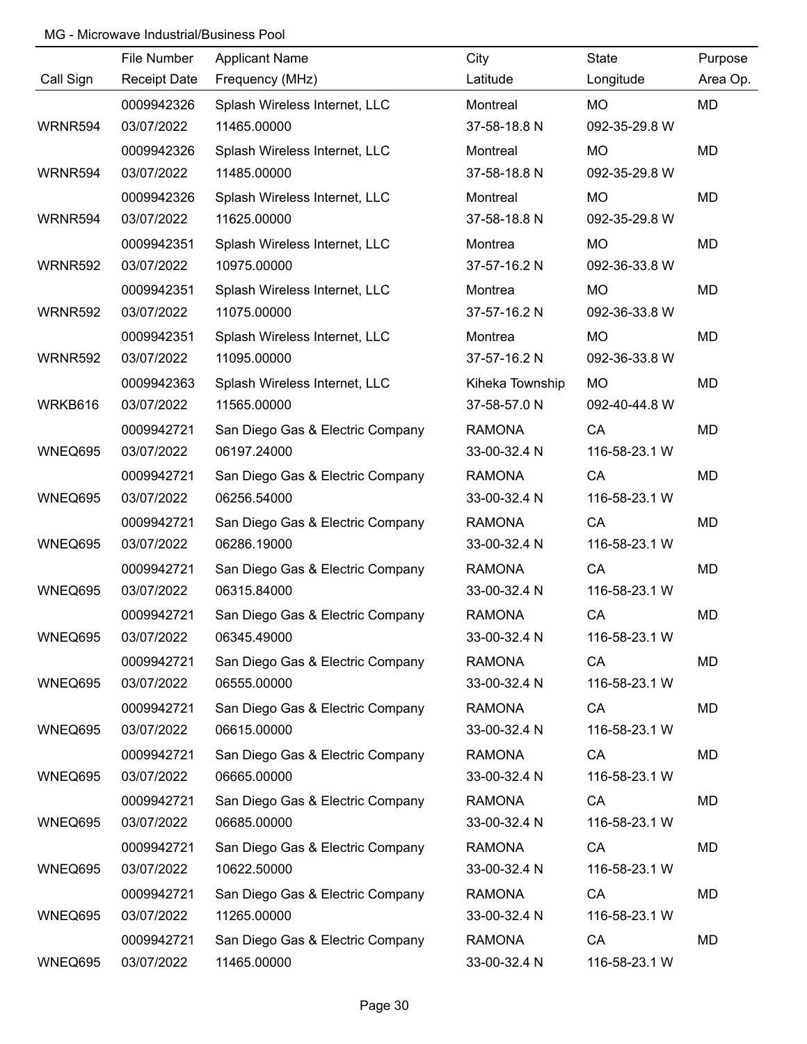MG - Microwave Industrial/Business Pool

| Call Sign | File Number<br>Receipt Date | Applicant Name<br>Frequency (MHz) | City<br>Latitude | State<br>Longitude | Purpose<br>Area Op. |
|---|---|---|---|---|---|
| WRNR594 | 0009942326<br>03/07/2022 | Splash Wireless Internet, LLC<br>11465.00000 | Montreal<br>37-58-18.8 N | MO<br>092-35-29.8 W | MD |
| WRNR594 | 0009942326<br>03/07/2022 | Splash Wireless Internet, LLC<br>11485.00000 | Montreal<br>37-58-18.8 N | MO<br>092-35-29.8 W | MD |
| WRNR594 | 0009942326<br>03/07/2022 | Splash Wireless Internet, LLC<br>11625.00000 | Montreal<br>37-58-18.8 N | MO<br>092-35-29.8 W | MD |
| WRNR592 | 0009942351<br>03/07/2022 | Splash Wireless Internet, LLC<br>10975.00000 | Montrea<br>37-57-16.2 N | MO<br>092-36-33.8 W | MD |
| WRNR592 | 0009942351<br>03/07/2022 | Splash Wireless Internet, LLC<br>11075.00000 | Montrea<br>37-57-16.2 N | MO<br>092-36-33.8 W | MD |
| WRNR592 | 0009942351<br>03/07/2022 | Splash Wireless Internet, LLC<br>11095.00000 | Montrea<br>37-57-16.2 N | MO<br>092-36-33.8 W | MD |
| WRKB616 | 0009942363<br>03/07/2022 | Splash Wireless Internet, LLC<br>11565.00000 | Kiheka Township<br>37-58-57.0 N | MO<br>092-40-44.8 W | MD |
| WNEQ695 | 0009942721<br>03/07/2022 | San Diego Gas & Electric Company<br>06197.24000 | RAMONA<br>33-00-32.4 N | CA<br>116-58-23.1 W | MD |
| WNEQ695 | 0009942721<br>03/07/2022 | San Diego Gas & Electric Company<br>06256.54000 | RAMONA<br>33-00-32.4 N | CA<br>116-58-23.1 W | MD |
| WNEQ695 | 0009942721<br>03/07/2022 | San Diego Gas & Electric Company<br>06286.19000 | RAMONA<br>33-00-32.4 N | CA<br>116-58-23.1 W | MD |
| WNEQ695 | 0009942721<br>03/07/2022 | San Diego Gas & Electric Company<br>06315.84000 | RAMONA<br>33-00-32.4 N | CA<br>116-58-23.1 W | MD |
| WNEQ695 | 0009942721<br>03/07/2022 | San Diego Gas & Electric Company<br>06345.49000 | RAMONA<br>33-00-32.4 N | CA<br>116-58-23.1 W | MD |
| WNEQ695 | 0009942721<br>03/07/2022 | San Diego Gas & Electric Company<br>06555.00000 | RAMONA<br>33-00-32.4 N | CA<br>116-58-23.1 W | MD |
| WNEQ695 | 0009942721<br>03/07/2022 | San Diego Gas & Electric Company<br>06615.00000 | RAMONA<br>33-00-32.4 N | CA<br>116-58-23.1 W | MD |
| WNEQ695 | 0009942721<br>03/07/2022 | San Diego Gas & Electric Company<br>06665.00000 | RAMONA<br>33-00-32.4 N | CA<br>116-58-23.1 W | MD |
| WNEQ695 | 0009942721<br>03/07/2022 | San Diego Gas & Electric Company<br>06685.00000 | RAMONA<br>33-00-32.4 N | CA<br>116-58-23.1 W | MD |
| WNEQ695 | 0009942721<br>03/07/2022 | San Diego Gas & Electric Company<br>10622.50000 | RAMONA<br>33-00-32.4 N | CA<br>116-58-23.1 W | MD |
| WNEQ695 | 0009942721<br>03/07/2022 | San Diego Gas & Electric Company<br>11265.00000 | RAMONA<br>33-00-32.4 N | CA<br>116-58-23.1 W | MD |
| WNEQ695 | 0009942721<br>03/07/2022 | San Diego Gas & Electric Company<br>11465.00000 | RAMONA<br>33-00-32.4 N | CA<br>116-58-23.1 W | MD |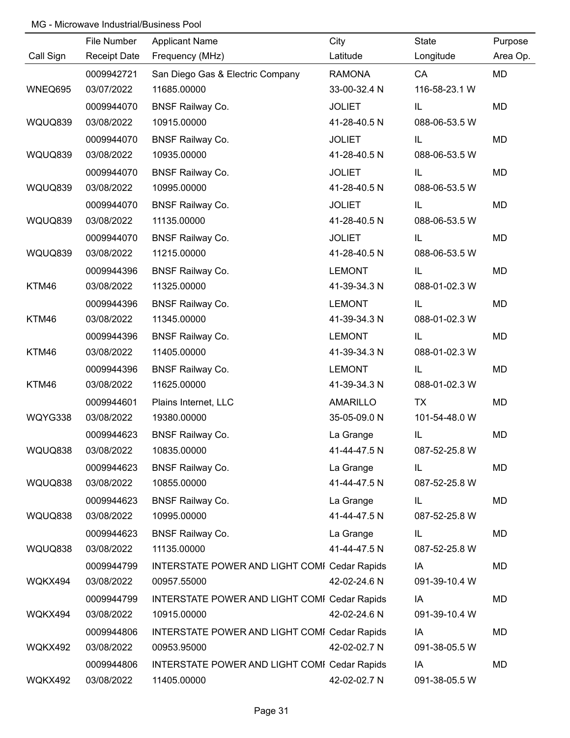MG - Microwave Industrial/Business Pool

| Call Sign | File Number / Receipt Date | Applicant Name / Frequency (MHz) | City / Latitude | State / Longitude | Purpose / Area Op. |
|---|---|---|---|---|---|
| | 0009942721 | San Diego Gas & Electric Company | RAMONA | CA | MD |
| WNEQ695 | 03/07/2022 | 11685.00000 | 33-00-32.4 N | 116-58-23.1 W | |
| | 0009944070 | BNSF Railway Co. | JOLIET | IL | MD |
| WQUQ839 | 03/08/2022 | 10915.00000 | 41-28-40.5 N | 088-06-53.5 W | |
| | 0009944070 | BNSF Railway Co. | JOLIET | IL | MD |
| WQUQ839 | 03/08/2022 | 10935.00000 | 41-28-40.5 N | 088-06-53.5 W | |
| | 0009944070 | BNSF Railway Co. | JOLIET | IL | MD |
| WQUQ839 | 03/08/2022 | 10995.00000 | 41-28-40.5 N | 088-06-53.5 W | |
| | 0009944070 | BNSF Railway Co. | JOLIET | IL | MD |
| WQUQ839 | 03/08/2022 | 11135.00000 | 41-28-40.5 N | 088-06-53.5 W | |
| | 0009944070 | BNSF Railway Co. | JOLIET | IL | MD |
| WQUQ839 | 03/08/2022 | 11215.00000 | 41-28-40.5 N | 088-06-53.5 W | |
| | 0009944396 | BNSF Railway Co. | LEMONT | IL | MD |
| KTM46 | 03/08/2022 | 11325.00000 | 41-39-34.3 N | 088-01-02.3 W | |
| | 0009944396 | BNSF Railway Co. | LEMONT | IL | MD |
| KTM46 | 03/08/2022 | 11345.00000 | 41-39-34.3 N | 088-01-02.3 W | |
| | 0009944396 | BNSF Railway Co. | LEMONT | IL | MD |
| KTM46 | 03/08/2022 | 11405.00000 | 41-39-34.3 N | 088-01-02.3 W | |
| | 0009944396 | BNSF Railway Co. | LEMONT | IL | MD |
| KTM46 | 03/08/2022 | 11625.00000 | 41-39-34.3 N | 088-01-02.3 W | |
| | 0009944601 | Plains Internet, LLC | AMARILLO | TX | MD |
| WQYG338 | 03/08/2022 | 19380.00000 | 35-05-09.0 N | 101-54-48.0 W | |
| | 0009944623 | BNSF Railway Co. | La Grange | IL | MD |
| WQUQ838 | 03/08/2022 | 10835.00000 | 41-44-47.5 N | 087-52-25.8 W | |
| | 0009944623 | BNSF Railway Co. | La Grange | IL | MD |
| WQUQ838 | 03/08/2022 | 10855.00000 | 41-44-47.5 N | 087-52-25.8 W | |
| | 0009944623 | BNSF Railway Co. | La Grange | IL | MD |
| WQUQ838 | 03/08/2022 | 10995.00000 | 41-44-47.5 N | 087-52-25.8 W | |
| | 0009944623 | BNSF Railway Co. | La Grange | IL | MD |
| WQUQ838 | 03/08/2022 | 11135.00000 | 41-44-47.5 N | 087-52-25.8 W | |
| | 0009944799 | INTERSTATE POWER AND LIGHT COMI | Cedar Rapids | IA | MD |
| WQKX494 | 03/08/2022 | 00957.55000 | 42-02-24.6 N | 091-39-10.4 W | |
| | 0009944799 | INTERSTATE POWER AND LIGHT COMI | Cedar Rapids | IA | MD |
| WQKX494 | 03/08/2022 | 10915.00000 | 42-02-24.6 N | 091-39-10.4 W | |
| | 0009944806 | INTERSTATE POWER AND LIGHT COMI | Cedar Rapids | IA | MD |
| WQKX492 | 03/08/2022 | 00953.95000 | 42-02-02.7 N | 091-38-05.5 W | |
| | 0009944806 | INTERSTATE POWER AND LIGHT COMI | Cedar Rapids | IA | MD |
| WQKX492 | 03/08/2022 | 11405.00000 | 42-02-02.7 N | 091-38-05.5 W | |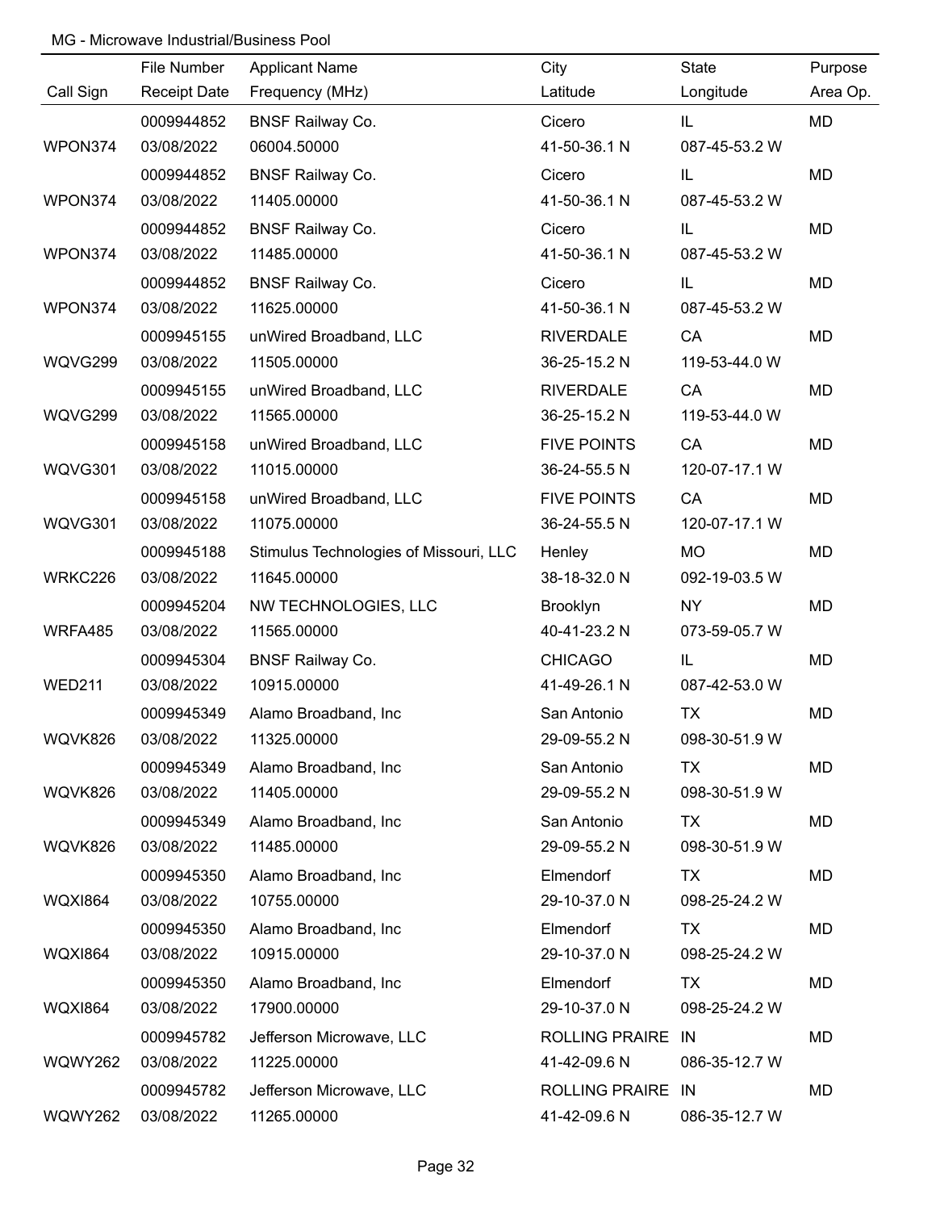MG - Microwave Industrial/Business Pool

| Call Sign | File Number<br>Receipt Date | Applicant Name<br>Frequency (MHz) | City<br>Latitude | State<br>Longitude | Purpose<br>Area Op. |
|---|---|---|---|---|---|
| WPON374 | 0009944852<br>03/08/2022 | BNSF Railway Co.<br>06004.50000 | Cicero<br>41-50-36.1 N | IL<br>087-45-53.2 W | MD |
| WPON374 | 0009944852<br>03/08/2022 | BNSF Railway Co.<br>11405.00000 | Cicero<br>41-50-36.1 N | IL<br>087-45-53.2 W | MD |
| WPON374 | 0009944852<br>03/08/2022 | BNSF Railway Co.<br>11485.00000 | Cicero<br>41-50-36.1 N | IL<br>087-45-53.2 W | MD |
| WPON374 | 0009944852<br>03/08/2022 | BNSF Railway Co.<br>11625.00000 | Cicero<br>41-50-36.1 N | IL<br>087-45-53.2 W | MD |
| WQVG299 | 0009945155<br>03/08/2022 | unWired Broadband, LLC<br>11505.00000 | RIVERDALE<br>36-25-15.2 N | CA<br>119-53-44.0 W | MD |
| WQVG299 | 0009945155<br>03/08/2022 | unWired Broadband, LLC<br>11565.00000 | RIVERDALE<br>36-25-15.2 N | CA<br>119-53-44.0 W | MD |
| WQVG301 | 0009945158<br>03/08/2022 | unWired Broadband, LLC<br>11015.00000 | FIVE POINTS<br>36-24-55.5 N | CA<br>120-07-17.1 W | MD |
| WQVG301 | 0009945158<br>03/08/2022 | unWired Broadband, LLC<br>11075.00000 | FIVE POINTS<br>36-24-55.5 N | CA<br>120-07-17.1 W | MD |
| WRKC226 | 0009945188<br>03/08/2022 | Stimulus Technologies of Missouri, LLC<br>11645.00000 | Henley<br>38-18-32.0 N | MO<br>092-19-03.5 W | MD |
| WRFA485 | 0009945204<br>03/08/2022 | NW TECHNOLOGIES, LLC<br>11565.00000 | Brooklyn<br>40-41-23.2 N | NY<br>073-59-05.7 W | MD |
| WED211 | 0009945304<br>03/08/2022 | BNSF Railway Co.<br>10915.00000 | CHICAGO<br>41-49-26.1 N | IL<br>087-42-53.0 W | MD |
| WQVK826 | 0009945349<br>03/08/2022 | Alamo Broadband, Inc<br>11325.00000 | San Antonio<br>29-09-55.2 N | TX<br>098-30-51.9 W | MD |
| WQVK826 | 0009945349<br>03/08/2022 | Alamo Broadband, Inc<br>11405.00000 | San Antonio<br>29-09-55.2 N | TX<br>098-30-51.9 W | MD |
| WQVK826 | 0009945349<br>03/08/2022 | Alamo Broadband, Inc<br>11485.00000 | San Antonio<br>29-09-55.2 N | TX<br>098-30-51.9 W | MD |
| WQXI864 | 0009945350<br>03/08/2022 | Alamo Broadband, Inc<br>10755.00000 | Elmendorf<br>29-10-37.0 N | TX<br>098-25-24.2 W | MD |
| WQXI864 | 0009945350<br>03/08/2022 | Alamo Broadband, Inc<br>10915.00000 | Elmendorf<br>29-10-37.0 N | TX<br>098-25-24.2 W | MD |
| WQXI864 | 0009945350<br>03/08/2022 | Alamo Broadband, Inc<br>17900.00000 | Elmendorf<br>29-10-37.0 N | TX<br>098-25-24.2 W | MD |
| WQWY262 | 0009945782<br>03/08/2022 | Jefferson Microwave, LLC<br>11225.00000 | ROLLING PRAIRE<br>41-42-09.6 N | IN<br>086-35-12.7 W | MD |
| WQWY262 | 0009945782<br>03/08/2022 | Jefferson Microwave, LLC<br>11265.00000 | ROLLING PRAIRE<br>41-42-09.6 N | IN<br>086-35-12.7 W | MD |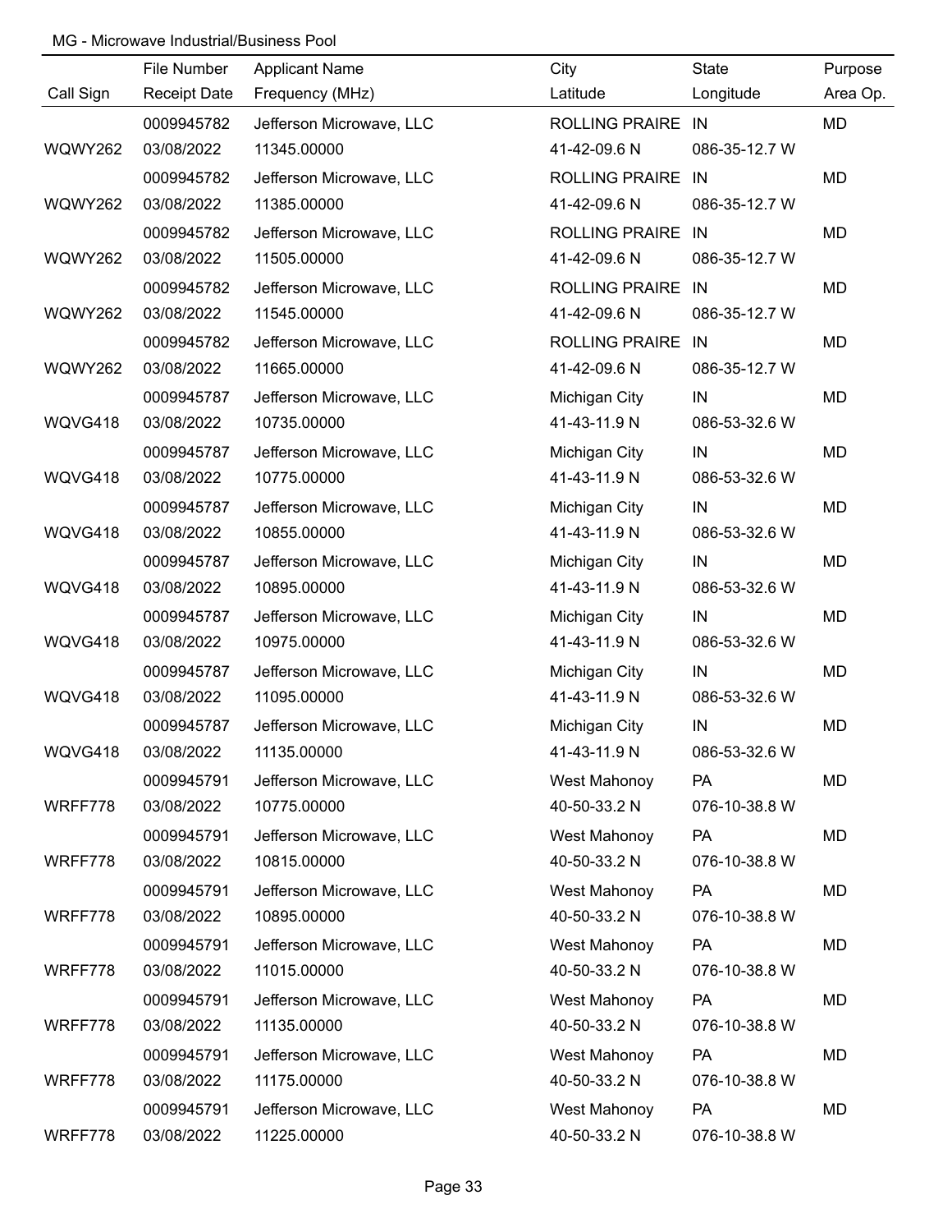MG - Microwave Industrial/Business Pool

| Call Sign | File Number<br>Receipt Date | Applicant Name<br>Frequency (MHz) | City<br>Latitude | State<br>Longitude | Purpose<br>Area Op. |
|---|---|---|---|---|---|
| WQWY262 | 0009945782<br>03/08/2022 | Jefferson Microwave, LLC<br>11345.00000 | ROLLING PRAIRE<br>41-42-09.6 N | IN<br>086-35-12.7 W | MD |
| WQWY262 | 0009945782<br>03/08/2022 | Jefferson Microwave, LLC<br>11385.00000 | ROLLING PRAIRE<br>41-42-09.6 N | IN<br>086-35-12.7 W | MD |
| WQWY262 | 0009945782<br>03/08/2022 | Jefferson Microwave, LLC<br>11505.00000 | ROLLING PRAIRE<br>41-42-09.6 N | IN<br>086-35-12.7 W | MD |
| WQWY262 | 0009945782<br>03/08/2022 | Jefferson Microwave, LLC<br>11545.00000 | ROLLING PRAIRE<br>41-42-09.6 N | IN<br>086-35-12.7 W | MD |
| WQWY262 | 0009945782<br>03/08/2022 | Jefferson Microwave, LLC<br>11665.00000 | ROLLING PRAIRE<br>41-42-09.6 N | IN<br>086-35-12.7 W | MD |
| WQVG418 | 0009945787<br>03/08/2022 | Jefferson Microwave, LLC<br>10735.00000 | Michigan City<br>41-43-11.9 N | IN<br>086-53-32.6 W | MD |
| WQVG418 | 0009945787<br>03/08/2022 | Jefferson Microwave, LLC<br>10775.00000 | Michigan City<br>41-43-11.9 N | IN<br>086-53-32.6 W | MD |
| WQVG418 | 0009945787<br>03/08/2022 | Jefferson Microwave, LLC<br>10855.00000 | Michigan City<br>41-43-11.9 N | IN<br>086-53-32.6 W | MD |
| WQVG418 | 0009945787<br>03/08/2022 | Jefferson Microwave, LLC<br>10895.00000 | Michigan City<br>41-43-11.9 N | IN<br>086-53-32.6 W | MD |
| WQVG418 | 0009945787<br>03/08/2022 | Jefferson Microwave, LLC<br>10975.00000 | Michigan City<br>41-43-11.9 N | IN<br>086-53-32.6 W | MD |
| WQVG418 | 0009945787<br>03/08/2022 | Jefferson Microwave, LLC<br>11095.00000 | Michigan City<br>41-43-11.9 N | IN<br>086-53-32.6 W | MD |
| WQVG418 | 0009945787<br>03/08/2022 | Jefferson Microwave, LLC<br>11135.00000 | Michigan City<br>41-43-11.9 N | IN<br>086-53-32.6 W | MD |
| WRFF778 | 0009945791<br>03/08/2022 | Jefferson Microwave, LLC<br>10775.00000 | West Mahonoy<br>40-50-33.2 N | PA<br>076-10-38.8 W | MD |
| WRFF778 | 0009945791<br>03/08/2022 | Jefferson Microwave, LLC<br>10815.00000 | West Mahonoy<br>40-50-33.2 N | PA<br>076-10-38.8 W | MD |
| WRFF778 | 0009945791<br>03/08/2022 | Jefferson Microwave, LLC<br>10895.00000 | West Mahonoy<br>40-50-33.2 N | PA<br>076-10-38.8 W | MD |
| WRFF778 | 0009945791<br>03/08/2022 | Jefferson Microwave, LLC<br>11015.00000 | West Mahonoy<br>40-50-33.2 N | PA<br>076-10-38.8 W | MD |
| WRFF778 | 0009945791<br>03/08/2022 | Jefferson Microwave, LLC<br>11135.00000 | West Mahonoy<br>40-50-33.2 N | PA<br>076-10-38.8 W | MD |
| WRFF778 | 0009945791<br>03/08/2022 | Jefferson Microwave, LLC<br>11175.00000 | West Mahonoy<br>40-50-33.2 N | PA<br>076-10-38.8 W | MD |
| WRFF778 | 0009945791<br>03/08/2022 | Jefferson Microwave, LLC<br>11225.00000 | West Mahonoy<br>40-50-33.2 N | PA<br>076-10-38.8 W | MD |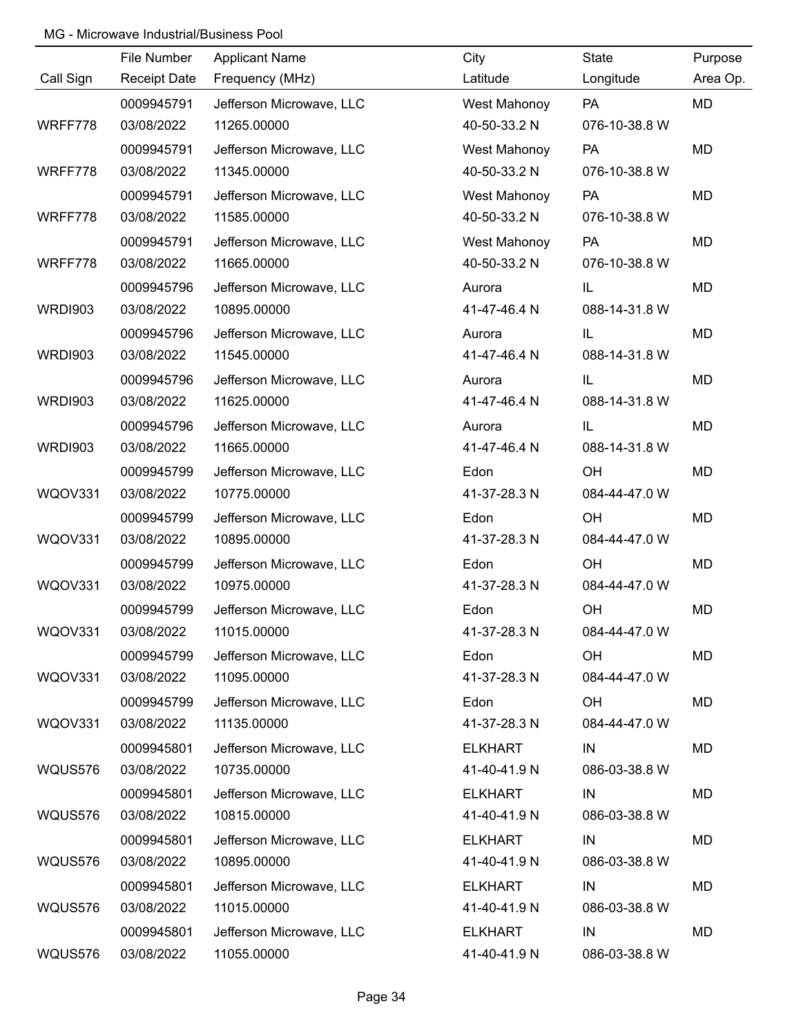MG - Microwave Industrial/Business Pool

| Call Sign | File Number<br>Receipt Date | Applicant Name<br>Frequency (MHz) | City<br>Latitude | State<br>Longitude | Purpose<br>Area Op. |
|---|---|---|---|---|---|
| WRFF778 | 0009945791<br>03/08/2022 | Jefferson Microwave, LLC<br>11265.00000 | West Mahonoy<br>40-50-33.2 N | PA<br>076-10-38.8 W | MD |
| WRFF778 | 0009945791<br>03/08/2022 | Jefferson Microwave, LLC<br>11345.00000 | West Mahonoy<br>40-50-33.2 N | PA<br>076-10-38.8 W | MD |
| WRFF778 | 0009945791<br>03/08/2022 | Jefferson Microwave, LLC<br>11585.00000 | West Mahonoy<br>40-50-33.2 N | PA<br>076-10-38.8 W | MD |
| WRFF778 | 0009945791<br>03/08/2022 | Jefferson Microwave, LLC<br>11665.00000 | West Mahonoy<br>40-50-33.2 N | PA<br>076-10-38.8 W | MD |
| WRDI903 | 0009945796<br>03/08/2022 | Jefferson Microwave, LLC<br>10895.00000 | Aurora<br>41-47-46.4 N | IL<br>088-14-31.8 W | MD |
| WRDI903 | 0009945796<br>03/08/2022 | Jefferson Microwave, LLC<br>11545.00000 | Aurora<br>41-47-46.4 N | IL<br>088-14-31.8 W | MD |
| WRDI903 | 0009945796<br>03/08/2022 | Jefferson Microwave, LLC<br>11625.00000 | Aurora<br>41-47-46.4 N | IL<br>088-14-31.8 W | MD |
| WRDI903 | 0009945796<br>03/08/2022 | Jefferson Microwave, LLC<br>11665.00000 | Aurora<br>41-47-46.4 N | IL<br>088-14-31.8 W | MD |
| WQOV331 | 0009945799<br>03/08/2022 | Jefferson Microwave, LLC<br>10775.00000 | Edon<br>41-37-28.3 N | OH<br>084-44-47.0 W | MD |
| WQOV331 | 0009945799<br>03/08/2022 | Jefferson Microwave, LLC<br>10895.00000 | Edon<br>41-37-28.3 N | OH<br>084-44-47.0 W | MD |
| WQOV331 | 0009945799<br>03/08/2022 | Jefferson Microwave, LLC<br>10975.00000 | Edon<br>41-37-28.3 N | OH<br>084-44-47.0 W | MD |
| WQOV331 | 0009945799<br>03/08/2022 | Jefferson Microwave, LLC<br>11015.00000 | Edon<br>41-37-28.3 N | OH<br>084-44-47.0 W | MD |
| WQOV331 | 0009945799<br>03/08/2022 | Jefferson Microwave, LLC<br>11095.00000 | Edon<br>41-37-28.3 N | OH<br>084-44-47.0 W | MD |
| WQOV331 | 0009945799<br>03/08/2022 | Jefferson Microwave, LLC<br>11135.00000 | Edon<br>41-37-28.3 N | OH<br>084-44-47.0 W | MD |
| WQUS576 | 0009945801<br>03/08/2022 | Jefferson Microwave, LLC<br>10735.00000 | ELKHART<br>41-40-41.9 N | IN<br>086-03-38.8 W | MD |
| WQUS576 | 0009945801<br>03/08/2022 | Jefferson Microwave, LLC<br>10815.00000 | ELKHART<br>41-40-41.9 N | IN<br>086-03-38.8 W | MD |
| WQUS576 | 0009945801<br>03/08/2022 | Jefferson Microwave, LLC<br>10895.00000 | ELKHART<br>41-40-41.9 N | IN<br>086-03-38.8 W | MD |
| WQUS576 | 0009945801<br>03/08/2022 | Jefferson Microwave, LLC<br>11015.00000 | ELKHART<br>41-40-41.9 N | IN<br>086-03-38.8 W | MD |
| WQUS576 | 0009945801<br>03/08/2022 | Jefferson Microwave, LLC<br>11055.00000 | ELKHART<br>41-40-41.9 N | IN<br>086-03-38.8 W | MD |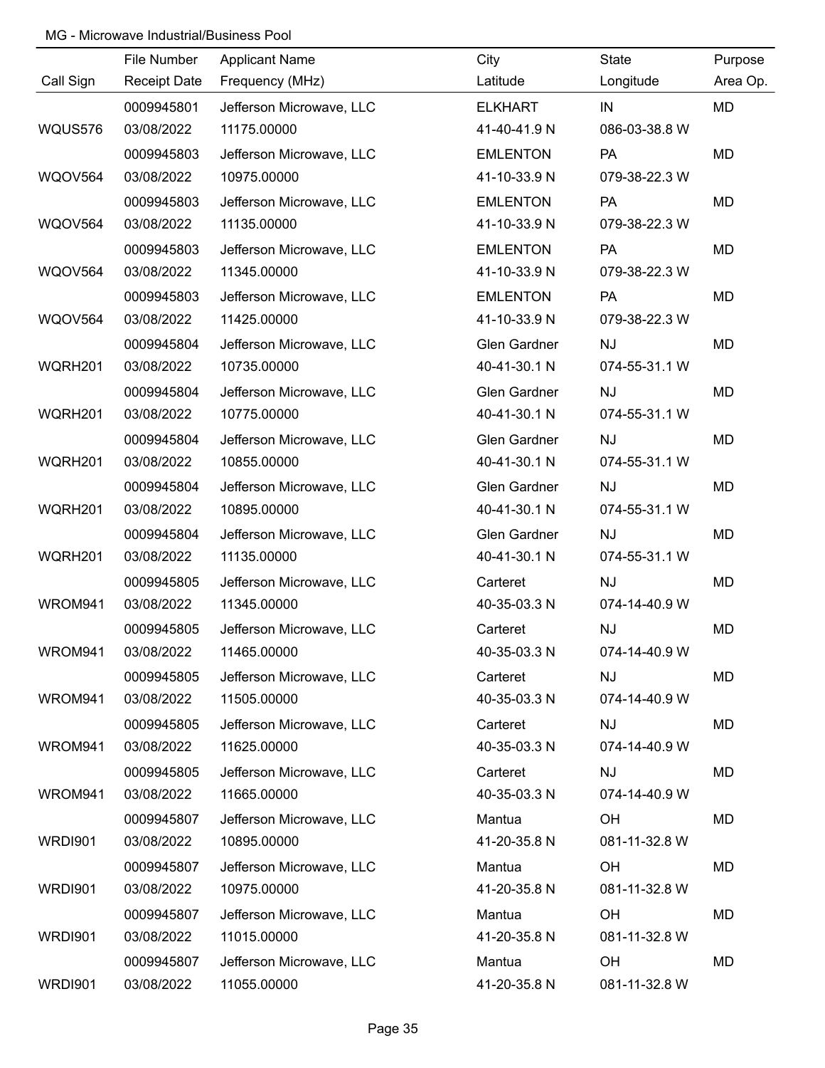MG - Microwave Industrial/Business Pool

| Call Sign | File Number<br>Receipt Date | Applicant Name<br>Frequency (MHz) | City<br>Latitude | State<br>Longitude | Purpose<br>Area Op. |
|---|---|---|---|---|---|
| WQUS576 | 0009945801<br>03/08/2022 | Jefferson Microwave, LLC<br>11175.00000 | ELKHART<br>41-40-41.9 N | IN<br>086-03-38.8 W | MD |
| WQOV564 | 0009945803<br>03/08/2022 | Jefferson Microwave, LLC<br>10975.00000 | EMLENTON<br>41-10-33.9 N | PA<br>079-38-22.3 W | MD |
| WQOV564 | 0009945803<br>03/08/2022 | Jefferson Microwave, LLC<br>11135.00000 | EMLENTON<br>41-10-33.9 N | PA<br>079-38-22.3 W | MD |
| WQOV564 | 0009945803<br>03/08/2022 | Jefferson Microwave, LLC<br>11345.00000 | EMLENTON<br>41-10-33.9 N | PA<br>079-38-22.3 W | MD |
| WQOV564 | 0009945803<br>03/08/2022 | Jefferson Microwave, LLC<br>11425.00000 | EMLENTON<br>41-10-33.9 N | PA<br>079-38-22.3 W | MD |
| WQRH201 | 0009945804<br>03/08/2022 | Jefferson Microwave, LLC<br>10735.00000 | Glen Gardner<br>40-41-30.1 N | NJ<br>074-55-31.1 W | MD |
| WQRH201 | 0009945804<br>03/08/2022 | Jefferson Microwave, LLC<br>10775.00000 | Glen Gardner<br>40-41-30.1 N | NJ<br>074-55-31.1 W | MD |
| WQRH201 | 0009945804<br>03/08/2022 | Jefferson Microwave, LLC<br>10855.00000 | Glen Gardner<br>40-41-30.1 N | NJ<br>074-55-31.1 W | MD |
| WQRH201 | 0009945804<br>03/08/2022 | Jefferson Microwave, LLC<br>10895.00000 | Glen Gardner<br>40-41-30.1 N | NJ<br>074-55-31.1 W | MD |
| WQRH201 | 0009945804<br>03/08/2022 | Jefferson Microwave, LLC<br>11135.00000 | Glen Gardner<br>40-41-30.1 N | NJ<br>074-55-31.1 W | MD |
| WROM941 | 0009945805<br>03/08/2022 | Jefferson Microwave, LLC<br>11345.00000 | Carteret<br>40-35-03.3 N | NJ<br>074-14-40.9 W | MD |
| WROM941 | 0009945805<br>03/08/2022 | Jefferson Microwave, LLC<br>11465.00000 | Carteret<br>40-35-03.3 N | NJ<br>074-14-40.9 W | MD |
| WROM941 | 0009945805<br>03/08/2022 | Jefferson Microwave, LLC<br>11505.00000 | Carteret<br>40-35-03.3 N | NJ<br>074-14-40.9 W | MD |
| WROM941 | 0009945805<br>03/08/2022 | Jefferson Microwave, LLC<br>11625.00000 | Carteret<br>40-35-03.3 N | NJ<br>074-14-40.9 W | MD |
| WROM941 | 0009945805<br>03/08/2022 | Jefferson Microwave, LLC<br>11665.00000 | Carteret<br>40-35-03.3 N | NJ<br>074-14-40.9 W | MD |
| WRDI901 | 0009945807<br>03/08/2022 | Jefferson Microwave, LLC<br>10895.00000 | Mantua<br>41-20-35.8 N | OH<br>081-11-32.8 W | MD |
| WRDI901 | 0009945807<br>03/08/2022 | Jefferson Microwave, LLC<br>10975.00000 | Mantua<br>41-20-35.8 N | OH<br>081-11-32.8 W | MD |
| WRDI901 | 0009945807<br>03/08/2022 | Jefferson Microwave, LLC<br>11015.00000 | Mantua<br>41-20-35.8 N | OH<br>081-11-32.8 W | MD |
| WRDI901 | 0009945807<br>03/08/2022 | Jefferson Microwave, LLC<br>11055.00000 | Mantua<br>41-20-35.8 N | OH<br>081-11-32.8 W | MD |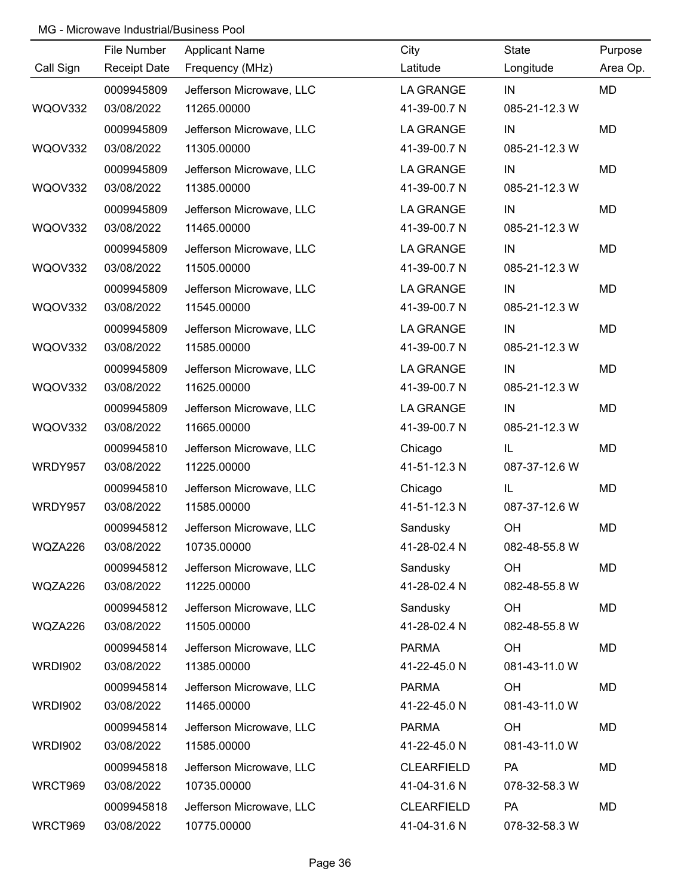MG - Microwave Industrial/Business Pool

| Call Sign | File Number<br>Receipt Date | Applicant Name<br>Frequency (MHz) | City<br>Latitude | State<br>Longitude | Purpose<br>Area Op. |
|---|---|---|---|---|---|
| WQOV332 | 0009945809<br>03/08/2022 | Jefferson Microwave, LLC<br>11265.00000 | LA GRANGE<br>41-39-00.7 N | IN<br>085-21-12.3 W | MD |
| WQOV332 | 0009945809<br>03/08/2022 | Jefferson Microwave, LLC<br>11305.00000 | LA GRANGE<br>41-39-00.7 N | IN<br>085-21-12.3 W | MD |
| WQOV332 | 0009945809<br>03/08/2022 | Jefferson Microwave, LLC<br>11385.00000 | LA GRANGE<br>41-39-00.7 N | IN<br>085-21-12.3 W | MD |
| WQOV332 | 0009945809<br>03/08/2022 | Jefferson Microwave, LLC<br>11465.00000 | LA GRANGE<br>41-39-00.7 N | IN<br>085-21-12.3 W | MD |
| WQOV332 | 0009945809<br>03/08/2022 | Jefferson Microwave, LLC<br>11505.00000 | LA GRANGE<br>41-39-00.7 N | IN<br>085-21-12.3 W | MD |
| WQOV332 | 0009945809<br>03/08/2022 | Jefferson Microwave, LLC<br>11545.00000 | LA GRANGE<br>41-39-00.7 N | IN<br>085-21-12.3 W | MD |
| WQOV332 | 0009945809<br>03/08/2022 | Jefferson Microwave, LLC<br>11585.00000 | LA GRANGE<br>41-39-00.7 N | IN<br>085-21-12.3 W | MD |
| WQOV332 | 0009945809<br>03/08/2022 | Jefferson Microwave, LLC<br>11625.00000 | LA GRANGE<br>41-39-00.7 N | IN<br>085-21-12.3 W | MD |
| WQOV332 | 0009945809<br>03/08/2022 | Jefferson Microwave, LLC<br>11665.00000 | LA GRANGE<br>41-39-00.7 N | IN<br>085-21-12.3 W | MD |
| WRDY957 | 0009945810<br>03/08/2022 | Jefferson Microwave, LLC<br>11225.00000 | Chicago<br>41-51-12.3 N | IL<br>087-37-12.6 W | MD |
| WRDY957 | 0009945810<br>03/08/2022 | Jefferson Microwave, LLC<br>11585.00000 | Chicago<br>41-51-12.3 N | IL<br>087-37-12.6 W | MD |
| WQZA226 | 0009945812<br>03/08/2022 | Jefferson Microwave, LLC<br>10735.00000 | Sandusky<br>41-28-02.4 N | OH<br>082-48-55.8 W | MD |
| WQZA226 | 0009945812<br>03/08/2022 | Jefferson Microwave, LLC<br>11225.00000 | Sandusky<br>41-28-02.4 N | OH<br>082-48-55.8 W | MD |
| WQZA226 | 0009945812<br>03/08/2022 | Jefferson Microwave, LLC<br>11505.00000 | Sandusky<br>41-28-02.4 N | OH<br>082-48-55.8 W | MD |
| WRDI902 | 0009945814<br>03/08/2022 | Jefferson Microwave, LLC<br>11385.00000 | PARMA<br>41-22-45.0 N | OH<br>081-43-11.0 W | MD |
| WRDI902 | 0009945814<br>03/08/2022 | Jefferson Microwave, LLC<br>11465.00000 | PARMA<br>41-22-45.0 N | OH<br>081-43-11.0 W | MD |
| WRDI902 | 0009945814<br>03/08/2022 | Jefferson Microwave, LLC<br>11585.00000 | PARMA<br>41-22-45.0 N | OH<br>081-43-11.0 W | MD |
| WRCT969 | 0009945818<br>03/08/2022 | Jefferson Microwave, LLC<br>10735.00000 | CLEARFIELD<br>41-04-31.6 N | PA<br>078-32-58.3 W | MD |
| WRCT969 | 0009945818<br>03/08/2022 | Jefferson Microwave, LLC<br>10775.00000 | CLEARFIELD<br>41-04-31.6 N | PA<br>078-32-58.3 W | MD |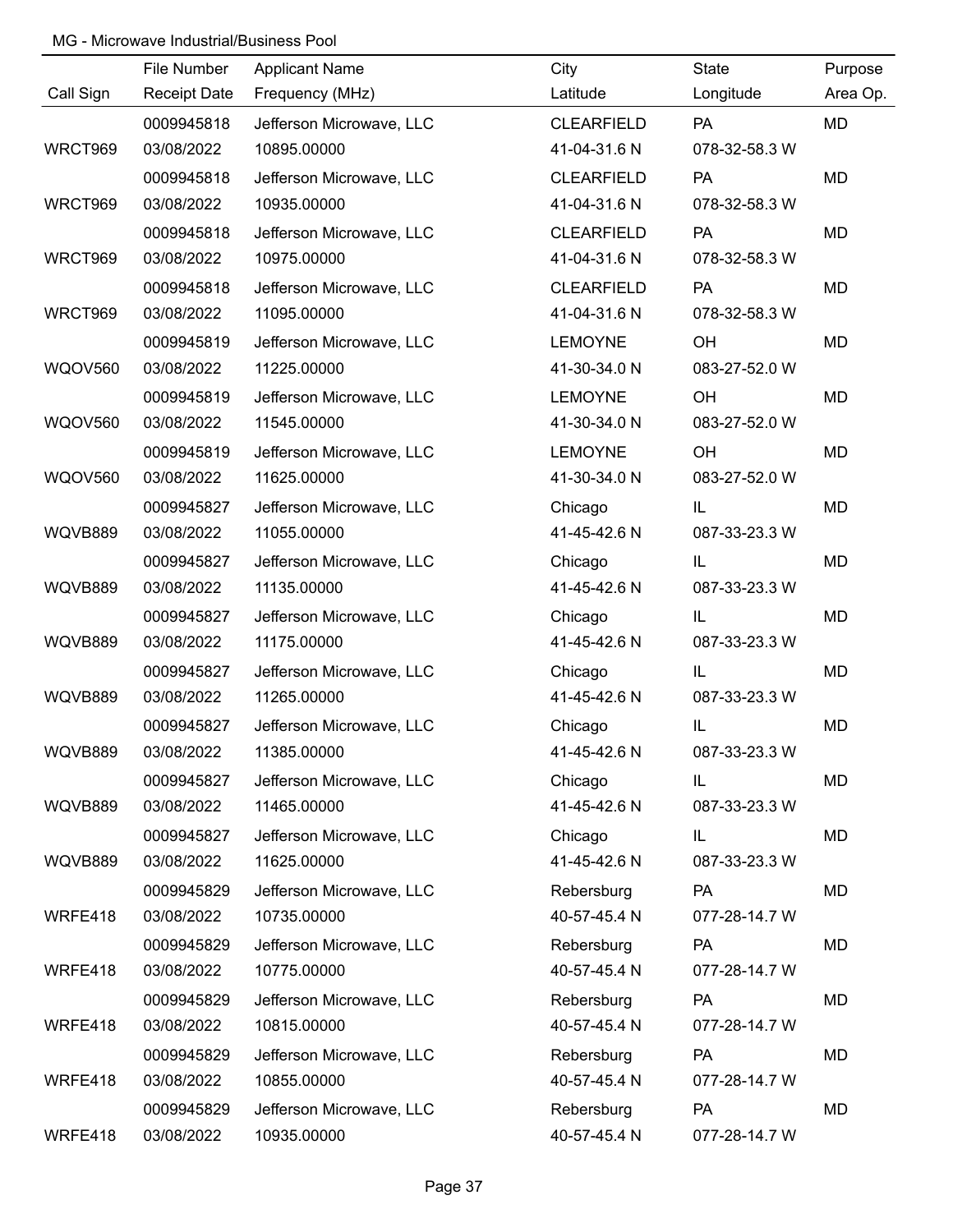MG - Microwave Industrial/Business Pool

| Call Sign | File Number / Receipt Date | Applicant Name / Frequency (MHz) | City / Latitude | State / Longitude | Purpose / Area Op. |
|---|---|---|---|---|---|
| | 0009945818 | Jefferson Microwave, LLC | CLEARFIELD | PA | MD |
| WRCT969 | 03/08/2022 | 10895.00000 | 41-04-31.6 N | 078-32-58.3 W | |
| | 0009945818 | Jefferson Microwave, LLC | CLEARFIELD | PA | MD |
| WRCT969 | 03/08/2022 | 10935.00000 | 41-04-31.6 N | 078-32-58.3 W | |
| | 0009945818 | Jefferson Microwave, LLC | CLEARFIELD | PA | MD |
| WRCT969 | 03/08/2022 | 10975.00000 | 41-04-31.6 N | 078-32-58.3 W | |
| | 0009945818 | Jefferson Microwave, LLC | CLEARFIELD | PA | MD |
| WRCT969 | 03/08/2022 | 11095.00000 | 41-04-31.6 N | 078-32-58.3 W | |
| | 0009945819 | Jefferson Microwave, LLC | LEMOYNE | OH | MD |
| WQOV560 | 03/08/2022 | 11225.00000 | 41-30-34.0 N | 083-27-52.0 W | |
| | 0009945819 | Jefferson Microwave, LLC | LEMOYNE | OH | MD |
| WQOV560 | 03/08/2022 | 11545.00000 | 41-30-34.0 N | 083-27-52.0 W | |
| | 0009945819 | Jefferson Microwave, LLC | LEMOYNE | OH | MD |
| WQOV560 | 03/08/2022 | 11625.00000 | 41-30-34.0 N | 083-27-52.0 W | |
| | 0009945827 | Jefferson Microwave, LLC | Chicago | IL | MD |
| WQVB889 | 03/08/2022 | 11055.00000 | 41-45-42.6 N | 087-33-23.3 W | |
| | 0009945827 | Jefferson Microwave, LLC | Chicago | IL | MD |
| WQVB889 | 03/08/2022 | 11135.00000 | 41-45-42.6 N | 087-33-23.3 W | |
| | 0009945827 | Jefferson Microwave, LLC | Chicago | IL | MD |
| WQVB889 | 03/08/2022 | 11175.00000 | 41-45-42.6 N | 087-33-23.3 W | |
| | 0009945827 | Jefferson Microwave, LLC | Chicago | IL | MD |
| WQVB889 | 03/08/2022 | 11265.00000 | 41-45-42.6 N | 087-33-23.3 W | |
| | 0009945827 | Jefferson Microwave, LLC | Chicago | IL | MD |
| WQVB889 | 03/08/2022 | 11385.00000 | 41-45-42.6 N | 087-33-23.3 W | |
| | 0009945827 | Jefferson Microwave, LLC | Chicago | IL | MD |
| WQVB889 | 03/08/2022 | 11465.00000 | 41-45-42.6 N | 087-33-23.3 W | |
| | 0009945827 | Jefferson Microwave, LLC | Chicago | IL | MD |
| WQVB889 | 03/08/2022 | 11625.00000 | 41-45-42.6 N | 087-33-23.3 W | |
| | 0009945829 | Jefferson Microwave, LLC | Rebersburg | PA | MD |
| WRFE418 | 03/08/2022 | 10735.00000 | 40-57-45.4 N | 077-28-14.7 W | |
| | 0009945829 | Jefferson Microwave, LLC | Rebersburg | PA | MD |
| WRFE418 | 03/08/2022 | 10775.00000 | 40-57-45.4 N | 077-28-14.7 W | |
| | 0009945829 | Jefferson Microwave, LLC | Rebersburg | PA | MD |
| WRFE418 | 03/08/2022 | 10815.00000 | 40-57-45.4 N | 077-28-14.7 W | |
| | 0009945829 | Jefferson Microwave, LLC | Rebersburg | PA | MD |
| WRFE418 | 03/08/2022 | 10855.00000 | 40-57-45.4 N | 077-28-14.7 W | |
| | 0009945829 | Jefferson Microwave, LLC | Rebersburg | PA | MD |
| WRFE418 | 03/08/2022 | 10935.00000 | 40-57-45.4 N | 077-28-14.7 W | |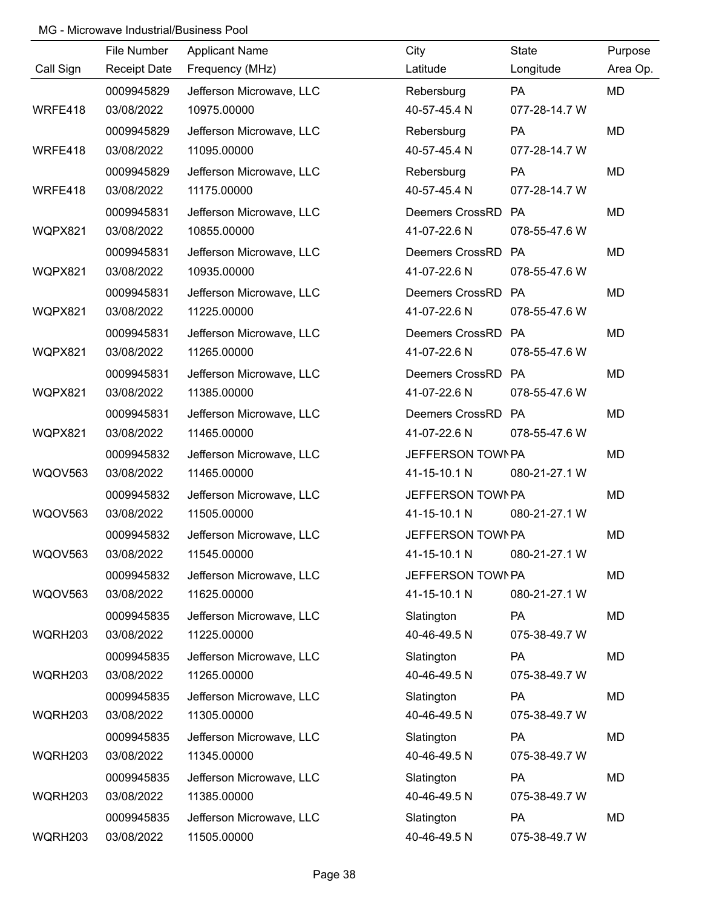MG - Microwave Industrial/Business Pool

| Call Sign | File Number<br>Receipt Date | Applicant Name<br>Frequency (MHz) | City<br>Latitude | State<br>Longitude | Purpose<br>Area Op. |
|---|---|---|---|---|---|
| WRFE418 | 0009945829<br>03/08/2022 | Jefferson Microwave, LLC<br>10975.00000 | Rebersburg<br>40-57-45.4 N | PA<br>077-28-14.7 W | MD |
| WRFE418 | 0009945829<br>03/08/2022 | Jefferson Microwave, LLC<br>11095.00000 | Rebersburg<br>40-57-45.4 N | PA<br>077-28-14.7 W | MD |
| WRFE418 | 0009945829<br>03/08/2022 | Jefferson Microwave, LLC<br>11175.00000 | Rebersburg<br>40-57-45.4 N | PA<br>077-28-14.7 W | MD |
| WQPX821 | 0009945831<br>03/08/2022 | Jefferson Microwave, LLC<br>10855.00000 | Deemers CrossRD<br>41-07-22.6 N | PA<br>078-55-47.6 W | MD |
| WQPX821 | 0009945831<br>03/08/2022 | Jefferson Microwave, LLC<br>10935.00000 | Deemers CrossRD<br>41-07-22.6 N | PA<br>078-55-47.6 W | MD |
| WQPX821 | 0009945831<br>03/08/2022 | Jefferson Microwave, LLC<br>11225.00000 | Deemers CrossRD<br>41-07-22.6 N | PA<br>078-55-47.6 W | MD |
| WQPX821 | 0009945831<br>03/08/2022 | Jefferson Microwave, LLC<br>11265.00000 | Deemers CrossRD<br>41-07-22.6 N | PA<br>078-55-47.6 W | MD |
| WQPX821 | 0009945831<br>03/08/2022 | Jefferson Microwave, LLC<br>11385.00000 | Deemers CrossRD<br>41-07-22.6 N | PA<br>078-55-47.6 W | MD |
| WQPX821 | 0009945831<br>03/08/2022 | Jefferson Microwave, LLC<br>11465.00000 | Deemers CrossRD<br>41-07-22.6 N | PA<br>078-55-47.6 W | MD |
| WQOV563 | 0009945832<br>03/08/2022 | Jefferson Microwave, LLC<br>11465.00000 | JEFFERSON TOWN<br>41-15-10.1 N | PA<br>080-21-27.1 W | MD |
| WQOV563 | 0009945832<br>03/08/2022 | Jefferson Microwave, LLC<br>11505.00000 | JEFFERSON TOWN<br>41-15-10.1 N | PA<br>080-21-27.1 W | MD |
| WQOV563 | 0009945832<br>03/08/2022 | Jefferson Microwave, LLC<br>11545.00000 | JEFFERSON TOWN<br>41-15-10.1 N | PA<br>080-21-27.1 W | MD |
| WQOV563 | 0009945832<br>03/08/2022 | Jefferson Microwave, LLC<br>11625.00000 | JEFFERSON TOWN<br>41-15-10.1 N | PA<br>080-21-27.1 W | MD |
| WQRH203 | 0009945835<br>03/08/2022 | Jefferson Microwave, LLC<br>11225.00000 | Slatington<br>40-46-49.5 N | PA<br>075-38-49.7 W | MD |
| WQRH203 | 0009945835<br>03/08/2022 | Jefferson Microwave, LLC<br>11265.00000 | Slatington<br>40-46-49.5 N | PA<br>075-38-49.7 W | MD |
| WQRH203 | 0009945835<br>03/08/2022 | Jefferson Microwave, LLC<br>11305.00000 | Slatington<br>40-46-49.5 N | PA<br>075-38-49.7 W | MD |
| WQRH203 | 0009945835<br>03/08/2022 | Jefferson Microwave, LLC<br>11345.00000 | Slatington<br>40-46-49.5 N | PA<br>075-38-49.7 W | MD |
| WQRH203 | 0009945835<br>03/08/2022 | Jefferson Microwave, LLC<br>11385.00000 | Slatington<br>40-46-49.5 N | PA<br>075-38-49.7 W | MD |
| WQRH203 | 0009945835<br>03/08/2022 | Jefferson Microwave, LLC<br>11505.00000 | Slatington<br>40-46-49.5 N | PA<br>075-38-49.7 W | MD |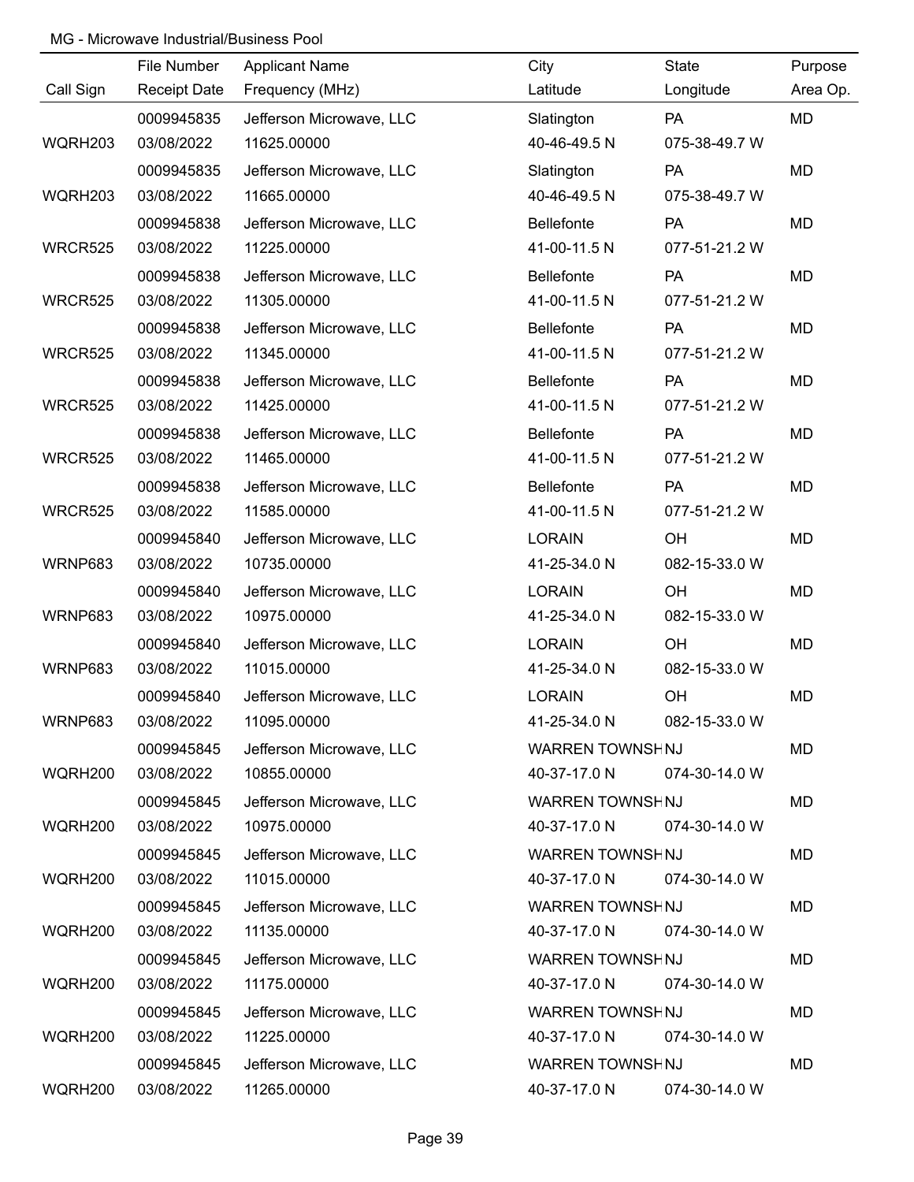MG - Microwave Industrial/Business Pool

| Call Sign | File Number / Receipt Date | Applicant Name / Frequency (MHz) | City / Latitude | State / Longitude | Purpose / Area Op. |
|---|---|---|---|---|---|
| WQRH203 | 0009945835<br>03/08/2022 | Jefferson Microwave, LLC<br>11625.00000 | Slatington<br>40-46-49.5 N | PA<br>075-38-49.7 W | MD |
| WQRH203 | 0009945835<br>03/08/2022 | Jefferson Microwave, LLC<br>11665.00000 | Slatington<br>40-46-49.5 N | PA<br>075-38-49.7 W | MD |
| WRCR525 | 0009945838<br>03/08/2022 | Jefferson Microwave, LLC<br>11225.00000 | Bellefonte<br>41-00-11.5 N | PA<br>077-51-21.2 W | MD |
| WRCR525 | 0009945838<br>03/08/2022 | Jefferson Microwave, LLC<br>11305.00000 | Bellefonte<br>41-00-11.5 N | PA<br>077-51-21.2 W | MD |
| WRCR525 | 0009945838<br>03/08/2022 | Jefferson Microwave, LLC<br>11345.00000 | Bellefonte<br>41-00-11.5 N | PA<br>077-51-21.2 W | MD |
| WRCR525 | 0009945838<br>03/08/2022 | Jefferson Microwave, LLC<br>11425.00000 | Bellefonte<br>41-00-11.5 N | PA<br>077-51-21.2 W | MD |
| WRCR525 | 0009945838<br>03/08/2022 | Jefferson Microwave, LLC<br>11465.00000 | Bellefonte<br>41-00-11.5 N | PA<br>077-51-21.2 W | MD |
| WRCR525 | 0009945838<br>03/08/2022 | Jefferson Microwave, LLC<br>11585.00000 | Bellefonte<br>41-00-11.5 N | PA<br>077-51-21.2 W | MD |
| WRNP683 | 0009945840<br>03/08/2022 | Jefferson Microwave, LLC<br>10735.00000 | LORAIN<br>41-25-34.0 N | OH<br>082-15-33.0 W | MD |
| WRNP683 | 0009945840<br>03/08/2022 | Jefferson Microwave, LLC<br>10975.00000 | LORAIN<br>41-25-34.0 N | OH<br>082-15-33.0 W | MD |
| WRNP683 | 0009945840<br>03/08/2022 | Jefferson Microwave, LLC<br>11015.00000 | LORAIN<br>41-25-34.0 N | OH<br>082-15-33.0 W | MD |
| WRNP683 | 0009945840<br>03/08/2022 | Jefferson Microwave, LLC<br>11095.00000 | LORAIN<br>41-25-34.0 N | OH<br>082-15-33.0 W | MD |
| WQRH200 | 0009945845<br>03/08/2022 | Jefferson Microwave, LLC<br>10855.00000 | WARREN TOWNSH<br>40-37-17.0 N | NJ<br>074-30-14.0 W | MD |
| WQRH200 | 0009945845<br>03/08/2022 | Jefferson Microwave, LLC<br>10975.00000 | WARREN TOWNSH<br>40-37-17.0 N | NJ<br>074-30-14.0 W | MD |
| WQRH200 | 0009945845<br>03/08/2022 | Jefferson Microwave, LLC<br>11015.00000 | WARREN TOWNSH<br>40-37-17.0 N | NJ<br>074-30-14.0 W | MD |
| WQRH200 | 0009945845<br>03/08/2022 | Jefferson Microwave, LLC<br>11135.00000 | WARREN TOWNSH<br>40-37-17.0 N | NJ<br>074-30-14.0 W | MD |
| WQRH200 | 0009945845<br>03/08/2022 | Jefferson Microwave, LLC<br>11175.00000 | WARREN TOWNSH<br>40-37-17.0 N | NJ<br>074-30-14.0 W | MD |
| WQRH200 | 0009945845<br>03/08/2022 | Jefferson Microwave, LLC<br>11225.00000 | WARREN TOWNSH<br>40-37-17.0 N | NJ<br>074-30-14.0 W | MD |
| WQRH200 | 0009945845<br>03/08/2022 | Jefferson Microwave, LLC<br>11265.00000 | WARREN TOWNSH<br>40-37-17.0 N | NJ<br>074-30-14.0 W | MD |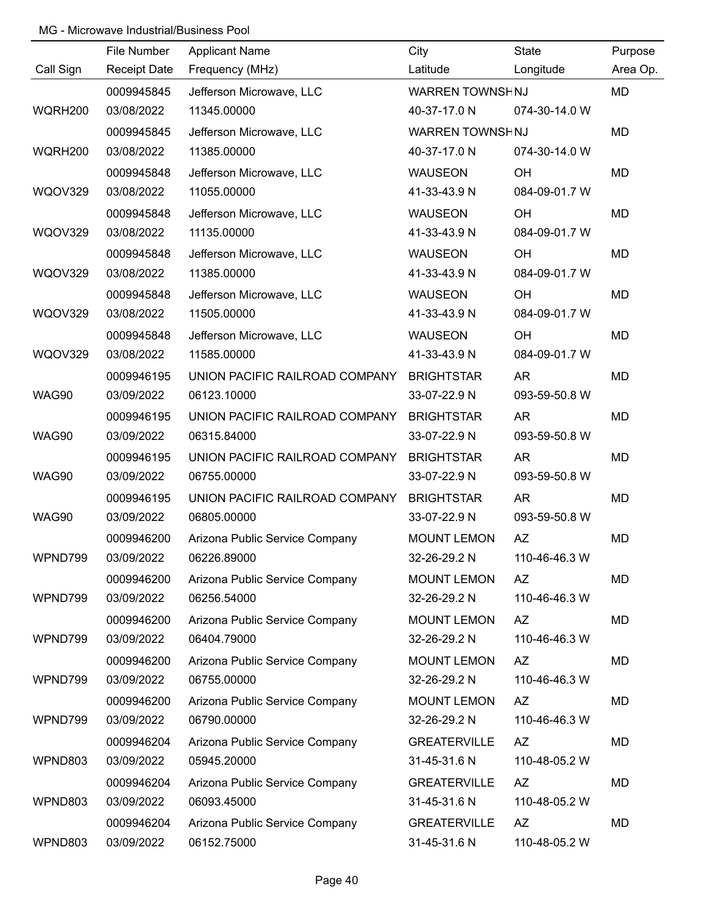MG - Microwave Industrial/Business Pool

| Call Sign | File Number<br>Receipt Date | Applicant Name<br>Frequency (MHz) | City<br>Latitude | State<br>Longitude | Purpose<br>Area Op. |
|---|---|---|---|---|---|
| WQRH200 | 0009945845<br>03/08/2022 | Jefferson Microwave, LLC<br>11345.00000 | WARREN TOWNSH<br>40-37-17.0 N | NJ<br>074-30-14.0 W | MD |
| WQRH200 | 0009945845<br>03/08/2022 | Jefferson Microwave, LLC<br>11385.00000 | WARREN TOWNSH<br>40-37-17.0 N | NJ<br>074-30-14.0 W | MD |
| WQOV329 | 0009945848<br>03/08/2022 | Jefferson Microwave, LLC<br>11055.00000 | WAUSEON<br>41-33-43.9 N | OH<br>084-09-01.7 W | MD |
| WQOV329 | 0009945848<br>03/08/2022 | Jefferson Microwave, LLC<br>11135.00000 | WAUSEON<br>41-33-43.9 N | OH<br>084-09-01.7 W | MD |
| WQOV329 | 0009945848<br>03/08/2022 | Jefferson Microwave, LLC<br>11385.00000 | WAUSEON<br>41-33-43.9 N | OH<br>084-09-01.7 W | MD |
| WQOV329 | 0009945848<br>03/08/2022 | Jefferson Microwave, LLC<br>11505.00000 | WAUSEON<br>41-33-43.9 N | OH<br>084-09-01.7 W | MD |
| WQOV329 | 0009945848<br>03/08/2022 | Jefferson Microwave, LLC<br>11585.00000 | WAUSEON<br>41-33-43.9 N | OH<br>084-09-01.7 W | MD |
| WAG90 | 0009946195<br>03/09/2022 | UNION PACIFIC RAILROAD COMPANY<br>06123.10000 | BRIGHTSTAR<br>33-07-22.9 N | AR<br>093-59-50.8 W | MD |
| WAG90 | 0009946195<br>03/09/2022 | UNION PACIFIC RAILROAD COMPANY<br>06315.84000 | BRIGHTSTAR<br>33-07-22.9 N | AR<br>093-59-50.8 W | MD |
| WAG90 | 0009946195<br>03/09/2022 | UNION PACIFIC RAILROAD COMPANY<br>06755.00000 | BRIGHTSTAR<br>33-07-22.9 N | AR<br>093-59-50.8 W | MD |
| WAG90 | 0009946195<br>03/09/2022 | UNION PACIFIC RAILROAD COMPANY<br>06805.00000 | BRIGHTSTAR<br>33-07-22.9 N | AR<br>093-59-50.8 W | MD |
| WPND799 | 0009946200<br>03/09/2022 | Arizona Public Service Company<br>06226.89000 | MOUNT LEMON<br>32-26-29.2 N | AZ<br>110-46-46.3 W | MD |
| WPND799 | 0009946200<br>03/09/2022 | Arizona Public Service Company<br>06256.54000 | MOUNT LEMON<br>32-26-29.2 N | AZ<br>110-46-46.3 W | MD |
| WPND799 | 0009946200<br>03/09/2022 | Arizona Public Service Company<br>06404.79000 | MOUNT LEMON<br>32-26-29.2 N | AZ<br>110-46-46.3 W | MD |
| WPND799 | 0009946200<br>03/09/2022 | Arizona Public Service Company<br>06755.00000 | MOUNT LEMON<br>32-26-29.2 N | AZ<br>110-46-46.3 W | MD |
| WPND799 | 0009946200<br>03/09/2022 | Arizona Public Service Company<br>06790.00000 | MOUNT LEMON<br>32-26-29.2 N | AZ<br>110-46-46.3 W | MD |
| WPND803 | 0009946204<br>03/09/2022 | Arizona Public Service Company<br>05945.20000 | GREATERVILLE<br>31-45-31.6 N | AZ<br>110-48-05.2 W | MD |
| WPND803 | 0009946204<br>03/09/2022 | Arizona Public Service Company<br>06093.45000 | GREATERVILLE<br>31-45-31.6 N | AZ<br>110-48-05.2 W | MD |
| WPND803 | 0009946204<br>03/09/2022 | Arizona Public Service Company<br>06152.75000 | GREATERVILLE<br>31-45-31.6 N | AZ<br>110-48-05.2 W | MD |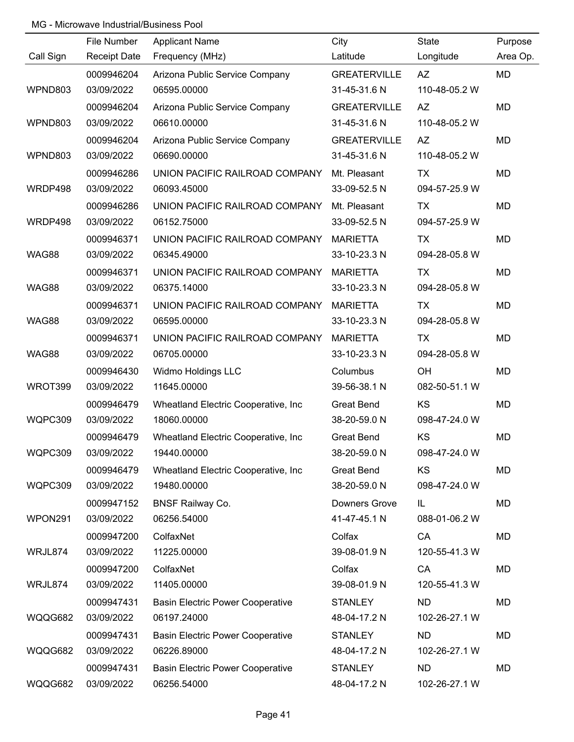MG - Microwave Industrial/Business Pool

| Call Sign | File Number / Receipt Date | Applicant Name / Frequency (MHz) | City / Latitude | State / Longitude | Purpose / Area Op. |
|---|---|---|---|---|---|
| WPND803 | 0009946204<br>03/09/2022 | Arizona Public Service Company<br>06595.00000 | GREATERVILLE<br>31-45-31.6 N | AZ<br>110-48-05.2 W | MD |
| WPND803 | 0009946204<br>03/09/2022 | Arizona Public Service Company<br>06610.00000 | GREATERVILLE<br>31-45-31.6 N | AZ<br>110-48-05.2 W | MD |
| WPND803 | 0009946204<br>03/09/2022 | Arizona Public Service Company<br>06690.00000 | GREATERVILLE<br>31-45-31.6 N | AZ<br>110-48-05.2 W | MD |
| WRDP498 | 0009946286<br>03/09/2022 | UNION PACIFIC RAILROAD COMPANY<br>06093.45000 | Mt. Pleasant<br>33-09-52.5 N | TX<br>094-57-25.9 W | MD |
| WRDP498 | 0009946286<br>03/09/2022 | UNION PACIFIC RAILROAD COMPANY<br>06152.75000 | Mt. Pleasant<br>33-09-52.5 N | TX<br>094-57-25.9 W | MD |
| WAG88 | 0009946371<br>03/09/2022 | UNION PACIFIC RAILROAD COMPANY<br>06345.49000 | MARIETTA<br>33-10-23.3 N | TX<br>094-28-05.8 W | MD |
| WAG88 | 0009946371<br>03/09/2022 | UNION PACIFIC RAILROAD COMPANY<br>06375.14000 | MARIETTA<br>33-10-23.3 N | TX<br>094-28-05.8 W | MD |
| WAG88 | 0009946371<br>03/09/2022 | UNION PACIFIC RAILROAD COMPANY<br>06595.00000 | MARIETTA<br>33-10-23.3 N | TX<br>094-28-05.8 W | MD |
| WAG88 | 0009946371<br>03/09/2022 | UNION PACIFIC RAILROAD COMPANY<br>06705.00000 | MARIETTA<br>33-10-23.3 N | TX<br>094-28-05.8 W | MD |
| WROT399 | 0009946430<br>03/09/2022 | Widmo Holdings LLC<br>11645.00000 | Columbus<br>39-56-38.1 N | OH<br>082-50-51.1 W | MD |
| WQPC309 | 0009946479<br>03/09/2022 | Wheatland Electric Cooperative, Inc<br>18060.00000 | Great Bend<br>38-20-59.0 N | KS<br>098-47-24.0 W | MD |
| WQPC309 | 0009946479<br>03/09/2022 | Wheatland Electric Cooperative, Inc<br>19440.00000 | Great Bend<br>38-20-59.0 N | KS<br>098-47-24.0 W | MD |
| WQPC309 | 0009946479<br>03/09/2022 | Wheatland Electric Cooperative, Inc<br>19480.00000 | Great Bend<br>38-20-59.0 N | KS<br>098-47-24.0 W | MD |
| WPON291 | 0009947152<br>03/09/2022 | BNSF Railway Co.<br>06256.54000 | Downers Grove<br>41-47-45.1 N | IL<br>088-01-06.2 W | MD |
| WRJL874 | 0009947200<br>03/09/2022 | ColfaxNet<br>11225.00000 | Colfax<br>39-08-01.9 N | CA<br>120-55-41.3 W | MD |
| WRJL874 | 0009947200<br>03/09/2022 | ColfaxNet<br>11405.00000 | Colfax<br>39-08-01.9 N | CA<br>120-55-41.3 W | MD |
| WQQG682 | 0009947431<br>03/09/2022 | Basin Electric Power Cooperative<br>06197.24000 | STANLEY<br>48-04-17.2 N | ND<br>102-26-27.1 W | MD |
| WQQG682 | 0009947431<br>03/09/2022 | Basin Electric Power Cooperative<br>06226.89000 | STANLEY<br>48-04-17.2 N | ND<br>102-26-27.1 W | MD |
| WQQG682 | 0009947431<br>03/09/2022 | Basin Electric Power Cooperative<br>06256.54000 | STANLEY<br>48-04-17.2 N | ND<br>102-26-27.1 W | MD |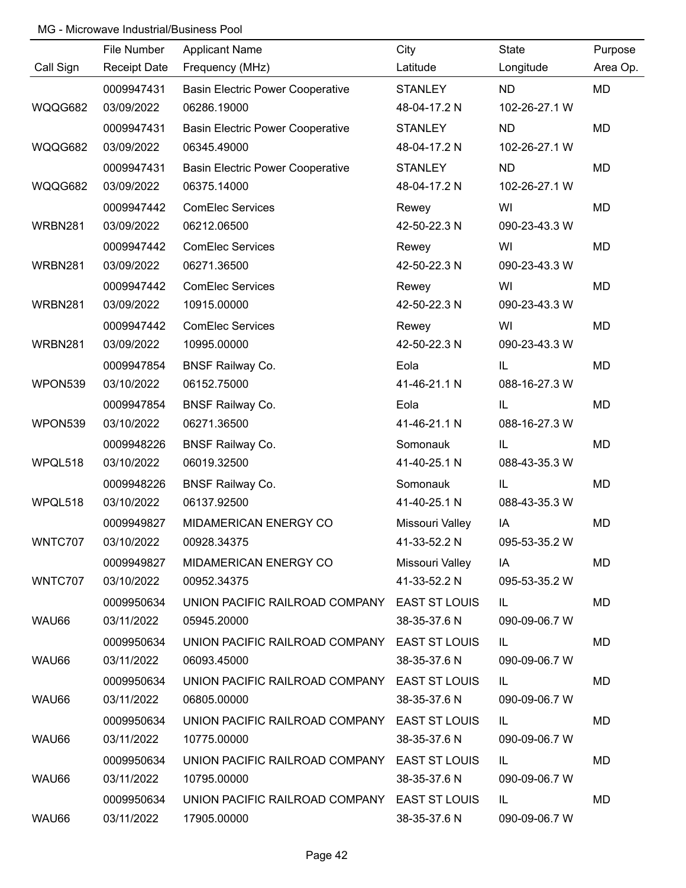MG - Microwave Industrial/Business Pool

| Call Sign | File Number<br>Receipt Date | Applicant Name<br>Frequency (MHz) | City<br>Latitude | State<br>Longitude | Purpose<br>Area Op. |
|---|---|---|---|---|---|
| WQQG682 | 0009947431<br>03/09/2022 | Basin Electric Power Cooperative<br>06286.19000 | STANLEY<br>48-04-17.2 N | ND<br>102-26-27.1 W | MD |
| WQQG682 | 0009947431<br>03/09/2022 | Basin Electric Power Cooperative<br>06345.49000 | STANLEY<br>48-04-17.2 N | ND<br>102-26-27.1 W | MD |
| WQQG682 | 0009947431<br>03/09/2022 | Basin Electric Power Cooperative<br>06375.14000 | STANLEY<br>48-04-17.2 N | ND<br>102-26-27.1 W | MD |
| WRBN281 | 0009947442<br>03/09/2022 | ComElec Services<br>06212.06500 | Rewey<br>42-50-22.3 N | WI<br>090-23-43.3 W | MD |
| WRBN281 | 0009947442<br>03/09/2022 | ComElec Services<br>06271.36500 | Rewey<br>42-50-22.3 N | WI<br>090-23-43.3 W | MD |
| WRBN281 | 0009947442<br>03/09/2022 | ComElec Services<br>10915.00000 | Rewey<br>42-50-22.3 N | WI<br>090-23-43.3 W | MD |
| WRBN281 | 0009947442<br>03/09/2022 | ComElec Services<br>10995.00000 | Rewey<br>42-50-22.3 N | WI<br>090-23-43.3 W | MD |
| WPON539 | 0009947854<br>03/10/2022 | BNSF Railway Co.<br>06152.75000 | Eola<br>41-46-21.1 N | IL<br>088-16-27.3 W | MD |
| WPON539 | 0009947854<br>03/10/2022 | BNSF Railway Co.<br>06271.36500 | Eola<br>41-46-21.1 N | IL<br>088-16-27.3 W | MD |
| WPQL518 | 0009948226<br>03/10/2022 | BNSF Railway Co.<br>06019.32500 | Somonauk<br>41-40-25.1 N | IL<br>088-43-35.3 W | MD |
| WPQL518 | 0009948226<br>03/10/2022 | BNSF Railway Co.<br>06137.92500 | Somonauk<br>41-40-25.1 N | IL<br>088-43-35.3 W | MD |
| WNTC707 | 0009949827<br>03/10/2022 | MIDAMERICAN ENERGY CO<br>00928.34375 | Missouri Valley<br>41-33-52.2 N | IA<br>095-53-35.2 W | MD |
| WNTC707 | 0009949827<br>03/10/2022 | MIDAMERICAN ENERGY CO<br>00952.34375 | Missouri Valley<br>41-33-52.2 N | IA<br>095-53-35.2 W | MD |
| WAU66 | 0009950634<br>03/11/2022 | UNION PACIFIC RAILROAD COMPANY<br>05945.20000 | EAST ST LOUIS<br>38-35-37.6 N | IL<br>090-09-06.7 W | MD |
| WAU66 | 0009950634<br>03/11/2022 | UNION PACIFIC RAILROAD COMPANY<br>06093.45000 | EAST ST LOUIS<br>38-35-37.6 N | IL<br>090-09-06.7 W | MD |
| WAU66 | 0009950634<br>03/11/2022 | UNION PACIFIC RAILROAD COMPANY<br>06805.00000 | EAST ST LOUIS<br>38-35-37.6 N | IL<br>090-09-06.7 W | MD |
| WAU66 | 0009950634<br>03/11/2022 | UNION PACIFIC RAILROAD COMPANY<br>10775.00000 | EAST ST LOUIS<br>38-35-37.6 N | IL<br>090-09-06.7 W | MD |
| WAU66 | 0009950634<br>03/11/2022 | UNION PACIFIC RAILROAD COMPANY<br>10795.00000 | EAST ST LOUIS<br>38-35-37.6 N | IL<br>090-09-06.7 W | MD |
| WAU66 | 0009950634<br>03/11/2022 | UNION PACIFIC RAILROAD COMPANY<br>17905.00000 | EAST ST LOUIS<br>38-35-37.6 N | IL<br>090-09-06.7 W | MD |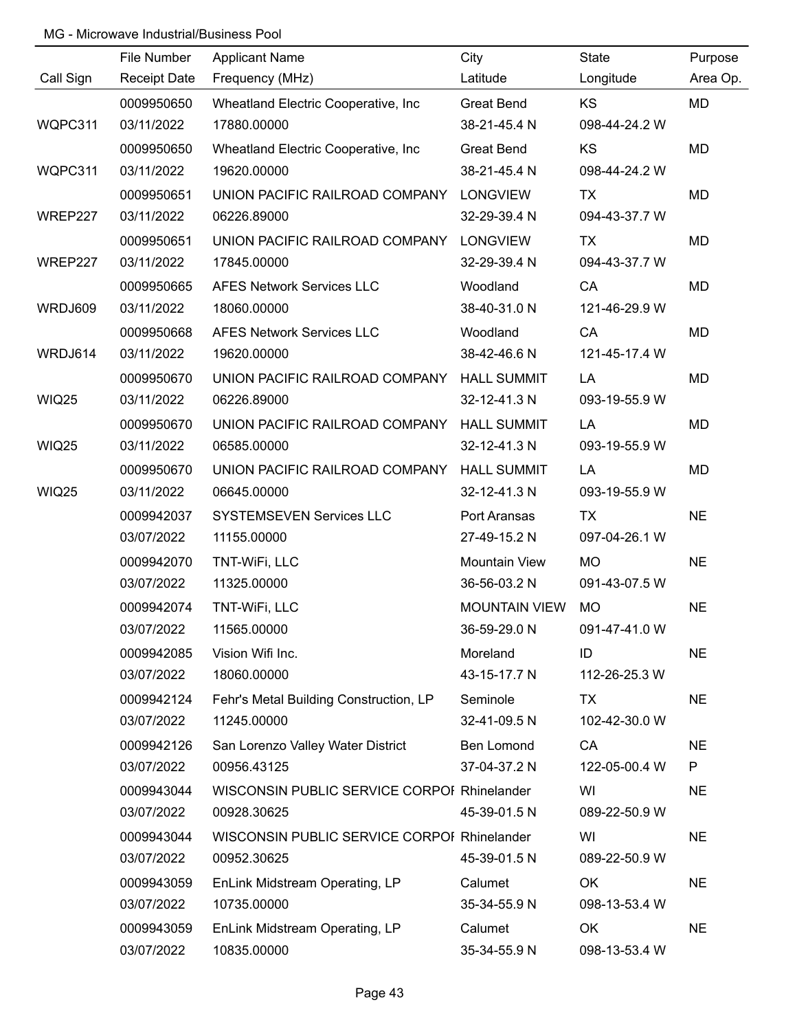MG - Microwave Industrial/Business Pool

| Call Sign | File Number<br>Receipt Date | Applicant Name<br>Frequency (MHz) | City<br>Latitude | State<br>Longitude | Purpose<br>Area Op. |
|---|---|---|---|---|---|
| WQPC311 | 0009950650<br>03/11/2022 | Wheatland Electric Cooperative, Inc<br>17880.00000 | Great Bend<br>38-21-45.4 N | KS<br>098-44-24.2 W | MD |
| WQPC311 | 0009950650<br>03/11/2022 | Wheatland Electric Cooperative, Inc<br>19620.00000 | Great Bend<br>38-21-45.4 N | KS<br>098-44-24.2 W | MD |
| WREP227 | 0009950651<br>03/11/2022 | UNION PACIFIC RAILROAD COMPANY<br>06226.89000 | LONGVIEW<br>32-29-39.4 N | TX<br>094-43-37.7 W | MD |
| WREP227 | 0009950651<br>03/11/2022 | UNION PACIFIC RAILROAD COMPANY<br>17845.00000 | LONGVIEW<br>32-29-39.4 N | TX<br>094-43-37.7 W | MD |
| WRDJ609 | 0009950665<br>03/11/2022 | AFES Network Services LLC<br>18060.00000 | Woodland<br>38-40-31.0 N | CA<br>121-46-29.9 W | MD |
| WRDJ614 | 0009950668<br>03/11/2022 | AFES Network Services LLC<br>19620.00000 | Woodland<br>38-42-46.6 N | CA<br>121-45-17.4 W | MD |
| WIQ25 | 0009950670<br>03/11/2022 | UNION PACIFIC RAILROAD COMPANY<br>06226.89000 | HALL SUMMIT<br>32-12-41.3 N | LA<br>093-19-55.9 W | MD |
| WIQ25 | 0009950670<br>03/11/2022 | UNION PACIFIC RAILROAD COMPANY<br>06585.00000 | HALL SUMMIT<br>32-12-41.3 N | LA<br>093-19-55.9 W | MD |
| WIQ25 | 0009950670<br>03/11/2022 | UNION PACIFIC RAILROAD COMPANY<br>06645.00000 | HALL SUMMIT<br>32-12-41.3 N | LA<br>093-19-55.9 W | MD |
| | 0009942037<br>03/07/2022 | SYSTEMSEVEN Services LLC<br>11155.00000 | Port Aransas<br>27-49-15.2 N | TX<br>097-04-26.1 W | NE |
| | 0009942070<br>03/07/2022 | TNT-WiFi, LLC<br>11325.00000 | Mountain View<br>36-56-03.2 N | MO<br>091-43-07.5 W | NE |
| | 0009942074<br>03/07/2022 | TNT-WiFi, LLC<br>11565.00000 | MOUNTAIN VIEW<br>36-59-29.0 N | MO<br>091-47-41.0 W | NE |
| | 0009942085<br>03/07/2022 | Vision Wifi Inc.<br>18060.00000 | Moreland<br>43-15-17.7 N | ID<br>112-26-25.3 W | NE |
| | 0009942124<br>03/07/2022 | Fehr's Metal Building Construction, LP<br>11245.00000 | Seminole<br>32-41-09.5 N | TX<br>102-42-30.0 W | NE |
| | 0009942126<br>03/07/2022 | San Lorenzo Valley Water District<br>00956.43125 | Ben Lomond<br>37-04-37.2 N | CA<br>122-05-00.4 W | NE<br>P |
| | 0009943044<br>03/07/2022 | WISCONSIN PUBLIC SERVICE CORPOI<br>00928.30625 | Rhinelander<br>45-39-01.5 N | WI<br>089-22-50.9 W | NE |
| | 0009943044<br>03/07/2022 | WISCONSIN PUBLIC SERVICE CORPOI<br>00952.30625 | Rhinelander<br>45-39-01.5 N | WI<br>089-22-50.9 W | NE |
| | 0009943059<br>03/07/2022 | EnLink Midstream Operating, LP<br>10735.00000 | Calumet<br>35-34-55.9 N | OK<br>098-13-53.4 W | NE |
| | 0009943059<br>03/07/2022 | EnLink Midstream Operating, LP<br>10835.00000 | Calumet<br>35-34-55.9 N | OK<br>098-13-53.4 W | NE |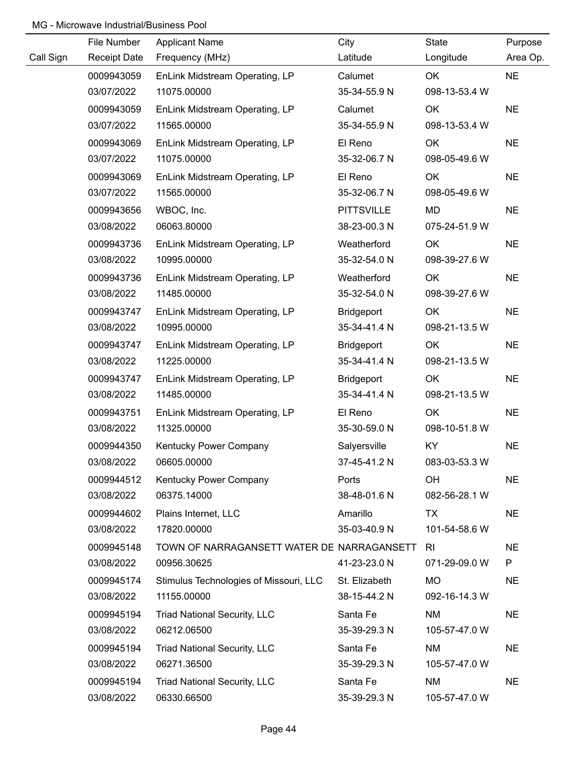MG - Microwave Industrial/Business Pool

| Call Sign | File Number<br>Receipt Date | Applicant Name<br>Frequency (MHz) | City<br>Latitude | State<br>Longitude | Purpose<br>Area Op. |
|---|---|---|---|---|---|
| | 0009943059<br>03/07/2022 | EnLink Midstream Operating, LP<br>11075.00000 | Calumet<br>35-34-55.9 N | OK<br>098-13-53.4 W | NE |
| | 0009943059<br>03/07/2022 | EnLink Midstream Operating, LP<br>11565.00000 | Calumet<br>35-34-55.9 N | OK<br>098-13-53.4 W | NE |
| | 0009943069<br>03/07/2022 | EnLink Midstream Operating, LP<br>11075.00000 | El Reno<br>35-32-06.7 N | OK<br>098-05-49.6 W | NE |
| | 0009943069<br>03/07/2022 | EnLink Midstream Operating, LP<br>11565.00000 | El Reno<br>35-32-06.7 N | OK<br>098-05-49.6 W | NE |
| | 0009943656<br>03/08/2022 | WBOC, Inc.<br>06063.80000 | PITTSVILLE<br>38-23-00.3 N | MD<br>075-24-51.9 W | NE |
| | 0009943736<br>03/08/2022 | EnLink Midstream Operating, LP<br>10995.00000 | Weatherford<br>35-32-54.0 N | OK<br>098-39-27.6 W | NE |
| | 0009943736<br>03/08/2022 | EnLink Midstream Operating, LP<br>11485.00000 | Weatherford<br>35-32-54.0 N | OK<br>098-39-27.6 W | NE |
| | 0009943747<br>03/08/2022 | EnLink Midstream Operating, LP<br>10995.00000 | Bridgeport<br>35-34-41.4 N | OK<br>098-21-13.5 W | NE |
| | 0009943747<br>03/08/2022 | EnLink Midstream Operating, LP<br>11225.00000 | Bridgeport<br>35-34-41.4 N | OK<br>098-21-13.5 W | NE |
| | 0009943747<br>03/08/2022 | EnLink Midstream Operating, LP<br>11485.00000 | Bridgeport<br>35-34-41.4 N | OK<br>098-21-13.5 W | NE |
| | 0009943751<br>03/08/2022 | EnLink Midstream Operating, LP<br>11325.00000 | El Reno<br>35-30-59.0 N | OK<br>098-10-51.8 W | NE |
| | 0009944350<br>03/08/2022 | Kentucky Power Company<br>06605.00000 | Salyersville<br>37-45-41.2 N | KY<br>083-03-53.3 W | NE |
| | 0009944512<br>03/08/2022 | Kentucky Power Company<br>06375.14000 | Ports<br>38-48-01.6 N | OH<br>082-56-28.1 W | NE |
| | 0009944602<br>03/08/2022 | Plains Internet, LLC<br>17820.00000 | Amarillo<br>35-03-40.9 N | TX<br>101-54-58.6 W | NE |
| | 0009945148<br>03/08/2022 | TOWN OF NARRAGANSETT WATER DE<br>00956.30625 | NARRAGANSETT<br>41-23-23.0 N | RI<br>071-29-09.0 W | NE<br>P |
| | 0009945174<br>03/08/2022 | Stimulus Technologies of Missouri, LLC<br>11155.00000 | St. Elizabeth<br>38-15-44.2 N | MO<br>092-16-14.3 W | NE |
| | 0009945194<br>03/08/2022 | Triad National Security, LLC<br>06212.06500 | Santa Fe<br>35-39-29.3 N | NM<br>105-57-47.0 W | NE |
| | 0009945194<br>03/08/2022 | Triad National Security, LLC<br>06271.36500 | Santa Fe<br>35-39-29.3 N | NM<br>105-57-47.0 W | NE |
| | 0009945194<br>03/08/2022 | Triad National Security, LLC<br>06330.66500 | Santa Fe<br>35-39-29.3 N | NM<br>105-57-47.0 W | NE |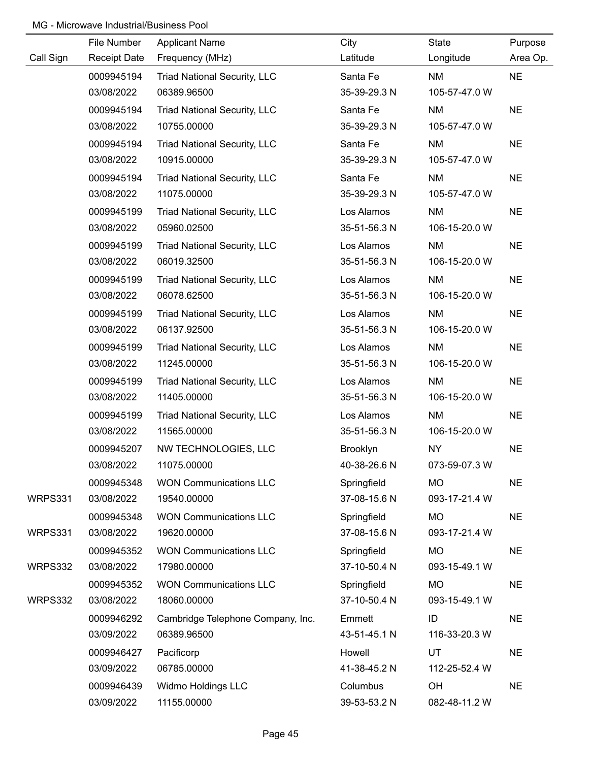MG - Microwave Industrial/Business Pool

| Call Sign | File Number<br>Receipt Date | Applicant Name<br>Frequency (MHz) | City<br>Latitude | State<br>Longitude | Purpose<br>Area Op. |
|---|---|---|---|---|---|
| | 0009945194<br>03/08/2022 | Triad National Security, LLC<br>06389.96500 | Santa Fe<br>35-39-29.3 N | NM<br>105-57-47.0 W | NE |
| | 0009945194<br>03/08/2022 | Triad National Security, LLC<br>10755.00000 | Santa Fe<br>35-39-29.3 N | NM<br>105-57-47.0 W | NE |
| | 0009945194<br>03/08/2022 | Triad National Security, LLC<br>10915.00000 | Santa Fe<br>35-39-29.3 N | NM<br>105-57-47.0 W | NE |
| | 0009945194<br>03/08/2022 | Triad National Security, LLC<br>11075.00000 | Santa Fe<br>35-39-29.3 N | NM<br>105-57-47.0 W | NE |
| | 0009945199<br>03/08/2022 | Triad National Security, LLC<br>05960.02500 | Los Alamos<br>35-51-56.3 N | NM<br>106-15-20.0 W | NE |
| | 0009945199<br>03/08/2022 | Triad National Security, LLC<br>06019.32500 | Los Alamos<br>35-51-56.3 N | NM<br>106-15-20.0 W | NE |
| | 0009945199<br>03/08/2022 | Triad National Security, LLC<br>06078.62500 | Los Alamos<br>35-51-56.3 N | NM<br>106-15-20.0 W | NE |
| | 0009945199<br>03/08/2022 | Triad National Security, LLC<br>06137.92500 | Los Alamos<br>35-51-56.3 N | NM<br>106-15-20.0 W | NE |
| | 0009945199<br>03/08/2022 | Triad National Security, LLC<br>11245.00000 | Los Alamos<br>35-51-56.3 N | NM<br>106-15-20.0 W | NE |
| | 0009945199<br>03/08/2022 | Triad National Security, LLC<br>11405.00000 | Los Alamos<br>35-51-56.3 N | NM<br>106-15-20.0 W | NE |
| | 0009945199<br>03/08/2022 | Triad National Security, LLC<br>11565.00000 | Los Alamos<br>35-51-56.3 N | NM<br>106-15-20.0 W | NE |
| | 0009945207<br>03/08/2022 | NW TECHNOLOGIES, LLC<br>11075.00000 | Brooklyn<br>40-38-26.6 N | NY<br>073-59-07.3 W | NE |
| WRPS331 | 0009945348<br>03/08/2022 | WON Communications LLC<br>19540.00000 | Springfield<br>37-08-15.6 N | MO<br>093-17-21.4 W | NE |
| WRPS331 | 0009945348<br>03/08/2022 | WON Communications LLC<br>19620.00000 | Springfield<br>37-08-15.6 N | MO<br>093-17-21.4 W | NE |
| WRPS332 | 0009945352<br>03/08/2022 | WON Communications LLC<br>17980.00000 | Springfield<br>37-10-50.4 N | MO<br>093-15-49.1 W | NE |
| WRPS332 | 0009945352<br>03/08/2022 | WON Communications LLC<br>18060.00000 | Springfield<br>37-10-50.4 N | MO<br>093-15-49.1 W | NE |
| | 0009946292<br>03/09/2022 | Cambridge Telephone Company, Inc.<br>06389.96500 | Emmett<br>43-51-45.1 N | ID<br>116-33-20.3 W | NE |
| | 0009946427<br>03/09/2022 | Pacificorp<br>06785.00000 | Howell<br>41-38-45.2 N | UT<br>112-25-52.4 W | NE |
| | 0009946439<br>03/09/2022 | Widmo Holdings LLC<br>11155.00000 | Columbus<br>39-53-53.2 N | OH<br>082-48-11.2 W | NE |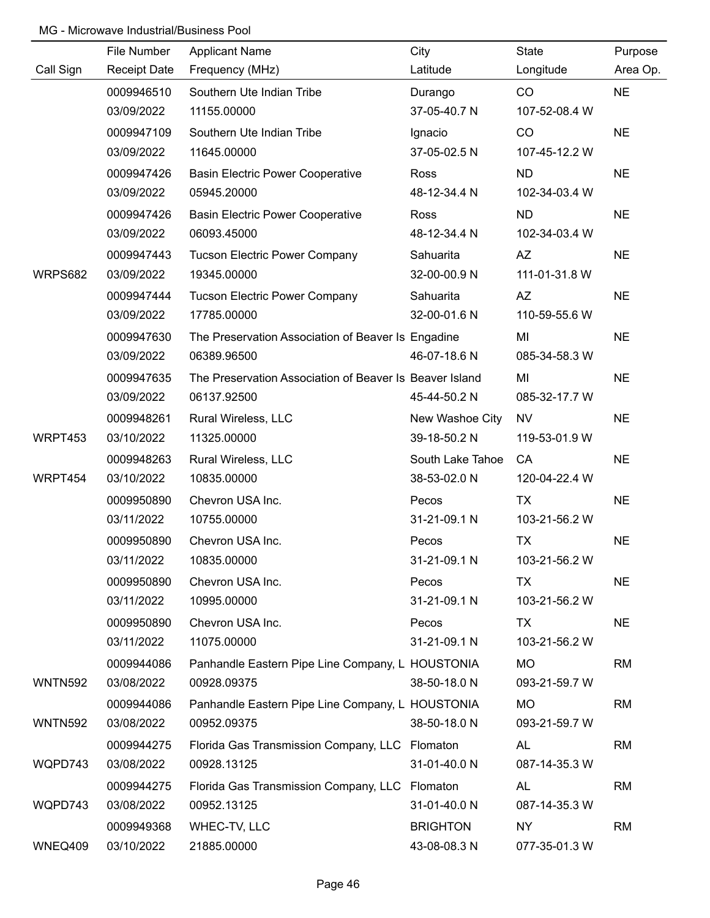MG - Microwave Industrial/Business Pool

| Call Sign | File Number<br>Receipt Date | Applicant Name<br>Frequency (MHz) | City<br>Latitude | State<br>Longitude | Purpose<br>Area Op. |
|---|---|---|---|---|---|
| | 0009946510<br>03/09/2022 | Southern Ute Indian Tribe<br>11155.00000 | Durango<br>37-05-40.7 N | CO<br>107-52-08.4 W | NE |
| | 0009947109<br>03/09/2022 | Southern Ute Indian Tribe<br>11645.00000 | Ignacio<br>37-05-02.5 N | CO<br>107-45-12.2 W | NE |
| | 0009947426<br>03/09/2022 | Basin Electric Power Cooperative<br>05945.20000 | Ross<br>48-12-34.4 N | ND<br>102-34-03.4 W | NE |
| | 0009947426<br>03/09/2022 | Basin Electric Power Cooperative<br>06093.45000 | Ross<br>48-12-34.4 N | ND<br>102-34-03.4 W | NE |
| WRPS682 | 0009947443<br>03/09/2022 | Tucson Electric Power Company<br>19345.00000 | Sahuarita<br>32-00-00.9 N | AZ<br>111-01-31.8 W | NE |
| | 0009947444<br>03/09/2022 | Tucson Electric Power Company<br>17785.00000 | Sahuarita<br>32-00-01.6 N | AZ<br>110-59-55.6 W | NE |
| | 0009947630<br>03/09/2022 | The Preservation Association of Beaver Is<br>06389.96500 | Engadine<br>46-07-18.6 N | MI<br>085-34-58.3 W | NE |
| | 0009947635<br>03/09/2022 | The Preservation Association of Beaver Is<br>06137.92500 | Beaver Island<br>45-44-50.2 N | MI<br>085-32-17.7 W | NE |
| WRPT453 | 0009948261<br>03/10/2022 | Rural Wireless, LLC<br>11325.00000 | New Washoe City<br>39-18-50.2 N | NV<br>119-53-01.9 W | NE |
| WRPT454 | 0009948263<br>03/10/2022 | Rural Wireless, LLC<br>10835.00000 | South Lake Tahoe<br>38-53-02.0 N | CA<br>120-04-22.4 W | NE |
| | 0009950890<br>03/11/2022 | Chevron USA Inc.<br>10755.00000 | Pecos<br>31-21-09.1 N | TX<br>103-21-56.2 W | NE |
| | 0009950890<br>03/11/2022 | Chevron USA Inc.<br>10835.00000 | Pecos<br>31-21-09.1 N | TX<br>103-21-56.2 W | NE |
| | 0009950890<br>03/11/2022 | Chevron USA Inc.<br>10995.00000 | Pecos<br>31-21-09.1 N | TX<br>103-21-56.2 W | NE |
| | 0009950890<br>03/11/2022 | Chevron USA Inc.<br>11075.00000 | Pecos<br>31-21-09.1 N | TX<br>103-21-56.2 W | NE |
| WNTN592 | 0009944086<br>03/08/2022 | Panhandle Eastern Pipe Line Company, L<br>00928.09375 | HOUSTONIA<br>38-50-18.0 N | MO<br>093-21-59.7 W | RM |
| WNTN592 | 0009944086<br>03/08/2022 | Panhandle Eastern Pipe Line Company, L<br>00952.09375 | HOUSTONIA<br>38-50-18.0 N | MO<br>093-21-59.7 W | RM |
| WQPD743 | 0009944275<br>03/08/2022 | Florida Gas Transmission Company, LLC<br>00928.13125 | Flomaton<br>31-01-40.0 N | AL<br>087-14-35.3 W | RM |
| WQPD743 | 0009944275<br>03/08/2022 | Florida Gas Transmission Company, LLC<br>00952.13125 | Flomaton<br>31-01-40.0 N | AL<br>087-14-35.3 W | RM |
| WNEQ409 | 0009949368<br>03/10/2022 | WHEC-TV, LLC<br>21885.00000 | BRIGHTON<br>43-08-08.3 N | NY<br>077-35-01.3 W | RM |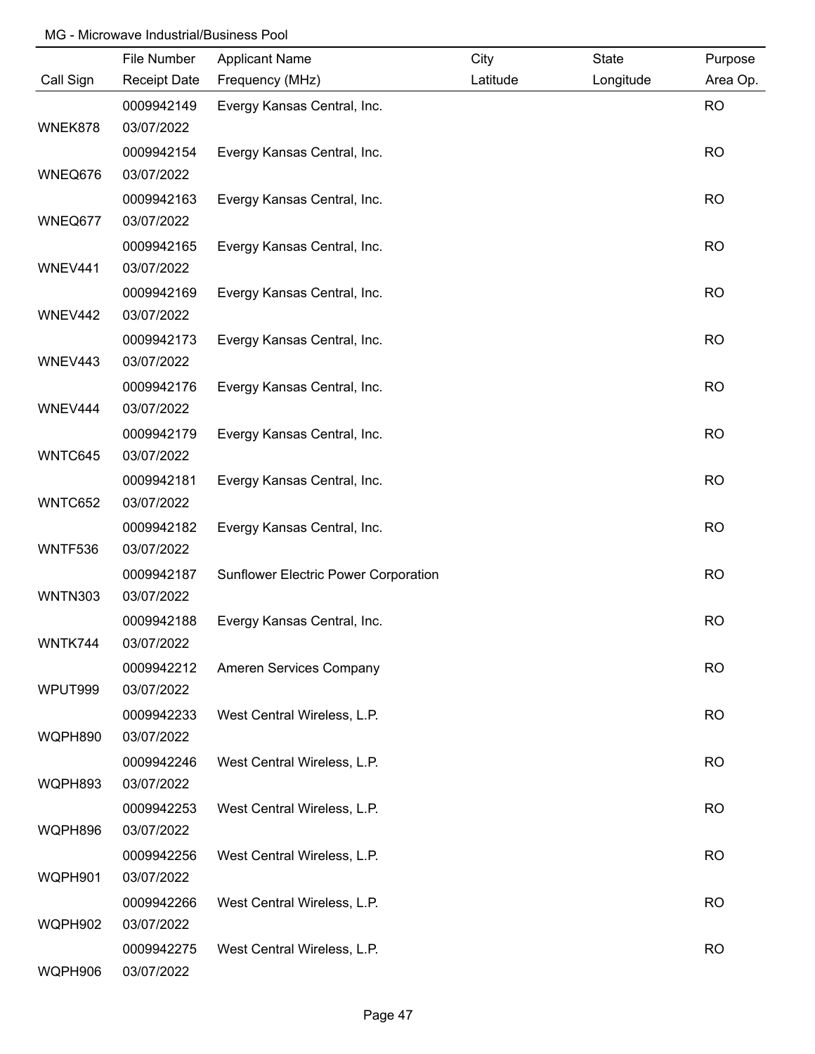MG - Microwave Industrial/Business Pool

| Call Sign | File Number / Receipt Date | Applicant Name / Frequency (MHz) | City / Latitude | State / Longitude | Purpose / Area Op. |
|---|---|---|---|---|---|
| WNEK878 | 0009942149 / 03/07/2022 | Evergy Kansas Central, Inc. | | | RO |
| WNEQ676 | 0009942154 / 03/07/2022 | Evergy Kansas Central, Inc. | | | RO |
| WNEQ677 | 0009942163 / 03/07/2022 | Evergy Kansas Central, Inc. | | | RO |
| WNEV441 | 0009942165 / 03/07/2022 | Evergy Kansas Central, Inc. | | | RO |
| WNEV442 | 0009942169 / 03/07/2022 | Evergy Kansas Central, Inc. | | | RO |
| WNEV443 | 0009942173 / 03/07/2022 | Evergy Kansas Central, Inc. | | | RO |
| WNEV444 | 0009942176 / 03/07/2022 | Evergy Kansas Central, Inc. | | | RO |
| WNTC645 | 0009942179 / 03/07/2022 | Evergy Kansas Central, Inc. | | | RO |
| WNTC652 | 0009942181 / 03/07/2022 | Evergy Kansas Central, Inc. | | | RO |
| WNTF536 | 0009942182 / 03/07/2022 | Evergy Kansas Central, Inc. | | | RO |
| WNTN303 | 0009942187 / 03/07/2022 | Sunflower Electric Power Corporation | | | RO |
| WNTK744 | 0009942188 / 03/07/2022 | Evergy Kansas Central, Inc. | | | RO |
| WPUT999 | 0009942212 / 03/07/2022 | Ameren Services Company | | | RO |
| WQPH890 | 0009942233 / 03/07/2022 | West Central Wireless, L.P. | | | RO |
| WQPH893 | 0009942246 / 03/07/2022 | West Central Wireless, L.P. | | | RO |
| WQPH896 | 0009942253 / 03/07/2022 | West Central Wireless, L.P. | | | RO |
| WQPH901 | 0009942256 / 03/07/2022 | West Central Wireless, L.P. | | | RO |
| WQPH902 | 0009942266 / 03/07/2022 | West Central Wireless, L.P. | | | RO |
| WQPH906 | 0009942275 / 03/07/2022 | West Central Wireless, L.P. | | | RO |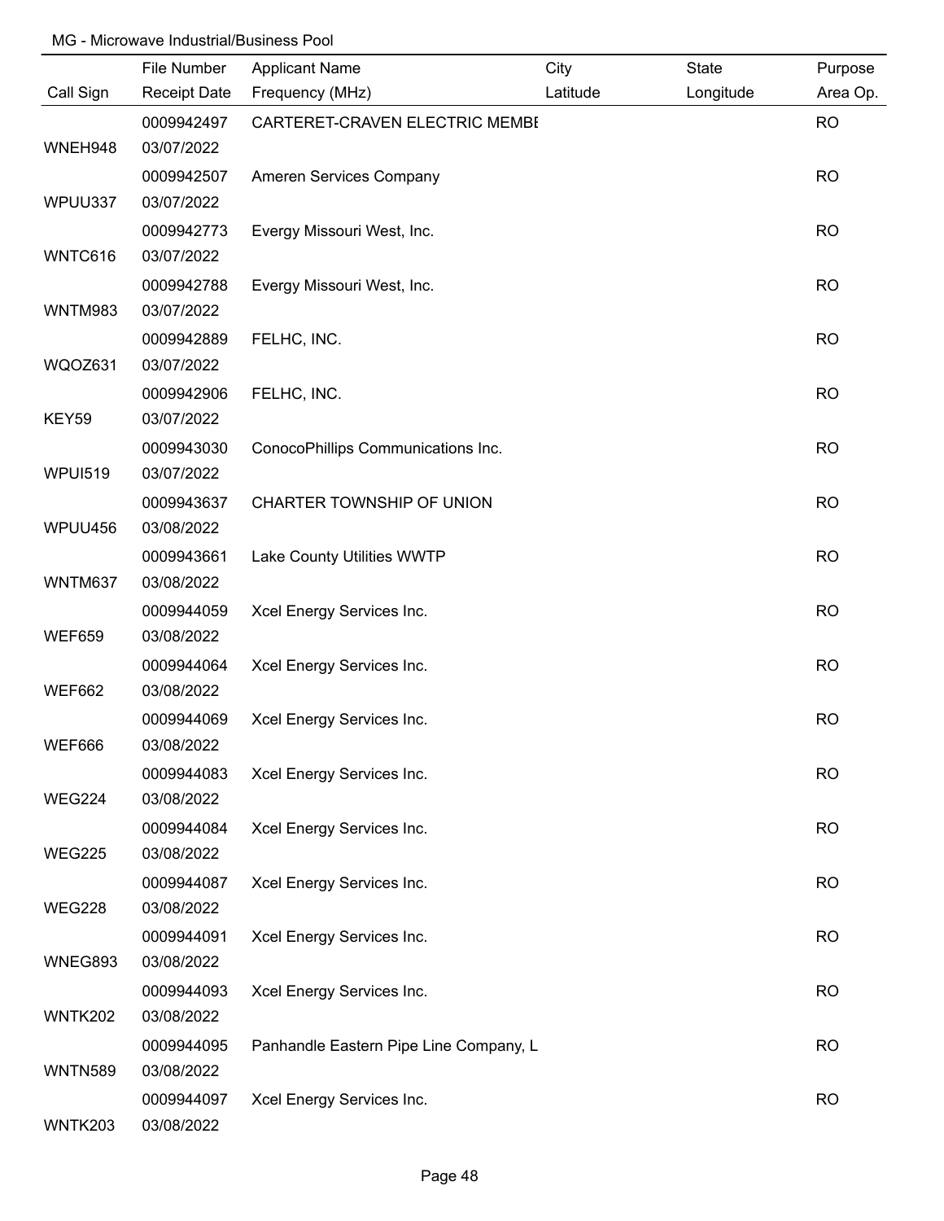MG - Microwave Industrial/Business Pool

| Call Sign | File Number<br>Receipt Date | Applicant Name<br>Frequency (MHz) | City<br>Latitude | State<br>Longitude | Purpose<br>Area Op. |
|---|---|---|---|---|---|
| WNEH948 | 0009942497<br>03/07/2022 | CARTERET-CRAVEN ELECTRIC MEMBI | | | RO |
| WPUU337 | 0009942507<br>03/07/2022 | Ameren Services Company | | | RO |
| WNTC616 | 0009942773<br>03/07/2022 | Evergy Missouri West, Inc. | | | RO |
| WNTM983 | 0009942788<br>03/07/2022 | Evergy Missouri West, Inc. | | | RO |
| WQOZ631 | 0009942889<br>03/07/2022 | FELHC, INC. | | | RO |
| KEY59 | 0009942906<br>03/07/2022 | FELHC, INC. | | | RO |
| WPUI519 | 0009943030<br>03/07/2022 | ConocoPhillips Communications Inc. | | | RO |
| WPUU456 | 0009943637<br>03/08/2022 | CHARTER TOWNSHIP OF UNION | | | RO |
| WNTM637 | 0009943661<br>03/08/2022 | Lake County Utilities WWTP | | | RO |
| WEF659 | 0009944059<br>03/08/2022 | Xcel Energy Services Inc. | | | RO |
| WEF662 | 0009944064<br>03/08/2022 | Xcel Energy Services Inc. | | | RO |
| WEF666 | 0009944069<br>03/08/2022 | Xcel Energy Services Inc. | | | RO |
| WEG224 | 0009944083<br>03/08/2022 | Xcel Energy Services Inc. | | | RO |
| WEG225 | 0009944084<br>03/08/2022 | Xcel Energy Services Inc. | | | RO |
| WEG228 | 0009944087<br>03/08/2022 | Xcel Energy Services Inc. | | | RO |
| WNEG893 | 0009944091<br>03/08/2022 | Xcel Energy Services Inc. | | | RO |
| WNTK202 | 0009944093<br>03/08/2022 | Xcel Energy Services Inc. | | | RO |
| WNTN589 | 0009944095<br>03/08/2022 | Panhandle Eastern Pipe Line Company, L | | | RO |
| WNTK203 | 0009944097<br>03/08/2022 | Xcel Energy Services Inc. | | | RO |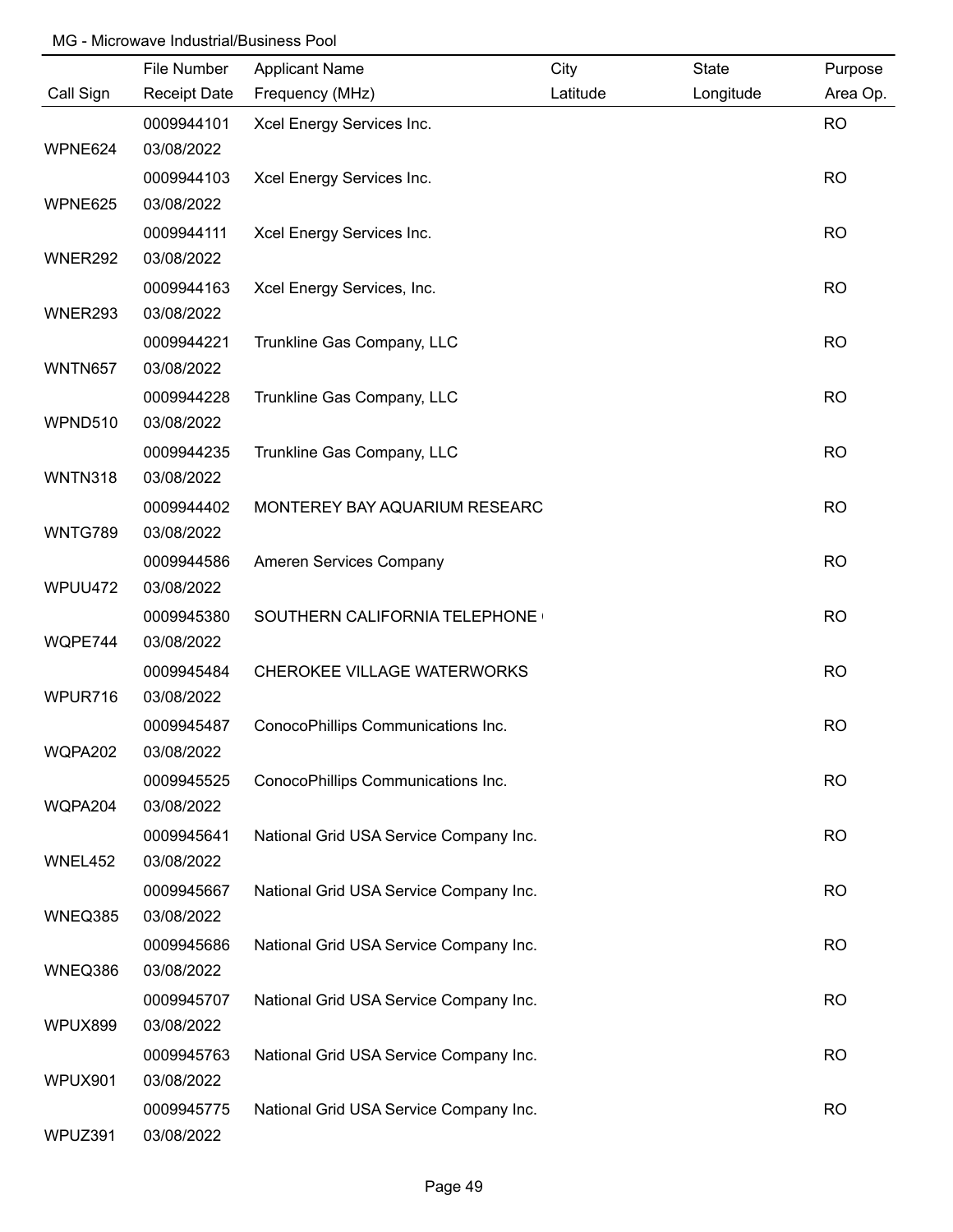MG - Microwave Industrial/Business Pool

| Call Sign | File Number / Receipt Date | Applicant Name / Frequency (MHz) | City / Latitude | State / Longitude | Purpose / Area Op. |
|---|---|---|---|---|---|
| WPNE624 | 0009944101 03/08/2022 | Xcel Energy Services Inc. | | | RO |
| WPNE625 | 0009944103 03/08/2022 | Xcel Energy Services Inc. | | | RO |
| WNER292 | 0009944111 03/08/2022 | Xcel Energy Services Inc. | | | RO |
| WNER293 | 0009944163 03/08/2022 | Xcel Energy Services, Inc. | | | RO |
| WNTN657 | 0009944221 03/08/2022 | Trunkline Gas Company, LLC | | | RO |
| WPND510 | 0009944228 03/08/2022 | Trunkline Gas Company, LLC | | | RO |
| WNTN318 | 0009944235 03/08/2022 | Trunkline Gas Company, LLC | | | RO |
| WNTG789 | 0009944402 03/08/2022 | MONTEREY BAY AQUARIUM RESEARC | | | RO |
| WPUU472 | 0009944586 03/08/2022 | Ameren Services Company | | | RO |
| WQPE744 | 0009945380 03/08/2022 | SOUTHERN CALIFORNIA TELEPHONE | | | RO |
| WPUR716 | 0009945484 03/08/2022 | CHEROKEE VILLAGE WATERWORKS | | | RO |
| WQPA202 | 0009945487 03/08/2022 | ConocoPhillips Communications Inc. | | | RO |
| WQPA204 | 0009945525 03/08/2022 | ConocoPhillips Communications Inc. | | | RO |
| WNEL452 | 0009945641 03/08/2022 | National Grid USA Service Company Inc. | | | RO |
| WNEQ385 | 0009945667 03/08/2022 | National Grid USA Service Company Inc. | | | RO |
| WNEQ386 | 0009945686 03/08/2022 | National Grid USA Service Company Inc. | | | RO |
| WPUX899 | 0009945707 03/08/2022 | National Grid USA Service Company Inc. | | | RO |
| WPUX901 | 0009945763 03/08/2022 | National Grid USA Service Company Inc. | | | RO |
| WPUZ391 | 0009945775 03/08/2022 | National Grid USA Service Company Inc. | | | RO |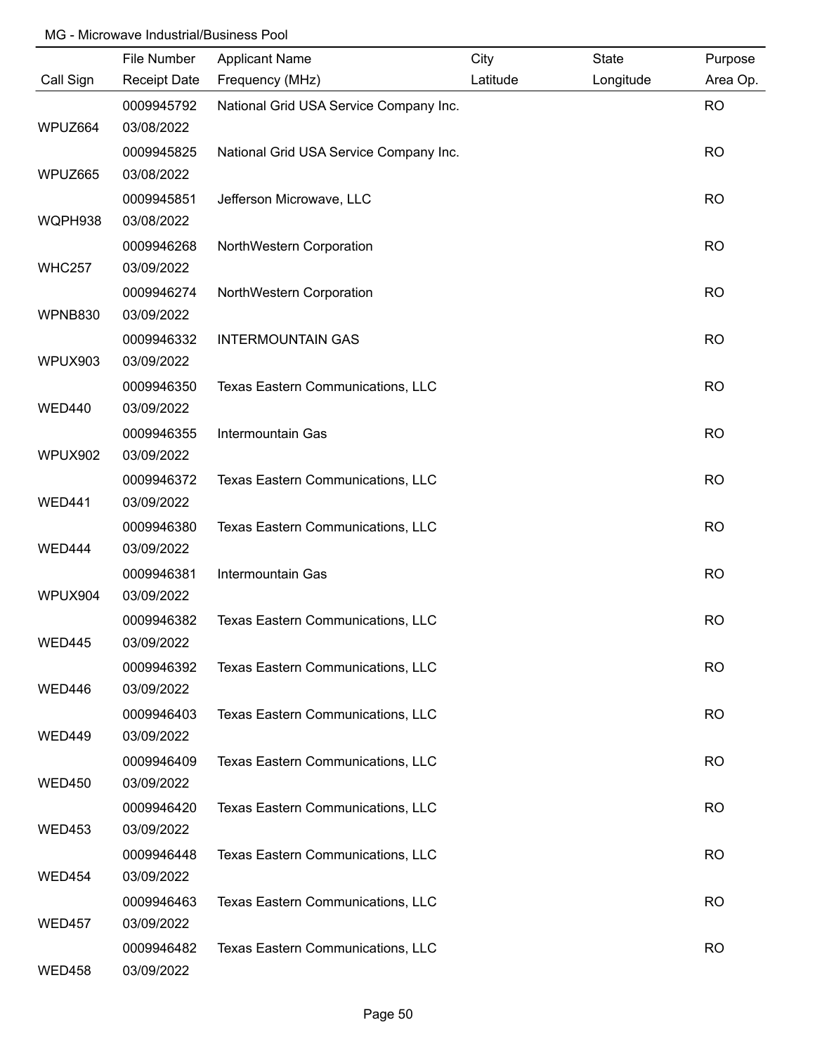MG - Microwave Industrial/Business Pool

| Call Sign | File Number / Receipt Date | Applicant Name / Frequency (MHz) | City / Latitude | State / Longitude | Purpose / Area Op. |
|---|---|---|---|---|---|
| WPUZ664 | 0009945792 / 03/08/2022 | National Grid USA Service Company Inc. | | | RO |
| WPUZ665 | 0009945825 / 03/08/2022 | National Grid USA Service Company Inc. | | | RO |
| WQPH938 | 0009945851 / 03/08/2022 | Jefferson Microwave, LLC | | | RO |
| WHC257 | 0009946268 / 03/09/2022 | NorthWestern Corporation | | | RO |
| WPNB830 | 0009946274 / 03/09/2022 | NorthWestern Corporation | | | RO |
| WPUX903 | 0009946332 / 03/09/2022 | INTERMOUNTAIN GAS | | | RO |
| WED440 | 0009946350 / 03/09/2022 | Texas Eastern Communications, LLC | | | RO |
| WPUX902 | 0009946355 / 03/09/2022 | Intermountain Gas | | | RO |
| WED441 | 0009946372 / 03/09/2022 | Texas Eastern Communications, LLC | | | RO |
| WED444 | 0009946380 / 03/09/2022 | Texas Eastern Communications, LLC | | | RO |
| WPUX904 | 0009946381 / 03/09/2022 | Intermountain Gas | | | RO |
| WED445 | 0009946382 / 03/09/2022 | Texas Eastern Communications, LLC | | | RO |
| WED446 | 0009946392 / 03/09/2022 | Texas Eastern Communications, LLC | | | RO |
| WED449 | 0009946403 / 03/09/2022 | Texas Eastern Communications, LLC | | | RO |
| WED450 | 0009946409 / 03/09/2022 | Texas Eastern Communications, LLC | | | RO |
| WED453 | 0009946420 / 03/09/2022 | Texas Eastern Communications, LLC | | | RO |
| WED454 | 0009946448 / 03/09/2022 | Texas Eastern Communications, LLC | | | RO |
| WED457 | 0009946463 / 03/09/2022 | Texas Eastern Communications, LLC | | | RO |
| WED458 | 0009946482 / 03/09/2022 | Texas Eastern Communications, LLC | | | RO |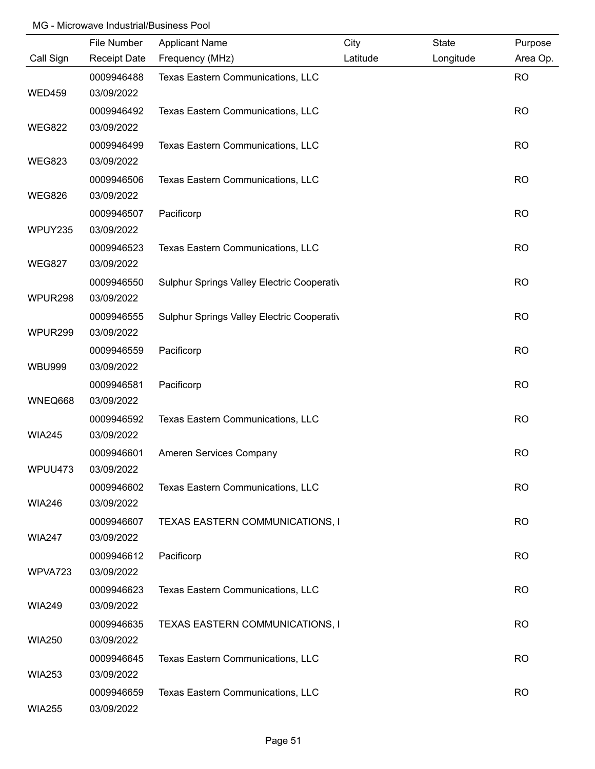MG - Microwave Industrial/Business Pool

| Call Sign | File Number / Receipt Date | Applicant Name / Frequency (MHz) | City / Latitude | State / Longitude | Purpose / Area Op. |
|---|---|---|---|---|---|
| WED459 | 0009946488 03/09/2022 | Texas Eastern Communications, LLC | | | RO |
| WEG822 | 0009946492 03/09/2022 | Texas Eastern Communications, LLC | | | RO |
| WEG823 | 0009946499 03/09/2022 | Texas Eastern Communications, LLC | | | RO |
| WEG826 | 0009946506 03/09/2022 | Texas Eastern Communications, LLC | | | RO |
| WPUY235 | 0009946507 03/09/2022 | Pacificorp | | | RO |
| WEG827 | 0009946523 03/09/2022 | Texas Eastern Communications, LLC | | | RO |
| WPUR298 | 0009946550 03/09/2022 | Sulphur Springs Valley Electric Cooperativ | | | RO |
| WPUR299 | 0009946555 03/09/2022 | Sulphur Springs Valley Electric Cooperativ | | | RO |
| WBU999 | 0009946559 03/09/2022 | Pacificorp | | | RO |
| WNEQ668 | 0009946581 03/09/2022 | Pacificorp | | | RO |
| WIA245 | 0009946592 03/09/2022 | Texas Eastern Communications, LLC | | | RO |
| WPUU473 | 0009946601 03/09/2022 | Ameren Services Company | | | RO |
| WIA246 | 0009946602 03/09/2022 | Texas Eastern Communications, LLC | | | RO |
| WIA247 | 0009946607 03/09/2022 | TEXAS EASTERN COMMUNICATIONS, I | | | RO |
| WPVA723 | 0009946612 03/09/2022 | Pacificorp | | | RO |
| WIA249 | 0009946623 03/09/2022 | Texas Eastern Communications, LLC | | | RO |
| WIA250 | 0009946635 03/09/2022 | TEXAS EASTERN COMMUNICATIONS, I | | | RO |
| WIA253 | 0009946645 03/09/2022 | Texas Eastern Communications, LLC | | | RO |
| WIA255 | 0009946659 03/09/2022 | Texas Eastern Communications, LLC | | | RO |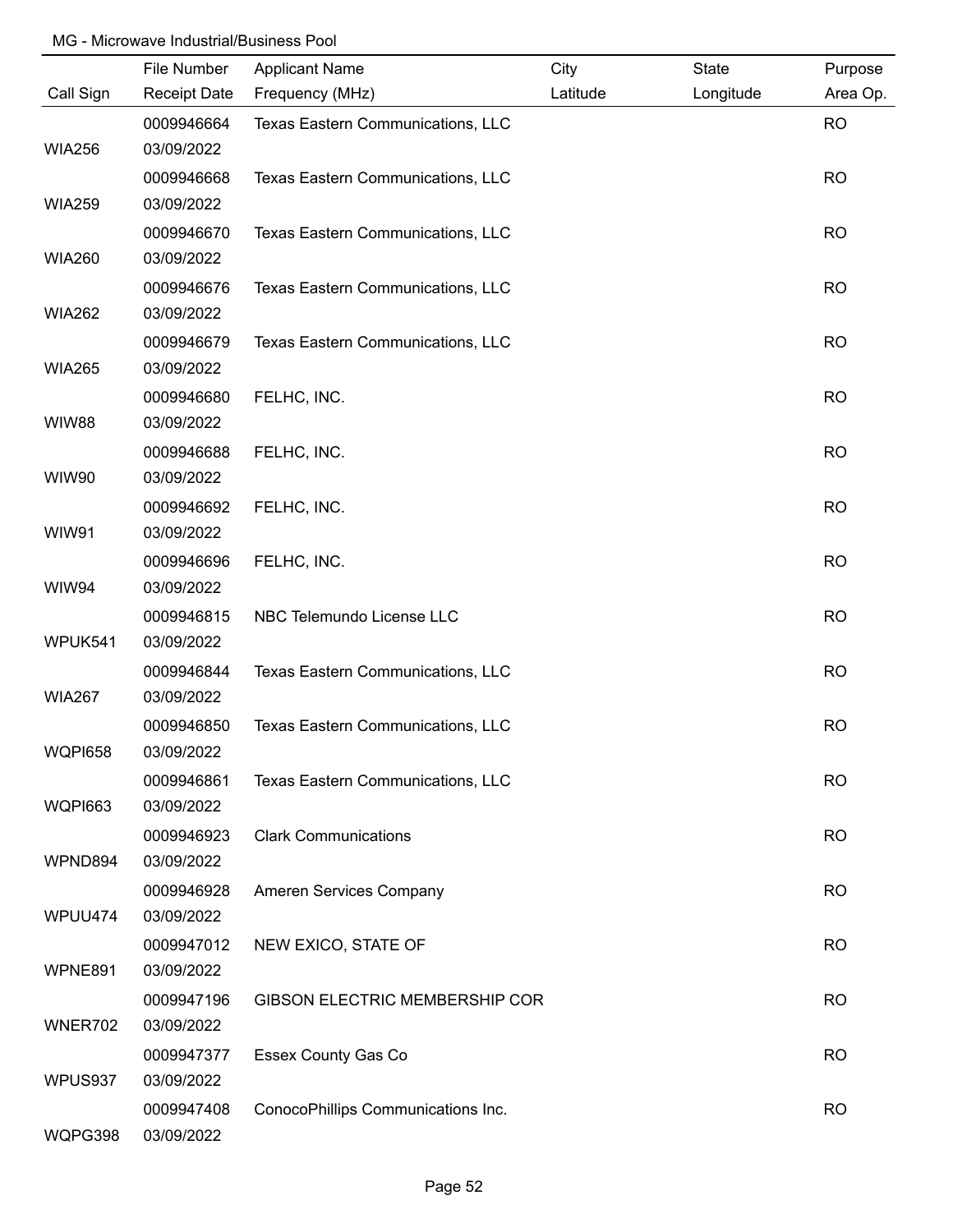MG - Microwave Industrial/Business Pool

| Call Sign | File Number<br>Receipt Date | Applicant Name<br>Frequency (MHz) | City<br>Latitude | State<br>Longitude | Purpose<br>Area Op. |
|---|---|---|---|---|---|
| WIA256 | 0009946664<br>03/09/2022 | Texas Eastern Communications, LLC | | | RO |
| WIA259 | 0009946668<br>03/09/2022 | Texas Eastern Communications, LLC | | | RO |
| WIA260 | 0009946670<br>03/09/2022 | Texas Eastern Communications, LLC | | | RO |
| WIA262 | 0009946676<br>03/09/2022 | Texas Eastern Communications, LLC | | | RO |
| WIA265 | 0009946679<br>03/09/2022 | Texas Eastern Communications, LLC | | | RO |
| WIW88 | 0009946680<br>03/09/2022 | FELHC, INC. | | | RO |
| WIW90 | 0009946688<br>03/09/2022 | FELHC, INC. | | | RO |
| WIW91 | 0009946692<br>03/09/2022 | FELHC, INC. | | | RO |
| WIW94 | 0009946696<br>03/09/2022 | FELHC, INC. | | | RO |
| WPUK541 | 0009946815<br>03/09/2022 | NBC Telemundo License LLC | | | RO |
| WIA267 | 0009946844<br>03/09/2022 | Texas Eastern Communications, LLC | | | RO |
| WQPI658 | 0009946850<br>03/09/2022 | Texas Eastern Communications, LLC | | | RO |
| WQPI663 | 0009946861<br>03/09/2022 | Texas Eastern Communications, LLC | | | RO |
| WPND894 | 0009946923<br>03/09/2022 | Clark Communications | | | RO |
| WPUU474 | 0009946928<br>03/09/2022 | Ameren Services Company | | | RO |
| WPNE891 | 0009947012<br>03/09/2022 | NEW EXICO, STATE OF | | | RO |
| WNER702 | 0009947196<br>03/09/2022 | GIBSON ELECTRIC MEMBERSHIP COR | | | RO |
| WPUS937 | 0009947377<br>03/09/2022 | Essex County Gas Co | | | RO |
| WQPG398 | 0009947408<br>03/09/2022 | ConocoPhillips Communications Inc. | | | RO |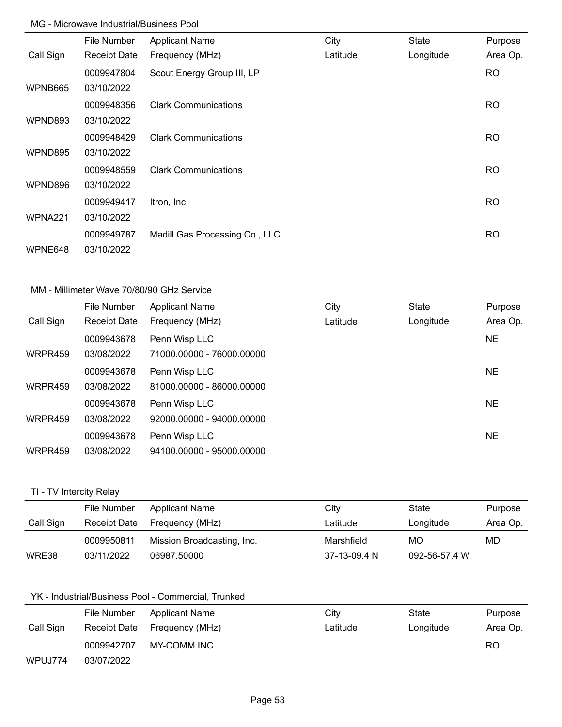MG - Microwave Industrial/Business Pool

| Call Sign | File Number<br>Receipt Date | Applicant Name<br>Frequency (MHz) | City<br>Latitude | State<br>Longitude | Purpose<br>Area Op. |
|---|---|---|---|---|---|
| WPNB665 | 0009947804<br>03/10/2022 | Scout Energy Group III, LP | | | RO |
| WPND893 | 0009948356<br>03/10/2022 | Clark Communications | | | RO |
| WPND895 | 0009948429<br>03/10/2022 | Clark Communications | | | RO |
| WPND896 | 0009948559<br>03/10/2022 | Clark Communications | | | RO |
| WPNA221 | 0009949417<br>03/10/2022 | Itron, Inc. | | | RO |
| WPNE648 | 0009949787<br>03/10/2022 | Madill Gas Processing Co., LLC | | | RO |

MM - Millimeter Wave 70/80/90 GHz Service

| Call Sign | File Number<br>Receipt Date | Applicant Name<br>Frequency (MHz) | City<br>Latitude | State<br>Longitude | Purpose<br>Area Op. |
|---|---|---|---|---|---|
| WRPR459 | 0009943678<br>03/08/2022 | Penn Wisp LLC<br>71000.00000 - 76000.00000 | | | NE |
| WRPR459 | 0009943678<br>03/08/2022 | Penn Wisp LLC<br>81000.00000 - 86000.00000 | | | NE |
| WRPR459 | 0009943678<br>03/08/2022 | Penn Wisp LLC<br>92000.00000 - 94000.00000 | | | NE |
| WRPR459 | 0009943678<br>03/08/2022 | Penn Wisp LLC<br>94100.00000 - 95000.00000 | | | NE |

TI - TV Intercity Relay

| Call Sign | File Number<br>Receipt Date | Applicant Name<br>Frequency (MHz) | City<br>Latitude | State<br>Longitude | Purpose<br>Area Op. |
|---|---|---|---|---|---|
| WRE38 | 0009950811<br>03/11/2022 | Mission Broadcasting, Inc.<br>06987.50000 | Marshfield<br>37-13-09.4 N | MO<br>092-56-57.4 W | MD |

YK - Industrial/Business Pool - Commercial, Trunked

| Call Sign | File Number<br>Receipt Date | Applicant Name<br>Frequency (MHz) | City<br>Latitude | State<br>Longitude | Purpose<br>Area Op. |
|---|---|---|---|---|---|
| WPUJ774 | 0009942707<br>03/07/2022 | MY-COMM INC | | | RO |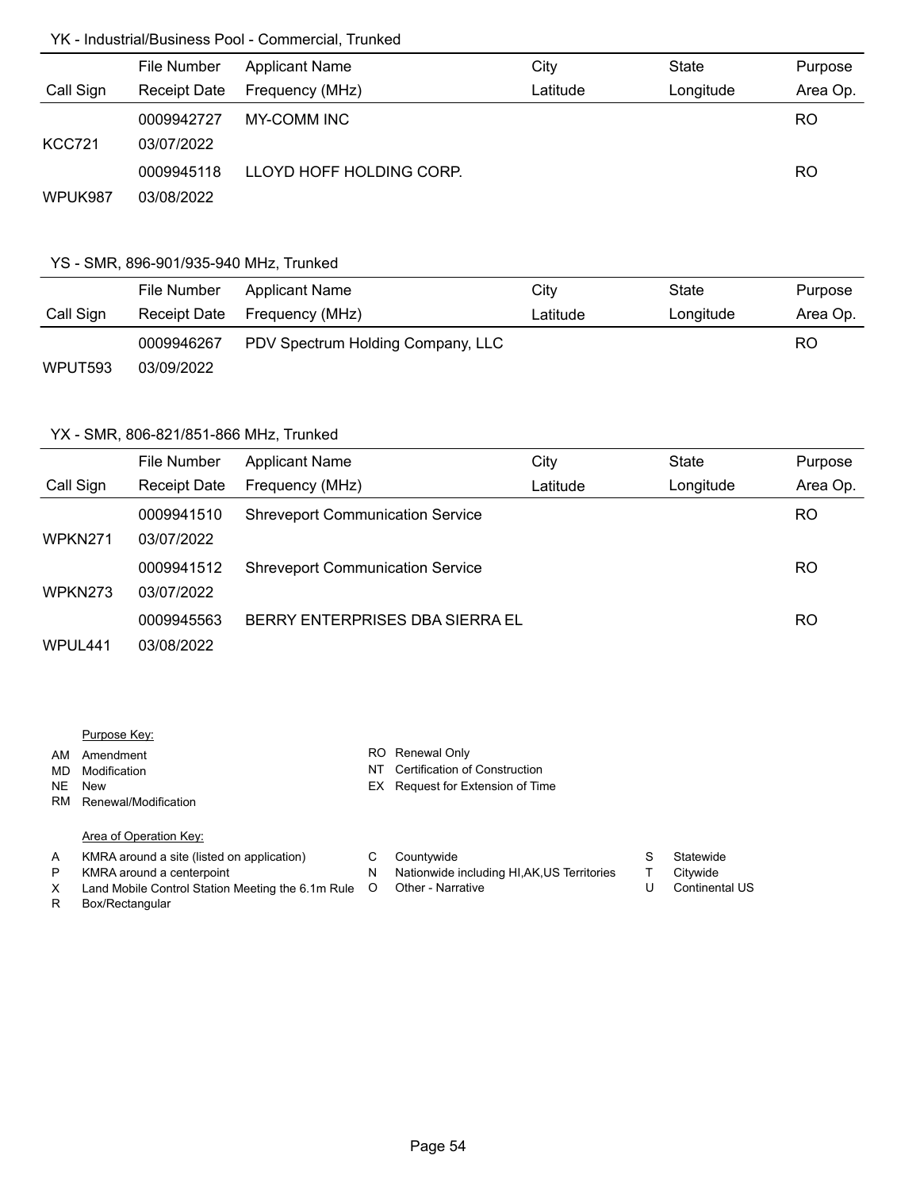### YK - Industrial/Business Pool - Commercial, Trunked

| Call Sign | File Number / Receipt Date | Applicant Name / Frequency (MHz) | City / Latitude | State / Longitude | Purpose / Area Op. |
|---|---|---|---|---|---|
| KCC721 | 0009942727 / 03/07/2022 | MY-COMM INC | | | RO |
| WPUK987 | 0009945118 / 03/08/2022 | LLOYD HOFF HOLDING CORP. | | | RO |

### YS - SMR, 896-901/935-940 MHz, Trunked

| Call Sign | File Number / Receipt Date | Applicant Name / Frequency (MHz) | City / Latitude | State / Longitude | Purpose / Area Op. |
|---|---|---|---|---|---|
| WPUT593 | 0009946267 / 03/09/2022 | PDV Spectrum Holding Company, LLC | | | RO |

### YX - SMR, 806-821/851-866 MHz, Trunked

| Call Sign | File Number / Receipt Date | Applicant Name / Frequency (MHz) | City / Latitude | State / Longitude | Purpose / Area Op. |
|---|---|---|---|---|---|
| WPKN271 | 0009941510 / 03/07/2022 | Shreveport Communication Service | | | RO |
| WPKN273 | 0009941512 / 03/07/2022 | Shreveport Communication Service | | | RO |
| WPUL441 | 0009945563 / 03/08/2022 | BERRY ENTERPRISES DBA SIERRA EL | | | RO |

Purpose Key:

- AM Amendment
- MD Modification
- NE New
- RM Renewal/Modification
- RO Renewal Only
- NT Certification of Construction
- EX Request for Extension of Time

Area of Operation Key:

- A KMRA around a site (listed on application)
- P KMRA around a centerpoint
- X Land Mobile Control Station Meeting the 6.1m Rule
- R Box/Rectangular
- C Countywide
- N Nationwide including HI,AK,US Territories
- O Other - Narrative
- S Statewide
- T Citywide
- U Continental US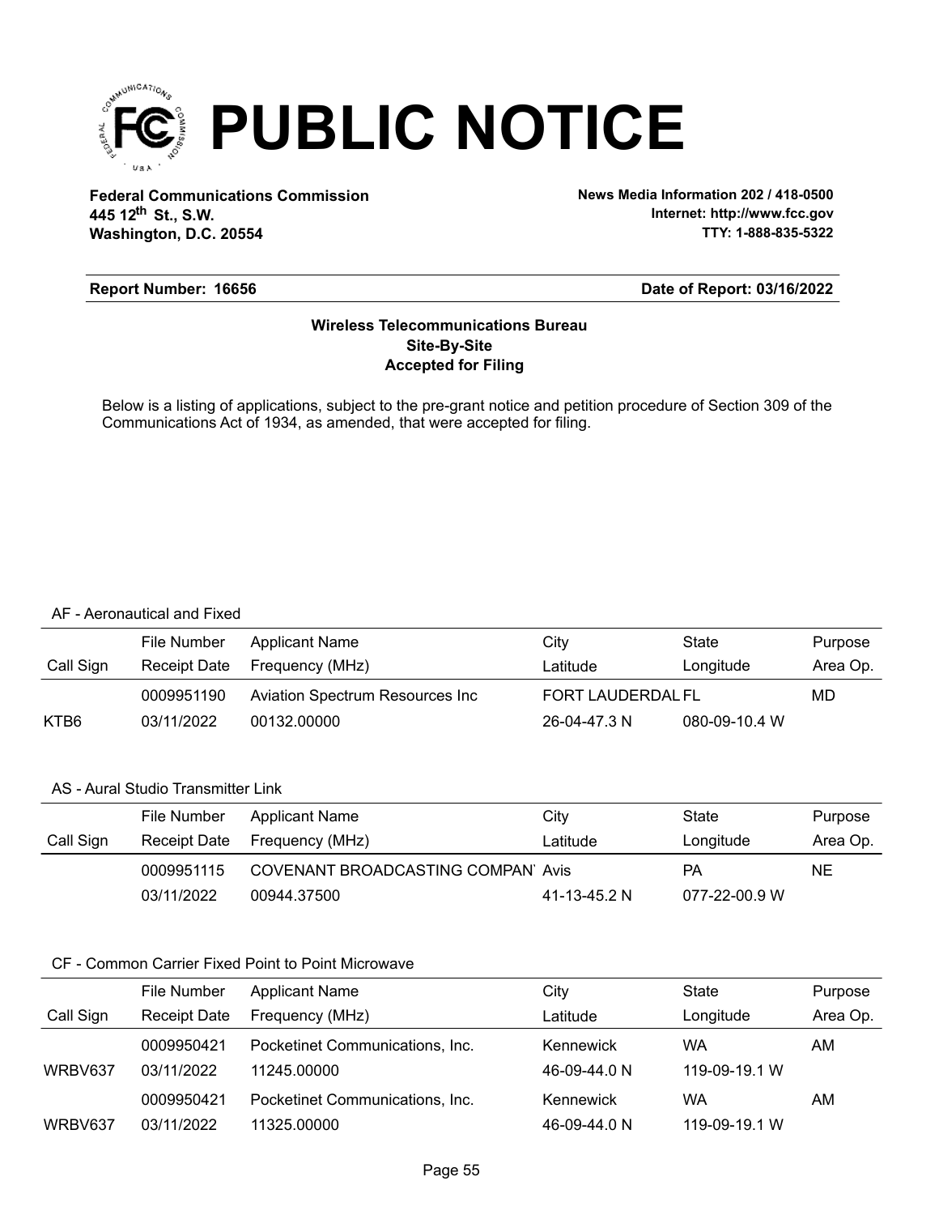# PUBLIC NOTICE

**Federal Communications Commission**
**445 12th St., S.W.**
**Washington, D.C. 20554**

**News Media Information 202 / 418-0500**
**Internet: http://www.fcc.gov**
**TTY: 1-888-835-5322**

**Report Number: 16656** | **Date of Report: 03/16/2022**

**Wireless Telecommunications Bureau**
**Site-By-Site**
**Accepted for Filing**

Below is a listing of applications, subject to the pre-grant notice and petition procedure of Section 309 of the Communications Act of 1934, as amended, that were accepted for filing.

AF - Aeronautical and Fixed

| Call Sign | File Number / Receipt Date | Applicant Name / Frequency (MHz) | City / Latitude | State / Longitude | Purpose / Area Op. |
|---|---|---|---|---|---|
| | 0009951190 | Aviation Spectrum Resources Inc | FORT LAUDERDAL | FL | MD |
| KTB6 | 03/11/2022 | 00132.00000 | 26-04-47.3 N | 080-09-10.4 W | |

AS - Aural Studio Transmitter Link

| Call Sign | File Number / Receipt Date | Applicant Name / Frequency (MHz) | City / Latitude | State / Longitude | Purpose / Area Op. |
|---|---|---|---|---|---|
| | 0009951115 | COVENANT BROADCASTING COMPAN | Avis | PA | NE |
| | 03/11/2022 | 00944.37500 | 41-13-45.2 N | 077-22-00.9 W | |

CF - Common Carrier Fixed Point to Point Microwave

| Call Sign | File Number / Receipt Date | Applicant Name / Frequency (MHz) | City / Latitude | State / Longitude | Purpose / Area Op. |
|---|---|---|---|---|---|
| | 0009950421 | Pocketinet Communications, Inc. | Kennewick | WA | AM |
| WRBV637 | 03/11/2022 | 11245.00000 | 46-09-44.0 N | 119-09-19.1 W | |
| | 0009950421 | Pocketinet Communications, Inc. | Kennewick | WA | AM |
| WRBV637 | 03/11/2022 | 11325.00000 | 46-09-44.0 N | 119-09-19.1 W | |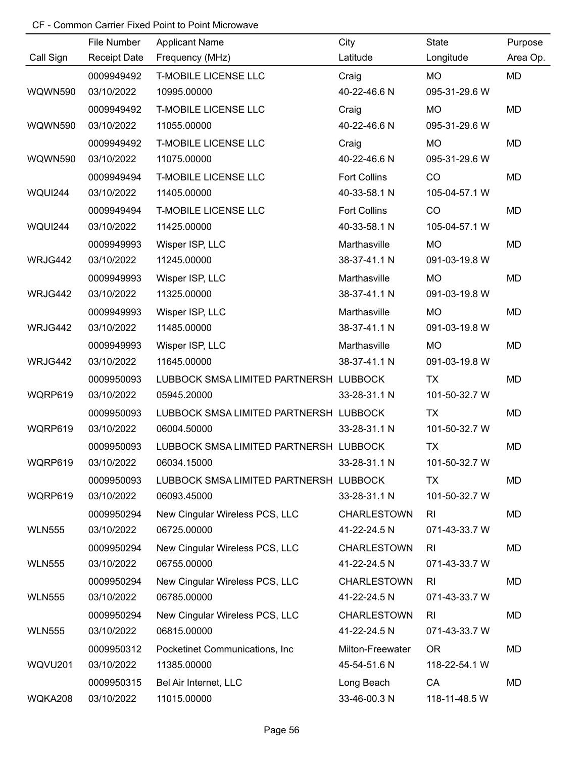CF - Common Carrier Fixed Point to Point Microwave

| Call Sign | File Number<br>Receipt Date | Applicant Name<br>Frequency (MHz) | City<br>Latitude | State<br>Longitude | Purpose<br>Area Op. |
|---|---|---|---|---|---|
| WQWN590 | 0009949492<br>03/10/2022 | T-MOBILE LICENSE LLC<br>10995.00000 | Craig<br>40-22-46.6 N | MO<br>095-31-29.6 W | MD |
| WQWN590 | 0009949492<br>03/10/2022 | T-MOBILE LICENSE LLC<br>11055.00000 | Craig<br>40-22-46.6 N | MO<br>095-31-29.6 W | MD |
| WQWN590 | 0009949492<br>03/10/2022 | T-MOBILE LICENSE LLC<br>11075.00000 | Craig<br>40-22-46.6 N | MO<br>095-31-29.6 W | MD |
| WQUI244 | 0009949494<br>03/10/2022 | T-MOBILE LICENSE LLC<br>11405.00000 | Fort Collins<br>40-33-58.1 N | CO<br>105-04-57.1 W | MD |
| WQUI244 | 0009949494<br>03/10/2022 | T-MOBILE LICENSE LLC<br>11425.00000 | Fort Collins<br>40-33-58.1 N | CO<br>105-04-57.1 W | MD |
| WRJG442 | 0009949993<br>03/10/2022 | Wisper ISP, LLC<br>11245.00000 | Marthasville<br>38-37-41.1 N | MO<br>091-03-19.8 W | MD |
| WRJG442 | 0009949993<br>03/10/2022 | Wisper ISP, LLC<br>11325.00000 | Marthasville<br>38-37-41.1 N | MO<br>091-03-19.8 W | MD |
| WRJG442 | 0009949993<br>03/10/2022 | Wisper ISP, LLC<br>11485.00000 | Marthasville<br>38-37-41.1 N | MO<br>091-03-19.8 W | MD |
| WRJG442 | 0009949993<br>03/10/2022 | Wisper ISP, LLC<br>11645.00000 | Marthasville<br>38-37-41.1 N | MO<br>091-03-19.8 W | MD |
| WQRP619 | 0009950093<br>03/10/2022 | LUBBOCK SMSA LIMITED PARTNERSH<br>05945.20000 | LUBBOCK<br>33-28-31.1 N | TX<br>101-50-32.7 W | MD |
| WQRP619 | 0009950093<br>03/10/2022 | LUBBOCK SMSA LIMITED PARTNERSH<br>06004.50000 | LUBBOCK<br>33-28-31.1 N | TX<br>101-50-32.7 W | MD |
| WQRP619 | 0009950093<br>03/10/2022 | LUBBOCK SMSA LIMITED PARTNERSH<br>06034.15000 | LUBBOCK<br>33-28-31.1 N | TX<br>101-50-32.7 W | MD |
| WQRP619 | 0009950093<br>03/10/2022 | LUBBOCK SMSA LIMITED PARTNERSH<br>06093.45000 | LUBBOCK<br>33-28-31.1 N | TX<br>101-50-32.7 W | MD |
| WLN555 | 0009950294<br>03/10/2022 | New Cingular Wireless PCS, LLC<br>06725.00000 | CHARLESTOWN<br>41-22-24.5 N | RI<br>071-43-33.7 W | MD |
| WLN555 | 0009950294<br>03/10/2022 | New Cingular Wireless PCS, LLC<br>06755.00000 | CHARLESTOWN<br>41-22-24.5 N | RI<br>071-43-33.7 W | MD |
| WLN555 | 0009950294<br>03/10/2022 | New Cingular Wireless PCS, LLC<br>06785.00000 | CHARLESTOWN<br>41-22-24.5 N | RI<br>071-43-33.7 W | MD |
| WLN555 | 0009950294<br>03/10/2022 | New Cingular Wireless PCS, LLC<br>06815.00000 | CHARLESTOWN<br>41-22-24.5 N | RI<br>071-43-33.7 W | MD |
| WQVU201 | 0009950312<br>03/10/2022 | Pocketinet Communications, Inc<br>11385.00000 | Milton-Freewater<br>45-54-51.6 N | OR<br>118-22-54.1 W | MD |
| WQKA208 | 0009950315<br>03/10/2022 | Bel Air Internet, LLC<br>11015.00000 | Long Beach<br>33-46-00.3 N | CA<br>118-11-48.5 W | MD |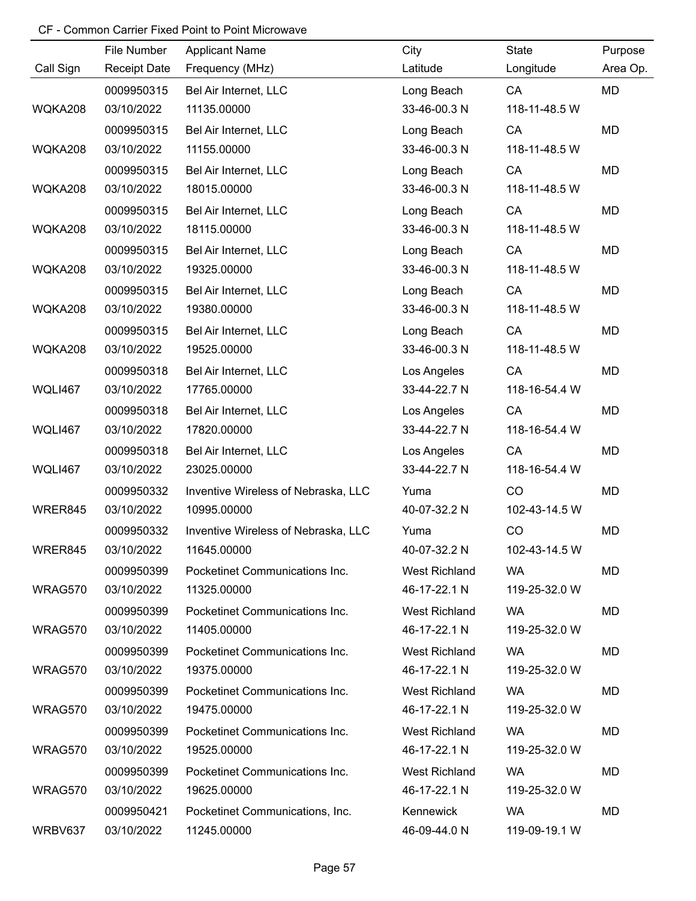CF - Common Carrier Fixed Point to Point Microwave

| Call Sign | File Number / Receipt Date | Applicant Name / Frequency (MHz) | City / Latitude | State / Longitude | Purpose / Area Op. |
|---|---|---|---|---|---|
| | 0009950315 | Bel Air Internet, LLC | Long Beach | CA | MD |
| WQKA208 | 03/10/2022 | 11135.00000 | 33-46-00.3 N | 118-11-48.5 W | |
| | 0009950315 | Bel Air Internet, LLC | Long Beach | CA | MD |
| WQKA208 | 03/10/2022 | 11155.00000 | 33-46-00.3 N | 118-11-48.5 W | |
| | 0009950315 | Bel Air Internet, LLC | Long Beach | CA | MD |
| WQKA208 | 03/10/2022 | 18015.00000 | 33-46-00.3 N | 118-11-48.5 W | |
| | 0009950315 | Bel Air Internet, LLC | Long Beach | CA | MD |
| WQKA208 | 03/10/2022 | 18115.00000 | 33-46-00.3 N | 118-11-48.5 W | |
| | 0009950315 | Bel Air Internet, LLC | Long Beach | CA | MD |
| WQKA208 | 03/10/2022 | 19325.00000 | 33-46-00.3 N | 118-11-48.5 W | |
| | 0009950315 | Bel Air Internet, LLC | Long Beach | CA | MD |
| WQKA208 | 03/10/2022 | 19380.00000 | 33-46-00.3 N | 118-11-48.5 W | |
| | 0009950315 | Bel Air Internet, LLC | Long Beach | CA | MD |
| WQKA208 | 03/10/2022 | 19525.00000 | 33-46-00.3 N | 118-11-48.5 W | |
| | 0009950318 | Bel Air Internet, LLC | Los Angeles | CA | MD |
| WQLI467 | 03/10/2022 | 17765.00000 | 33-44-22.7 N | 118-16-54.4 W | |
| | 0009950318 | Bel Air Internet, LLC | Los Angeles | CA | MD |
| WQLI467 | 03/10/2022 | 17820.00000 | 33-44-22.7 N | 118-16-54.4 W | |
| | 0009950318 | Bel Air Internet, LLC | Los Angeles | CA | MD |
| WQLI467 | 03/10/2022 | 23025.00000 | 33-44-22.7 N | 118-16-54.4 W | |
| | 0009950332 | Inventive Wireless of Nebraska, LLC | Yuma | CO | MD |
| WRER845 | 03/10/2022 | 10995.00000 | 40-07-32.2 N | 102-43-14.5 W | |
| | 0009950332 | Inventive Wireless of Nebraska, LLC | Yuma | CO | MD |
| WRER845 | 03/10/2022 | 11645.00000 | 40-07-32.2 N | 102-43-14.5 W | |
| | 0009950399 | Pocketinet Communications Inc. | West Richland | WA | MD |
| WRAG570 | 03/10/2022 | 11325.00000 | 46-17-22.1 N | 119-25-32.0 W | |
| | 0009950399 | Pocketinet Communications Inc. | West Richland | WA | MD |
| WRAG570 | 03/10/2022 | 11405.00000 | 46-17-22.1 N | 119-25-32.0 W | |
| | 0009950399 | Pocketinet Communications Inc. | West Richland | WA | MD |
| WRAG570 | 03/10/2022 | 19375.00000 | 46-17-22.1 N | 119-25-32.0 W | |
| | 0009950399 | Pocketinet Communications Inc. | West Richland | WA | MD |
| WRAG570 | 03/10/2022 | 19475.00000 | 46-17-22.1 N | 119-25-32.0 W | |
| | 0009950399 | Pocketinet Communications Inc. | West Richland | WA | MD |
| WRAG570 | 03/10/2022 | 19525.00000 | 46-17-22.1 N | 119-25-32.0 W | |
| | 0009950399 | Pocketinet Communications Inc. | West Richland | WA | MD |
| WRAG570 | 03/10/2022 | 19625.00000 | 46-17-22.1 N | 119-25-32.0 W | |
| | 0009950421 | Pocketinet Communications, Inc. | Kennewick | WA | MD |
| WRBV637 | 03/10/2022 | 11245.00000 | 46-09-44.0 N | 119-09-19.1 W | |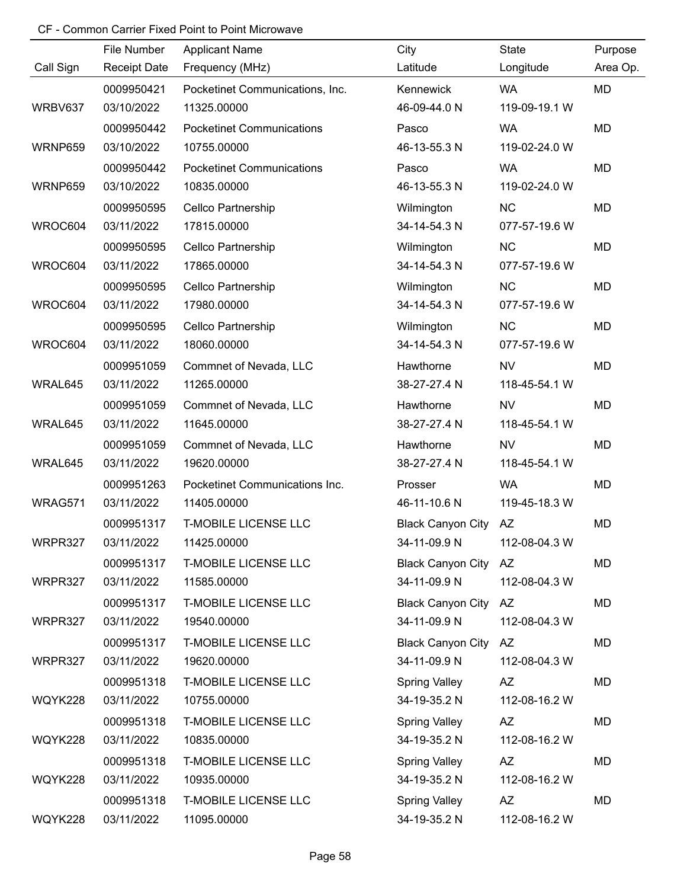CF - Common Carrier Fixed Point to Point Microwave

| Call Sign | File Number<br>Receipt Date | Applicant Name<br>Frequency (MHz) | City<br>Latitude | State<br>Longitude | Purpose<br>Area Op. |
|---|---|---|---|---|---|
| WRBV637 | 0009950421<br>03/10/2022 | Pocketinet Communications, Inc.<br>11325.00000 | Kennewick<br>46-09-44.0 N | WA<br>119-09-19.1 W | MD |
| WRNP659 | 0009950442<br>03/10/2022 | Pocketinet Communications<br>10755.00000 | Pasco<br>46-13-55.3 N | WA<br>119-02-24.0 W | MD |
| WRNP659 | 0009950442<br>03/10/2022 | Pocketinet Communications<br>10835.00000 | Pasco<br>46-13-55.3 N | WA<br>119-02-24.0 W | MD |
| WROC604 | 0009950595<br>03/11/2022 | Cellco Partnership<br>17815.00000 | Wilmington<br>34-14-54.3 N | NC<br>077-57-19.6 W | MD |
| WROC604 | 0009950595<br>03/11/2022 | Cellco Partnership<br>17865.00000 | Wilmington<br>34-14-54.3 N | NC<br>077-57-19.6 W | MD |
| WROC604 | 0009950595<br>03/11/2022 | Cellco Partnership<br>17980.00000 | Wilmington<br>34-14-54.3 N | NC<br>077-57-19.6 W | MD |
| WROC604 | 0009950595<br>03/11/2022 | Cellco Partnership<br>18060.00000 | Wilmington<br>34-14-54.3 N | NC<br>077-57-19.6 W | MD |
| WRAL645 | 0009951059<br>03/11/2022 | Commnet of Nevada, LLC<br>11265.00000 | Hawthorne<br>38-27-27.4 N | NV<br>118-45-54.1 W | MD |
| WRAL645 | 0009951059<br>03/11/2022 | Commnet of Nevada, LLC<br>11645.00000 | Hawthorne<br>38-27-27.4 N | NV<br>118-45-54.1 W | MD |
| WRAL645 | 0009951059<br>03/11/2022 | Commnet of Nevada, LLC<br>19620.00000 | Hawthorne<br>38-27-27.4 N | NV<br>118-45-54.1 W | MD |
| WRAG571 | 0009951263<br>03/11/2022 | Pocketinet Communications Inc.<br>11405.00000 | Prosser<br>46-11-10.6 N | WA<br>119-45-18.3 W | MD |
| WRPR327 | 0009951317<br>03/11/2022 | T-MOBILE LICENSE LLC<br>11425.00000 | Black Canyon City<br>34-11-09.9 N | AZ<br>112-08-04.3 W | MD |
| WRPR327 | 0009951317<br>03/11/2022 | T-MOBILE LICENSE LLC<br>11585.00000 | Black Canyon City<br>34-11-09.9 N | AZ<br>112-08-04.3 W | MD |
| WRPR327 | 0009951317<br>03/11/2022 | T-MOBILE LICENSE LLC<br>19540.00000 | Black Canyon City<br>34-11-09.9 N | AZ<br>112-08-04.3 W | MD |
| WRPR327 | 0009951317<br>03/11/2022 | T-MOBILE LICENSE LLC<br>19620.00000 | Black Canyon City<br>34-11-09.9 N | AZ<br>112-08-04.3 W | MD |
| WQYK228 | 0009951318<br>03/11/2022 | T-MOBILE LICENSE LLC<br>10755.00000 | Spring Valley<br>34-19-35.2 N | AZ<br>112-08-16.2 W | MD |
| WQYK228 | 0009951318<br>03/11/2022 | T-MOBILE LICENSE LLC<br>10835.00000 | Spring Valley<br>34-19-35.2 N | AZ<br>112-08-16.2 W | MD |
| WQYK228 | 0009951318<br>03/11/2022 | T-MOBILE LICENSE LLC<br>10935.00000 | Spring Valley<br>34-19-35.2 N | AZ<br>112-08-16.2 W | MD |
| WQYK228 | 0009951318<br>03/11/2022 | T-MOBILE LICENSE LLC<br>11095.00000 | Spring Valley<br>34-19-35.2 N | AZ<br>112-08-16.2 W | MD |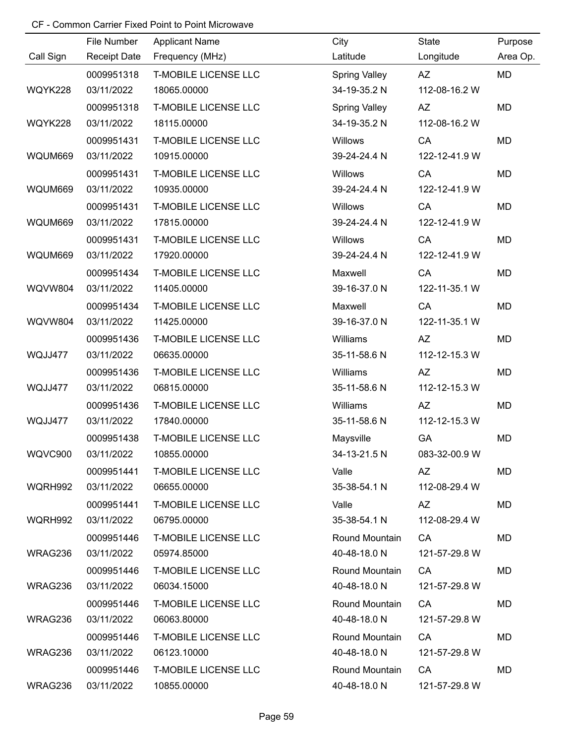CF - Common Carrier Fixed Point to Point Microwave

| Call Sign | File Number / Receipt Date | Applicant Name / Frequency (MHz) | City / Latitude | State / Longitude | Purpose / Area Op. |
|---|---|---|---|---|---|
| | 0009951318 | T-MOBILE LICENSE LLC | Spring Valley | AZ | MD |
| WQYK228 | 03/11/2022 | 18065.00000 | 34-19-35.2 N | 112-08-16.2 W | |
| | 0009951318 | T-MOBILE LICENSE LLC | Spring Valley | AZ | MD |
| WQYK228 | 03/11/2022 | 18115.00000 | 34-19-35.2 N | 112-08-16.2 W | |
| | 0009951431 | T-MOBILE LICENSE LLC | Willows | CA | MD |
| WQUM669 | 03/11/2022 | 10915.00000 | 39-24-24.4 N | 122-12-41.9 W | |
| | 0009951431 | T-MOBILE LICENSE LLC | Willows | CA | MD |
| WQUM669 | 03/11/2022 | 10935.00000 | 39-24-24.4 N | 122-12-41.9 W | |
| | 0009951431 | T-MOBILE LICENSE LLC | Willows | CA | MD |
| WQUM669 | 03/11/2022 | 17815.00000 | 39-24-24.4 N | 122-12-41.9 W | |
| | 0009951431 | T-MOBILE LICENSE LLC | Willows | CA | MD |
| WQUM669 | 03/11/2022 | 17920.00000 | 39-24-24.4 N | 122-12-41.9 W | |
| | 0009951434 | T-MOBILE LICENSE LLC | Maxwell | CA | MD |
| WQVW804 | 03/11/2022 | 11405.00000 | 39-16-37.0 N | 122-11-35.1 W | |
| | 0009951434 | T-MOBILE LICENSE LLC | Maxwell | CA | MD |
| WQVW804 | 03/11/2022 | 11425.00000 | 39-16-37.0 N | 122-11-35.1 W | |
| | 0009951436 | T-MOBILE LICENSE LLC | Williams | AZ | MD |
| WQJJ477 | 03/11/2022 | 06635.00000 | 35-11-58.6 N | 112-12-15.3 W | |
| | 0009951436 | T-MOBILE LICENSE LLC | Williams | AZ | MD |
| WQJJ477 | 03/11/2022 | 06815.00000 | 35-11-58.6 N | 112-12-15.3 W | |
| | 0009951436 | T-MOBILE LICENSE LLC | Williams | AZ | MD |
| WQJJ477 | 03/11/2022 | 17840.00000 | 35-11-58.6 N | 112-12-15.3 W | |
| | 0009951438 | T-MOBILE LICENSE LLC | Maysville | GA | MD |
| WQVC900 | 03/11/2022 | 10855.00000 | 34-13-21.5 N | 083-32-00.9 W | |
| | 0009951441 | T-MOBILE LICENSE LLC | Valle | AZ | MD |
| WQRH992 | 03/11/2022 | 06655.00000 | 35-38-54.1 N | 112-08-29.4 W | |
| | 0009951441 | T-MOBILE LICENSE LLC | Valle | AZ | MD |
| WQRH992 | 03/11/2022 | 06795.00000 | 35-38-54.1 N | 112-08-29.4 W | |
| | 0009951446 | T-MOBILE LICENSE LLC | Round Mountain | CA | MD |
| WRAG236 | 03/11/2022 | 05974.85000 | 40-48-18.0 N | 121-57-29.8 W | |
| | 0009951446 | T-MOBILE LICENSE LLC | Round Mountain | CA | MD |
| WRAG236 | 03/11/2022 | 06034.15000 | 40-48-18.0 N | 121-57-29.8 W | |
| | 0009951446 | T-MOBILE LICENSE LLC | Round Mountain | CA | MD |
| WRAG236 | 03/11/2022 | 06063.80000 | 40-48-18.0 N | 121-57-29.8 W | |
| | 0009951446 | T-MOBILE LICENSE LLC | Round Mountain | CA | MD |
| WRAG236 | 03/11/2022 | 06123.10000 | 40-48-18.0 N | 121-57-29.8 W | |
| | 0009951446 | T-MOBILE LICENSE LLC | Round Mountain | CA | MD |
| WRAG236 | 03/11/2022 | 10855.00000 | 40-48-18.0 N | 121-57-29.8 W | |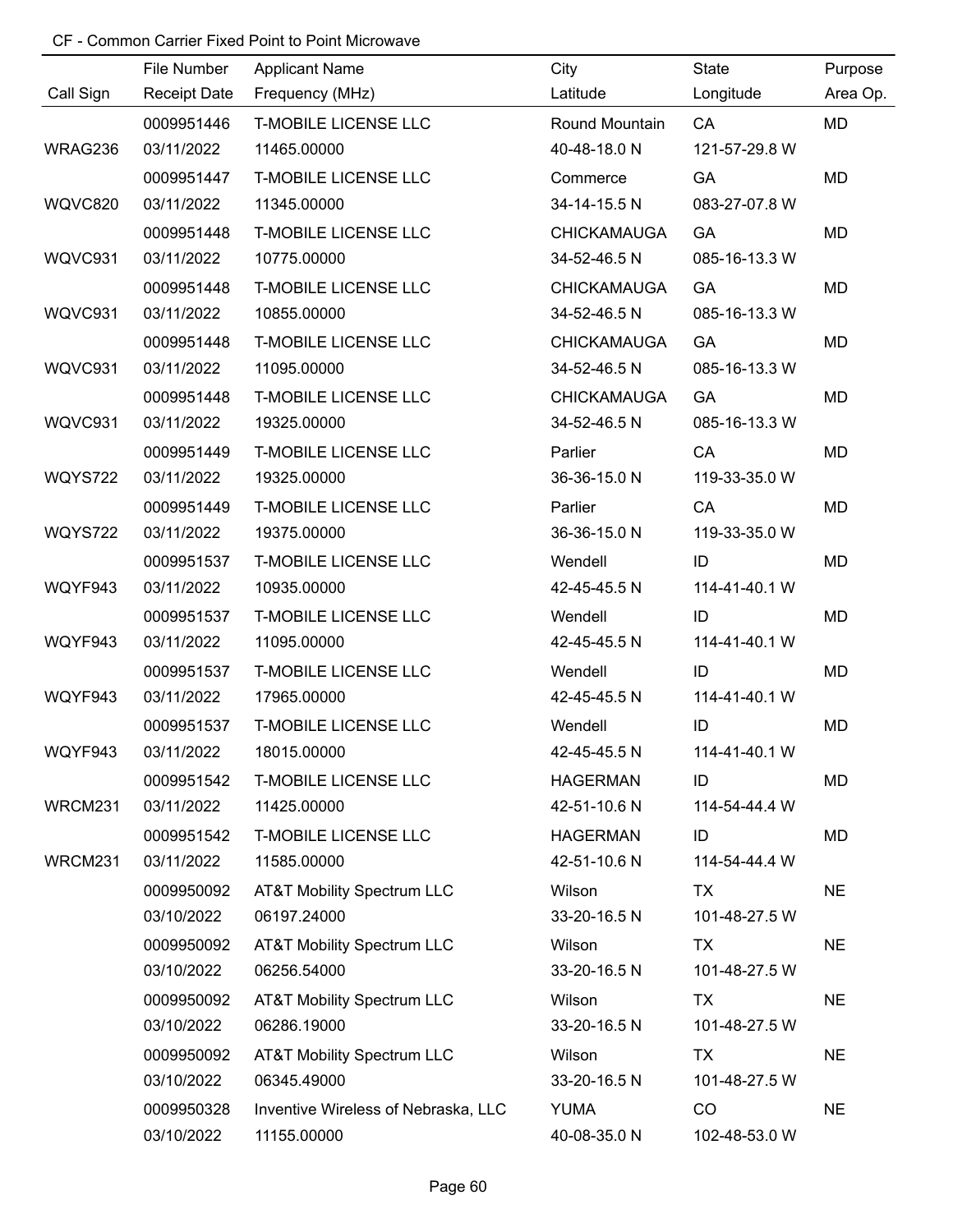CF - Common Carrier Fixed Point to Point Microwave

| Call Sign | File Number<br>Receipt Date | Applicant Name<br>Frequency (MHz) | City<br>Latitude | State<br>Longitude | Purpose<br>Area Op. |
|---|---|---|---|---|---|
| WRAG236 | 0009951446<br>03/11/2022 | T-MOBILE LICENSE LLC<br>11465.00000 | Round Mountain<br>40-48-18.0 N | CA<br>121-57-29.8 W | MD |
| WQVC820 | 0009951447<br>03/11/2022 | T-MOBILE LICENSE LLC<br>11345.00000 | Commerce<br>34-14-15.5 N | GA<br>083-27-07.8 W | MD |
| WQVC931 | 0009951448<br>03/11/2022 | T-MOBILE LICENSE LLC<br>10775.00000 | CHICKAMAUGA<br>34-52-46.5 N | GA<br>085-16-13.3 W | MD |
| WQVC931 | 0009951448<br>03/11/2022 | T-MOBILE LICENSE LLC<br>10855.00000 | CHICKAMAUGA<br>34-52-46.5 N | GA<br>085-16-13.3 W | MD |
| WQVC931 | 0009951448<br>03/11/2022 | T-MOBILE LICENSE LLC<br>11095.00000 | CHICKAMAUGA<br>34-52-46.5 N | GA<br>085-16-13.3 W | MD |
| WQVC931 | 0009951448<br>03/11/2022 | T-MOBILE LICENSE LLC<br>19325.00000 | CHICKAMAUGA<br>34-52-46.5 N | GA<br>085-16-13.3 W | MD |
| WQYS722 | 0009951449<br>03/11/2022 | T-MOBILE LICENSE LLC<br>19325.00000 | Parlier<br>36-36-15.0 N | CA<br>119-33-35.0 W | MD |
| WQYS722 | 0009951449<br>03/11/2022 | T-MOBILE LICENSE LLC<br>19375.00000 | Parlier<br>36-36-15.0 N | CA<br>119-33-35.0 W | MD |
| WQYF943 | 0009951537<br>03/11/2022 | T-MOBILE LICENSE LLC<br>10935.00000 | Wendell<br>42-45-45.5 N | ID<br>114-41-40.1 W | MD |
| WQYF943 | 0009951537<br>03/11/2022 | T-MOBILE LICENSE LLC<br>11095.00000 | Wendell<br>42-45-45.5 N | ID<br>114-41-40.1 W | MD |
| WQYF943 | 0009951537<br>03/11/2022 | T-MOBILE LICENSE LLC<br>17965.00000 | Wendell<br>42-45-45.5 N | ID<br>114-41-40.1 W | MD |
| WQYF943 | 0009951537<br>03/11/2022 | T-MOBILE LICENSE LLC<br>18015.00000 | Wendell<br>42-45-45.5 N | ID<br>114-41-40.1 W | MD |
| WRCM231 | 0009951542<br>03/11/2022 | T-MOBILE LICENSE LLC<br>11425.00000 | HAGERMAN<br>42-51-10.6 N | ID<br>114-54-44.4 W | MD |
| WRCM231 | 0009951542<br>03/11/2022 | T-MOBILE LICENSE LLC<br>11585.00000 | HAGERMAN<br>42-51-10.6 N | ID<br>114-54-44.4 W | MD |
| | 0009950092<br>03/10/2022 | AT&T Mobility Spectrum LLC<br>06197.24000 | Wilson<br>33-20-16.5 N | TX<br>101-48-27.5 W | NE |
| | 0009950092<br>03/10/2022 | AT&T Mobility Spectrum LLC<br>06256.54000 | Wilson<br>33-20-16.5 N | TX<br>101-48-27.5 W | NE |
| | 0009950092<br>03/10/2022 | AT&T Mobility Spectrum LLC<br>06286.19000 | Wilson<br>33-20-16.5 N | TX<br>101-48-27.5 W | NE |
| | 0009950092<br>03/10/2022 | AT&T Mobility Spectrum LLC<br>06345.49000 | Wilson<br>33-20-16.5 N | TX<br>101-48-27.5 W | NE |
| | 0009950328<br>03/10/2022 | Inventive Wireless of Nebraska, LLC<br>11155.00000 | YUMA<br>40-08-35.0 N | CO<br>102-48-53.0 W | NE |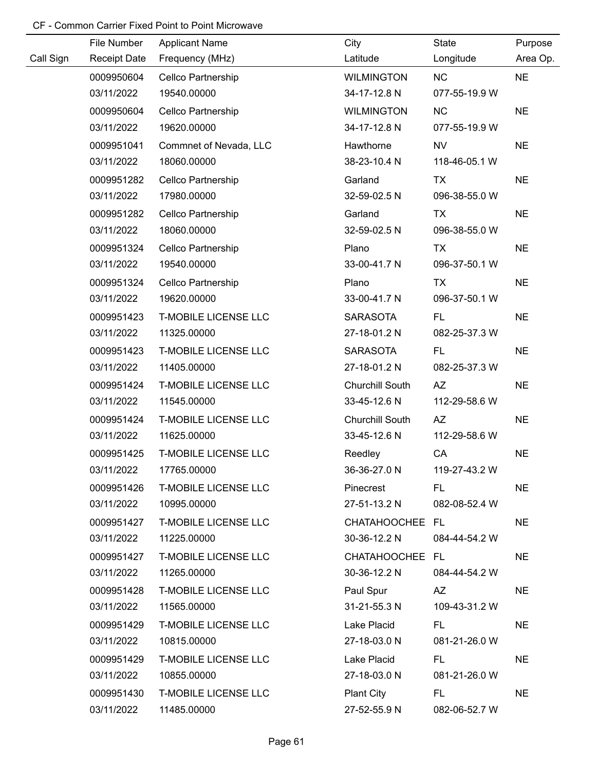CF - Common Carrier Fixed Point to Point Microwave

| Call Sign | File Number<br>Receipt Date | Applicant Name<br>Frequency (MHz) | City<br>Latitude | State<br>Longitude | Purpose<br>Area Op. |
|---|---|---|---|---|---|
| | 0009950604<br>03/11/2022 | Cellco Partnership<br>19540.00000 | WILMINGTON<br>34-17-12.8 N | NC<br>077-55-19.9 W | NE |
| | 0009950604<br>03/11/2022 | Cellco Partnership<br>19620.00000 | WILMINGTON<br>34-17-12.8 N | NC<br>077-55-19.9 W | NE |
| | 0009951041<br>03/11/2022 | Commnet of Nevada, LLC<br>18060.00000 | Hawthorne<br>38-23-10.4 N | NV<br>118-46-05.1 W | NE |
| | 0009951282<br>03/11/2022 | Cellco Partnership<br>17980.00000 | Garland<br>32-59-02.5 N | TX<br>096-38-55.0 W | NE |
| | 0009951282<br>03/11/2022 | Cellco Partnership<br>18060.00000 | Garland<br>32-59-02.5 N | TX<br>096-38-55.0 W | NE |
| | 0009951324<br>03/11/2022 | Cellco Partnership<br>19540.00000 | Plano<br>33-00-41.7 N | TX<br>096-37-50.1 W | NE |
| | 0009951324<br>03/11/2022 | Cellco Partnership<br>19620.00000 | Plano<br>33-00-41.7 N | TX<br>096-37-50.1 W | NE |
| | 0009951423<br>03/11/2022 | T-MOBILE LICENSE LLC<br>11325.00000 | SARASOTA<br>27-18-01.2 N | FL<br>082-25-37.3 W | NE |
| | 0009951423<br>03/11/2022 | T-MOBILE LICENSE LLC<br>11405.00000 | SARASOTA<br>27-18-01.2 N | FL<br>082-25-37.3 W | NE |
| | 0009951424<br>03/11/2022 | T-MOBILE LICENSE LLC<br>11545.00000 | Churchill South<br>33-45-12.6 N | AZ<br>112-29-58.6 W | NE |
| | 0009951424<br>03/11/2022 | T-MOBILE LICENSE LLC<br>11625.00000 | Churchill South<br>33-45-12.6 N | AZ<br>112-29-58.6 W | NE |
| | 0009951425<br>03/11/2022 | T-MOBILE LICENSE LLC<br>17765.00000 | Reedley<br>36-36-27.0 N | CA<br>119-27-43.2 W | NE |
| | 0009951426<br>03/11/2022 | T-MOBILE LICENSE LLC<br>10995.00000 | Pinecrest<br>27-51-13.2 N | FL<br>082-08-52.4 W | NE |
| | 0009951427<br>03/11/2022 | T-MOBILE LICENSE LLC<br>11225.00000 | CHATAHOOCHEE<br>30-36-12.2 N | FL<br>084-44-54.2 W | NE |
| | 0009951427<br>03/11/2022 | T-MOBILE LICENSE LLC<br>11265.00000 | CHATAHOOCHEE<br>30-36-12.2 N | FL<br>084-44-54.2 W | NE |
| | 0009951428<br>03/11/2022 | T-MOBILE LICENSE LLC<br>11565.00000 | Paul Spur<br>31-21-55.3 N | AZ<br>109-43-31.2 W | NE |
| | 0009951429<br>03/11/2022 | T-MOBILE LICENSE LLC<br>10815.00000 | Lake Placid<br>27-18-03.0 N | FL<br>081-21-26.0 W | NE |
| | 0009951429<br>03/11/2022 | T-MOBILE LICENSE LLC<br>10855.00000 | Lake Placid<br>27-18-03.0 N | FL<br>081-21-26.0 W | NE |
| | 0009951430<br>03/11/2022 | T-MOBILE LICENSE LLC<br>11485.00000 | Plant City<br>27-52-55.9 N | FL<br>082-06-52.7 W | NE |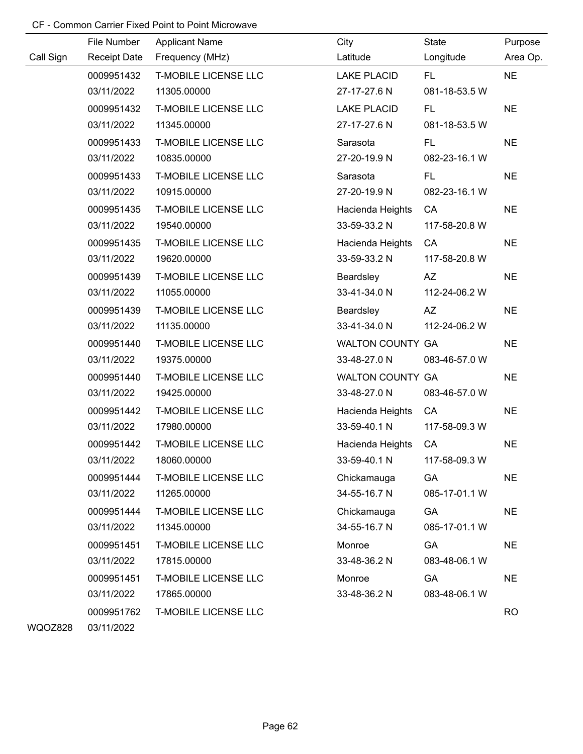CF - Common Carrier Fixed Point to Point Microwave

| Call Sign | File Number<br>Receipt Date | Applicant Name<br>Frequency (MHz) | City<br>Latitude | State<br>Longitude | Purpose<br>Area Op. |
|---|---|---|---|---|---|
| | 0009951432<br>03/11/2022 | T-MOBILE LICENSE LLC<br>11305.00000 | LAKE PLACID<br>27-17-27.6 N | FL<br>081-18-53.5 W | NE |
| | 0009951432<br>03/11/2022 | T-MOBILE LICENSE LLC<br>11345.00000 | LAKE PLACID<br>27-17-27.6 N | FL<br>081-18-53.5 W | NE |
| | 0009951433<br>03/11/2022 | T-MOBILE LICENSE LLC<br>10835.00000 | Sarasota<br>27-20-19.9 N | FL<br>082-23-16.1 W | NE |
| | 0009951433<br>03/11/2022 | T-MOBILE LICENSE LLC<br>10915.00000 | Sarasota<br>27-20-19.9 N | FL<br>082-23-16.1 W | NE |
| | 0009951435<br>03/11/2022 | T-MOBILE LICENSE LLC<br>19540.00000 | Hacienda Heights<br>33-59-33.2 N | CA<br>117-58-20.8 W | NE |
| | 0009951435<br>03/11/2022 | T-MOBILE LICENSE LLC<br>19620.00000 | Hacienda Heights<br>33-59-33.2 N | CA<br>117-58-20.8 W | NE |
| | 0009951439<br>03/11/2022 | T-MOBILE LICENSE LLC<br>11055.00000 | Beardsley<br>33-41-34.0 N | AZ<br>112-24-06.2 W | NE |
| | 0009951439<br>03/11/2022 | T-MOBILE LICENSE LLC<br>11135.00000 | Beardsley<br>33-41-34.0 N | AZ<br>112-24-06.2 W | NE |
| | 0009951440<br>03/11/2022 | T-MOBILE LICENSE LLC<br>19375.00000 | WALTON COUNTY<br>33-48-27.0 N | GA<br>083-46-57.0 W | NE |
| | 0009951440<br>03/11/2022 | T-MOBILE LICENSE LLC<br>19425.00000 | WALTON COUNTY<br>33-48-27.0 N | GA<br>083-46-57.0 W | NE |
| | 0009951442<br>03/11/2022 | T-MOBILE LICENSE LLC<br>17980.00000 | Hacienda Heights<br>33-59-40.1 N | CA<br>117-58-09.3 W | NE |
| | 0009951442<br>03/11/2022 | T-MOBILE LICENSE LLC<br>18060.00000 | Hacienda Heights<br>33-59-40.1 N | CA<br>117-58-09.3 W | NE |
| | 0009951444<br>03/11/2022 | T-MOBILE LICENSE LLC<br>11265.00000 | Chickamauga<br>34-55-16.7 N | GA<br>085-17-01.1 W | NE |
| | 0009951444<br>03/11/2022 | T-MOBILE LICENSE LLC<br>11345.00000 | Chickamauga<br>34-55-16.7 N | GA<br>085-17-01.1 W | NE |
| | 0009951451<br>03/11/2022 | T-MOBILE LICENSE LLC<br>17815.00000 | Monroe<br>33-48-36.2 N | GA<br>083-48-06.1 W | NE |
| | 0009951451<br>03/11/2022 | T-MOBILE LICENSE LLC<br>17865.00000 | Monroe<br>33-48-36.2 N | GA<br>083-48-06.1 W | NE |
| WQOZ828 | 0009951762<br>03/11/2022 | T-MOBILE LICENSE LLC | | | RO |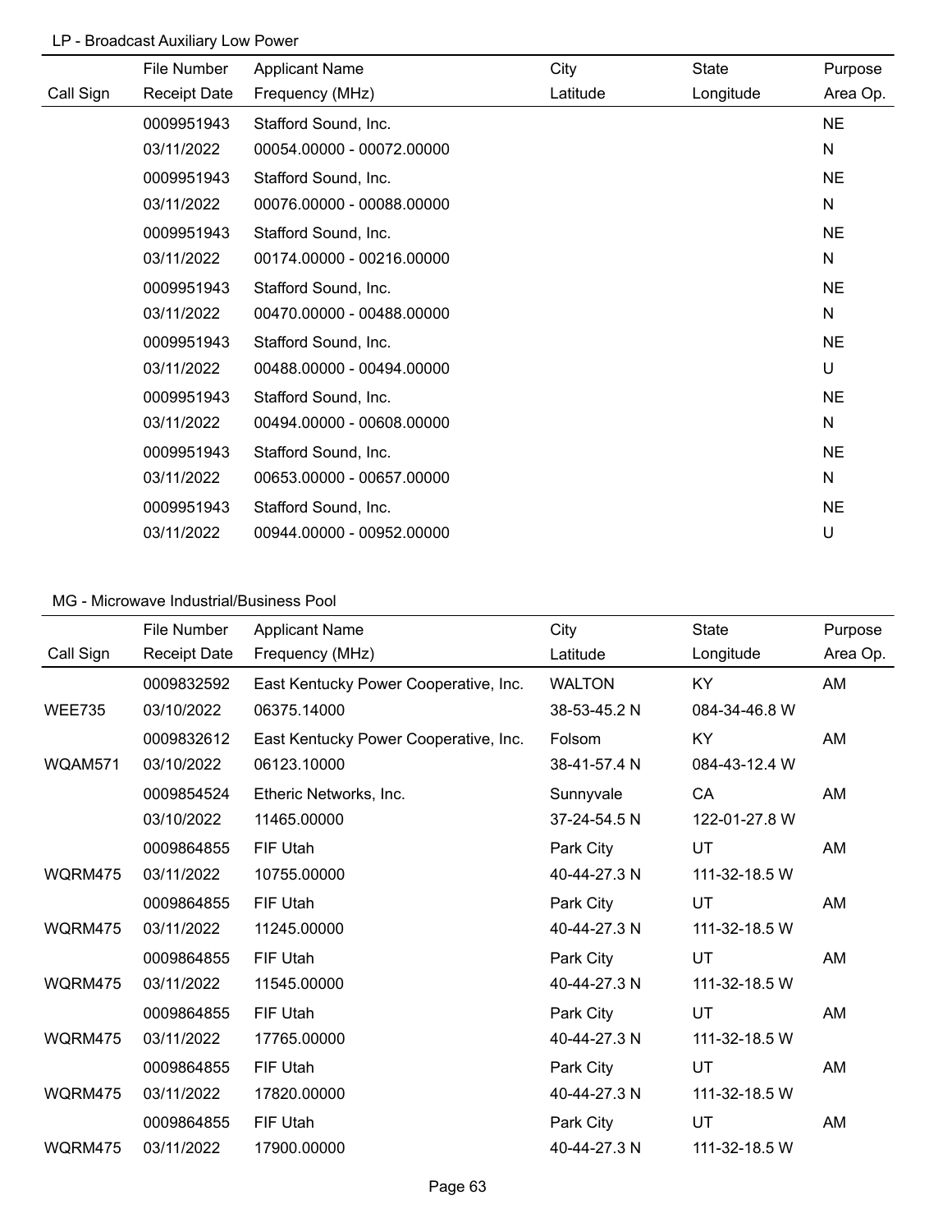LP - Broadcast Auxiliary Low Power

| Call Sign | File Number<br>Receipt Date | Applicant Name<br>Frequency (MHz) | City<br>Latitude | State<br>Longitude | Purpose<br>Area Op. |
|---|---|---|---|---|---|
| | 0009951943<br>03/11/2022 | Stafford Sound, Inc.<br>00054.00000 - 00072.00000 | | | NE<br>N |
| | 0009951943<br>03/11/2022 | Stafford Sound, Inc.<br>00076.00000 - 00088.00000 | | | NE<br>N |
| | 0009951943<br>03/11/2022 | Stafford Sound, Inc.<br>00174.00000 - 00216.00000 | | | NE<br>N |
| | 0009951943<br>03/11/2022 | Stafford Sound, Inc.<br>00470.00000 - 00488.00000 | | | NE<br>N |
| | 0009951943<br>03/11/2022 | Stafford Sound, Inc.<br>00488.00000 - 00494.00000 | | | NE<br>U |
| | 0009951943<br>03/11/2022 | Stafford Sound, Inc.<br>00494.00000 - 00608.00000 | | | NE<br>N |
| | 0009951943<br>03/11/2022 | Stafford Sound, Inc.<br>00653.00000 - 00657.00000 | | | NE<br>N |
| | 0009951943<br>03/11/2022 | Stafford Sound, Inc.<br>00944.00000 - 00952.00000 | | | NE<br>U |

MG - Microwave Industrial/Business Pool

| Call Sign | File Number<br>Receipt Date | Applicant Name<br>Frequency (MHz) | City<br>Latitude | State<br>Longitude | Purpose<br>Area Op. |
|---|---|---|---|---|---|
| WEE735 | 0009832592<br>03/10/2022 | East Kentucky Power Cooperative, Inc.<br>06375.14000 | WALTON<br>38-53-45.2 N | KY<br>084-34-46.8 W | AM |
| WQAM571 | 0009832612<br>03/10/2022 | East Kentucky Power Cooperative, Inc.<br>06123.10000 | Folsom<br>38-41-57.4 N | KY<br>084-43-12.4 W | AM |
| | 0009854524<br>03/10/2022 | Etheric Networks, Inc.<br>11465.00000 | Sunnyvale<br>37-24-54.5 N | CA<br>122-01-27.8 W | AM |
| WQRM475 | 0009864855<br>03/11/2022 | FIF Utah<br>10755.00000 | Park City<br>40-44-27.3 N | UT<br>111-32-18.5 W | AM |
| WQRM475 | 0009864855<br>03/11/2022 | FIF Utah<br>11245.00000 | Park City<br>40-44-27.3 N | UT<br>111-32-18.5 W | AM |
| WQRM475 | 0009864855<br>03/11/2022 | FIF Utah<br>11545.00000 | Park City<br>40-44-27.3 N | UT<br>111-32-18.5 W | AM |
| WQRM475 | 0009864855<br>03/11/2022 | FIF Utah<br>17765.00000 | Park City<br>40-44-27.3 N | UT<br>111-32-18.5 W | AM |
| WQRM475 | 0009864855<br>03/11/2022 | FIF Utah<br>17820.00000 | Park City<br>40-44-27.3 N | UT<br>111-32-18.5 W | AM |
| WQRM475 | 0009864855<br>03/11/2022 | FIF Utah<br>17900.00000 | Park City<br>40-44-27.3 N | UT<br>111-32-18.5 W | AM |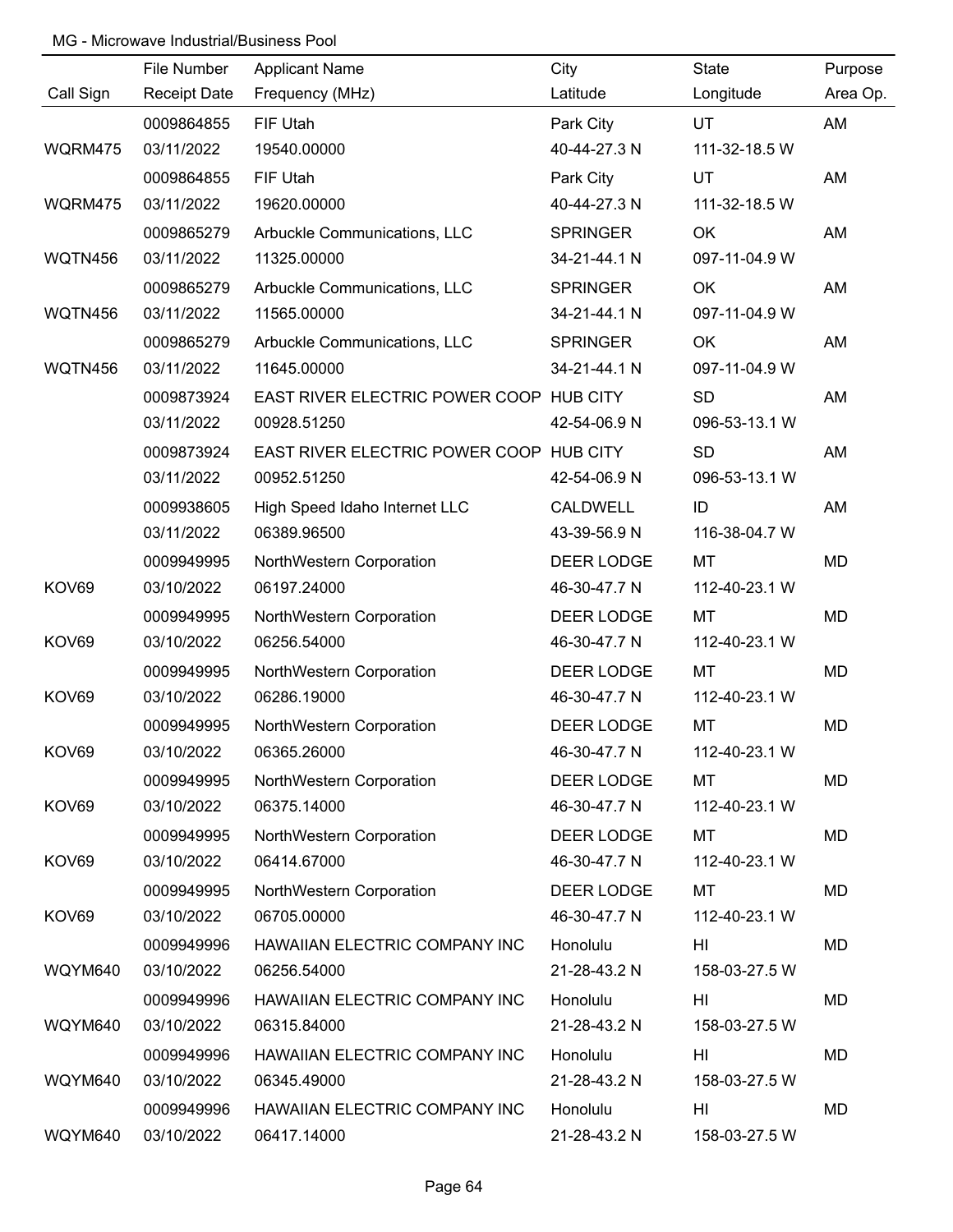MG - Microwave Industrial/Business Pool

| Call Sign | File Number<br>Receipt Date | Applicant Name<br>Frequency (MHz) | City<br>Latitude | State<br>Longitude | Purpose<br>Area Op. |
|---|---|---|---|---|---|
| WQRM475 | 0009864855<br>03/11/2022 | FIF Utah<br>19540.00000 | Park City<br>40-44-27.3 N | UT<br>111-32-18.5 W | AM |
| WQRM475 | 0009864855<br>03/11/2022 | FIF Utah<br>19620.00000 | Park City<br>40-44-27.3 N | UT<br>111-32-18.5 W | AM |
| WQTN456 | 0009865279<br>03/11/2022 | Arbuckle Communications, LLC<br>11325.00000 | SPRINGER<br>34-21-44.1 N | OK<br>097-11-04.9 W | AM |
| WQTN456 | 0009865279<br>03/11/2022 | Arbuckle Communications, LLC<br>11565.00000 | SPRINGER<br>34-21-44.1 N | OK<br>097-11-04.9 W | AM |
| WQTN456 | 0009865279<br>03/11/2022 | Arbuckle Communications, LLC<br>11645.00000 | SPRINGER<br>34-21-44.1 N | OK<br>097-11-04.9 W | AM |
| | 0009873924<br>03/11/2022 | EAST RIVER ELECTRIC POWER COOP<br>00928.51250 | HUB CITY<br>42-54-06.9 N | SD<br>096-53-13.1 W | AM |
| | 0009873924<br>03/11/2022 | EAST RIVER ELECTRIC POWER COOP<br>00952.51250 | HUB CITY<br>42-54-06.9 N | SD<br>096-53-13.1 W | AM |
| | 0009938605<br>03/11/2022 | High Speed Idaho Internet LLC<br>06389.96500 | CALDWELL<br>43-39-56.9 N | ID<br>116-38-04.7 W | AM |
| KOV69 | 0009949995<br>03/10/2022 | NorthWestern Corporation<br>06197.24000 | DEER LODGE<br>46-30-47.7 N | MT<br>112-40-23.1 W | MD |
| KOV69 | 0009949995<br>03/10/2022 | NorthWestern Corporation<br>06256.54000 | DEER LODGE<br>46-30-47.7 N | MT<br>112-40-23.1 W | MD |
| KOV69 | 0009949995<br>03/10/2022 | NorthWestern Corporation<br>06286.19000 | DEER LODGE<br>46-30-47.7 N | MT<br>112-40-23.1 W | MD |
| KOV69 | 0009949995<br>03/10/2022 | NorthWestern Corporation<br>06365.26000 | DEER LODGE<br>46-30-47.7 N | MT<br>112-40-23.1 W | MD |
| KOV69 | 0009949995<br>03/10/2022 | NorthWestern Corporation<br>06375.14000 | DEER LODGE<br>46-30-47.7 N | MT<br>112-40-23.1 W | MD |
| KOV69 | 0009949995<br>03/10/2022 | NorthWestern Corporation<br>06414.67000 | DEER LODGE<br>46-30-47.7 N | MT<br>112-40-23.1 W | MD |
| KOV69 | 0009949995<br>03/10/2022 | NorthWestern Corporation<br>06705.00000 | DEER LODGE<br>46-30-47.7 N | MT<br>112-40-23.1 W | MD |
| WQYM640 | 0009949996<br>03/10/2022 | HAWAIIAN ELECTRIC COMPANY INC<br>06256.54000 | Honolulu<br>21-28-43.2 N | HI<br>158-03-27.5 W | MD |
| WQYM640 | 0009949996<br>03/10/2022 | HAWAIIAN ELECTRIC COMPANY INC<br>06315.84000 | Honolulu<br>21-28-43.2 N | HI<br>158-03-27.5 W | MD |
| WQYM640 | 0009949996<br>03/10/2022 | HAWAIIAN ELECTRIC COMPANY INC<br>06345.49000 | Honolulu<br>21-28-43.2 N | HI<br>158-03-27.5 W | MD |
| WQYM640 | 0009949996<br>03/10/2022 | HAWAIIAN ELECTRIC COMPANY INC<br>06417.14000 | Honolulu<br>21-28-43.2 N | HI<br>158-03-27.5 W | MD |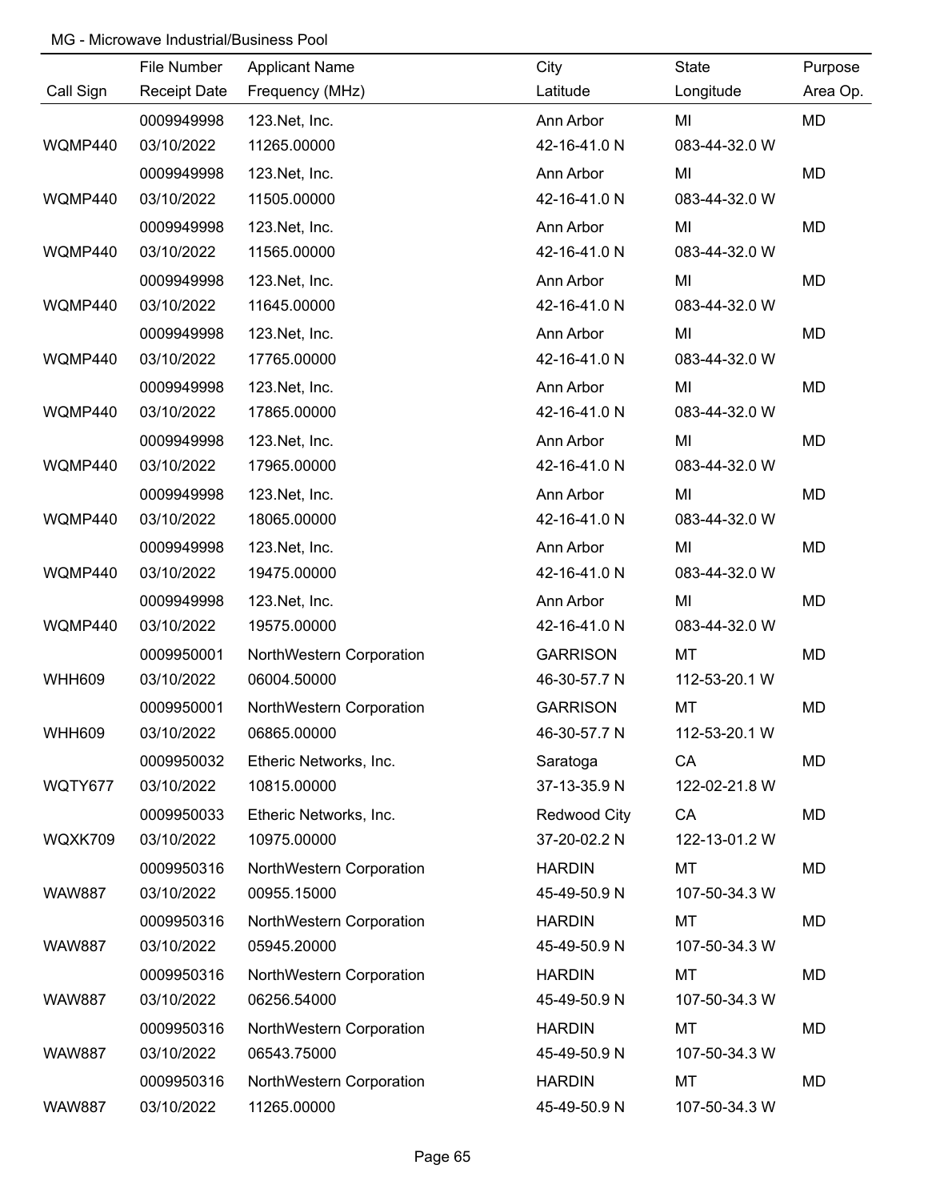MG - Microwave Industrial/Business Pool

| Call Sign | File Number<br>Receipt Date | Applicant Name<br>Frequency (MHz) | City<br>Latitude | State<br>Longitude | Purpose<br>Area Op. |
|---|---|---|---|---|---|
| WQMP440 | 0009949998<br>03/10/2022 | 123.Net, Inc.<br>11265.00000 | Ann Arbor<br>42-16-41.0 N | MI<br>083-44-32.0 W | MD |
| WQMP440 | 0009949998<br>03/10/2022 | 123.Net, Inc.<br>11505.00000 | Ann Arbor<br>42-16-41.0 N | MI<br>083-44-32.0 W | MD |
| WQMP440 | 0009949998<br>03/10/2022 | 123.Net, Inc.<br>11565.00000 | Ann Arbor<br>42-16-41.0 N | MI<br>083-44-32.0 W | MD |
| WQMP440 | 0009949998<br>03/10/2022 | 123.Net, Inc.<br>11645.00000 | Ann Arbor<br>42-16-41.0 N | MI<br>083-44-32.0 W | MD |
| WQMP440 | 0009949998<br>03/10/2022 | 123.Net, Inc.<br>17765.00000 | Ann Arbor<br>42-16-41.0 N | MI<br>083-44-32.0 W | MD |
| WQMP440 | 0009949998<br>03/10/2022 | 123.Net, Inc.<br>17865.00000 | Ann Arbor<br>42-16-41.0 N | MI<br>083-44-32.0 W | MD |
| WQMP440 | 0009949998<br>03/10/2022 | 123.Net, Inc.<br>17965.00000 | Ann Arbor<br>42-16-41.0 N | MI<br>083-44-32.0 W | MD |
| WQMP440 | 0009949998<br>03/10/2022 | 123.Net, Inc.<br>18065.00000 | Ann Arbor<br>42-16-41.0 N | MI<br>083-44-32.0 W | MD |
| WQMP440 | 0009949998<br>03/10/2022 | 123.Net, Inc.<br>19475.00000 | Ann Arbor<br>42-16-41.0 N | MI<br>083-44-32.0 W | MD |
| WQMP440 | 0009949998<br>03/10/2022 | 123.Net, Inc.<br>19575.00000 | Ann Arbor<br>42-16-41.0 N | MI<br>083-44-32.0 W | MD |
| WHH609 | 0009950001<br>03/10/2022 | NorthWestern Corporation<br>06004.50000 | GARRISON<br>46-30-57.7 N | MT<br>112-53-20.1 W | MD |
| WHH609 | 0009950001<br>03/10/2022 | NorthWestern Corporation<br>06865.00000 | GARRISON<br>46-30-57.7 N | MT<br>112-53-20.1 W | MD |
| WQTY677 | 0009950032<br>03/10/2022 | Etheric Networks, Inc.<br>10815.00000 | Saratoga<br>37-13-35.9 N | CA<br>122-02-21.8 W | MD |
| WQXK709 | 0009950033<br>03/10/2022 | Etheric Networks, Inc.<br>10975.00000 | Redwood City<br>37-20-02.2 N | CA<br>122-13-01.2 W | MD |
| WAW887 | 0009950316<br>03/10/2022 | NorthWestern Corporation<br>00955.15000 | HARDIN<br>45-49-50.9 N | MT<br>107-50-34.3 W | MD |
| WAW887 | 0009950316<br>03/10/2022 | NorthWestern Corporation<br>05945.20000 | HARDIN<br>45-49-50.9 N | MT<br>107-50-34.3 W | MD |
| WAW887 | 0009950316<br>03/10/2022 | NorthWestern Corporation<br>06256.54000 | HARDIN<br>45-49-50.9 N | MT<br>107-50-34.3 W | MD |
| WAW887 | 0009950316<br>03/10/2022 | NorthWestern Corporation<br>06543.75000 | HARDIN<br>45-49-50.9 N | MT<br>107-50-34.3 W | MD |
| WAW887 | 0009950316<br>03/10/2022 | NorthWestern Corporation<br>11265.00000 | HARDIN<br>45-49-50.9 N | MT<br>107-50-34.3 W | MD |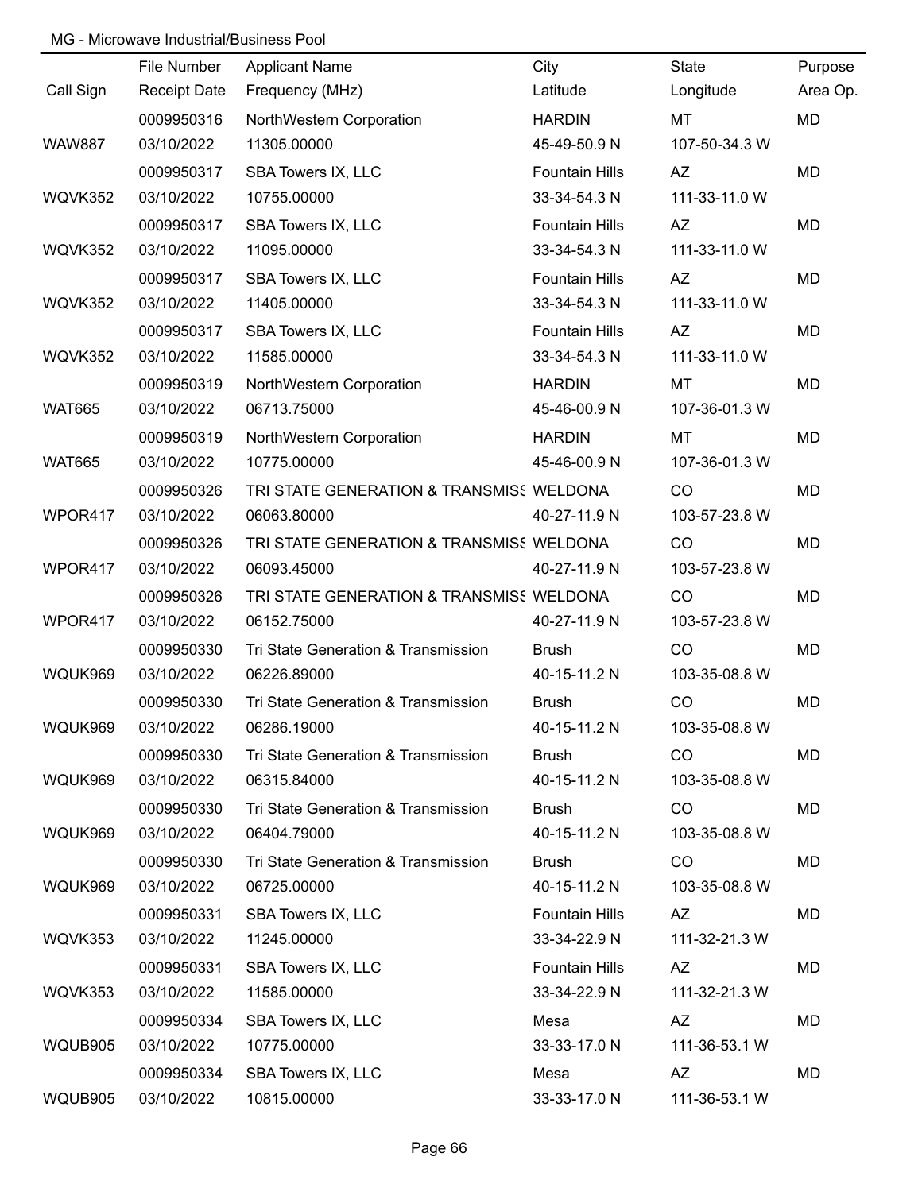MG - Microwave Industrial/Business Pool

| Call Sign | File Number<br>Receipt Date | Applicant Name<br>Frequency (MHz) | City<br>Latitude | State<br>Longitude | Purpose<br>Area Op. |
|---|---|---|---|---|---|
| WAW887 | 0009950316<br>03/10/2022 | NorthWestern Corporation<br>11305.00000 | HARDIN<br>45-49-50.9 N | MT<br>107-50-34.3 W | MD |
| WQVK352 | 0009950317<br>03/10/2022 | SBA Towers IX, LLC<br>10755.00000 | Fountain Hills<br>33-34-54.3 N | AZ<br>111-33-11.0 W | MD |
| WQVK352 | 0009950317<br>03/10/2022 | SBA Towers IX, LLC<br>11095.00000 | Fountain Hills<br>33-34-54.3 N | AZ<br>111-33-11.0 W | MD |
| WQVK352 | 0009950317<br>03/10/2022 | SBA Towers IX, LLC<br>11405.00000 | Fountain Hills<br>33-34-54.3 N | AZ<br>111-33-11.0 W | MD |
| WQVK352 | 0009950317<br>03/10/2022 | SBA Towers IX, LLC<br>11585.00000 | Fountain Hills<br>33-34-54.3 N | AZ<br>111-33-11.0 W | MD |
| WAT665 | 0009950319<br>03/10/2022 | NorthWestern Corporation<br>06713.75000 | HARDIN<br>45-46-00.9 N | MT<br>107-36-01.3 W | MD |
| WAT665 | 0009950319<br>03/10/2022 | NorthWestern Corporation<br>10775.00000 | HARDIN<br>45-46-00.9 N | MT<br>107-36-01.3 W | MD |
| WPOR417 | 0009950326<br>03/10/2022 | TRI STATE GENERATION & TRANSMISS<br>06063.80000 | WELDONA<br>40-27-11.9 N | CO<br>103-57-23.8 W | MD |
| WPOR417 | 0009950326<br>03/10/2022 | TRI STATE GENERATION & TRANSMISS<br>06093.45000 | WELDONA<br>40-27-11.9 N | CO<br>103-57-23.8 W | MD |
| WPOR417 | 0009950326<br>03/10/2022 | TRI STATE GENERATION & TRANSMISS<br>06152.75000 | WELDONA<br>40-27-11.9 N | CO<br>103-57-23.8 W | MD |
| WQUK969 | 0009950330<br>03/10/2022 | Tri State Generation & Transmission<br>06226.89000 | Brush<br>40-15-11.2 N | CO<br>103-35-08.8 W | MD |
| WQUK969 | 0009950330<br>03/10/2022 | Tri State Generation & Transmission<br>06286.19000 | Brush<br>40-15-11.2 N | CO<br>103-35-08.8 W | MD |
| WQUK969 | 0009950330<br>03/10/2022 | Tri State Generation & Transmission<br>06315.84000 | Brush<br>40-15-11.2 N | CO<br>103-35-08.8 W | MD |
| WQUK969 | 0009950330<br>03/10/2022 | Tri State Generation & Transmission<br>06404.79000 | Brush<br>40-15-11.2 N | CO<br>103-35-08.8 W | MD |
| WQUK969 | 0009950330<br>03/10/2022 | Tri State Generation & Transmission<br>06725.00000 | Brush<br>40-15-11.2 N | CO<br>103-35-08.8 W | MD |
| WQVK353 | 0009950331<br>03/10/2022 | SBA Towers IX, LLC<br>11245.00000 | Fountain Hills<br>33-34-22.9 N | AZ<br>111-32-21.3 W | MD |
| WQVK353 | 0009950331<br>03/10/2022 | SBA Towers IX, LLC<br>11585.00000 | Fountain Hills<br>33-34-22.9 N | AZ<br>111-32-21.3 W | MD |
| WQUB905 | 0009950334<br>03/10/2022 | SBA Towers IX, LLC<br>10775.00000 | Mesa<br>33-33-17.0 N | AZ<br>111-36-53.1 W | MD |
| WQUB905 | 0009950334<br>03/10/2022 | SBA Towers IX, LLC<br>10815.00000 | Mesa<br>33-33-17.0 N | AZ<br>111-36-53.1 W | MD |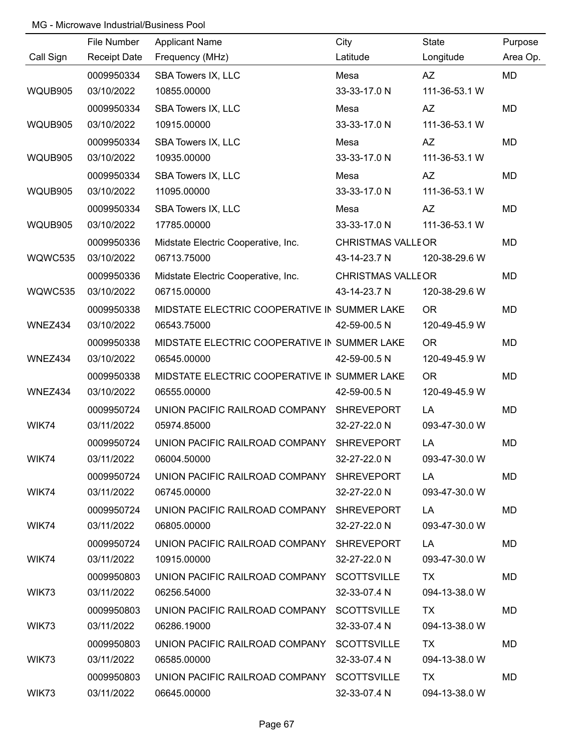MG - Microwave Industrial/Business Pool

| Call Sign | File Number<br>Receipt Date | Applicant Name<br>Frequency (MHz) | City<br>Latitude | State<br>Longitude | Purpose<br>Area Op. |
|---|---|---|---|---|---|
| WQUB905 | 0009950334<br>03/10/2022 | SBA Towers IX, LLC<br>10855.00000 | Mesa<br>33-33-17.0 N | AZ<br>111-36-53.1 W | MD |
| WQUB905 | 0009950334<br>03/10/2022 | SBA Towers IX, LLC<br>10915.00000 | Mesa<br>33-33-17.0 N | AZ<br>111-36-53.1 W | MD |
| WQUB905 | 0009950334<br>03/10/2022 | SBA Towers IX, LLC<br>10935.00000 | Mesa<br>33-33-17.0 N | AZ<br>111-36-53.1 W | MD |
| WQUB905 | 0009950334<br>03/10/2022 | SBA Towers IX, LLC<br>11095.00000 | Mesa<br>33-33-17.0 N | AZ<br>111-36-53.1 W | MD |
| WQUB905 | 0009950334<br>03/10/2022 | SBA Towers IX, LLC<br>17785.00000 | Mesa<br>33-33-17.0 N | AZ<br>111-36-53.1 W | MD |
| WQWC535 | 0009950336<br>03/10/2022 | Midstate Electric Cooperative, Inc.<br>06713.75000 | CHRISTMAS VALLE<br>43-14-23.7 N | OR<br>120-38-29.6 W | MD |
| WQWC535 | 0009950336<br>03/10/2022 | Midstate Electric Cooperative, Inc.<br>06715.00000 | CHRISTMAS VALLE<br>43-14-23.7 N | OR<br>120-38-29.6 W | MD |
| WNEZ434 | 0009950338<br>03/10/2022 | MIDSTATE ELECTRIC COOPERATIVE IN<br>06543.75000 | SUMMER LAKE<br>42-59-00.5 N | OR<br>120-49-45.9 W | MD |
| WNEZ434 | 0009950338<br>03/10/2022 | MIDSTATE ELECTRIC COOPERATIVE IN<br>06545.00000 | SUMMER LAKE<br>42-59-00.5 N | OR<br>120-49-45.9 W | MD |
| WNEZ434 | 0009950338<br>03/10/2022 | MIDSTATE ELECTRIC COOPERATIVE IN<br>06555.00000 | SUMMER LAKE<br>42-59-00.5 N | OR<br>120-49-45.9 W | MD |
| WIK74 | 0009950724<br>03/11/2022 | UNION PACIFIC RAILROAD COMPANY<br>05974.85000 | SHREVEPORT<br>32-27-22.0 N | LA<br>093-47-30.0 W | MD |
| WIK74 | 0009950724<br>03/11/2022 | UNION PACIFIC RAILROAD COMPANY<br>06004.50000 | SHREVEPORT<br>32-27-22.0 N | LA<br>093-47-30.0 W | MD |
| WIK74 | 0009950724<br>03/11/2022 | UNION PACIFIC RAILROAD COMPANY<br>06745.00000 | SHREVEPORT<br>32-27-22.0 N | LA<br>093-47-30.0 W | MD |
| WIK74 | 0009950724<br>03/11/2022 | UNION PACIFIC RAILROAD COMPANY<br>06805.00000 | SHREVEPORT<br>32-27-22.0 N | LA<br>093-47-30.0 W | MD |
| WIK74 | 0009950724<br>03/11/2022 | UNION PACIFIC RAILROAD COMPANY<br>10915.00000 | SHREVEPORT<br>32-27-22.0 N | LA<br>093-47-30.0 W | MD |
| WIK73 | 0009950803<br>03/11/2022 | UNION PACIFIC RAILROAD COMPANY<br>06256.54000 | SCOTTSVILLE<br>32-33-07.4 N | TX<br>094-13-38.0 W | MD |
| WIK73 | 0009950803<br>03/11/2022 | UNION PACIFIC RAILROAD COMPANY<br>06286.19000 | SCOTTSVILLE<br>32-33-07.4 N | TX<br>094-13-38.0 W | MD |
| WIK73 | 0009950803<br>03/11/2022 | UNION PACIFIC RAILROAD COMPANY<br>06585.00000 | SCOTTSVILLE<br>32-33-07.4 N | TX<br>094-13-38.0 W | MD |
| WIK73 | 0009950803<br>03/11/2022 | UNION PACIFIC RAILROAD COMPANY<br>06645.00000 | SCOTTSVILLE<br>32-33-07.4 N | TX<br>094-13-38.0 W | MD |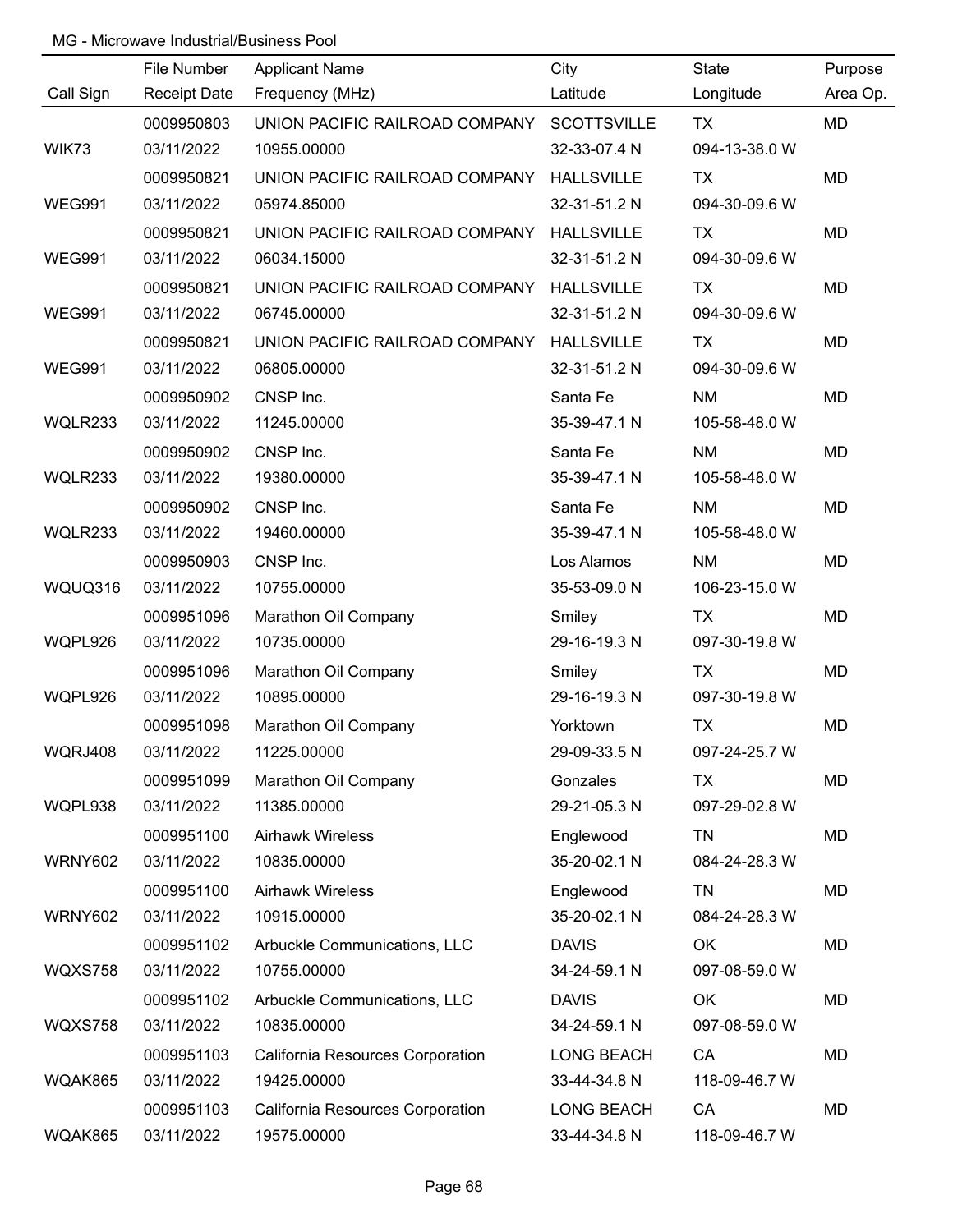MG - Microwave Industrial/Business Pool

| Call Sign | File Number<br>Receipt Date | Applicant Name<br>Frequency (MHz) | City<br>Latitude | State<br>Longitude | Purpose<br>Area Op. |
|---|---|---|---|---|---|
| WIK73 | 0009950803<br>03/11/2022 | UNION PACIFIC RAILROAD COMPANY<br>10955.00000 | SCOTTSVILLE<br>32-33-07.4 N | TX<br>094-13-38.0 W | MD |
| WEG991 | 0009950821<br>03/11/2022 | UNION PACIFIC RAILROAD COMPANY<br>05974.85000 | HALLSVILLE<br>32-31-51.2 N | TX<br>094-30-09.6 W | MD |
| WEG991 | 0009950821<br>03/11/2022 | UNION PACIFIC RAILROAD COMPANY<br>06034.15000 | HALLSVILLE<br>32-31-51.2 N | TX<br>094-30-09.6 W | MD |
| WEG991 | 0009950821<br>03/11/2022 | UNION PACIFIC RAILROAD COMPANY<br>06745.00000 | HALLSVILLE<br>32-31-51.2 N | TX<br>094-30-09.6 W | MD |
| WEG991 | 0009950821<br>03/11/2022 | UNION PACIFIC RAILROAD COMPANY<br>06805.00000 | HALLSVILLE<br>32-31-51.2 N | TX<br>094-30-09.6 W | MD |
| WQLR233 | 0009950902<br>03/11/2022 | CNSP Inc.<br>11245.00000 | Santa Fe<br>35-39-47.1 N | NM<br>105-58-48.0 W | MD |
| WQLR233 | 0009950902<br>03/11/2022 | CNSP Inc.<br>19380.00000 | Santa Fe<br>35-39-47.1 N | NM<br>105-58-48.0 W | MD |
| WQLR233 | 0009950902<br>03/11/2022 | CNSP Inc.<br>19460.00000 | Santa Fe<br>35-39-47.1 N | NM<br>105-58-48.0 W | MD |
| WQUQ316 | 0009950903<br>03/11/2022 | CNSP Inc.<br>10755.00000 | Los Alamos<br>35-53-09.0 N | NM<br>106-23-15.0 W | MD |
| WQPL926 | 0009951096<br>03/11/2022 | Marathon Oil Company<br>10735.00000 | Smiley<br>29-16-19.3 N | TX<br>097-30-19.8 W | MD |
| WQPL926 | 0009951096<br>03/11/2022 | Marathon Oil Company<br>10895.00000 | Smiley<br>29-16-19.3 N | TX<br>097-30-19.8 W | MD |
| WQRJ408 | 0009951098<br>03/11/2022 | Marathon Oil Company<br>11225.00000 | Yorktown<br>29-09-33.5 N | TX<br>097-24-25.7 W | MD |
| WQPL938 | 0009951099<br>03/11/2022 | Marathon Oil Company<br>11385.00000 | Gonzales<br>29-21-05.3 N | TX<br>097-29-02.8 W | MD |
| WRNY602 | 0009951100<br>03/11/2022 | Airhawk Wireless<br>10835.00000 | Englewood<br>35-20-02.1 N | TN<br>084-24-28.3 W | MD |
| WRNY602 | 0009951100<br>03/11/2022 | Airhawk Wireless<br>10915.00000 | Englewood<br>35-20-02.1 N | TN<br>084-24-28.3 W | MD |
| WQXS758 | 0009951102<br>03/11/2022 | Arbuckle Communications, LLC<br>10755.00000 | DAVIS<br>34-24-59.1 N | OK<br>097-08-59.0 W | MD |
| WQXS758 | 0009951102<br>03/11/2022 | Arbuckle Communications, LLC<br>10835.00000 | DAVIS<br>34-24-59.1 N | OK<br>097-08-59.0 W | MD |
| WQAK865 | 0009951103<br>03/11/2022 | California Resources Corporation<br>19425.00000 | LONG BEACH<br>33-44-34.8 N | CA<br>118-09-46.7 W | MD |
| WQAK865 | 0009951103<br>03/11/2022 | California Resources Corporation<br>19575.00000 | LONG BEACH<br>33-44-34.8 N | CA<br>118-09-46.7 W | MD |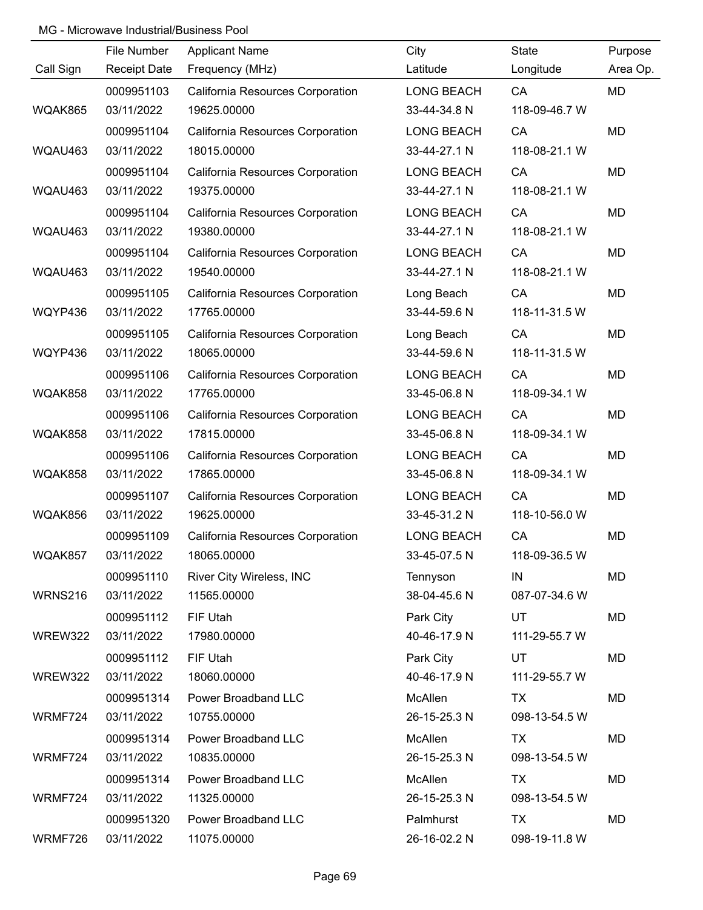MG - Microwave Industrial/Business Pool

| Call Sign | File Number<br>Receipt Date | Applicant Name<br>Frequency (MHz) | City<br>Latitude | State<br>Longitude | Purpose<br>Area Op. |
|---|---|---|---|---|---|
| WQAK865 | 0009951103<br>03/11/2022 | California Resources Corporation<br>19625.00000 | LONG BEACH<br>33-44-34.8 N | CA<br>118-09-46.7 W | MD |
| WQAU463 | 0009951104<br>03/11/2022 | California Resources Corporation<br>18015.00000 | LONG BEACH<br>33-44-27.1 N | CA<br>118-08-21.1 W | MD |
| WQAU463 | 0009951104<br>03/11/2022 | California Resources Corporation<br>19375.00000 | LONG BEACH<br>33-44-27.1 N | CA<br>118-08-21.1 W | MD |
| WQAU463 | 0009951104<br>03/11/2022 | California Resources Corporation<br>19380.00000 | LONG BEACH<br>33-44-27.1 N | CA<br>118-08-21.1 W | MD |
| WQAU463 | 0009951104<br>03/11/2022 | California Resources Corporation<br>19540.00000 | LONG BEACH<br>33-44-27.1 N | CA<br>118-08-21.1 W | MD |
| WQYP436 | 0009951105<br>03/11/2022 | California Resources Corporation<br>17765.00000 | Long Beach<br>33-44-59.6 N | CA<br>118-11-31.5 W | MD |
| WQYP436 | 0009951105<br>03/11/2022 | California Resources Corporation<br>18065.00000 | Long Beach<br>33-44-59.6 N | CA<br>118-11-31.5 W | MD |
| WQAK858 | 0009951106<br>03/11/2022 | California Resources Corporation<br>17765.00000 | LONG BEACH<br>33-45-06.8 N | CA<br>118-09-34.1 W | MD |
| WQAK858 | 0009951106<br>03/11/2022 | California Resources Corporation<br>17815.00000 | LONG BEACH<br>33-45-06.8 N | CA<br>118-09-34.1 W | MD |
| WQAK858 | 0009951106<br>03/11/2022 | California Resources Corporation<br>17865.00000 | LONG BEACH<br>33-45-06.8 N | CA<br>118-09-34.1 W | MD |
| WQAK856 | 0009951107<br>03/11/2022 | California Resources Corporation<br>19625.00000 | LONG BEACH<br>33-45-31.2 N | CA<br>118-10-56.0 W | MD |
| WQAK857 | 0009951109<br>03/11/2022 | California Resources Corporation<br>18065.00000 | LONG BEACH<br>33-45-07.5 N | CA<br>118-09-36.5 W | MD |
| WRNS216 | 0009951110<br>03/11/2022 | River City Wireless, INC<br>11565.00000 | Tennyson<br>38-04-45.6 N | IN<br>087-07-34.6 W | MD |
| WREW322 | 0009951112<br>03/11/2022 | FIF Utah<br>17980.00000 | Park City<br>40-46-17.9 N | UT<br>111-29-55.7 W | MD |
| WREW322 | 0009951112<br>03/11/2022 | FIF Utah<br>18060.00000 | Park City<br>40-46-17.9 N | UT<br>111-29-55.7 W | MD |
| WRMF724 | 0009951314<br>03/11/2022 | Power Broadband LLC<br>10755.00000 | McAllen<br>26-15-25.3 N | TX<br>098-13-54.5 W | MD |
| WRMF724 | 0009951314<br>03/11/2022 | Power Broadband LLC<br>10835.00000 | McAllen<br>26-15-25.3 N | TX<br>098-13-54.5 W | MD |
| WRMF724 | 0009951314<br>03/11/2022 | Power Broadband LLC<br>11325.00000 | McAllen<br>26-15-25.3 N | TX<br>098-13-54.5 W | MD |
| WRMF726 | 0009951320<br>03/11/2022 | Power Broadband LLC<br>11075.00000 | Palmhurst<br>26-16-02.2 N | TX<br>098-19-11.8 W | MD |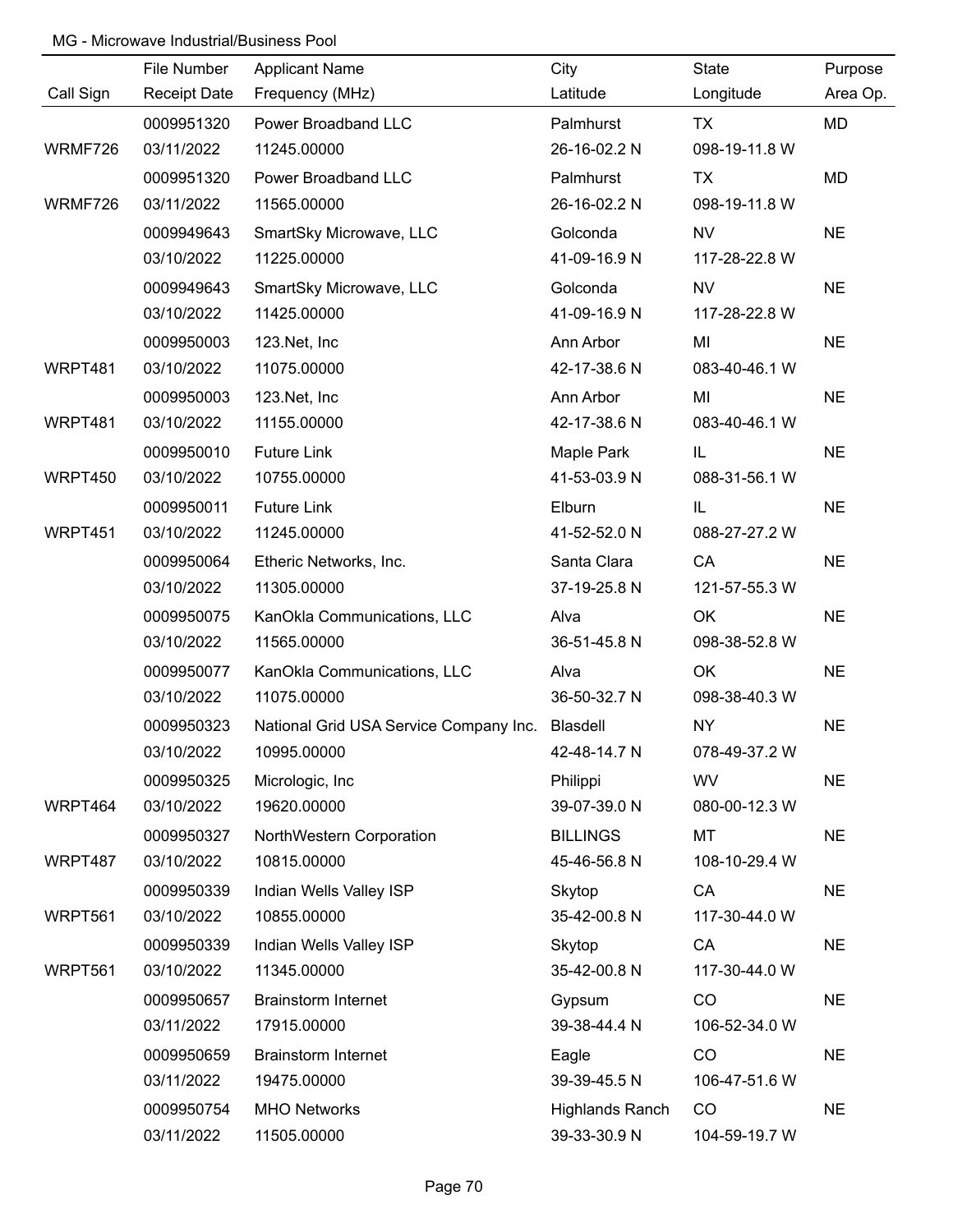MG - Microwave Industrial/Business Pool

| Call Sign | File Number<br>Receipt Date | Applicant Name<br>Frequency (MHz) | City<br>Latitude | State<br>Longitude | Purpose<br>Area Op. |
|---|---|---|---|---|---|
| WRMF726 | 0009951320<br>03/11/2022 | Power Broadband LLC<br>11245.00000 | Palmhurst<br>26-16-02.2 N | TX<br>098-19-11.8 W | MD |
| WRMF726 | 0009951320<br>03/11/2022 | Power Broadband LLC<br>11565.00000 | Palmhurst<br>26-16-02.2 N | TX<br>098-19-11.8 W | MD |
| | 0009949643<br>03/10/2022 | SmartSky Microwave, LLC<br>11225.00000 | Golconda<br>41-09-16.9 N | NV<br>117-28-22.8 W | NE |
| | 0009949643<br>03/10/2022 | SmartSky Microwave, LLC<br>11425.00000 | Golconda<br>41-09-16.9 N | NV<br>117-28-22.8 W | NE |
| WRPT481 | 0009950003<br>03/10/2022 | 123.Net, Inc<br>11075.00000 | Ann Arbor<br>42-17-38.6 N | MI<br>083-40-46.1 W | NE |
| WRPT481 | 0009950003<br>03/10/2022 | 123.Net, Inc<br>11155.00000 | Ann Arbor<br>42-17-38.6 N | MI<br>083-40-46.1 W | NE |
| WRPT450 | 0009950010<br>03/10/2022 | Future Link<br>10755.00000 | Maple Park<br>41-53-03.9 N | IL<br>088-31-56.1 W | NE |
| WRPT451 | 0009950011<br>03/10/2022 | Future Link<br>11245.00000 | Elburn<br>41-52-52.0 N | IL<br>088-27-27.2 W | NE |
| | 0009950064<br>03/10/2022 | Etheric Networks, Inc.<br>11305.00000 | Santa Clara<br>37-19-25.8 N | CA<br>121-57-55.3 W | NE |
| | 0009950075<br>03/10/2022 | KanOkla Communications, LLC<br>11565.00000 | Alva<br>36-51-45.8 N | OK<br>098-38-52.8 W | NE |
| | 0009950077<br>03/10/2022 | KanOkla Communications, LLC<br>11075.00000 | Alva<br>36-50-32.7 N | OK<br>098-38-40.3 W | NE |
| | 0009950323<br>03/10/2022 | National Grid USA Service Company Inc.<br>10995.00000 | Blasdell<br>42-48-14.7 N | NY<br>078-49-37.2 W | NE |
| WRPT464 | 0009950325<br>03/10/2022 | Micrologic, Inc<br>19620.00000 | Philippi<br>39-07-39.0 N | WV<br>080-00-12.3 W | NE |
| WRPT487 | 0009950327<br>03/10/2022 | NorthWestern Corporation<br>10815.00000 | BILLINGS<br>45-46-56.8 N | MT<br>108-10-29.4 W | NE |
| WRPT561 | 0009950339<br>03/10/2022 | Indian Wells Valley ISP<br>10855.00000 | Skytop<br>35-42-00.8 N | CA<br>117-30-44.0 W | NE |
| WRPT561 | 0009950339<br>03/10/2022 | Indian Wells Valley ISP<br>11345.00000 | Skytop<br>35-42-00.8 N | CA<br>117-30-44.0 W | NE |
| | 0009950657<br>03/11/2022 | Brainstorm Internet<br>17915.00000 | Gypsum<br>39-38-44.4 N | CO<br>106-52-34.0 W | NE |
| | 0009950659<br>03/11/2022 | Brainstorm Internet<br>19475.00000 | Eagle<br>39-39-45.5 N | CO<br>106-47-51.6 W | NE |
| | 0009950754<br>03/11/2022 | MHO Networks<br>11505.00000 | Highlands Ranch<br>39-33-30.9 N | CO<br>104-59-19.7 W | NE |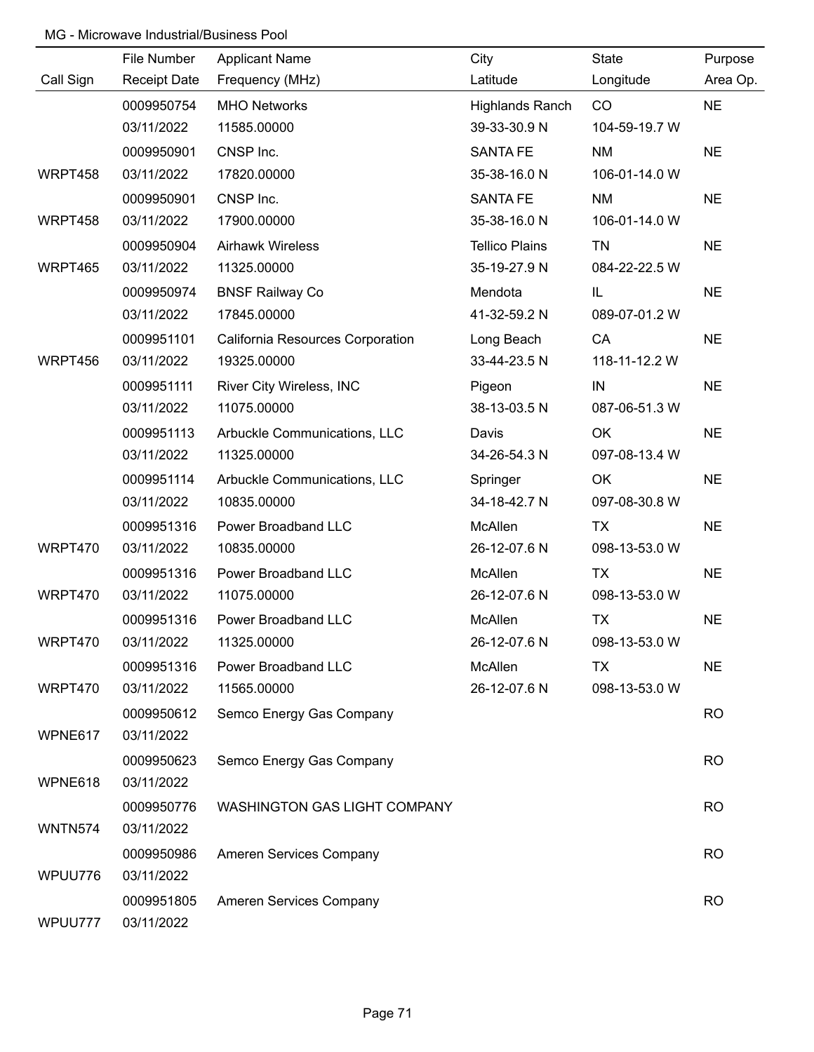MG - Microwave Industrial/Business Pool

| Call Sign | File Number<br>Receipt Date | Applicant Name<br>Frequency (MHz) | City<br>Latitude | State<br>Longitude | Purpose<br>Area Op. |
|---|---|---|---|---|---|
| | 0009950754<br>03/11/2022 | MHO Networks<br>11585.00000 | Highlands Ranch<br>39-33-30.9 N | CO<br>104-59-19.7 W | NE |
| WRPT458 | 0009950901<br>03/11/2022 | CNSP Inc.<br>17820.00000 | SANTA FE<br>35-38-16.0 N | NM<br>106-01-14.0 W | NE |
| WRPT458 | 0009950901<br>03/11/2022 | CNSP Inc.<br>17900.00000 | SANTA FE<br>35-38-16.0 N | NM<br>106-01-14.0 W | NE |
| WRPT465 | 0009950904<br>03/11/2022 | Airhawk Wireless<br>11325.00000 | Tellico Plains<br>35-19-27.9 N | TN<br>084-22-22.5 W | NE |
| | 0009950974<br>03/11/2022 | BNSF Railway Co<br>17845.00000 | Mendota<br>41-32-59.2 N | IL<br>089-07-01.2 W | NE |
| WRPT456 | 0009951101<br>03/11/2022 | California Resources Corporation<br>19325.00000 | Long Beach<br>33-44-23.5 N | CA<br>118-11-12.2 W | NE |
| | 0009951111<br>03/11/2022 | River City Wireless, INC<br>11075.00000 | Pigeon<br>38-13-03.5 N | IN<br>087-06-51.3 W | NE |
| | 0009951113<br>03/11/2022 | Arbuckle Communications, LLC<br>11325.00000 | Davis<br>34-26-54.3 N | OK<br>097-08-13.4 W | NE |
| | 0009951114<br>03/11/2022 | Arbuckle Communications, LLC<br>10835.00000 | Springer<br>34-18-42.7 N | OK<br>097-08-30.8 W | NE |
| WRPT470 | 0009951316<br>03/11/2022 | Power Broadband LLC<br>10835.00000 | McAllen<br>26-12-07.6 N | TX<br>098-13-53.0 W | NE |
| WRPT470 | 0009951316<br>03/11/2022 | Power Broadband LLC<br>11075.00000 | McAllen<br>26-12-07.6 N | TX<br>098-13-53.0 W | NE |
| WRPT470 | 0009951316<br>03/11/2022 | Power Broadband LLC<br>11325.00000 | McAllen<br>26-12-07.6 N | TX<br>098-13-53.0 W | NE |
| WRPT470 | 0009951316<br>03/11/2022 | Power Broadband LLC<br>11565.00000 | McAllen<br>26-12-07.6 N | TX<br>098-13-53.0 W | NE |
| WPNE617 | 0009950612<br>03/11/2022 | Semco Energy Gas Company | | | RO |
| WPNE618 | 0009950623<br>03/11/2022 | Semco Energy Gas Company | | | RO |
| WNTN574 | 0009950776<br>03/11/2022 | WASHINGTON GAS LIGHT COMPANY | | | RO |
| WPUU776 | 0009950986<br>03/11/2022 | Ameren Services Company | | | RO |
| WPUU777 | 0009951805<br>03/11/2022 | Ameren Services Company | | | RO |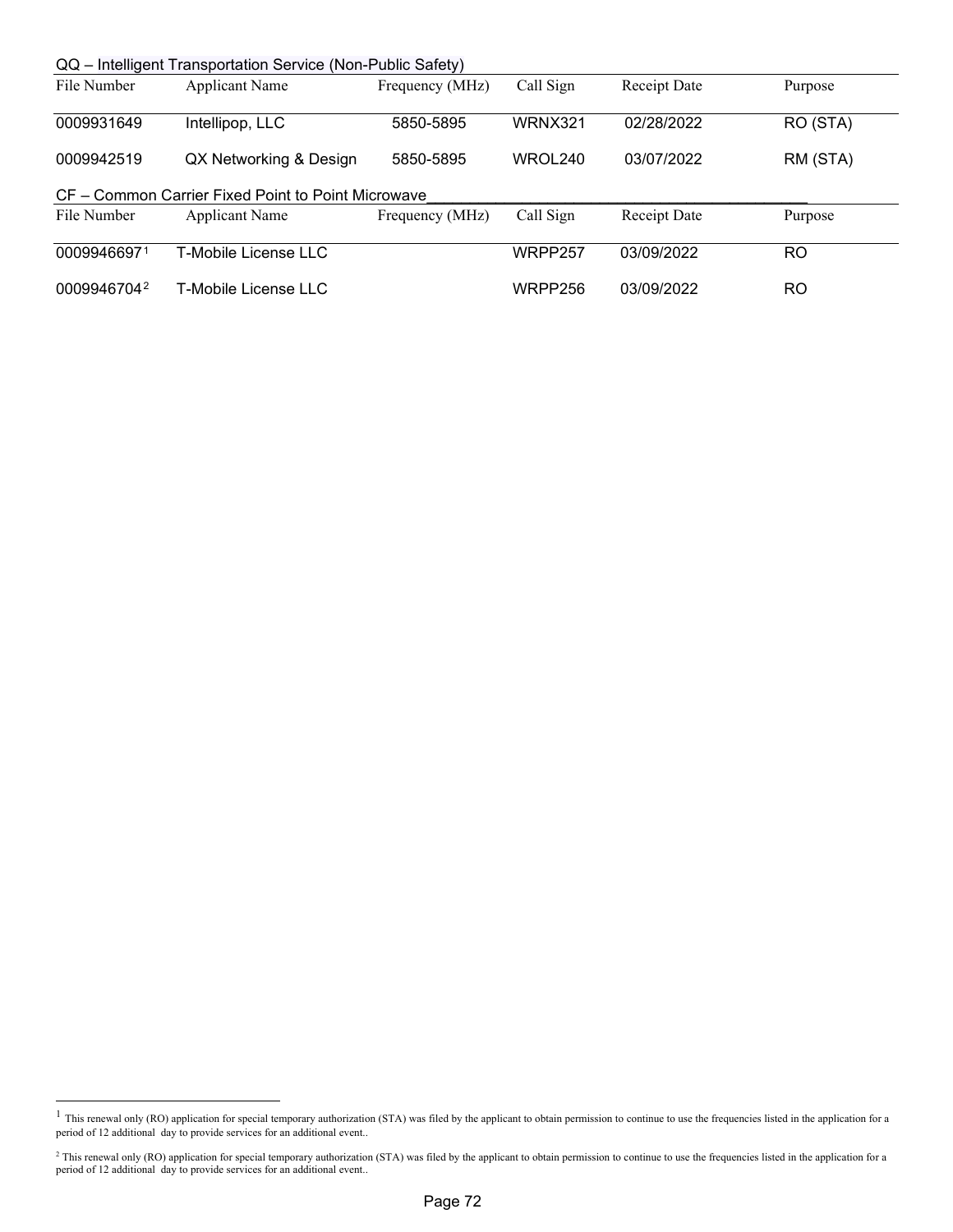QQ – Intelligent Transportation Service (Non-Public Safety)

| File Number | Applicant Name | Frequency (MHz) | Call Sign | Receipt Date | Purpose |
|---|---|---|---|---|---|
| 0009931649 | Intellipop, LLC | 5850-5895 | WRNX321 | 02/28/2022 | RO (STA) |
| 0009942519 | QX Networking & Design | 5850-5895 | WROL240 | 03/07/2022 | RM (STA) |

CF – Common Carrier Fixed Point to Point Microwave

| File Number | Applicant Name | Frequency (MHz) | Call Sign | Receipt Date | Purpose |
|---|---|---|---|---|---|
| 0009946697[1] | T-Mobile License LLC | | WRPP257 | 03/09/2022 | RO |
| 0009946704[2] | T-Mobile License LLC | | WRPP256 | 03/09/2022 | RO |

---

[1] This renewal only (RO) application for special temporary authorization (STA) was filed by the applicant to obtain permission to continue to use the frequencies listed in the application for a period of 12 additional day to provide services for an additional event..

[2] This renewal only (RO) application for special temporary authorization (STA) was filed by the applicant to obtain permission to continue to use the frequencies listed in the application for a period of 12 additional day to provide services for an additional event..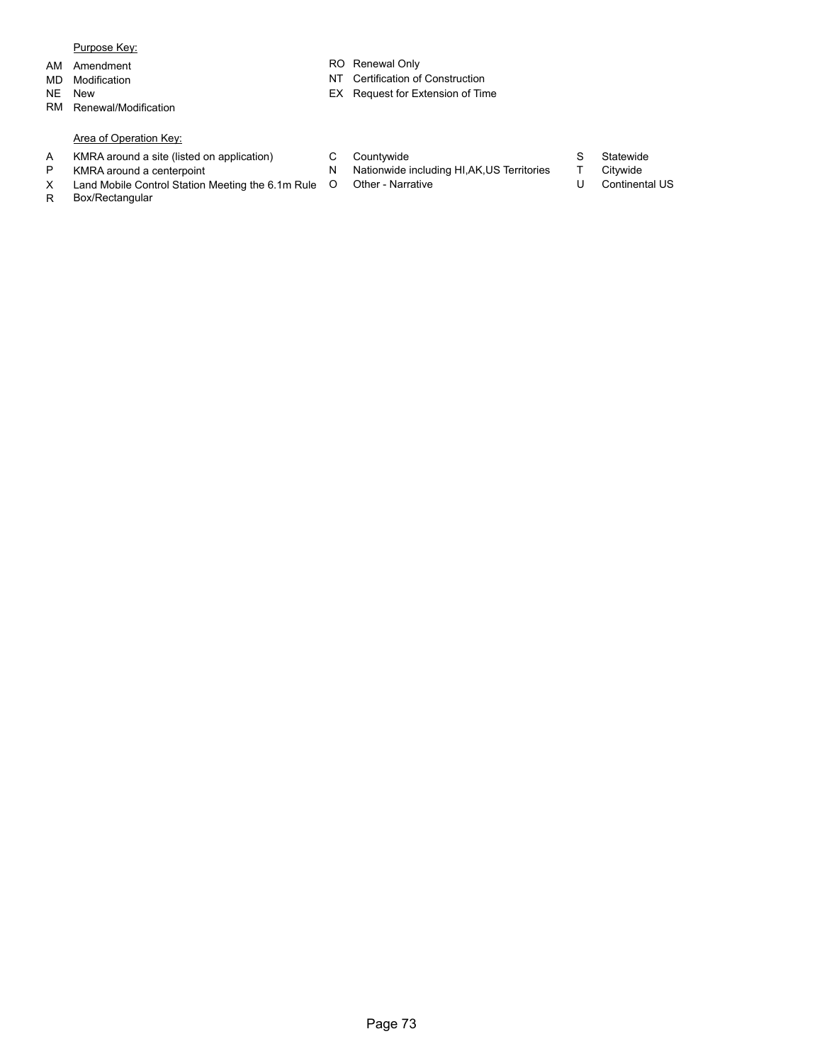Purpose Key:

AM Amendment
MD Modification
NE New
RM Renewal/Modification
RO Renewal Only
NT Certification of Construction
EX Request for Extension of Time

Area of Operation Key:

A KMRA around a site (listed on application)
P KMRA around a centerpoint
X Land Mobile Control Station Meeting the 6.1m Rule
R Box/Rectangular
C Countywide
N Nationwide including HI,AK,US Territories
O Other - Narrative
S Statewide
T Citywide
U Continental US